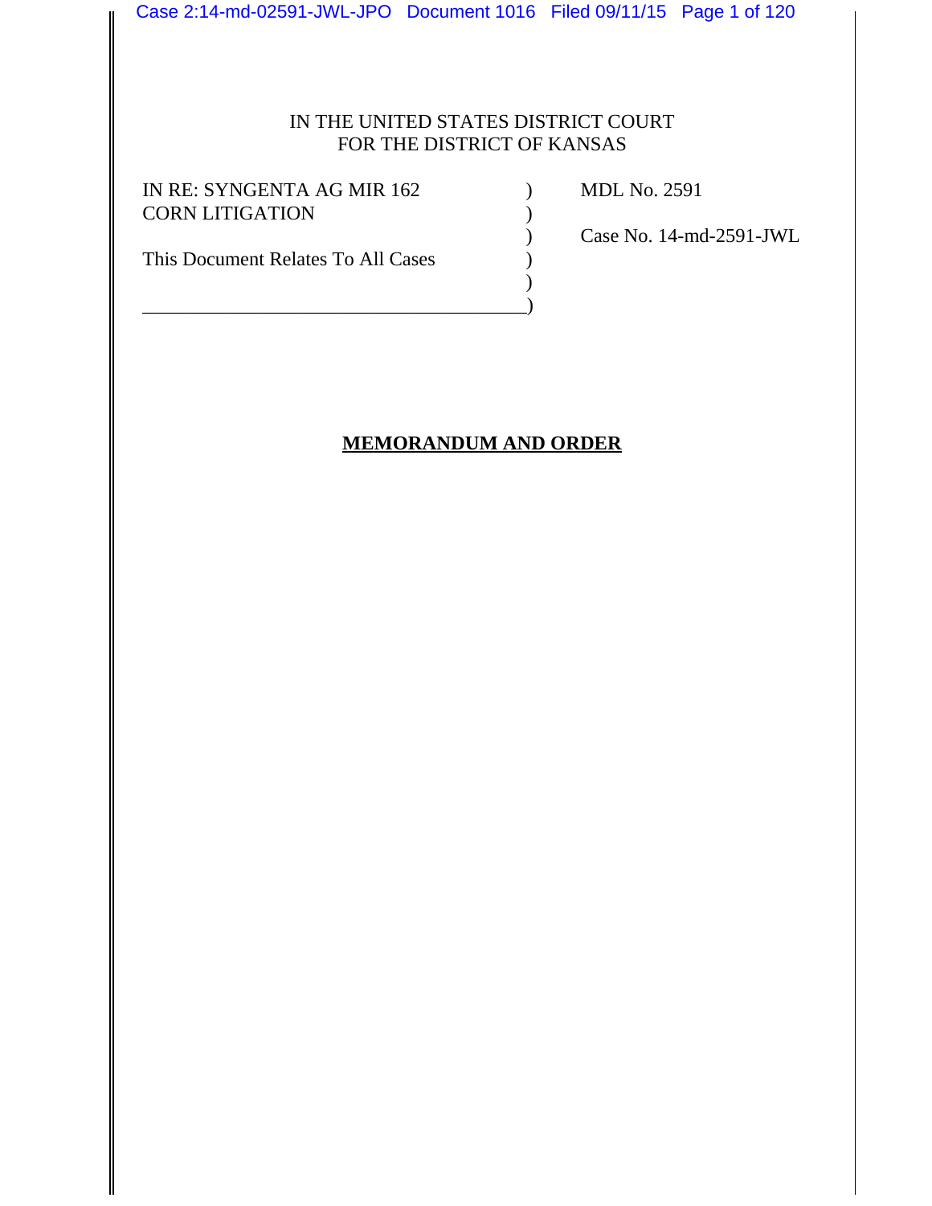IN THE UNITED STATES DISTRICT COURT
FOR THE DISTRICT OF KANSAS

| | | |
|---|---|---|
| IN RE: SYNGENTA AG MIR 162 CORN LITIGATION | ) | MDL No. 2591 |
| | ) | |
| | ) | Case No. 14-md-2591-JWL |
| This Document Relates To All Cases | ) | |
| | ) | |
| | ) | |

**MEMORANDUM AND ORDER**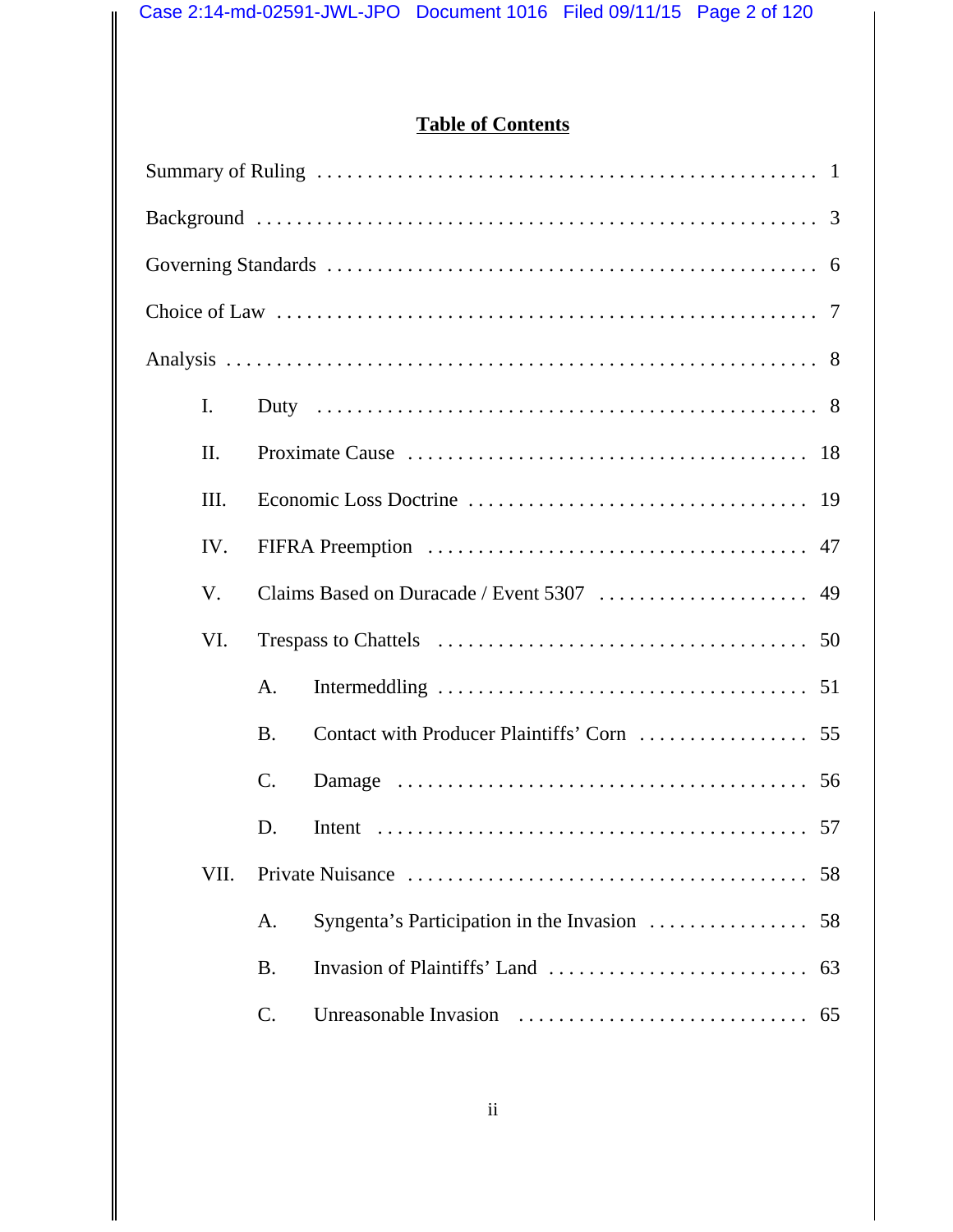## Table of Contents

Summary of Ruling . . . . . . . . . . . . . . . . . . . . . . . . . . . . . . . . . . . . . . . . . . . . . . . 1

Background . . . . . . . . . . . . . . . . . . . . . . . . . . . . . . . . . . . . . . . . . . . . . . . . . . . . 3

Governing Standards . . . . . . . . . . . . . . . . . . . . . . . . . . . . . . . . . . . . . . . . . . . . . . 6

Choice of Law . . . . . . . . . . . . . . . . . . . . . . . . . . . . . . . . . . . . . . . . . . . . . . . . . . . 7

Analysis . . . . . . . . . . . . . . . . . . . . . . . . . . . . . . . . . . . . . . . . . . . . . . . . . . . . . . . 8

- I. Duty . . . . . . . . . . . . . . . . . . . . . . . . . . . . . . . . . . . . . . . . . . . . . . . . . 8
- II. Proximate Cause . . . . . . . . . . . . . . . . . . . . . . . . . . . . . . . . . . . . . . . 18
- III. Economic Loss Doctrine . . . . . . . . . . . . . . . . . . . . . . . . . . . . . . . . . 19
- IV. FIFRA Preemption . . . . . . . . . . . . . . . . . . . . . . . . . . . . . . . . . . . . . 47
- V. Claims Based on Duracade / Event 5307 . . . . . . . . . . . . . . . . . . . . . 49
- VI. Trespass to Chattels . . . . . . . . . . . . . . . . . . . . . . . . . . . . . . . . . . . . 50
  - A. Intermeddling . . . . . . . . . . . . . . . . . . . . . . . . . . . . . . . . . . . . 51
  - B. Contact with Producer Plaintiffs' Corn . . . . . . . . . . . . . . . . . 55
  - C. Damage . . . . . . . . . . . . . . . . . . . . . . . . . . . . . . . . . . . . . . . . 56
  - D. Intent . . . . . . . . . . . . . . . . . . . . . . . . . . . . . . . . . . . . . . . . . 57
- VII. Private Nuisance . . . . . . . . . . . . . . . . . . . . . . . . . . . . . . . . . . . . . . . 58
  - A. Syngenta's Participation in the Invasion . . . . . . . . . . . . . . . . 58
  - B. Invasion of Plaintiffs' Land . . . . . . . . . . . . . . . . . . . . . . . . . . 63
  - C. Unreasonable Invasion . . . . . . . . . . . . . . . . . . . . . . . . . . . . 65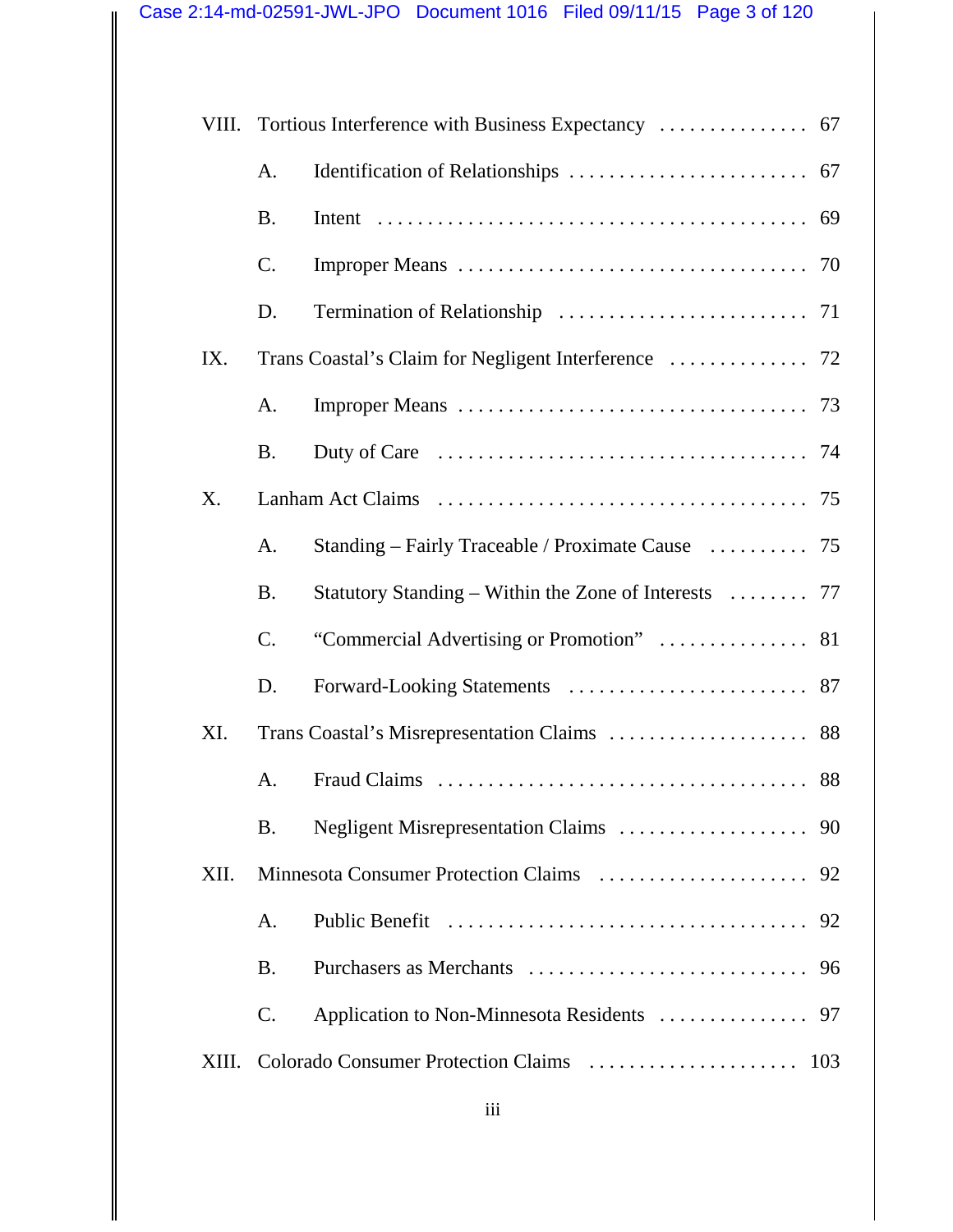| | | |
|---|---|---|
| VIII. | Tortious Interference with Business Expectancy | 67 |
| | A. Identification of Relationships | 67 |
| | B. Intent | 69 |
| | C. Improper Means | 70 |
| | D. Termination of Relationship | 71 |
| IX. | Trans Coastal's Claim for Negligent Interference | 72 |
| | A. Improper Means | 73 |
| | B. Duty of Care | 74 |
| X. | Lanham Act Claims | 75 |
| | A. Standing – Fairly Traceable / Proximate Cause | 75 |
| | B. Statutory Standing – Within the Zone of Interests | 77 |
| | C. "Commercial Advertising or Promotion" | 81 |
| | D. Forward-Looking Statements | 87 |
| XI. | Trans Coastal's Misrepresentation Claims | 88 |
| | A. Fraud Claims | 88 |
| | B. Negligent Misrepresentation Claims | 90 |
| XII. | Minnesota Consumer Protection Claims | 92 |
| | A. Public Benefit | 92 |
| | B. Purchasers as Merchants | 96 |
| | C. Application to Non-Minnesota Residents | 97 |
| XIII. | Colorado Consumer Protection Claims | 103 |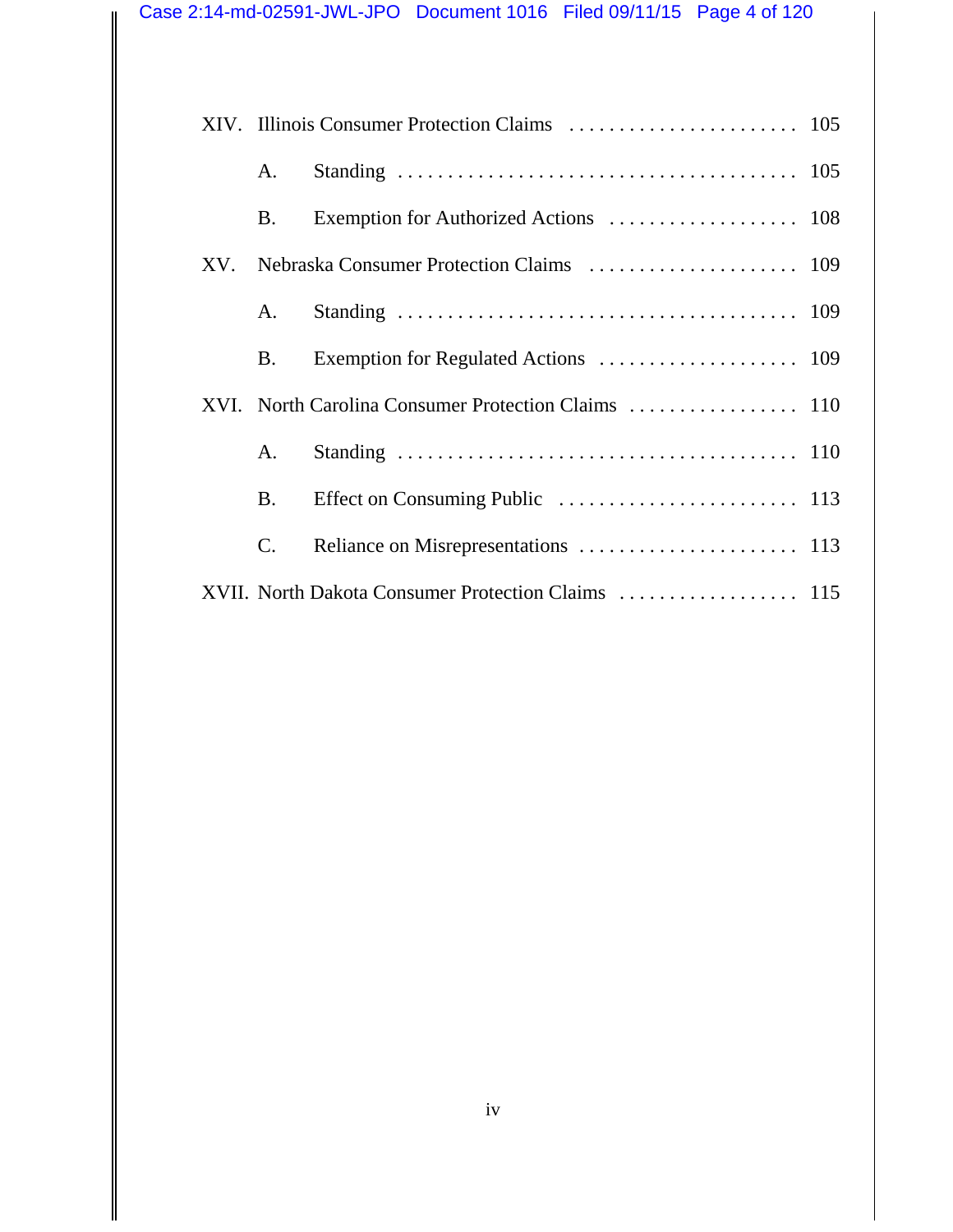XIV. Illinois Consumer Protection Claims ........................ 105

- A. Standing ........................................ 105
- B. Exemption for Authorized Actions .................... 108

XV. Nebraska Consumer Protection Claims ...................... 109

- A. Standing ........................................ 109
- B. Exemption for Regulated Actions ..................... 109

XVI. North Carolina Consumer Protection Claims .................. 110

- A. Standing ........................................ 110
- B. Effect on Consuming Public ......................... 113
- C. Reliance on Misrepresentations ...................... 113

XVII. North Dakota Consumer Protection Claims .................. 115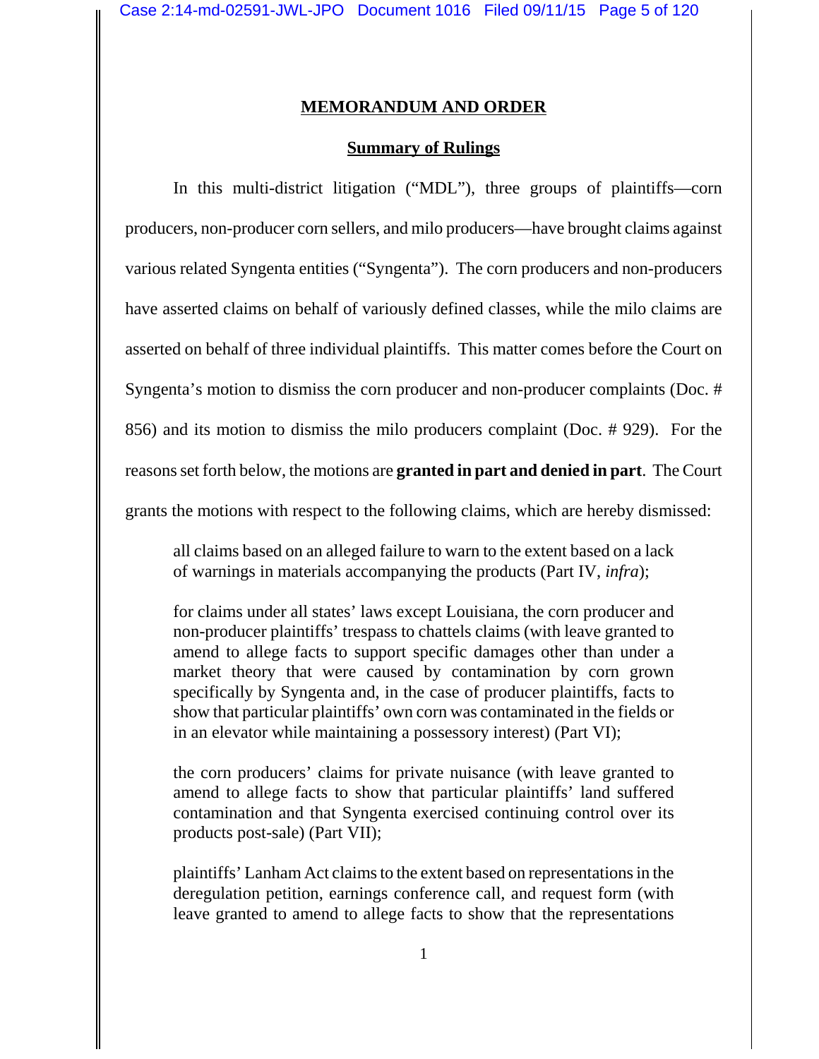## MEMORANDUM AND ORDER

### Summary of Rulings

In this multi-district litigation ("MDL"), three groups of plaintiffs—corn producers, non-producer corn sellers, and milo producers—have brought claims against various related Syngenta entities ("Syngenta"). The corn producers and non-producers have asserted claims on behalf of variously defined classes, while the milo claims are asserted on behalf of three individual plaintiffs. This matter comes before the Court on Syngenta's motion to dismiss the corn producer and non-producer complaints (Doc. # 856) and its motion to dismiss the milo producers complaint (Doc. # 929). For the reasons set forth below, the motions are **granted in part and denied in part**. The Court grants the motions with respect to the following claims, which are hereby dismissed:

> all claims based on an alleged failure to warn to the extent based on a lack of warnings in materials accompanying the products (Part IV, *infra*);
>
> for claims under all states' laws except Louisiana, the corn producer and non-producer plaintiffs' trespass to chattels claims (with leave granted to amend to allege facts to support specific damages other than under a market theory that were caused by contamination by corn grown specifically by Syngenta and, in the case of producer plaintiffs, facts to show that particular plaintiffs' own corn was contaminated in the fields or in an elevator while maintaining a possessory interest) (Part VI);
>
> the corn producers' claims for private nuisance (with leave granted to amend to allege facts to show that particular plaintiffs' land suffered contamination and that Syngenta exercised continuing control over its products post-sale) (Part VII);
>
> plaintiffs' Lanham Act claims to the extent based on representations in the deregulation petition, earnings conference call, and request form (with leave granted to amend to allege facts to show that the representations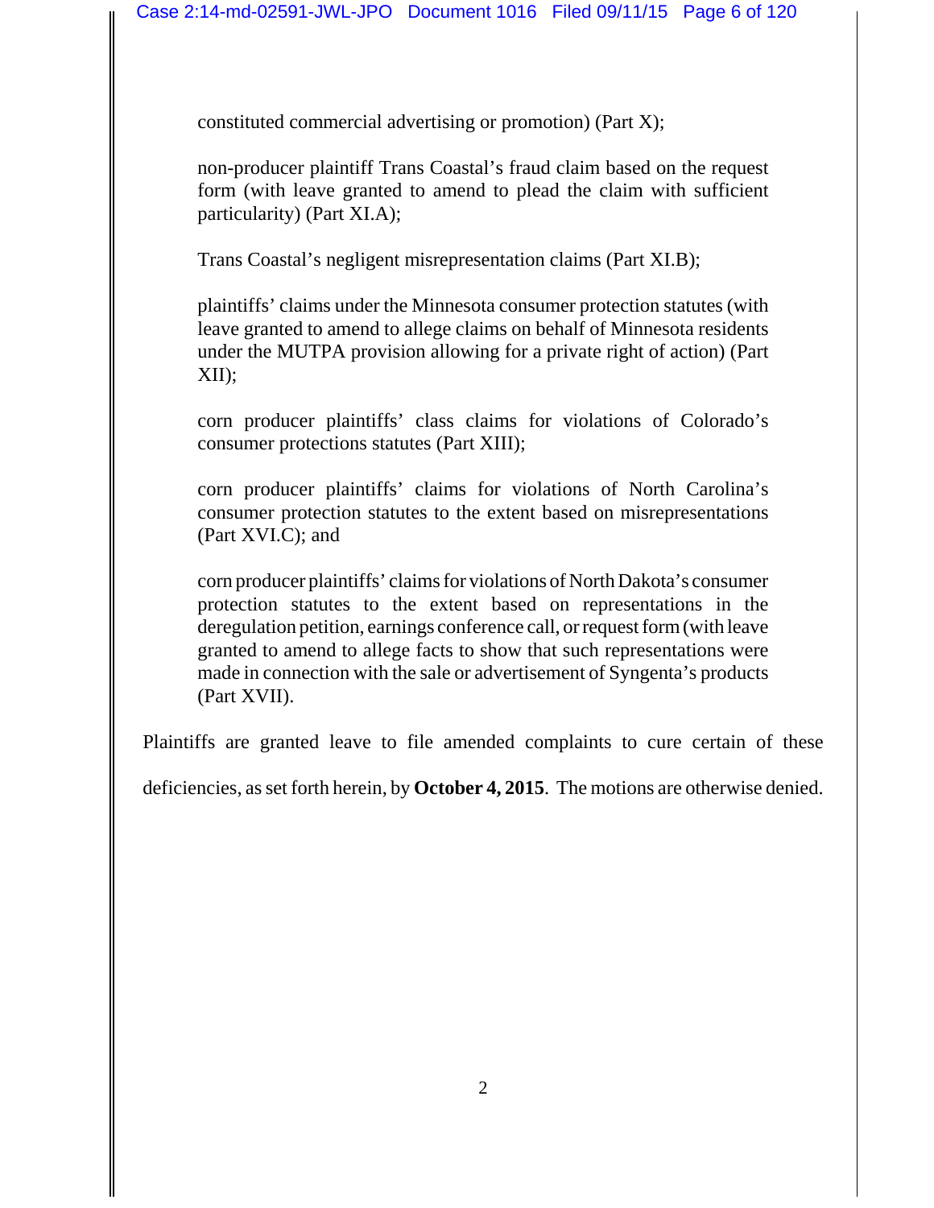constituted commercial advertising or promotion) (Part X);

non-producer plaintiff Trans Coastal's fraud claim based on the request form (with leave granted to amend to plead the claim with sufficient particularity) (Part XI.A);

Trans Coastal's negligent misrepresentation claims (Part XI.B);

plaintiffs' claims under the Minnesota consumer protection statutes (with leave granted to amend to allege claims on behalf of Minnesota residents under the MUTPA provision allowing for a private right of action) (Part XII);

corn producer plaintiffs' class claims for violations of Colorado's consumer protections statutes (Part XIII);

corn producer plaintiffs' claims for violations of North Carolina's consumer protection statutes to the extent based on misrepresentations (Part XVI.C); and

corn producer plaintiffs' claims for violations of North Dakota's consumer protection statutes to the extent based on representations in the deregulation petition, earnings conference call, or request form (with leave granted to amend to allege facts to show that such representations were made in connection with the sale or advertisement of Syngenta's products (Part XVII).

Plaintiffs are granted leave to file amended complaints to cure certain of these deficiencies, as set forth herein, by **October 4, 2015**. The motions are otherwise denied.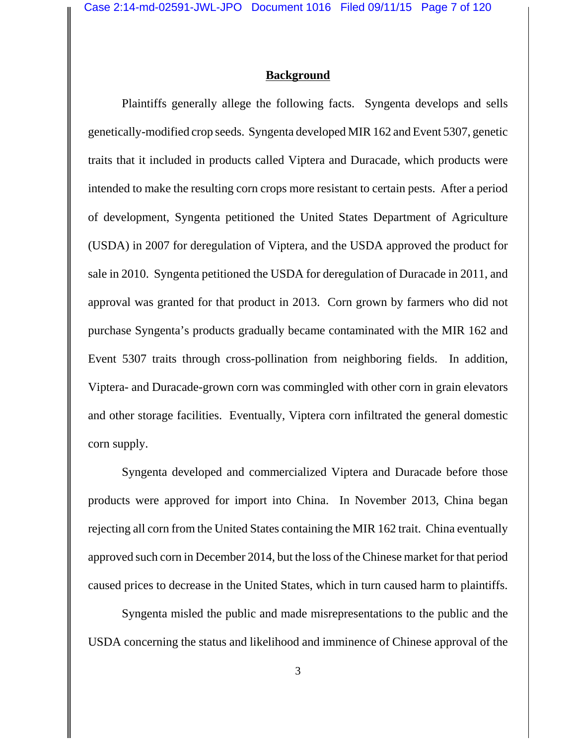## Background

Plaintiffs generally allege the following facts. Syngenta develops and sells genetically-modified crop seeds. Syngenta developed MIR 162 and Event 5307, genetic traits that it included in products called Viptera and Duracade, which products were intended to make the resulting corn crops more resistant to certain pests. After a period of development, Syngenta petitioned the United States Department of Agriculture (USDA) in 2007 for deregulation of Viptera, and the USDA approved the product for sale in 2010. Syngenta petitioned the USDA for deregulation of Duracade in 2011, and approval was granted for that product in 2013. Corn grown by farmers who did not purchase Syngenta's products gradually became contaminated with the MIR 162 and Event 5307 traits through cross-pollination from neighboring fields. In addition, Viptera- and Duracade-grown corn was commingled with other corn in grain elevators and other storage facilities. Eventually, Viptera corn infiltrated the general domestic corn supply.

Syngenta developed and commercialized Viptera and Duracade before those products were approved for import into China. In November 2013, China began rejecting all corn from the United States containing the MIR 162 trait. China eventually approved such corn in December 2014, but the loss of the Chinese market for that period caused prices to decrease in the United States, which in turn caused harm to plaintiffs.

Syngenta misled the public and made misrepresentations to the public and the USDA concerning the status and likelihood and imminence of Chinese approval of the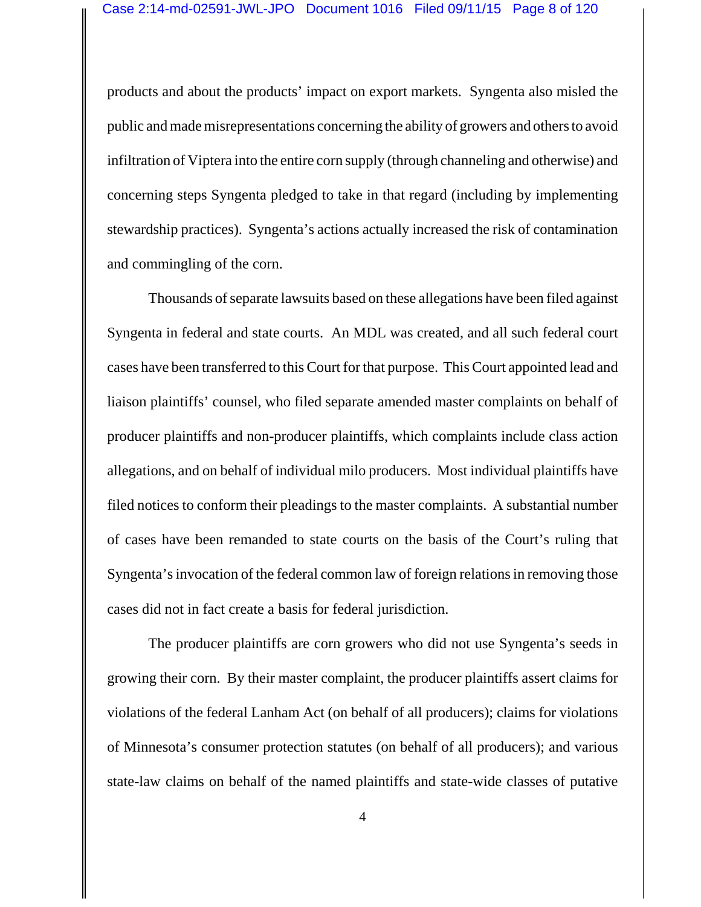products and about the products' impact on export markets. Syngenta also misled the public and made misrepresentations concerning the ability of growers and others to avoid infiltration of Viptera into the entire corn supply (through channeling and otherwise) and concerning steps Syngenta pledged to take in that regard (including by implementing stewardship practices). Syngenta's actions actually increased the risk of contamination and commingling of the corn.

Thousands of separate lawsuits based on these allegations have been filed against Syngenta in federal and state courts. An MDL was created, and all such federal court cases have been transferred to this Court for that purpose. This Court appointed lead and liaison plaintiffs' counsel, who filed separate amended master complaints on behalf of producer plaintiffs and non-producer plaintiffs, which complaints include class action allegations, and on behalf of individual milo producers. Most individual plaintiffs have filed notices to conform their pleadings to the master complaints. A substantial number of cases have been remanded to state courts on the basis of the Court's ruling that Syngenta's invocation of the federal common law of foreign relations in removing those cases did not in fact create a basis for federal jurisdiction.

The producer plaintiffs are corn growers who did not use Syngenta's seeds in growing their corn. By their master complaint, the producer plaintiffs assert claims for violations of the federal Lanham Act (on behalf of all producers); claims for violations of Minnesota's consumer protection statutes (on behalf of all producers); and various state-law claims on behalf of the named plaintiffs and state-wide classes of putative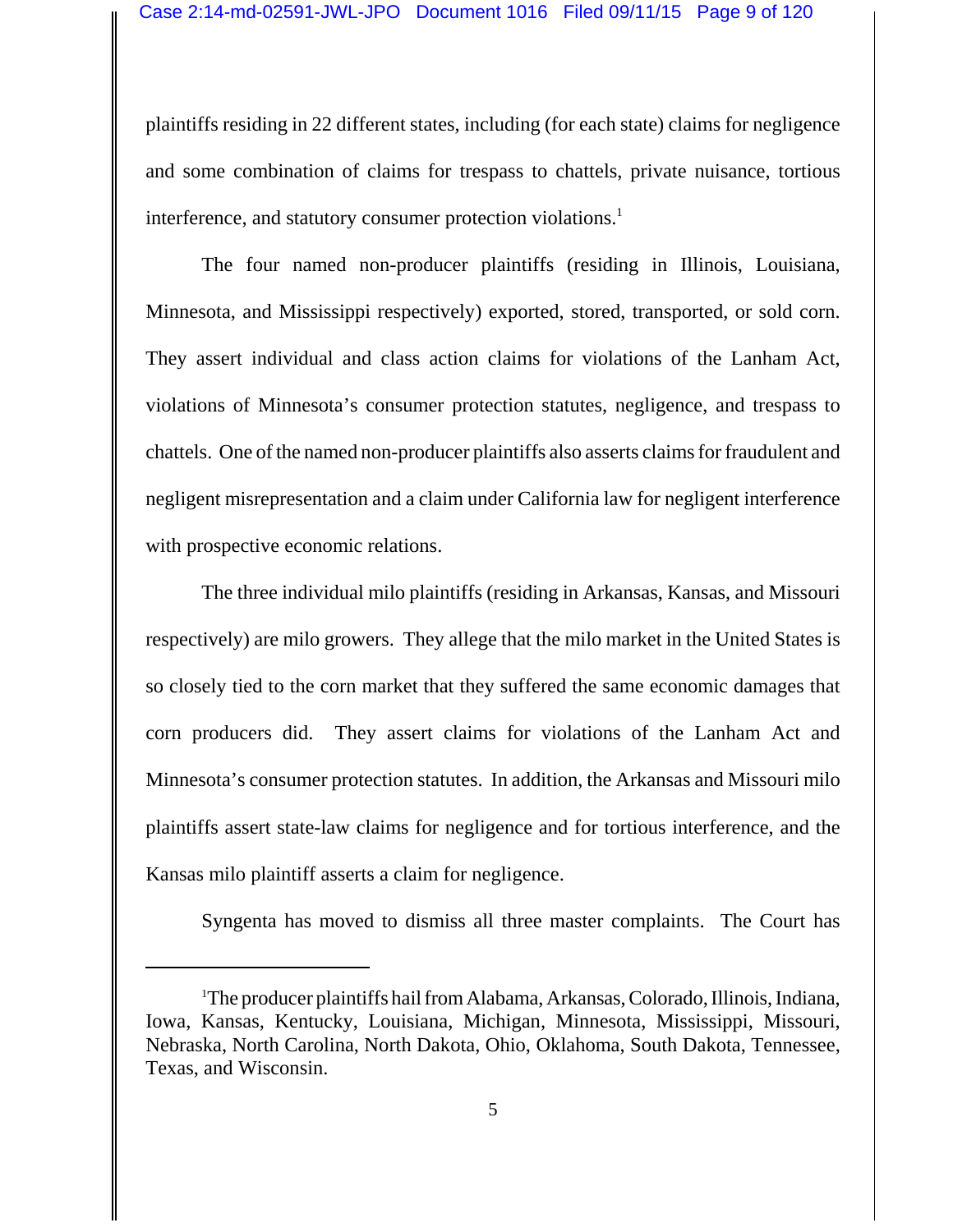plaintiffs residing in 22 different states, including (for each state) claims for negligence and some combination of claims for trespass to chattels, private nuisance, tortious interference, and statutory consumer protection violations.[1]

The four named non-producer plaintiffs (residing in Illinois, Louisiana, Minnesota, and Mississippi respectively) exported, stored, transported, or sold corn. They assert individual and class action claims for violations of the Lanham Act, violations of Minnesota's consumer protection statutes, negligence, and trespass to chattels. One of the named non-producer plaintiffs also asserts claims for fraudulent and negligent misrepresentation and a claim under California law for negligent interference with prospective economic relations.

The three individual milo plaintiffs (residing in Arkansas, Kansas, and Missouri respectively) are milo growers. They allege that the milo market in the United States is so closely tied to the corn market that they suffered the same economic damages that corn producers did. They assert claims for violations of the Lanham Act and Minnesota's consumer protection statutes. In addition, the Arkansas and Missouri milo plaintiffs assert state-law claims for negligence and for tortious interference, and the Kansas milo plaintiff asserts a claim for negligence.

Syngenta has moved to dismiss all three master complaints. The Court has

---

[1]The producer plaintiffs hail from Alabama, Arkansas, Colorado, Illinois, Indiana, Iowa, Kansas, Kentucky, Louisiana, Michigan, Minnesota, Mississippi, Missouri, Nebraska, North Carolina, North Dakota, Ohio, Oklahoma, South Dakota, Tennessee, Texas, and Wisconsin.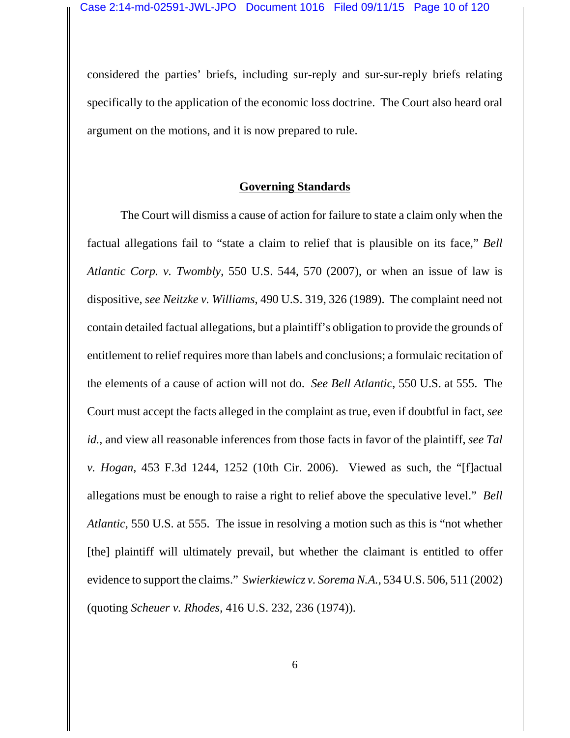considered the parties' briefs, including sur-reply and sur-sur-reply briefs relating specifically to the application of the economic loss doctrine. The Court also heard oral argument on the motions, and it is now prepared to rule.

## Governing Standards

The Court will dismiss a cause of action for failure to state a claim only when the factual allegations fail to "state a claim to relief that is plausible on its face," *Bell Atlantic Corp. v. Twombly*, 550 U.S. 544, 570 (2007), or when an issue of law is dispositive, *see Neitzke v. Williams*, 490 U.S. 319, 326 (1989). The complaint need not contain detailed factual allegations, but a plaintiff's obligation to provide the grounds of entitlement to relief requires more than labels and conclusions; a formulaic recitation of the elements of a cause of action will not do. *See Bell Atlantic*, 550 U.S. at 555. The Court must accept the facts alleged in the complaint as true, even if doubtful in fact, *see id.*, and view all reasonable inferences from those facts in favor of the plaintiff, *see Tal v. Hogan*, 453 F.3d 1244, 1252 (10th Cir. 2006). Viewed as such, the "[f]actual allegations must be enough to raise a right to relief above the speculative level." *Bell Atlantic*, 550 U.S. at 555. The issue in resolving a motion such as this is "not whether [the] plaintiff will ultimately prevail, but whether the claimant is entitled to offer evidence to support the claims." *Swierkiewicz v. Sorema N.A.*, 534 U.S. 506, 511 (2002) (quoting *Scheuer v. Rhodes*, 416 U.S. 232, 236 (1974)).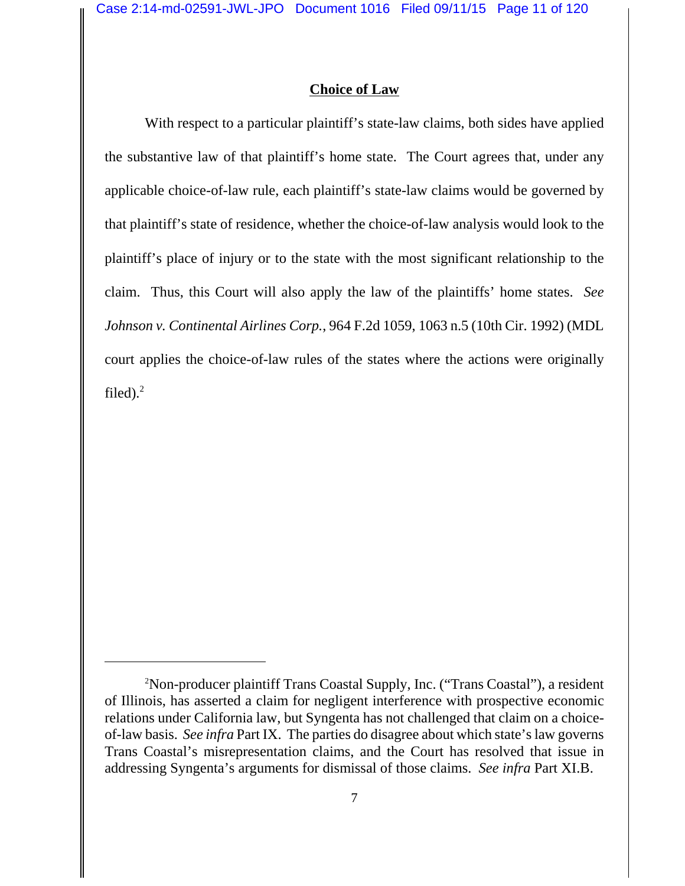## Choice of Law

With respect to a particular plaintiff's state-law claims, both sides have applied the substantive law of that plaintiff's home state. The Court agrees that, under any applicable choice-of-law rule, each plaintiff's state-law claims would be governed by that plaintiff's state of residence, whether the choice-of-law analysis would look to the plaintiff's place of injury or to the state with the most significant relationship to the claim. Thus, this Court will also apply the law of the plaintiffs' home states. *See Johnson v. Continental Airlines Corp.*, 964 F.2d 1059, 1063 n.5 (10th Cir. 1992) (MDL court applies the choice-of-law rules of the states where the actions were originally filed).[2]

---

[2]Non-producer plaintiff Trans Coastal Supply, Inc. ("Trans Coastal"), a resident of Illinois, has asserted a claim for negligent interference with prospective economic relations under California law, but Syngenta has not challenged that claim on a choice-of-law basis. *See infra* Part IX. The parties do disagree about which state's law governs Trans Coastal's misrepresentation claims, and the Court has resolved that issue in addressing Syngenta's arguments for dismissal of those claims. *See infra* Part XI.B.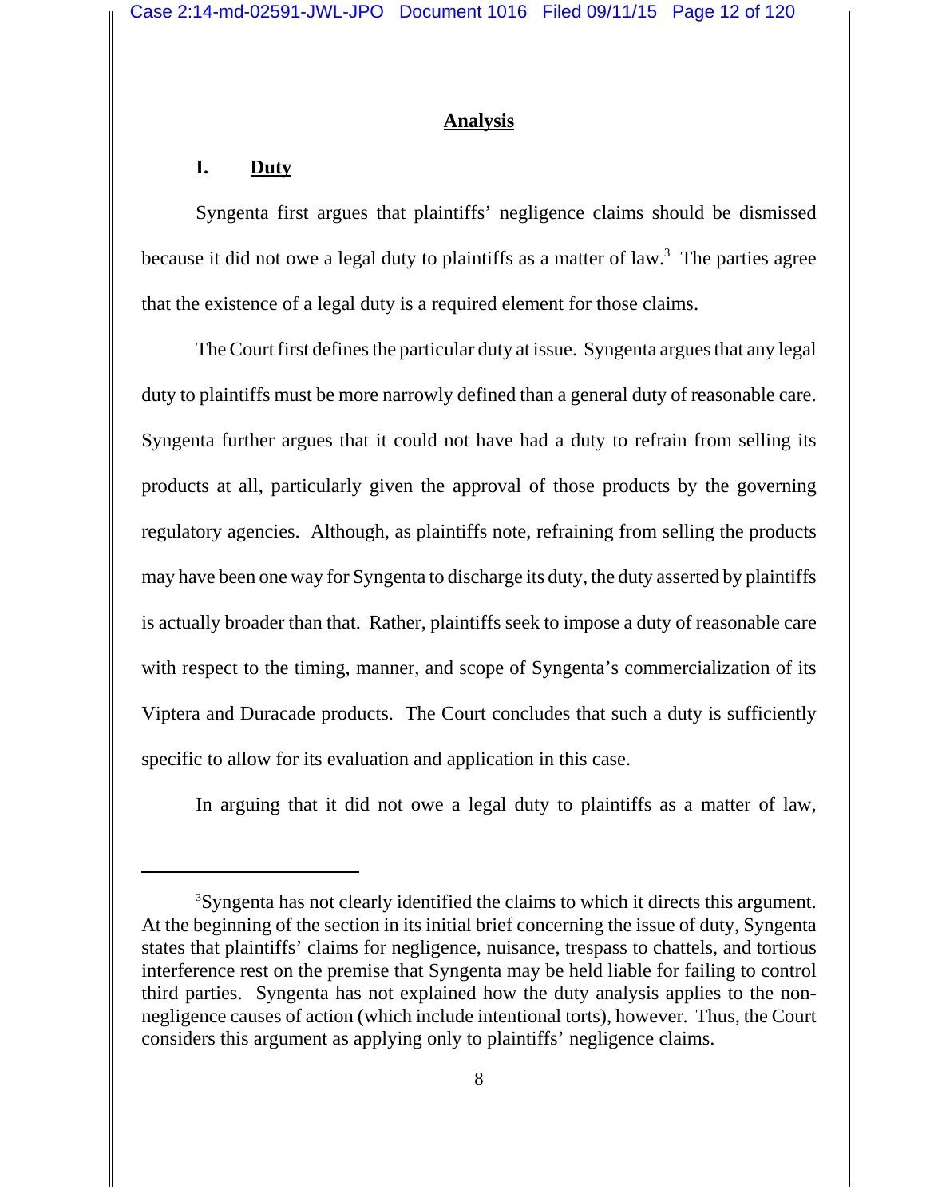## Analysis

### I. Duty

Syngenta first argues that plaintiffs' negligence claims should be dismissed because it did not owe a legal duty to plaintiffs as a matter of law.[3] The parties agree that the existence of a legal duty is a required element for those claims.

The Court first defines the particular duty at issue. Syngenta argues that any legal duty to plaintiffs must be more narrowly defined than a general duty of reasonable care. Syngenta further argues that it could not have had a duty to refrain from selling its products at all, particularly given the approval of those products by the governing regulatory agencies. Although, as plaintiffs note, refraining from selling the products may have been one way for Syngenta to discharge its duty, the duty asserted by plaintiffs is actually broader than that. Rather, plaintiffs seek to impose a duty of reasonable care with respect to the timing, manner, and scope of Syngenta's commercialization of its Viptera and Duracade products. The Court concludes that such a duty is sufficiently specific to allow for its evaluation and application in this case.

In arguing that it did not owe a legal duty to plaintiffs as a matter of law,

---

[3] Syngenta has not clearly identified the claims to which it directs this argument. At the beginning of the section in its initial brief concerning the issue of duty, Syngenta states that plaintiffs' claims for negligence, nuisance, trespass to chattels, and tortious interference rest on the premise that Syngenta may be held liable for failing to control third parties. Syngenta has not explained how the duty analysis applies to the non-negligence causes of action (which include intentional torts), however. Thus, the Court considers this argument as applying only to plaintiffs' negligence claims.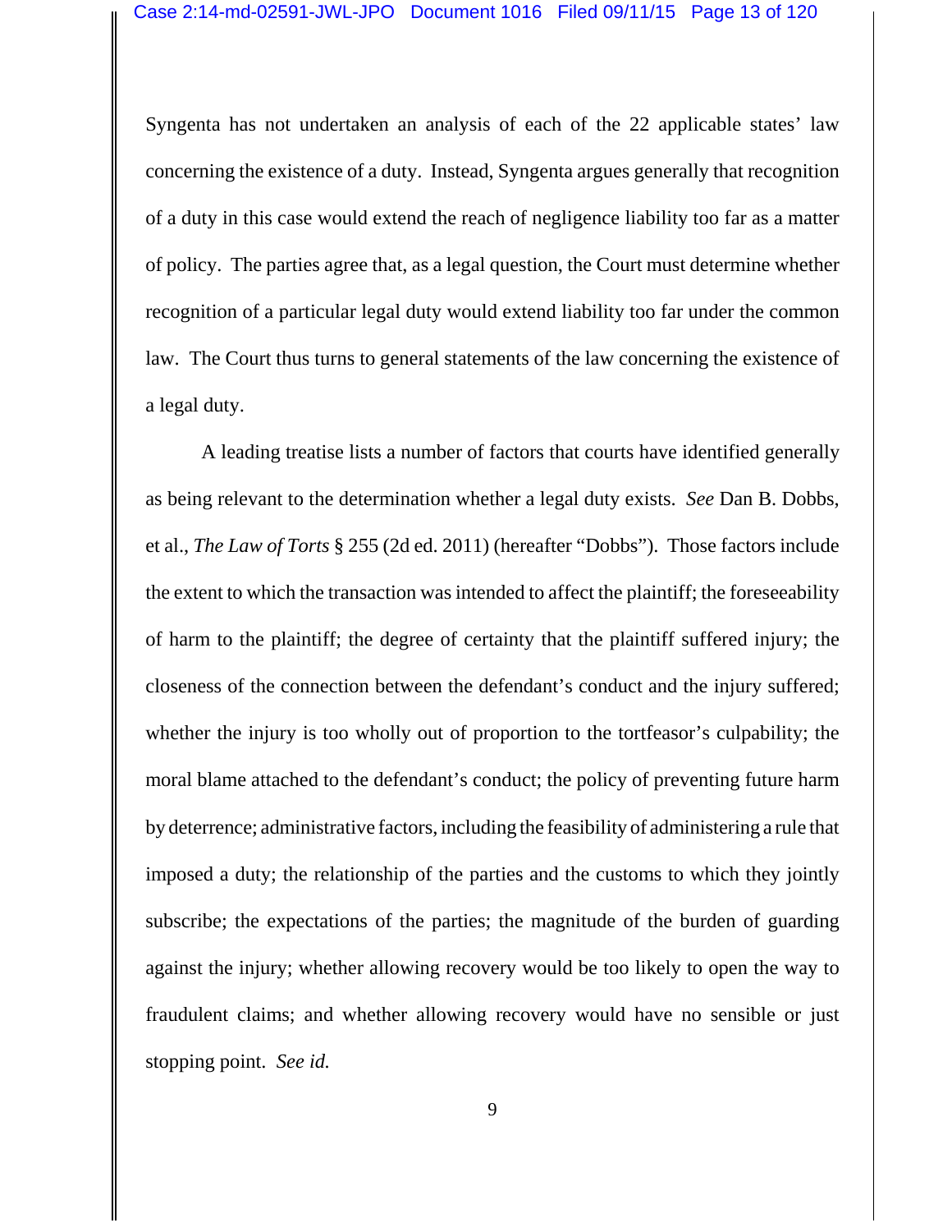Syngenta has not undertaken an analysis of each of the 22 applicable states' law concerning the existence of a duty. Instead, Syngenta argues generally that recognition of a duty in this case would extend the reach of negligence liability too far as a matter of policy. The parties agree that, as a legal question, the Court must determine whether recognition of a particular legal duty would extend liability too far under the common law. The Court thus turns to general statements of the law concerning the existence of a legal duty.

A leading treatise lists a number of factors that courts have identified generally as being relevant to the determination whether a legal duty exists. *See* Dan B. Dobbs, et al., *The Law of Torts* § 255 (2d ed. 2011) (hereafter "Dobbs"). Those factors include the extent to which the transaction was intended to affect the plaintiff; the foreseeability of harm to the plaintiff; the degree of certainty that the plaintiff suffered injury; the closeness of the connection between the defendant's conduct and the injury suffered; whether the injury is too wholly out of proportion to the tortfeasor's culpability; the moral blame attached to the defendant's conduct; the policy of preventing future harm by deterrence; administrative factors, including the feasibility of administering a rule that imposed a duty; the relationship of the parties and the customs to which they jointly subscribe; the expectations of the parties; the magnitude of the burden of guarding against the injury; whether allowing recovery would be too likely to open the way to fraudulent claims; and whether allowing recovery would have no sensible or just stopping point. *See id.*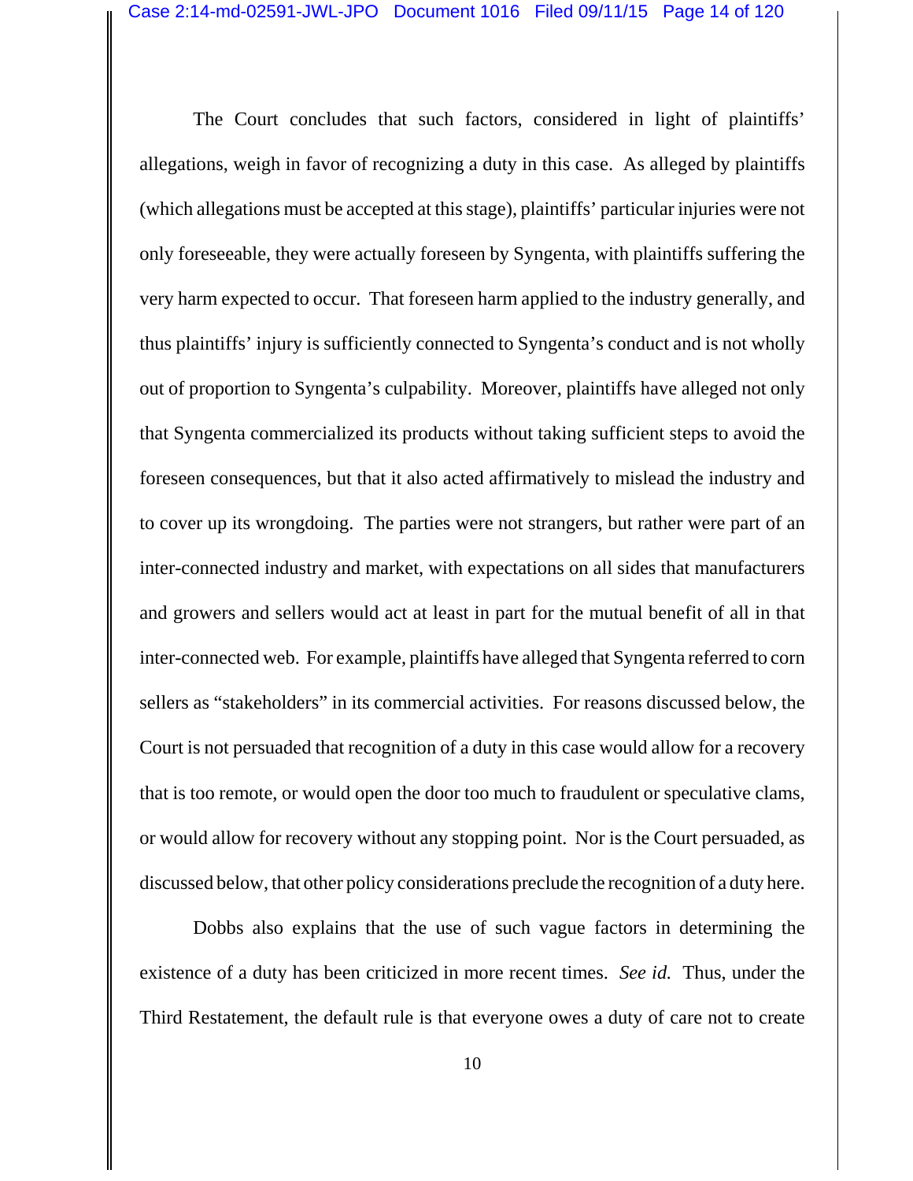The Court concludes that such factors, considered in light of plaintiffs' allegations, weigh in favor of recognizing a duty in this case. As alleged by plaintiffs (which allegations must be accepted at this stage), plaintiffs' particular injuries were not only foreseeable, they were actually foreseen by Syngenta, with plaintiffs suffering the very harm expected to occur. That foreseen harm applied to the industry generally, and thus plaintiffs' injury is sufficiently connected to Syngenta's conduct and is not wholly out of proportion to Syngenta's culpability. Moreover, plaintiffs have alleged not only that Syngenta commercialized its products without taking sufficient steps to avoid the foreseen consequences, but that it also acted affirmatively to mislead the industry and to cover up its wrongdoing. The parties were not strangers, but rather were part of an inter-connected industry and market, with expectations on all sides that manufacturers and growers and sellers would act at least in part for the mutual benefit of all in that inter-connected web. For example, plaintiffs have alleged that Syngenta referred to corn sellers as "stakeholders" in its commercial activities. For reasons discussed below, the Court is not persuaded that recognition of a duty in this case would allow for a recovery that is too remote, or would open the door too much to fraudulent or speculative clams, or would allow for recovery without any stopping point. Nor is the Court persuaded, as discussed below, that other policy considerations preclude the recognition of a duty here.

Dobbs also explains that the use of such vague factors in determining the existence of a duty has been criticized in more recent times. *See id.* Thus, under the Third Restatement, the default rule is that everyone owes a duty of care not to create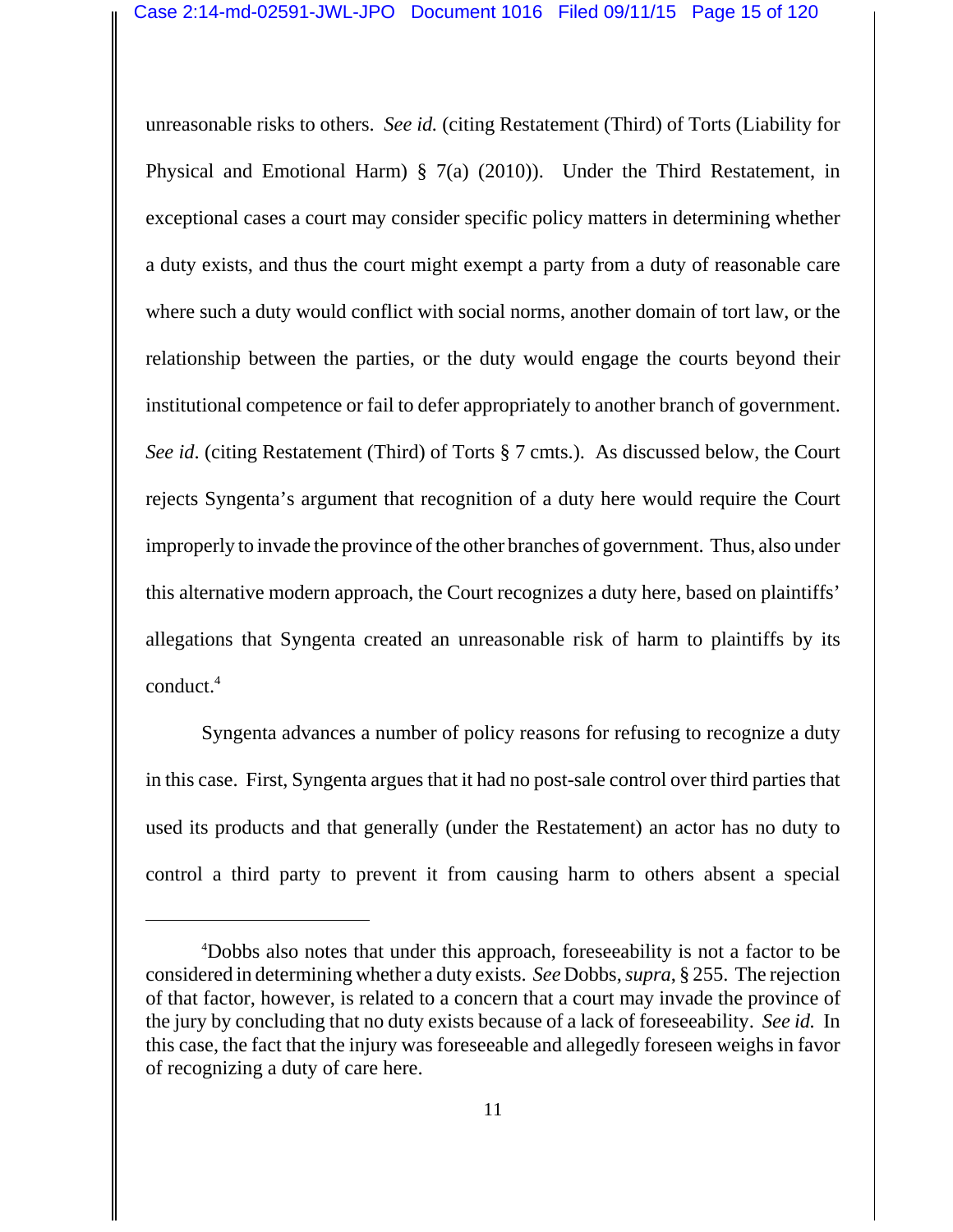unreasonable risks to others. *See id.* (citing Restatement (Third) of Torts (Liability for Physical and Emotional Harm) § 7(a) (2010)). Under the Third Restatement, in exceptional cases a court may consider specific policy matters in determining whether a duty exists, and thus the court might exempt a party from a duty of reasonable care where such a duty would conflict with social norms, another domain of tort law, or the relationship between the parties, or the duty would engage the courts beyond their institutional competence or fail to defer appropriately to another branch of government. *See id*. (citing Restatement (Third) of Torts § 7 cmts.). As discussed below, the Court rejects Syngenta's argument that recognition of a duty here would require the Court improperly to invade the province of the other branches of government. Thus, also under this alternative modern approach, the Court recognizes a duty here, based on plaintiffs' allegations that Syngenta created an unreasonable risk of harm to plaintiffs by its conduct.[4]

Syngenta advances a number of policy reasons for refusing to recognize a duty in this case. First, Syngenta argues that it had no post-sale control over third parties that used its products and that generally (under the Restatement) an actor has no duty to control a third party to prevent it from causing harm to others absent a special

---

[4]Dobbs also notes that under this approach, foreseeability is not a factor to be considered in determining whether a duty exists. *See* Dobbs, *supra*, § 255. The rejection of that factor, however, is related to a concern that a court may invade the province of the jury by concluding that no duty exists because of a lack of foreseeability. *See id.* In this case, the fact that the injury was foreseeable and allegedly foreseen weighs in favor of recognizing a duty of care here.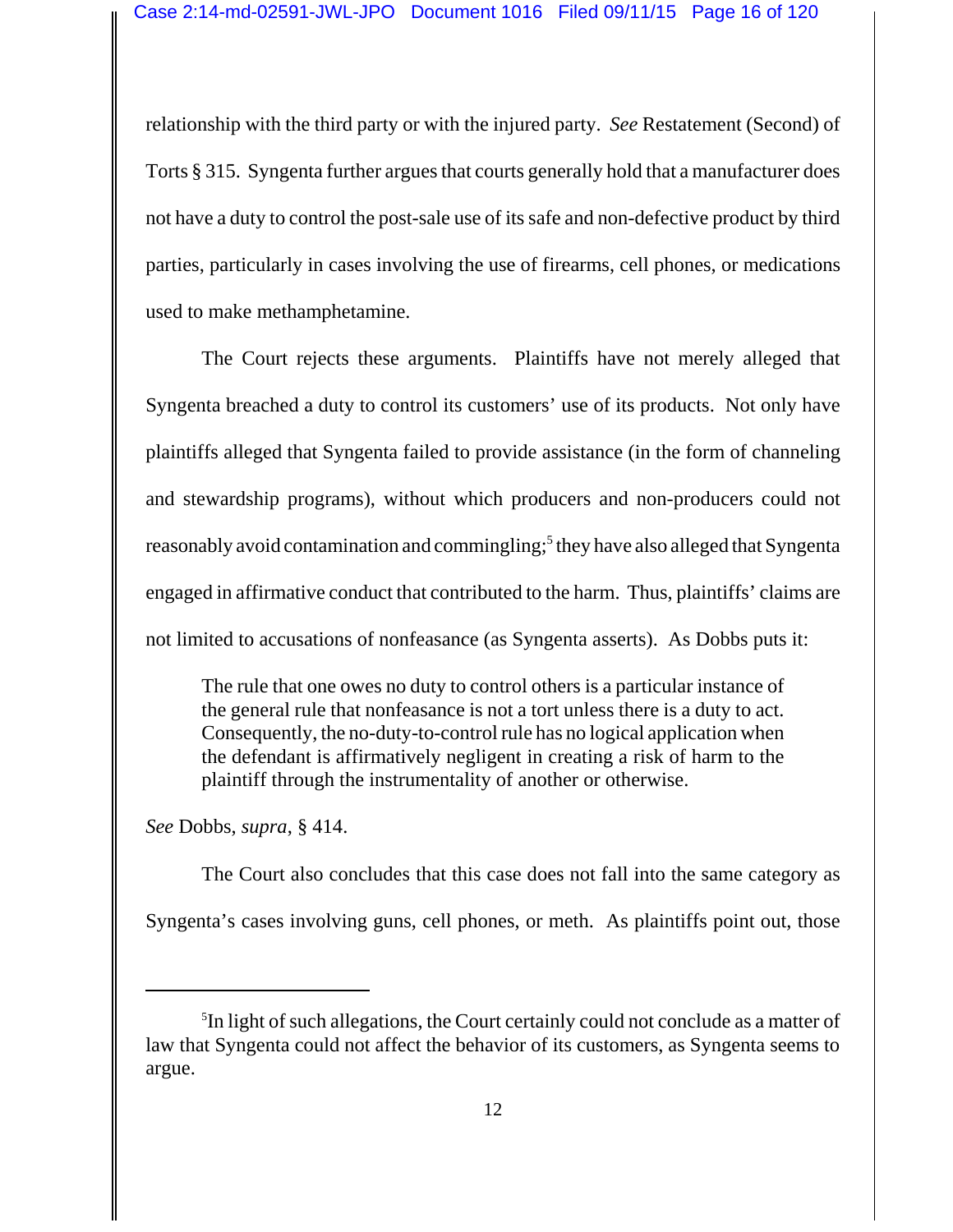relationship with the third party or with the injured party. *See* Restatement (Second) of Torts § 315. Syngenta further argues that courts generally hold that a manufacturer does not have a duty to control the post-sale use of its safe and non-defective product by third parties, particularly in cases involving the use of firearms, cell phones, or medications used to make methamphetamine.

The Court rejects these arguments. Plaintiffs have not merely alleged that Syngenta breached a duty to control its customers' use of its products. Not only have plaintiffs alleged that Syngenta failed to provide assistance (in the form of channeling and stewardship programs), without which producers and non-producers could not reasonably avoid contamination and commingling;[5] they have also alleged that Syngenta engaged in affirmative conduct that contributed to the harm. Thus, plaintiffs' claims are not limited to accusations of nonfeasance (as Syngenta asserts). As Dobbs puts it:

> The rule that one owes no duty to control others is a particular instance of the general rule that nonfeasance is not a tort unless there is a duty to act. Consequently, the no-duty-to-control rule has no logical application when the defendant is affirmatively negligent in creating a risk of harm to the plaintiff through the instrumentality of another or otherwise.

*See* Dobbs, *supra*, § 414.

The Court also concludes that this case does not fall into the same category as Syngenta's cases involving guns, cell phones, or meth. As plaintiffs point out, those

---

[5]In light of such allegations, the Court certainly could not conclude as a matter of law that Syngenta could not affect the behavior of its customers, as Syngenta seems to argue.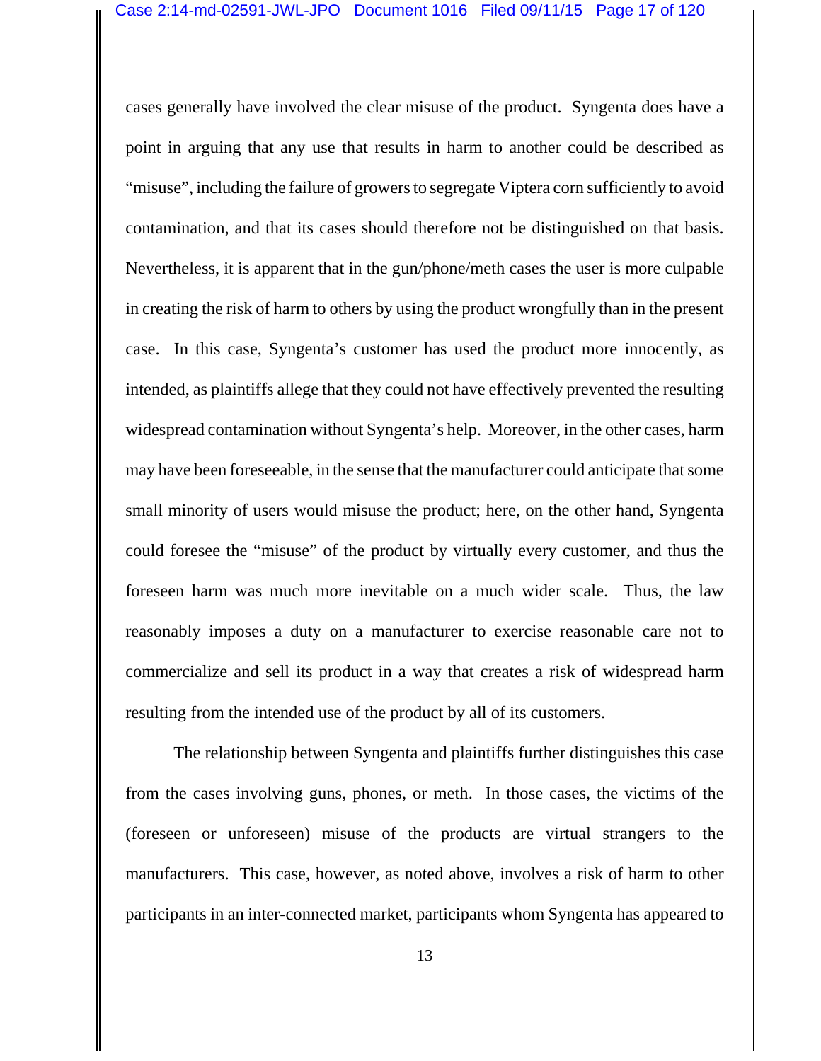cases generally have involved the clear misuse of the product. Syngenta does have a point in arguing that any use that results in harm to another could be described as "misuse", including the failure of growers to segregate Viptera corn sufficiently to avoid contamination, and that its cases should therefore not be distinguished on that basis. Nevertheless, it is apparent that in the gun/phone/meth cases the user is more culpable in creating the risk of harm to others by using the product wrongfully than in the present case. In this case, Syngenta's customer has used the product more innocently, as intended, as plaintiffs allege that they could not have effectively prevented the resulting widespread contamination without Syngenta's help. Moreover, in the other cases, harm may have been foreseeable, in the sense that the manufacturer could anticipate that some small minority of users would misuse the product; here, on the other hand, Syngenta could foresee the "misuse" of the product by virtually every customer, and thus the foreseen harm was much more inevitable on a much wider scale. Thus, the law reasonably imposes a duty on a manufacturer to exercise reasonable care not to commercialize and sell its product in a way that creates a risk of widespread harm resulting from the intended use of the product by all of its customers.

The relationship between Syngenta and plaintiffs further distinguishes this case from the cases involving guns, phones, or meth. In those cases, the victims of the (foreseen or unforeseen) misuse of the products are virtual strangers to the manufacturers. This case, however, as noted above, involves a risk of harm to other participants in an inter-connected market, participants whom Syngenta has appeared to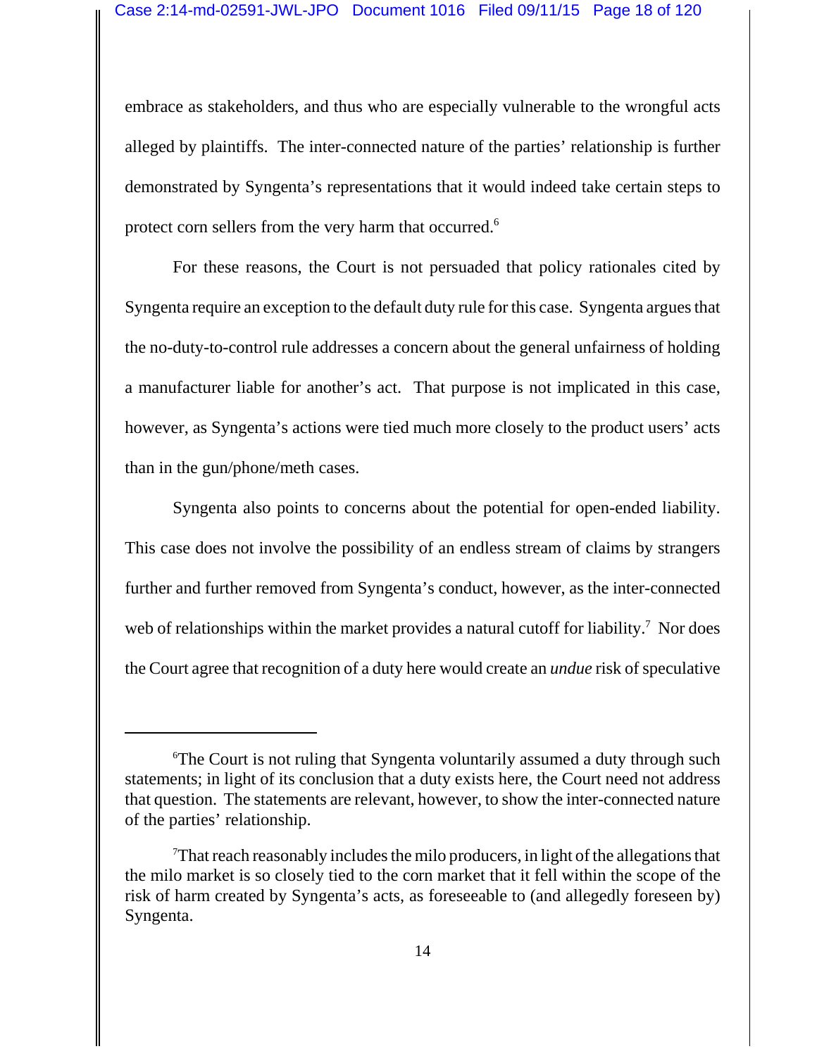embrace as stakeholders, and thus who are especially vulnerable to the wrongful acts alleged by plaintiffs. The inter-connected nature of the parties' relationship is further demonstrated by Syngenta's representations that it would indeed take certain steps to protect corn sellers from the very harm that occurred.[6]

For these reasons, the Court is not persuaded that policy rationales cited by Syngenta require an exception to the default duty rule for this case. Syngenta argues that the no-duty-to-control rule addresses a concern about the general unfairness of holding a manufacturer liable for another's act. That purpose is not implicated in this case, however, as Syngenta's actions were tied much more closely to the product users' acts than in the gun/phone/meth cases.

Syngenta also points to concerns about the potential for open-ended liability. This case does not involve the possibility of an endless stream of claims by strangers further and further removed from Syngenta's conduct, however, as the inter-connected web of relationships within the market provides a natural cutoff for liability.[7] Nor does the Court agree that recognition of a duty here would create an *undue* risk of speculative

---

[6]The Court is not ruling that Syngenta voluntarily assumed a duty through such statements; in light of its conclusion that a duty exists here, the Court need not address that question. The statements are relevant, however, to show the inter-connected nature of the parties' relationship.

[7]That reach reasonably includes the milo producers, in light of the allegations that the milo market is so closely tied to the corn market that it fell within the scope of the risk of harm created by Syngenta's acts, as foreseeable to (and allegedly foreseen by) Syngenta.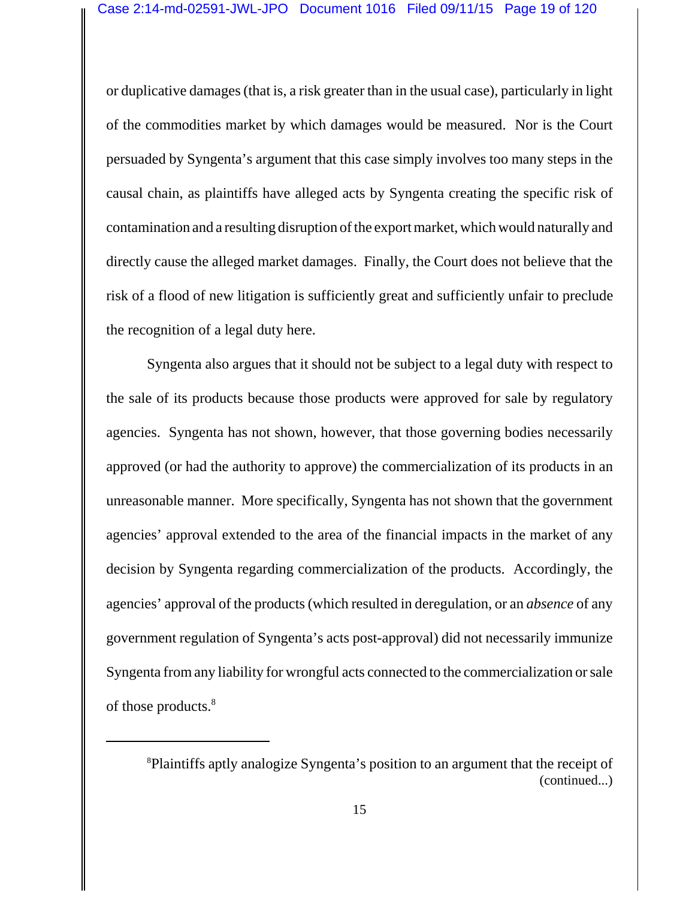or duplicative damages (that is, a risk greater than in the usual case), particularly in light of the commodities market by which damages would be measured. Nor is the Court persuaded by Syngenta's argument that this case simply involves too many steps in the causal chain, as plaintiffs have alleged acts by Syngenta creating the specific risk of contamination and a resulting disruption of the export market, which would naturally and directly cause the alleged market damages. Finally, the Court does not believe that the risk of a flood of new litigation is sufficiently great and sufficiently unfair to preclude the recognition of a legal duty here.

Syngenta also argues that it should not be subject to a legal duty with respect to the sale of its products because those products were approved for sale by regulatory agencies. Syngenta has not shown, however, that those governing bodies necessarily approved (or had the authority to approve) the commercialization of its products in an unreasonable manner. More specifically, Syngenta has not shown that the government agencies' approval extended to the area of the financial impacts in the market of any decision by Syngenta regarding commercialization of the products. Accordingly, the agencies' approval of the products (which resulted in deregulation, or an *absence* of any government regulation of Syngenta's acts post-approval) did not necessarily immunize Syngenta from any liability for wrongful acts connected to the commercialization or sale of those products.[8]

---

[8]Plaintiffs aptly analogize Syngenta's position to an argument that the receipt of (continued...)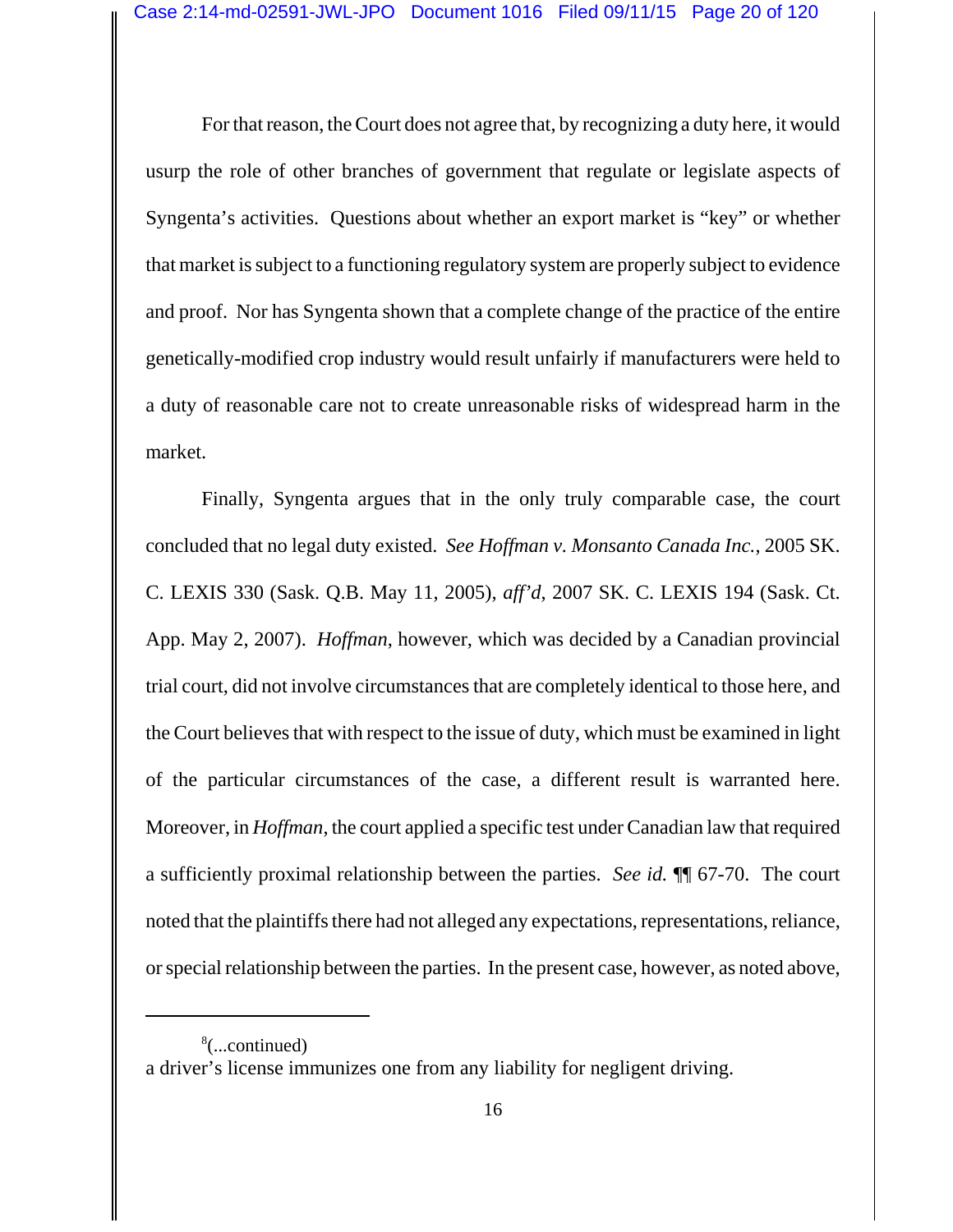For that reason, the Court does not agree that, by recognizing a duty here, it would usurp the role of other branches of government that regulate or legislate aspects of Syngenta's activities. Questions about whether an export market is "key" or whether that market is subject to a functioning regulatory system are properly subject to evidence and proof. Nor has Syngenta shown that a complete change of the practice of the entire genetically-modified crop industry would result unfairly if manufacturers were held to a duty of reasonable care not to create unreasonable risks of widespread harm in the market.

Finally, Syngenta argues that in the only truly comparable case, the court concluded that no legal duty existed. *See Hoffman v. Monsanto Canada Inc.*, 2005 SK. C. LEXIS 330 (Sask. Q.B. May 11, 2005), *aff'd*, 2007 SK. C. LEXIS 194 (Sask. Ct. App. May 2, 2007). *Hoffman*, however, which was decided by a Canadian provincial trial court, did not involve circumstances that are completely identical to those here, and the Court believes that with respect to the issue of duty, which must be examined in light of the particular circumstances of the case, a different result is warranted here. Moreover, in *Hoffman*, the court applied a specific test under Canadian law that required a sufficiently proximal relationship between the parties. *See id.* ¶¶ 67-70. The court noted that the plaintiffs there had not alleged any expectations, representations, reliance, or special relationship between the parties. In the present case, however, as noted above,

---

[8](...continued)
a driver's license immunizes one from any liability for negligent driving.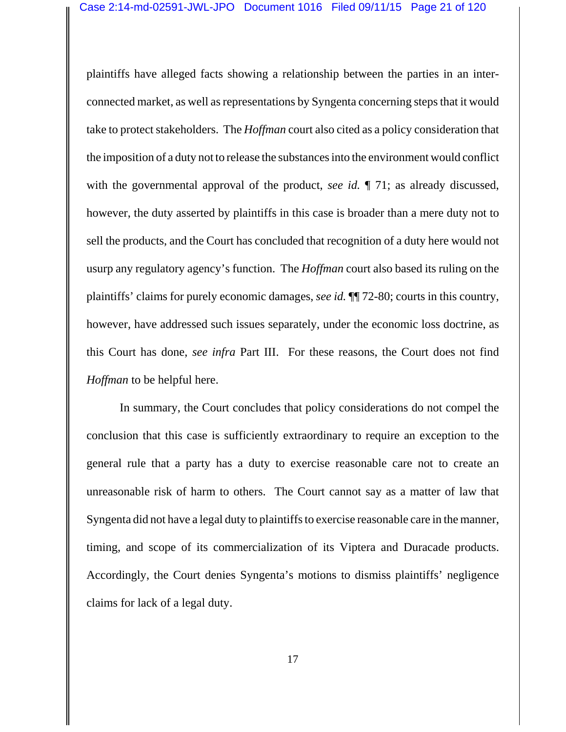plaintiffs have alleged facts showing a relationship between the parties in an inter-connected market, as well as representations by Syngenta concerning steps that it would take to protect stakeholders. The *Hoffman* court also cited as a policy consideration that the imposition of a duty not to release the substances into the environment would conflict with the governmental approval of the product, *see id.* ¶ 71; as already discussed, however, the duty asserted by plaintiffs in this case is broader than a mere duty not to sell the products, and the Court has concluded that recognition of a duty here would not usurp any regulatory agency's function. The *Hoffman* court also based its ruling on the plaintiffs' claims for purely economic damages, *see id.* ¶¶ 72-80; courts in this country, however, have addressed such issues separately, under the economic loss doctrine, as this Court has done, *see infra* Part III. For these reasons, the Court does not find *Hoffman* to be helpful here.

In summary, the Court concludes that policy considerations do not compel the conclusion that this case is sufficiently extraordinary to require an exception to the general rule that a party has a duty to exercise reasonable care not to create an unreasonable risk of harm to others. The Court cannot say as a matter of law that Syngenta did not have a legal duty to plaintiffs to exercise reasonable care in the manner, timing, and scope of its commercialization of its Viptera and Duracade products. Accordingly, the Court denies Syngenta's motions to dismiss plaintiffs' negligence claims for lack of a legal duty.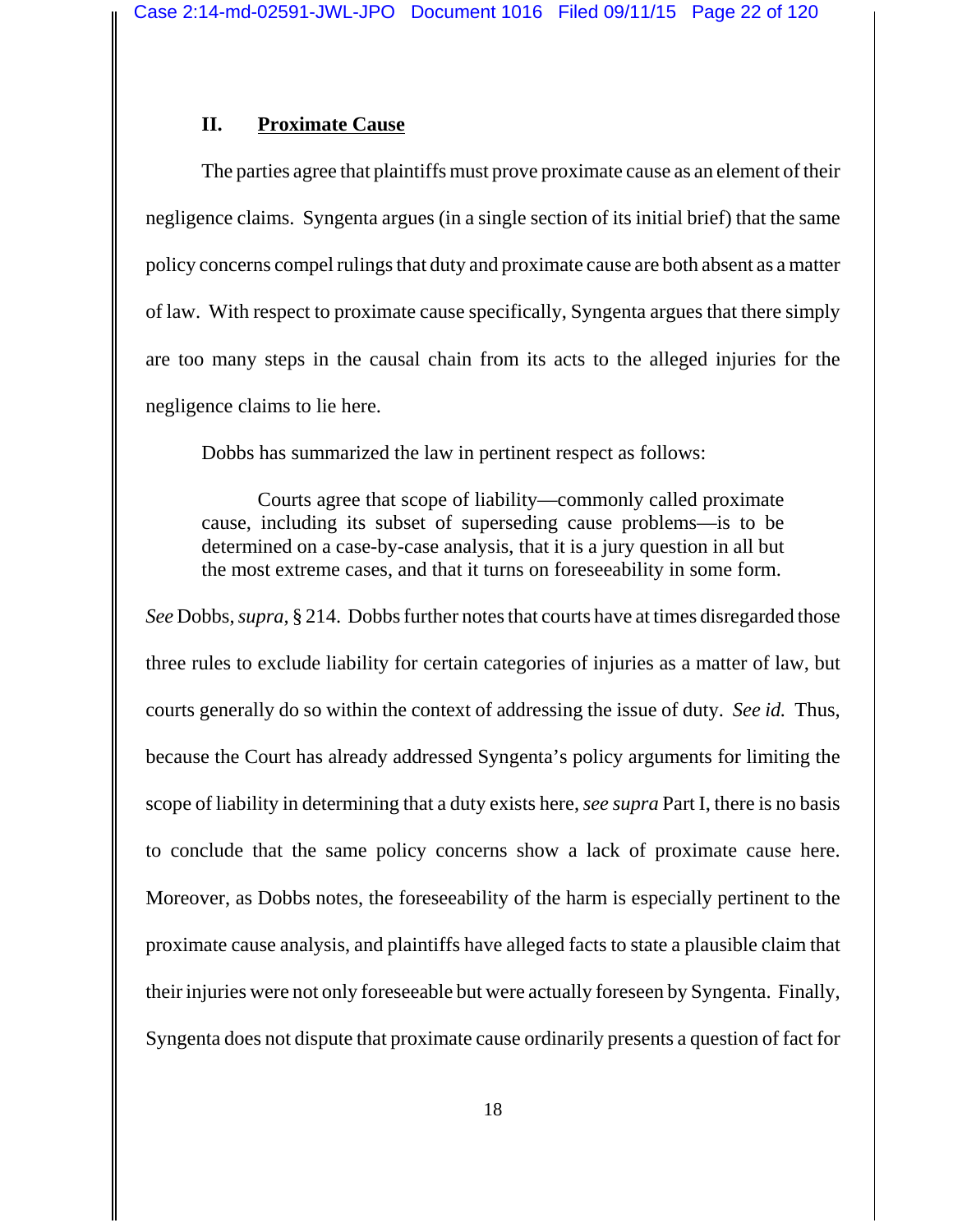## II. Proximate Cause

The parties agree that plaintiffs must prove proximate cause as an element of their negligence claims. Syngenta argues (in a single section of its initial brief) that the same policy concerns compel rulings that duty and proximate cause are both absent as a matter of law. With respect to proximate cause specifically, Syngenta argues that there simply are too many steps in the causal chain from its acts to the alleged injuries for the negligence claims to lie here.

Dobbs has summarized the law in pertinent respect as follows:

> Courts agree that scope of liability—commonly called proximate cause, including its subset of superseding cause problems—is to be determined on a case-by-case analysis, that it is a jury question in all but the most extreme cases, and that it turns on foreseeability in some form.

*See* Dobbs, *supra,* § 214. Dobbs further notes that courts have at times disregarded those three rules to exclude liability for certain categories of injuries as a matter of law, but courts generally do so within the context of addressing the issue of duty. *See id.* Thus, because the Court has already addressed Syngenta's policy arguments for limiting the scope of liability in determining that a duty exists here, *see supra* Part I, there is no basis to conclude that the same policy concerns show a lack of proximate cause here. Moreover, as Dobbs notes, the foreseeability of the harm is especially pertinent to the proximate cause analysis, and plaintiffs have alleged facts to state a plausible claim that their injuries were not only foreseeable but were actually foreseen by Syngenta. Finally, Syngenta does not dispute that proximate cause ordinarily presents a question of fact for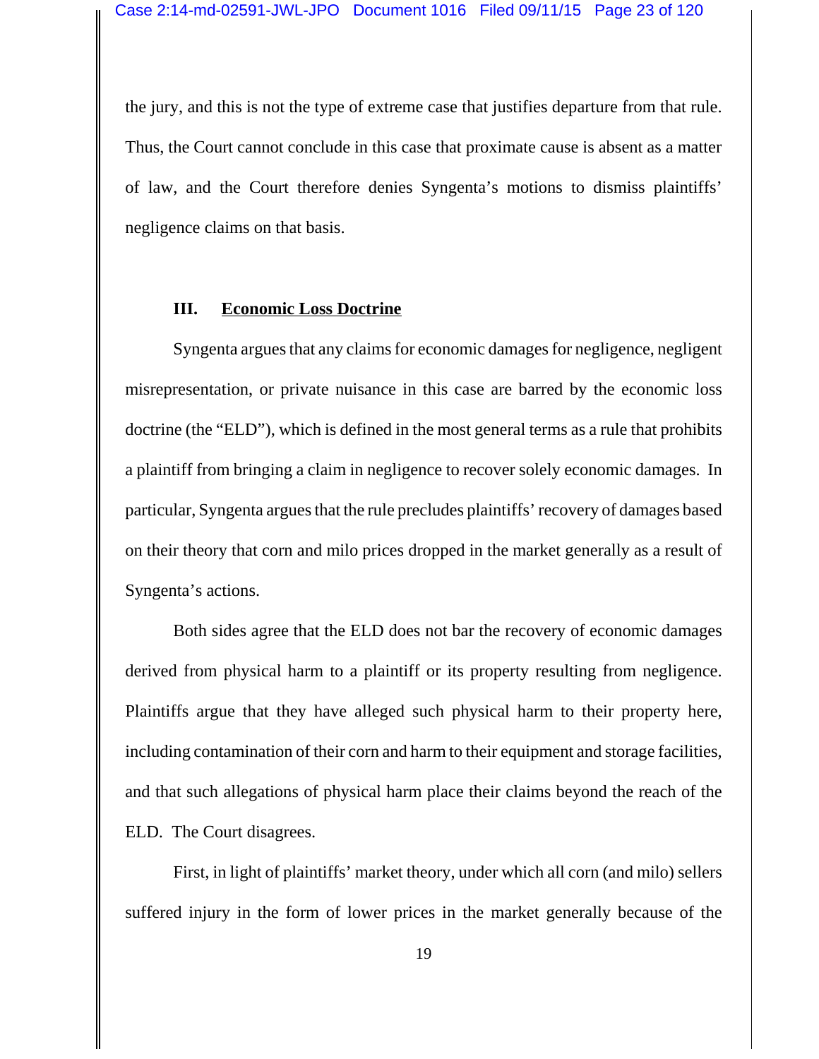the jury, and this is not the type of extreme case that justifies departure from that rule. Thus, the Court cannot conclude in this case that proximate cause is absent as a matter of law, and the Court therefore denies Syngenta's motions to dismiss plaintiffs' negligence claims on that basis.

## III. Economic Loss Doctrine

Syngenta argues that any claims for economic damages for negligence, negligent misrepresentation, or private nuisance in this case are barred by the economic loss doctrine (the "ELD"), which is defined in the most general terms as a rule that prohibits a plaintiff from bringing a claim in negligence to recover solely economic damages. In particular, Syngenta argues that the rule precludes plaintiffs' recovery of damages based on their theory that corn and milo prices dropped in the market generally as a result of Syngenta's actions.

Both sides agree that the ELD does not bar the recovery of economic damages derived from physical harm to a plaintiff or its property resulting from negligence. Plaintiffs argue that they have alleged such physical harm to their property here, including contamination of their corn and harm to their equipment and storage facilities, and that such allegations of physical harm place their claims beyond the reach of the ELD. The Court disagrees.

First, in light of plaintiffs' market theory, under which all corn (and milo) sellers suffered injury in the form of lower prices in the market generally because of the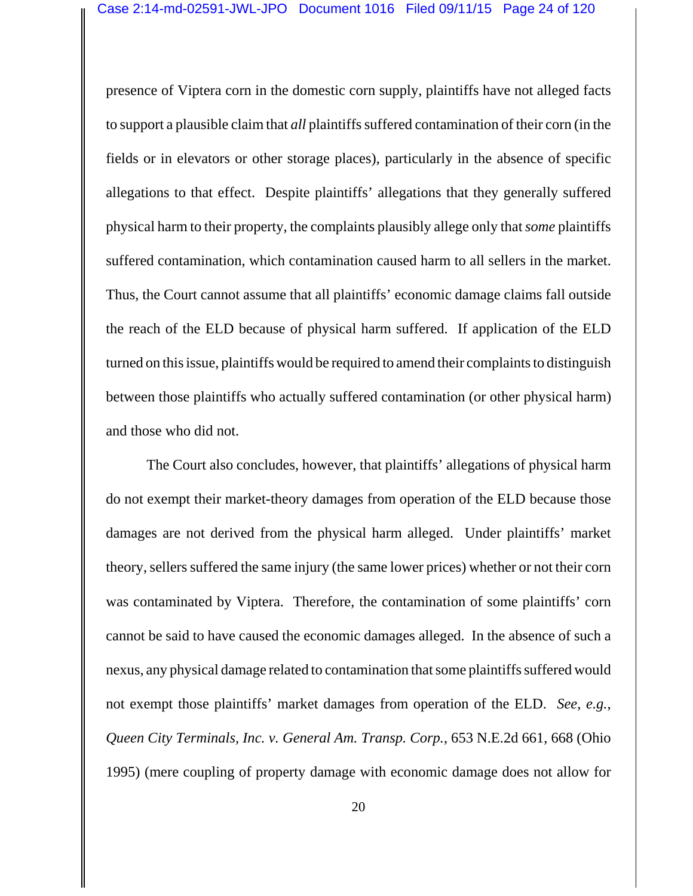presence of Viptera corn in the domestic corn supply, plaintiffs have not alleged facts to support a plausible claim that *all* plaintiffs suffered contamination of their corn (in the fields or in elevators or other storage places), particularly in the absence of specific allegations to that effect. Despite plaintiffs' allegations that they generally suffered physical harm to their property, the complaints plausibly allege only that *some* plaintiffs suffered contamination, which contamination caused harm to all sellers in the market. Thus, the Court cannot assume that all plaintiffs' economic damage claims fall outside the reach of the ELD because of physical harm suffered. If application of the ELD turned on this issue, plaintiffs would be required to amend their complaints to distinguish between those plaintiffs who actually suffered contamination (or other physical harm) and those who did not.

The Court also concludes, however, that plaintiffs' allegations of physical harm do not exempt their market-theory damages from operation of the ELD because those damages are not derived from the physical harm alleged. Under plaintiffs' market theory, sellers suffered the same injury (the same lower prices) whether or not their corn was contaminated by Viptera. Therefore, the contamination of some plaintiffs' corn cannot be said to have caused the economic damages alleged. In the absence of such a nexus, any physical damage related to contamination that some plaintiffs suffered would not exempt those plaintiffs' market damages from operation of the ELD. *See, e.g., Queen City Terminals, Inc. v. General Am. Transp. Corp.*, 653 N.E.2d 661, 668 (Ohio 1995) (mere coupling of property damage with economic damage does not allow for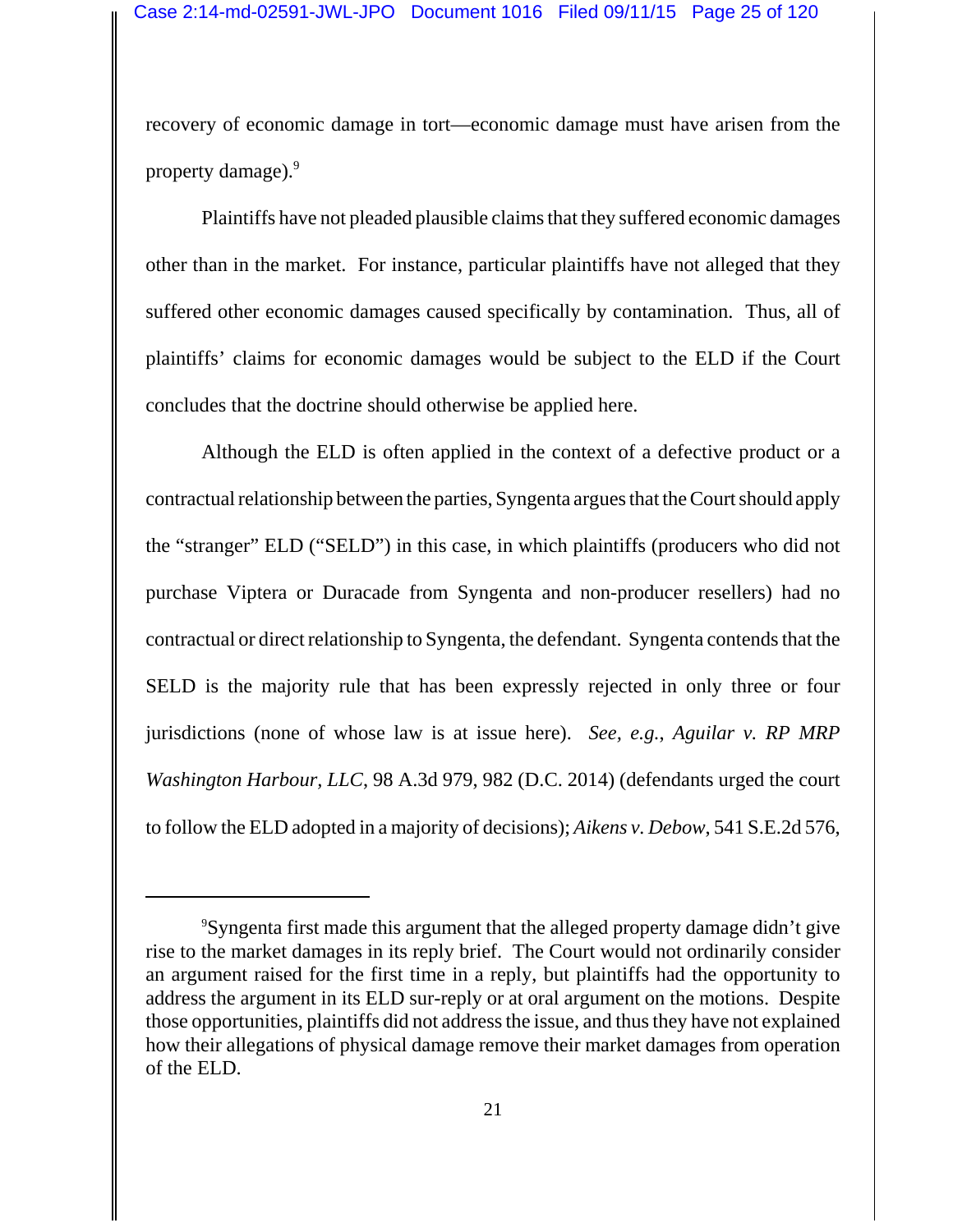recovery of economic damage in tort—economic damage must have arisen from the property damage).[9]

Plaintiffs have not pleaded plausible claims that they suffered economic damages other than in the market. For instance, particular plaintiffs have not alleged that they suffered other economic damages caused specifically by contamination. Thus, all of plaintiffs' claims for economic damages would be subject to the ELD if the Court concludes that the doctrine should otherwise be applied here.

Although the ELD is often applied in the context of a defective product or a contractual relationship between the parties, Syngenta argues that the Court should apply the "stranger" ELD ("SELD") in this case, in which plaintiffs (producers who did not purchase Viptera or Duracade from Syngenta and non-producer resellers) had no contractual or direct relationship to Syngenta, the defendant. Syngenta contends that the SELD is the majority rule that has been expressly rejected in only three or four jurisdictions (none of whose law is at issue here). *See, e.g.*, *Aguilar v. RP MRP Washington Harbour, LLC*, 98 A.3d 979, 982 (D.C. 2014) (defendants urged the court to follow the ELD adopted in a majority of decisions); *Aikens v. Debow*, 541 S.E.2d 576,

[9] Syngenta first made this argument that the alleged property damage didn't give rise to the market damages in its reply brief. The Court would not ordinarily consider an argument raised for the first time in a reply, but plaintiffs had the opportunity to address the argument in its ELD sur-reply or at oral argument on the motions. Despite those opportunities, plaintiffs did not address the issue, and thus they have not explained how their allegations of physical damage remove their market damages from operation of the ELD.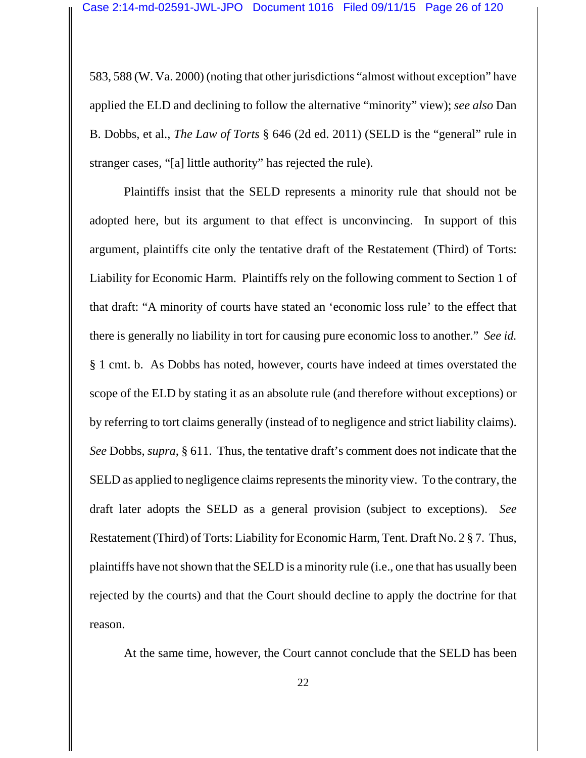583, 588 (W. Va. 2000) (noting that other jurisdictions "almost without exception" have applied the ELD and declining to follow the alternative "minority" view); *see also* Dan B. Dobbs, et al., *The Law of Torts* § 646 (2d ed. 2011) (SELD is the "general" rule in stranger cases, "[a] little authority" has rejected the rule).

Plaintiffs insist that the SELD represents a minority rule that should not be adopted here, but its argument to that effect is unconvincing. In support of this argument, plaintiffs cite only the tentative draft of the Restatement (Third) of Torts: Liability for Economic Harm. Plaintiffs rely on the following comment to Section 1 of that draft: "A minority of courts have stated an 'economic loss rule' to the effect that there is generally no liability in tort for causing pure economic loss to another." *See id.* § 1 cmt. b. As Dobbs has noted, however, courts have indeed at times overstated the scope of the ELD by stating it as an absolute rule (and therefore without exceptions) or by referring to tort claims generally (instead of to negligence and strict liability claims). *See* Dobbs, *supra*, § 611. Thus, the tentative draft's comment does not indicate that the SELD as applied to negligence claims represents the minority view. To the contrary, the draft later adopts the SELD as a general provision (subject to exceptions). *See* Restatement (Third) of Torts: Liability for Economic Harm, Tent. Draft No. 2 § 7. Thus, plaintiffs have not shown that the SELD is a minority rule (i.e., one that has usually been rejected by the courts) and that the Court should decline to apply the doctrine for that reason.

At the same time, however, the Court cannot conclude that the SELD has been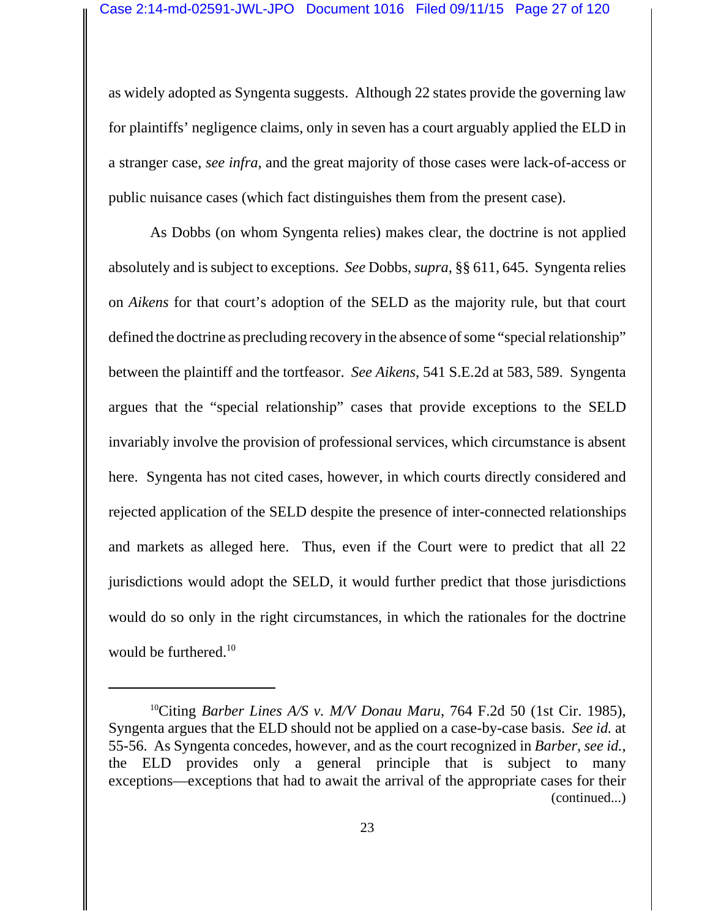as widely adopted as Syngenta suggests. Although 22 states provide the governing law for plaintiffs' negligence claims, only in seven has a court arguably applied the ELD in a stranger case, *see infra*, and the great majority of those cases were lack-of-access or public nuisance cases (which fact distinguishes them from the present case).

As Dobbs (on whom Syngenta relies) makes clear, the doctrine is not applied absolutely and is subject to exceptions. *See* Dobbs, *supra*, §§ 611, 645. Syngenta relies on *Aikens* for that court's adoption of the SELD as the majority rule, but that court defined the doctrine as precluding recovery in the absence of some "special relationship" between the plaintiff and the tortfeasor. *See Aikens*, 541 S.E.2d at 583, 589. Syngenta argues that the "special relationship" cases that provide exceptions to the SELD invariably involve the provision of professional services, which circumstance is absent here. Syngenta has not cited cases, however, in which courts directly considered and rejected application of the SELD despite the presence of inter-connected relationships and markets as alleged here. Thus, even if the Court were to predict that all 22 jurisdictions would adopt the SELD, it would further predict that those jurisdictions would do so only in the right circumstances, in which the rationales for the doctrine would be furthered.[10]

---

[10]Citing *Barber Lines A/S v. M/V Donau Maru*, 764 F.2d 50 (1st Cir. 1985), Syngenta argues that the ELD should not be applied on a case-by-case basis. *See id.* at 55-56. As Syngenta concedes, however, and as the court recognized in *Barber*, *see id.*, the ELD provides only a general principle that is subject to many exceptions—exceptions that had to await the arrival of the appropriate cases for their (continued...)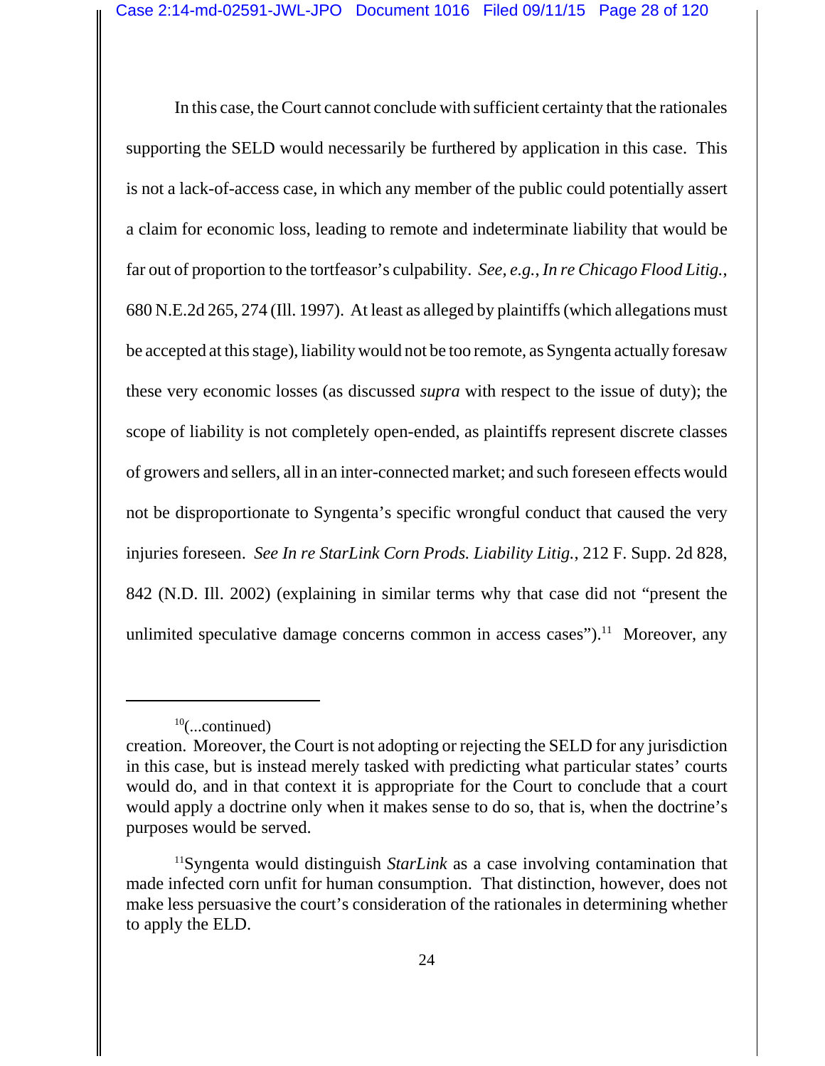In this case, the Court cannot conclude with sufficient certainty that the rationales supporting the SELD would necessarily be furthered by application in this case. This is not a lack-of-access case, in which any member of the public could potentially assert a claim for economic loss, leading to remote and indeterminate liability that would be far out of proportion to the tortfeasor's culpability. *See, e.g., In re Chicago Flood Litig.*, 680 N.E.2d 265, 274 (Ill. 1997). At least as alleged by plaintiffs (which allegations must be accepted at this stage), liability would not be too remote, as Syngenta actually foresaw these very economic losses (as discussed *supra* with respect to the issue of duty); the scope of liability is not completely open-ended, as plaintiffs represent discrete classes of growers and sellers, all in an inter-connected market; and such foreseen effects would not be disproportionate to Syngenta's specific wrongful conduct that caused the very injuries foreseen. *See In re StarLink Corn Prods. Liability Litig.*, 212 F. Supp. 2d 828, 842 (N.D. Ill. 2002) (explaining in similar terms why that case did not "present the unlimited speculative damage concerns common in access cases").[11] Moreover, any

---

[10](...continued)
creation. Moreover, the Court is not adopting or rejecting the SELD for any jurisdiction in this case, but is instead merely tasked with predicting what particular states' courts would do, and in that context it is appropriate for the Court to conclude that a court would apply a doctrine only when it makes sense to do so, that is, when the doctrine's purposes would be served.

[11]Syngenta would distinguish *StarLink* as a case involving contamination that made infected corn unfit for human consumption. That distinction, however, does not make less persuasive the court's consideration of the rationales in determining whether to apply the ELD.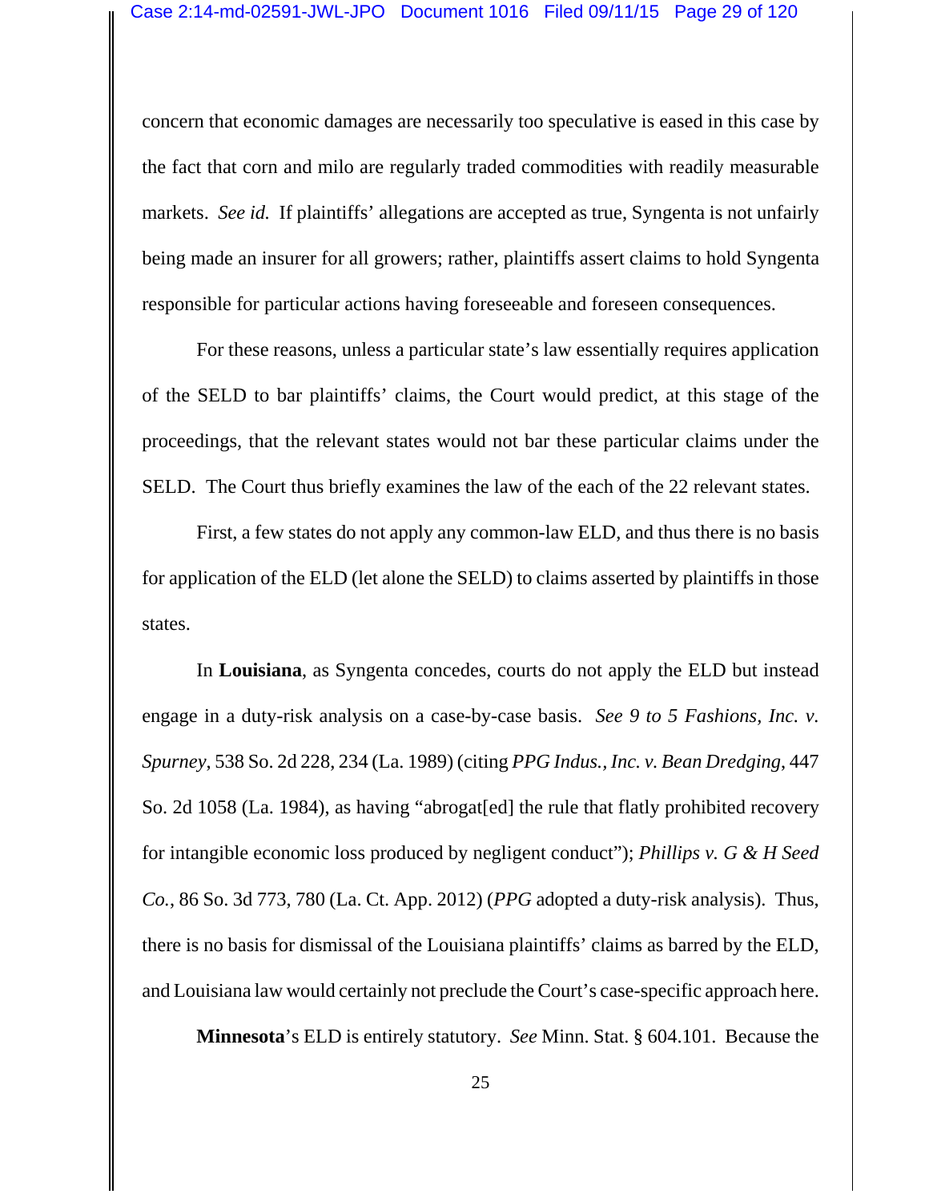concern that economic damages are necessarily too speculative is eased in this case by the fact that corn and milo are regularly traded commodities with readily measurable markets. *See id.* If plaintiffs' allegations are accepted as true, Syngenta is not unfairly being made an insurer for all growers; rather, plaintiffs assert claims to hold Syngenta responsible for particular actions having foreseeable and foreseen consequences.

For these reasons, unless a particular state's law essentially requires application of the SELD to bar plaintiffs' claims, the Court would predict, at this stage of the proceedings, that the relevant states would not bar these particular claims under the SELD. The Court thus briefly examines the law of the each of the 22 relevant states.

First, a few states do not apply any common-law ELD, and thus there is no basis for application of the ELD (let alone the SELD) to claims asserted by plaintiffs in those states.

In **Louisiana**, as Syngenta concedes, courts do not apply the ELD but instead engage in a duty-risk analysis on a case-by-case basis. *See 9 to 5 Fashions, Inc. v. Spurney*, 538 So. 2d 228, 234 (La. 1989) (citing *PPG Indus., Inc. v. Bean Dredging*, 447 So. 2d 1058 (La. 1984), as having "abrogat[ed] the rule that flatly prohibited recovery for intangible economic loss produced by negligent conduct"); *Phillips v. G & H Seed Co.*, 86 So. 3d 773, 780 (La. Ct. App. 2012) (*PPG* adopted a duty-risk analysis). Thus, there is no basis for dismissal of the Louisiana plaintiffs' claims as barred by the ELD, and Louisiana law would certainly not preclude the Court's case-specific approach here.

**Minnesota**'s ELD is entirely statutory. *See* Minn. Stat. § 604.101. Because the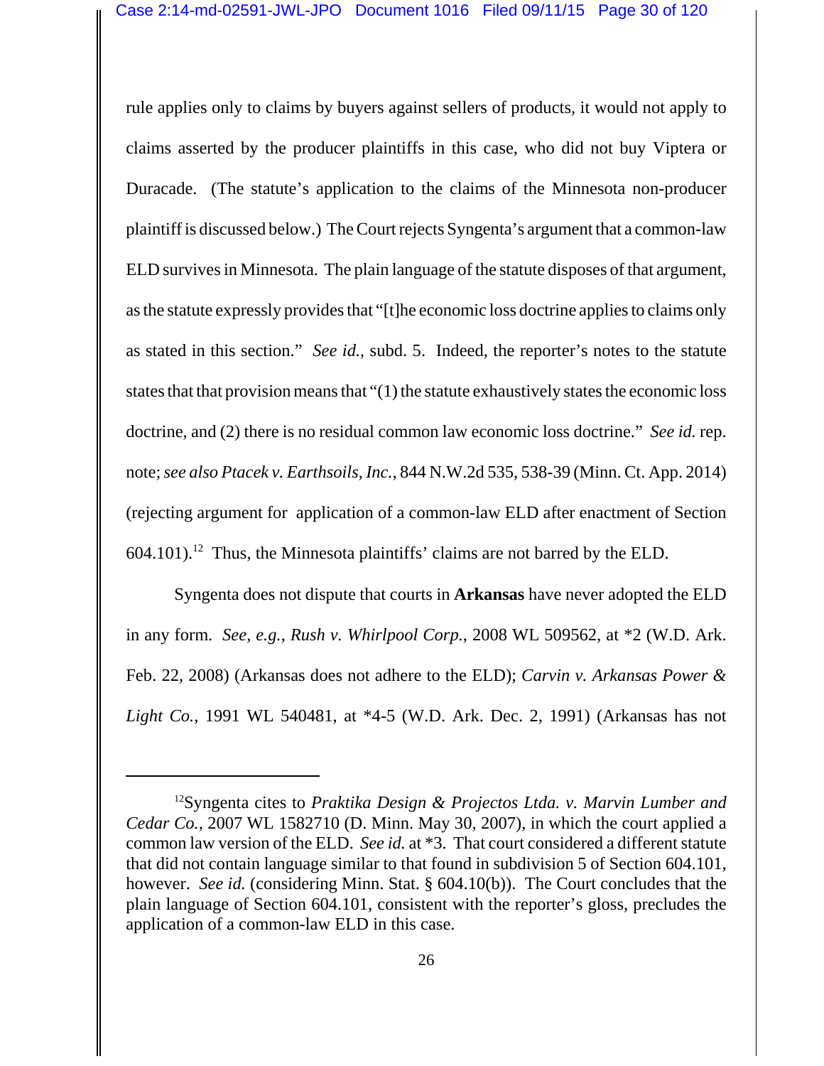rule applies only to claims by buyers against sellers of products, it would not apply to claims asserted by the producer plaintiffs in this case, who did not buy Viptera or Duracade. (The statute's application to the claims of the Minnesota non-producer plaintiff is discussed below.) The Court rejects Syngenta's argument that a common-law ELD survives in Minnesota. The plain language of the statute disposes of that argument, as the statute expressly provides that "[t]he economic loss doctrine applies to claims only as stated in this section." *See id.*, subd. 5. Indeed, the reporter's notes to the statute states that that provision means that "(1) the statute exhaustively states the economic loss doctrine, and (2) there is no residual common law economic loss doctrine." *See id.* rep. note; *see also Ptacek v. Earthsoils, Inc.*, 844 N.W.2d 535, 538-39 (Minn. Ct. App. 2014) (rejecting argument for application of a common-law ELD after enactment of Section 604.101).[12] Thus, the Minnesota plaintiffs' claims are not barred by the ELD.

Syngenta does not dispute that courts in **Arkansas** have never adopted the ELD in any form. *See, e.g.*, *Rush v. Whirlpool Corp.*, 2008 WL 509562, at *2 (W.D. Ark. Feb. 22, 2008) (Arkansas does not adhere to the ELD); *Carvin v. Arkansas Power & Light Co.*, 1991 WL 540481, at *4-5 (W.D. Ark. Dec. 2, 1991) (Arkansas has not

---

[12] Syngenta cites to *Praktika Design & Projectos Ltda. v. Marvin Lumber and Cedar Co.*, 2007 WL 1582710 (D. Minn. May 30, 2007), in which the court applied a common law version of the ELD. *See id.* at *3. That court considered a different statute that did not contain language similar to that found in subdivision 5 of Section 604.101, however. *See id.* (considering Minn. Stat. § 604.10(b)). The Court concludes that the plain language of Section 604.101, consistent with the reporter's gloss, precludes the application of a common-law ELD in this case.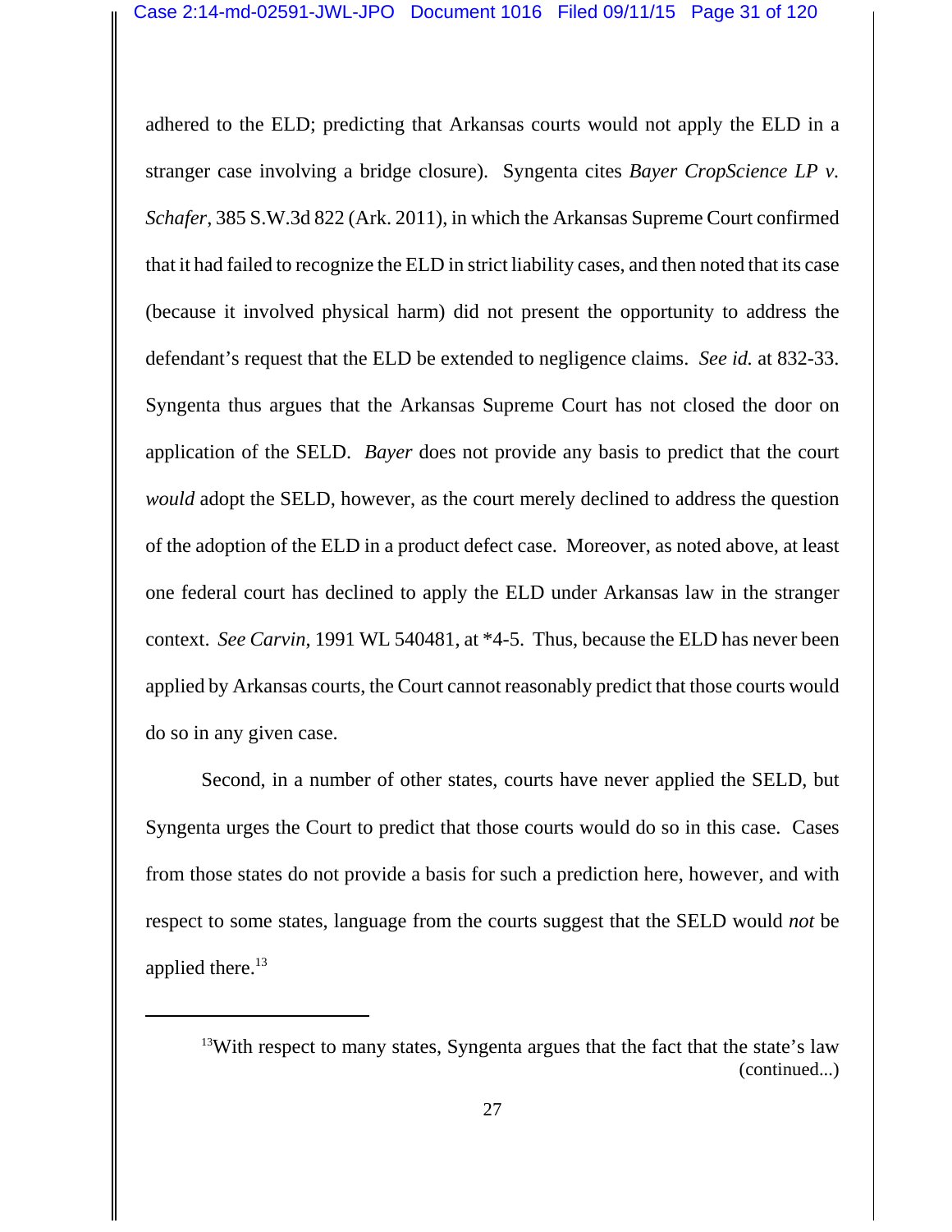adhered to the ELD; predicting that Arkansas courts would not apply the ELD in a stranger case involving a bridge closure). Syngenta cites *Bayer CropScience LP v. Schafer*, 385 S.W.3d 822 (Ark. 2011), in which the Arkansas Supreme Court confirmed that it had failed to recognize the ELD in strict liability cases, and then noted that its case (because it involved physical harm) did not present the opportunity to address the defendant's request that the ELD be extended to negligence claims. *See id.* at 832-33. Syngenta thus argues that the Arkansas Supreme Court has not closed the door on application of the SELD. *Bayer* does not provide any basis to predict that the court *would* adopt the SELD, however, as the court merely declined to address the question of the adoption of the ELD in a product defect case. Moreover, as noted above, at least one federal court has declined to apply the ELD under Arkansas law in the stranger context. *See Carvin*, 1991 WL 540481, at *4-5. Thus, because the ELD has never been applied by Arkansas courts, the Court cannot reasonably predict that those courts would do so in any given case.

Second, in a number of other states, courts have never applied the SELD, but Syngenta urges the Court to predict that those courts would do so in this case. Cases from those states do not provide a basis for such a prediction here, however, and with respect to some states, language from the courts suggest that the SELD would *not* be applied there.[13]

---

[13]With respect to many states, Syngenta argues that the fact that the state's law (continued...)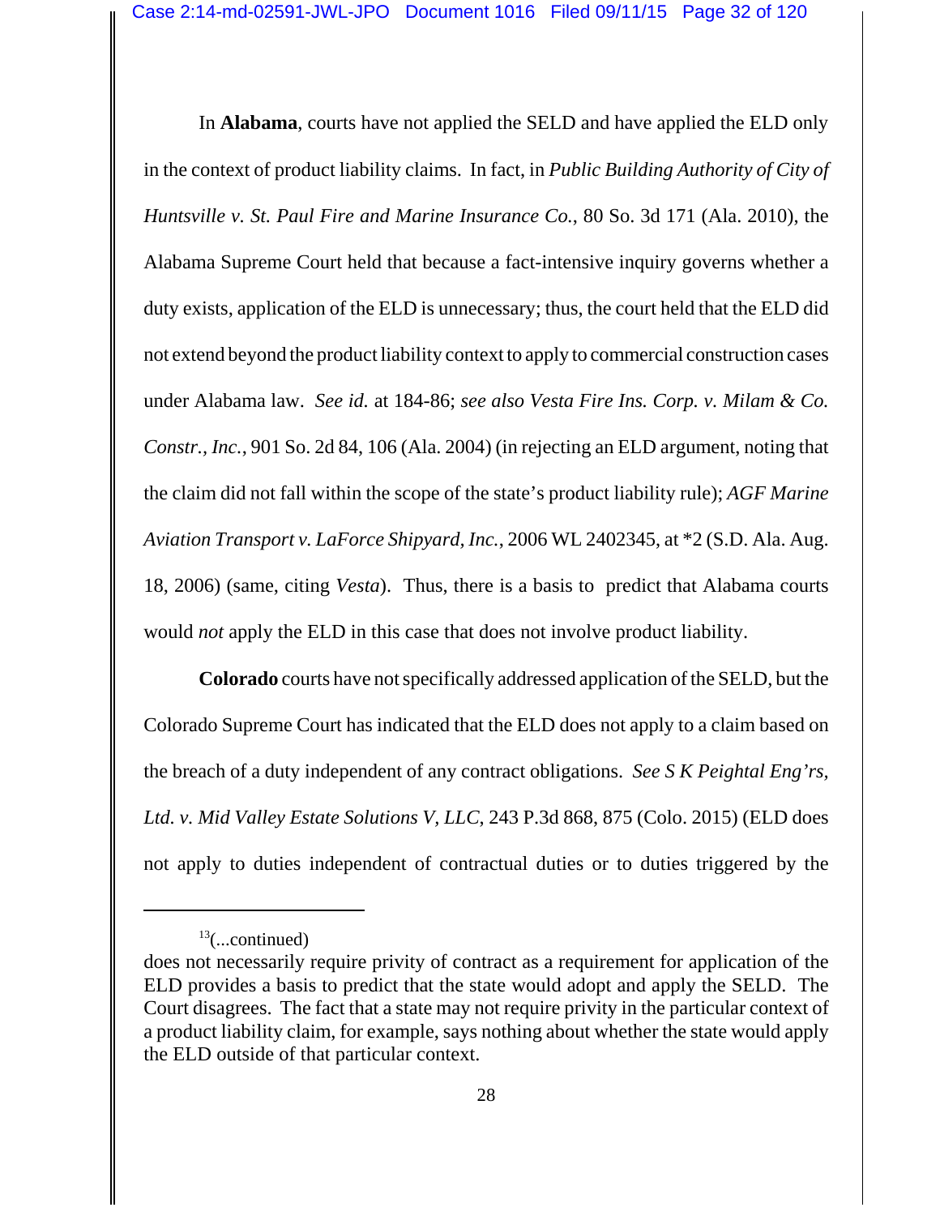In **Alabama**, courts have not applied the SELD and have applied the ELD only in the context of product liability claims. In fact, in *Public Building Authority of City of Huntsville v. St. Paul Fire and Marine Insurance Co.*, 80 So. 3d 171 (Ala. 2010), the Alabama Supreme Court held that because a fact-intensive inquiry governs whether a duty exists, application of the ELD is unnecessary; thus, the court held that the ELD did not extend beyond the product liability context to apply to commercial construction cases under Alabama law. *See id.* at 184-86; *see also Vesta Fire Ins. Corp. v. Milam & Co. Constr., Inc.*, 901 So. 2d 84, 106 (Ala. 2004) (in rejecting an ELD argument, noting that the claim did not fall within the scope of the state's product liability rule); *AGF Marine Aviation Transport v. LaForce Shipyard, Inc.*, 2006 WL 2402345, at *2 (S.D. Ala. Aug. 18, 2006) (same, citing *Vesta*). Thus, there is a basis to predict that Alabama courts would *not* apply the ELD in this case that does not involve product liability.

**Colorado** courts have not specifically addressed application of the SELD, but the Colorado Supreme Court has indicated that the ELD does not apply to a claim based on the breach of a duty independent of any contract obligations. *See S K Peightal Eng'rs, Ltd. v. Mid Valley Estate Solutions V, LLC*, 243 P.3d 868, 875 (Colo. 2015) (ELD does not apply to duties independent of contractual duties or to duties triggered by the

---

[13](...continued)
does not necessarily require privity of contract as a requirement for application of the ELD provides a basis to predict that the state would adopt and apply the SELD. The Court disagrees. The fact that a state may not require privity in the particular context of a product liability claim, for example, says nothing about whether the state would apply the ELD outside of that particular context.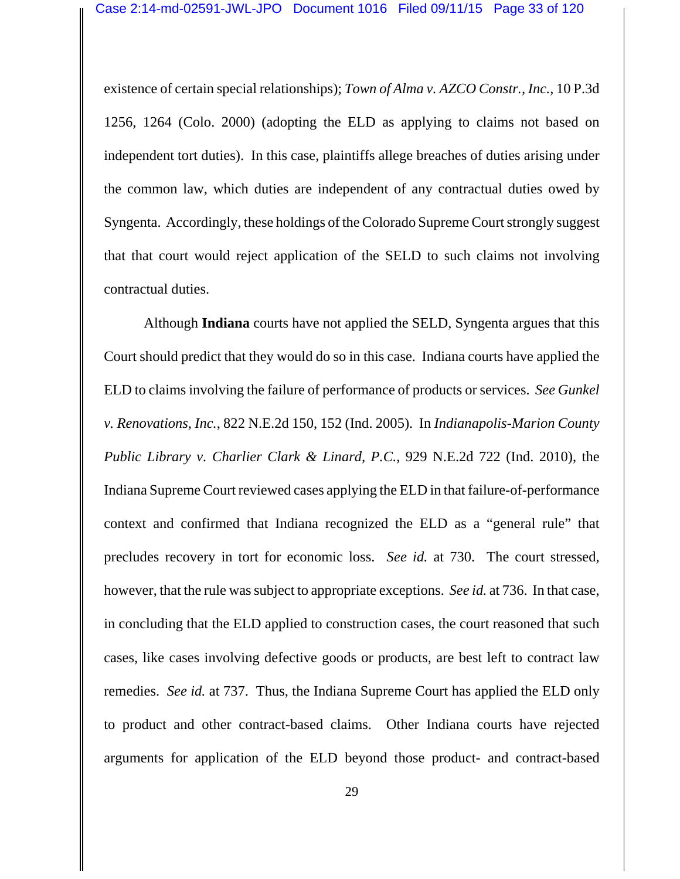existence of certain special relationships); *Town of Alma v. AZCO Constr., Inc.*, 10 P.3d 1256, 1264 (Colo. 2000) (adopting the ELD as applying to claims not based on independent tort duties). In this case, plaintiffs allege breaches of duties arising under the common law, which duties are independent of any contractual duties owed by Syngenta. Accordingly, these holdings of the Colorado Supreme Court strongly suggest that that court would reject application of the SELD to such claims not involving contractual duties.

Although **Indiana** courts have not applied the SELD, Syngenta argues that this Court should predict that they would do so in this case. Indiana courts have applied the ELD to claims involving the failure of performance of products or services. *See Gunkel v. Renovations, Inc.*, 822 N.E.2d 150, 152 (Ind. 2005). In *Indianapolis-Marion County Public Library v. Charlier Clark & Linard, P.C.*, 929 N.E.2d 722 (Ind. 2010), the Indiana Supreme Court reviewed cases applying the ELD in that failure-of-performance context and confirmed that Indiana recognized the ELD as a "general rule" that precludes recovery in tort for economic loss. *See id.* at 730. The court stressed, however, that the rule was subject to appropriate exceptions. *See id.* at 736. In that case, in concluding that the ELD applied to construction cases, the court reasoned that such cases, like cases involving defective goods or products, are best left to contract law remedies. *See id.* at 737. Thus, the Indiana Supreme Court has applied the ELD only to product and other contract-based claims. Other Indiana courts have rejected arguments for application of the ELD beyond those product- and contract-based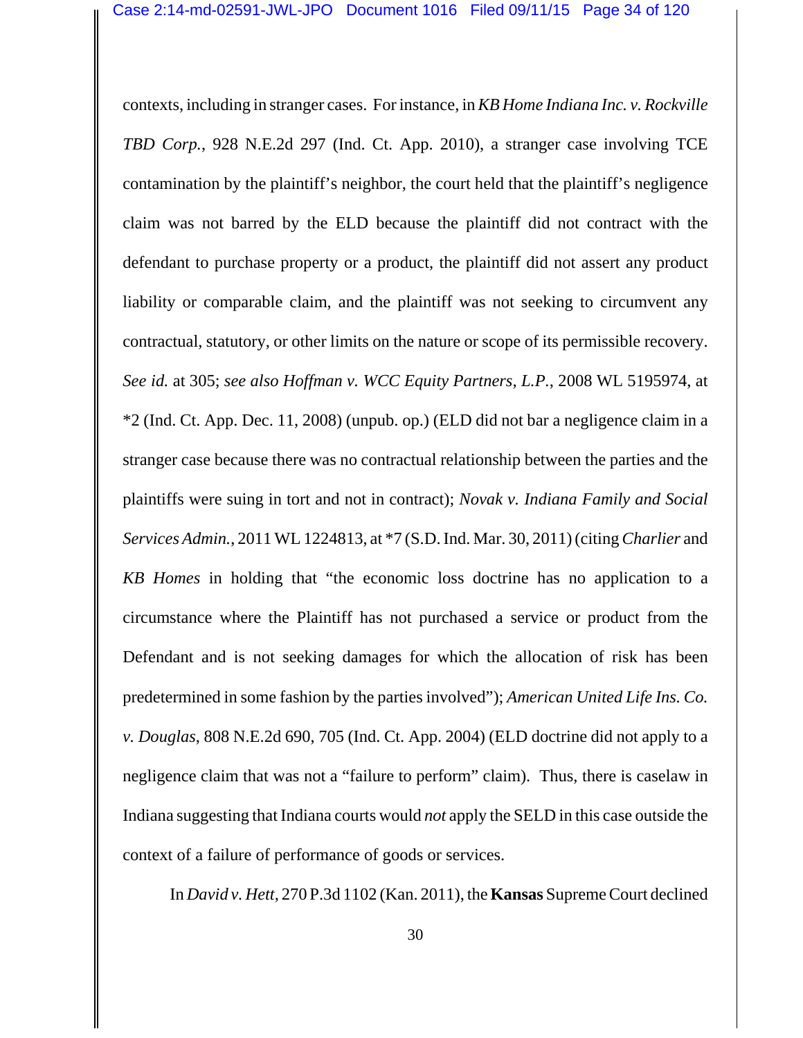contexts, including in stranger cases. For instance, in *KB Home Indiana Inc. v. Rockville TBD Corp.*, 928 N.E.2d 297 (Ind. Ct. App. 2010), a stranger case involving TCE contamination by the plaintiff's neighbor, the court held that the plaintiff's negligence claim was not barred by the ELD because the plaintiff did not contract with the defendant to purchase property or a product, the plaintiff did not assert any product liability or comparable claim, and the plaintiff was not seeking to circumvent any contractual, statutory, or other limits on the nature or scope of its permissible recovery. *See id.* at 305; *see also Hoffman v. WCC Equity Partners, L.P.*, 2008 WL 5195974, at *2 (Ind. Ct. App. Dec. 11, 2008) (unpub. op.) (ELD did not bar a negligence claim in a stranger case because there was no contractual relationship between the parties and the plaintiffs were suing in tort and not in contract); *Novak v. Indiana Family and Social Services Admin.*, 2011 WL 1224813, at *7 (S.D. Ind. Mar. 30, 2011) (citing *Charlier* and *KB Homes* in holding that "the economic loss doctrine has no application to a circumstance where the Plaintiff has not purchased a service or product from the Defendant and is not seeking damages for which the allocation of risk has been predetermined in some fashion by the parties involved"); *American United Life Ins. Co. v. Douglas*, 808 N.E.2d 690, 705 (Ind. Ct. App. 2004) (ELD doctrine did not apply to a negligence claim that was not a "failure to perform" claim). Thus, there is caselaw in Indiana suggesting that Indiana courts would *not* apply the SELD in this case outside the context of a failure of performance of goods or services.

In *David v. Hett*, 270 P.3d 1102 (Kan. 2011), the **Kansas** Supreme Court declined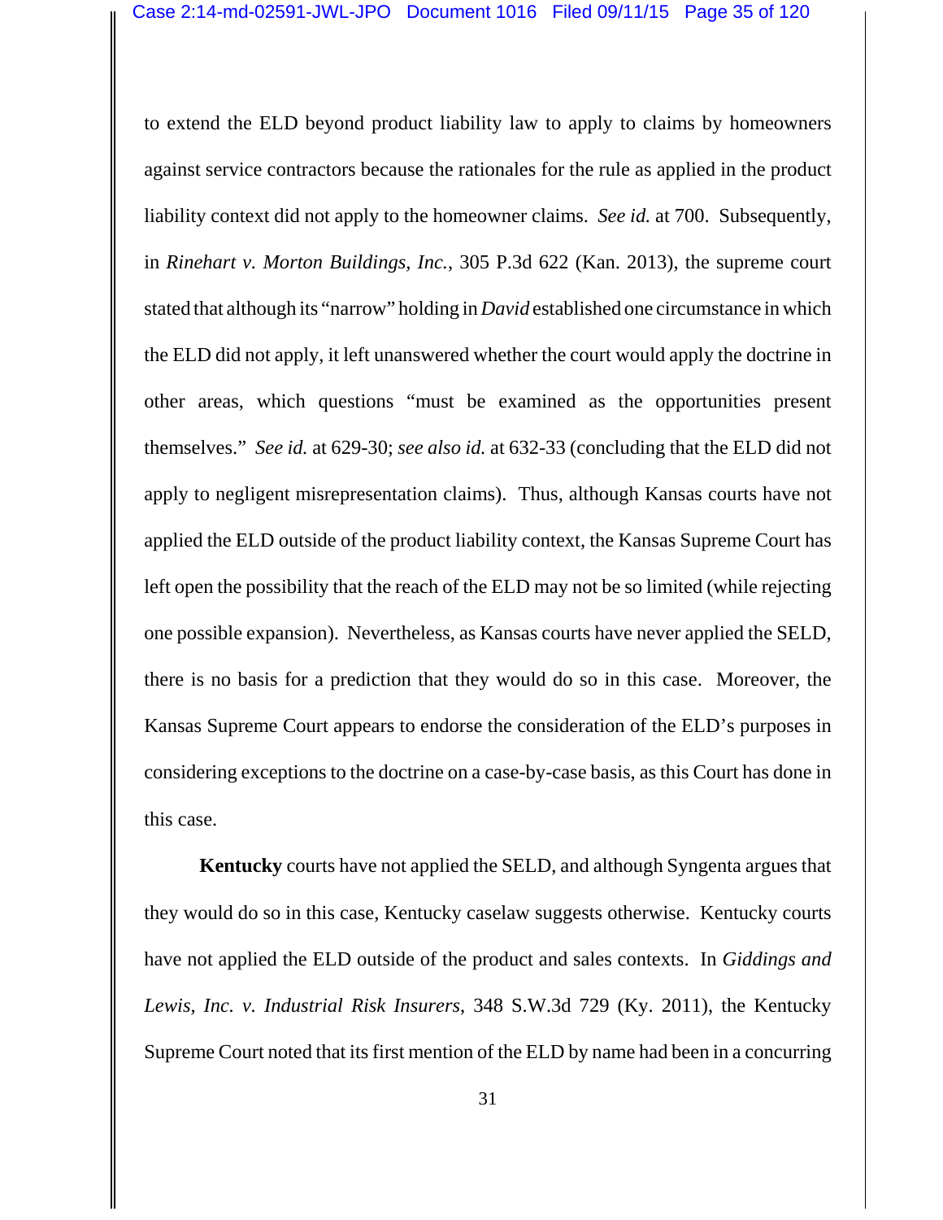to extend the ELD beyond product liability law to apply to claims by homeowners against service contractors because the rationales for the rule as applied in the product liability context did not apply to the homeowner claims. *See id.* at 700. Subsequently, in *Rinehart v. Morton Buildings, Inc.*, 305 P.3d 622 (Kan. 2013), the supreme court stated that although its "narrow" holding in *David* established one circumstance in which the ELD did not apply, it left unanswered whether the court would apply the doctrine in other areas, which questions "must be examined as the opportunities present themselves." *See id.* at 629-30; *see also id.* at 632-33 (concluding that the ELD did not apply to negligent misrepresentation claims). Thus, although Kansas courts have not applied the ELD outside of the product liability context, the Kansas Supreme Court has left open the possibility that the reach of the ELD may not be so limited (while rejecting one possible expansion). Nevertheless, as Kansas courts have never applied the SELD, there is no basis for a prediction that they would do so in this case. Moreover, the Kansas Supreme Court appears to endorse the consideration of the ELD's purposes in considering exceptions to the doctrine on a case-by-case basis, as this Court has done in this case.

**Kentucky** courts have not applied the SELD, and although Syngenta argues that they would do so in this case, Kentucky caselaw suggests otherwise. Kentucky courts have not applied the ELD outside of the product and sales contexts. In *Giddings and Lewis, Inc. v. Industrial Risk Insurers*, 348 S.W.3d 729 (Ky. 2011), the Kentucky Supreme Court noted that its first mention of the ELD by name had been in a concurring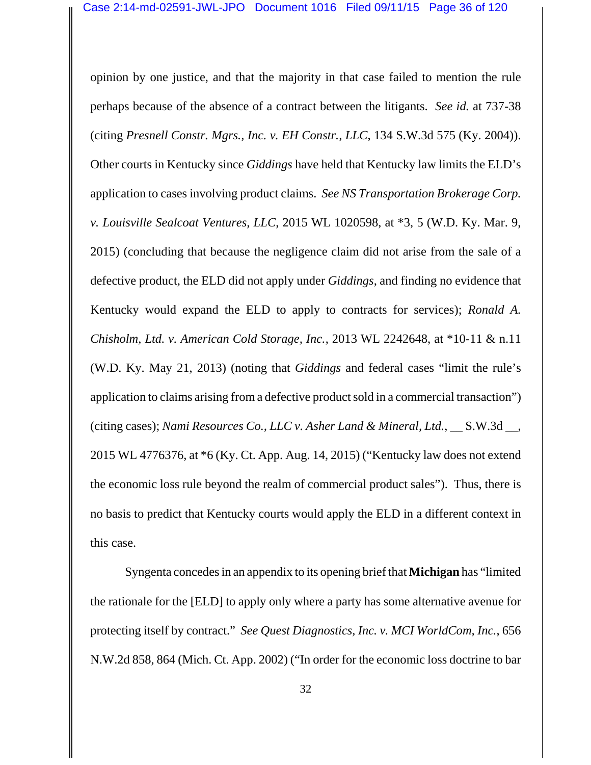opinion by one justice, and that the majority in that case failed to mention the rule perhaps because of the absence of a contract between the litigants. *See id.* at 737-38 (citing *Presnell Constr. Mgrs., Inc. v. EH Constr., LLC*, 134 S.W.3d 575 (Ky. 2004)). Other courts in Kentucky since *Giddings* have held that Kentucky law limits the ELD's application to cases involving product claims. *See NS Transportation Brokerage Corp. v. Louisville Sealcoat Ventures, LLC*, 2015 WL 1020598, at *3, 5 (W.D. Ky. Mar. 9, 2015) (concluding that because the negligence claim did not arise from the sale of a defective product, the ELD did not apply under *Giddings*, and finding no evidence that Kentucky would expand the ELD to apply to contracts for services); *Ronald A. Chisholm, Ltd. v. American Cold Storage, Inc.*, 2013 WL 2242648, at *10-11 & n.11 (W.D. Ky. May 21, 2013) (noting that *Giddings* and federal cases "limit the rule's application to claims arising from a defective product sold in a commercial transaction") (citing cases); *Nami Resources Co., LLC v. Asher Land & Mineral, Ltd.*, __ S.W.3d __, 2015 WL 4776376, at *6 (Ky. Ct. App. Aug. 14, 2015) ("Kentucky law does not extend the economic loss rule beyond the realm of commercial product sales"). Thus, there is no basis to predict that Kentucky courts would apply the ELD in a different context in this case.

Syngenta concedes in an appendix to its opening brief that **Michigan** has "limited the rationale for the [ELD] to apply only where a party has some alternative avenue for protecting itself by contract." *See Quest Diagnostics, Inc. v. MCI WorldCom, Inc.*, 656 N.W.2d 858, 864 (Mich. Ct. App. 2002) ("In order for the economic loss doctrine to bar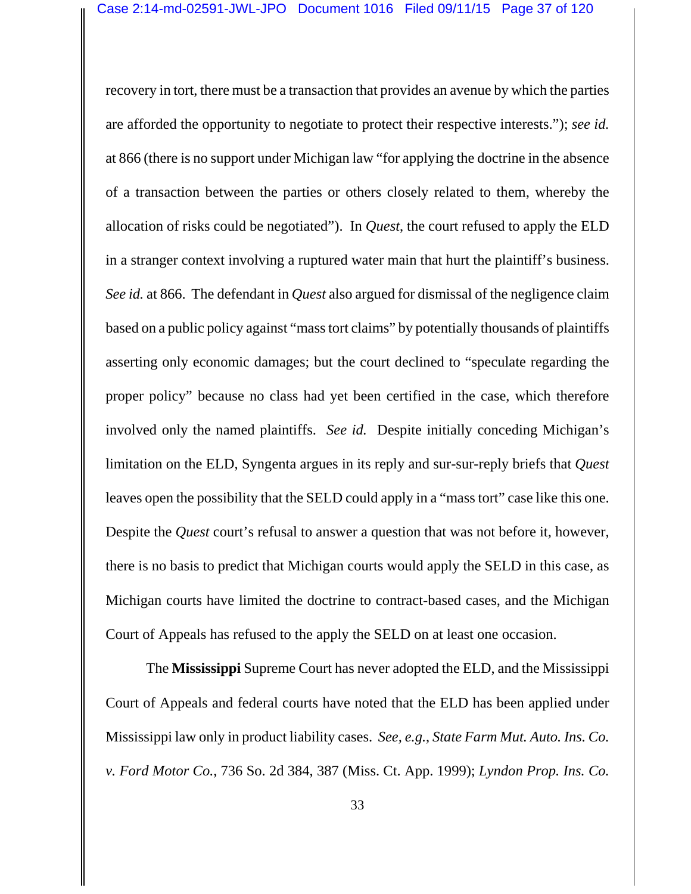recovery in tort, there must be a transaction that provides an avenue by which the parties are afforded the opportunity to negotiate to protect their respective interests."); *see id.* at 866 (there is no support under Michigan law "for applying the doctrine in the absence of a transaction between the parties or others closely related to them, whereby the allocation of risks could be negotiated"). In *Quest*, the court refused to apply the ELD in a stranger context involving a ruptured water main that hurt the plaintiff's business. *See id.* at 866. The defendant in *Quest* also argued for dismissal of the negligence claim based on a public policy against "mass tort claims" by potentially thousands of plaintiffs asserting only economic damages; but the court declined to "speculate regarding the proper policy" because no class had yet been certified in the case, which therefore involved only the named plaintiffs. *See id.* Despite initially conceding Michigan's limitation on the ELD, Syngenta argues in its reply and sur-sur-reply briefs that *Quest* leaves open the possibility that the SELD could apply in a "mass tort" case like this one. Despite the *Quest* court's refusal to answer a question that was not before it, however, there is no basis to predict that Michigan courts would apply the SELD in this case, as Michigan courts have limited the doctrine to contract-based cases, and the Michigan Court of Appeals has refused to the apply the SELD on at least one occasion.

The **Mississippi** Supreme Court has never adopted the ELD, and the Mississippi Court of Appeals and federal courts have noted that the ELD has been applied under Mississippi law only in product liability cases. *See, e.g.*, *State Farm Mut. Auto. Ins. Co. v. Ford Motor Co.*, 736 So. 2d 384, 387 (Miss. Ct. App. 1999); *Lyndon Prop. Ins. Co.*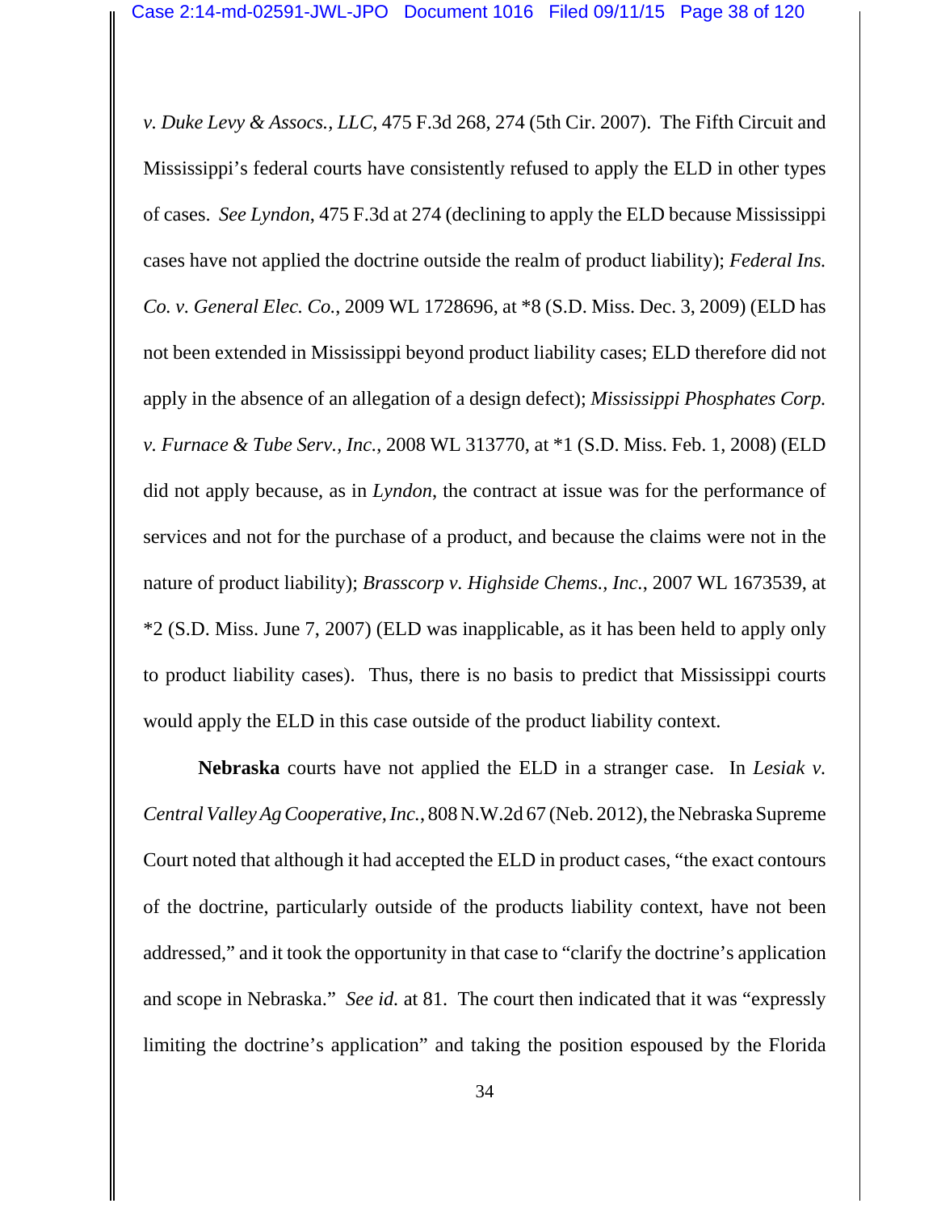*v. Duke Levy & Assocs., LLC*, 475 F.3d 268, 274 (5th Cir. 2007). The Fifth Circuit and Mississippi's federal courts have consistently refused to apply the ELD in other types of cases. *See Lyndon*, 475 F.3d at 274 (declining to apply the ELD because Mississippi cases have not applied the doctrine outside the realm of product liability); *Federal Ins. Co. v. General Elec. Co.*, 2009 WL 1728696, at *8 (S.D. Miss. Dec. 3, 2009) (ELD has not been extended in Mississippi beyond product liability cases; ELD therefore did not apply in the absence of an allegation of a design defect); *Mississippi Phosphates Corp. v. Furnace & Tube Serv., Inc.*, 2008 WL 313770, at *1 (S.D. Miss. Feb. 1, 2008) (ELD did not apply because, as in *Lyndon*, the contract at issue was for the performance of services and not for the purchase of a product, and because the claims were not in the nature of product liability); *Brasscorp v. Highside Chems., Inc.*, 2007 WL 1673539, at *2 (S.D. Miss. June 7, 2007) (ELD was inapplicable, as it has been held to apply only to product liability cases). Thus, there is no basis to predict that Mississippi courts would apply the ELD in this case outside of the product liability context.

**Nebraska** courts have not applied the ELD in a stranger case. In *Lesiak v. Central Valley Ag Cooperative, Inc.*, 808 N.W.2d 67 (Neb. 2012), the Nebraska Supreme Court noted that although it had accepted the ELD in product cases, "the exact contours of the doctrine, particularly outside of the products liability context, have not been addressed," and it took the opportunity in that case to "clarify the doctrine's application and scope in Nebraska." *See id.* at 81. The court then indicated that it was "expressly limiting the doctrine's application" and taking the position espoused by the Florida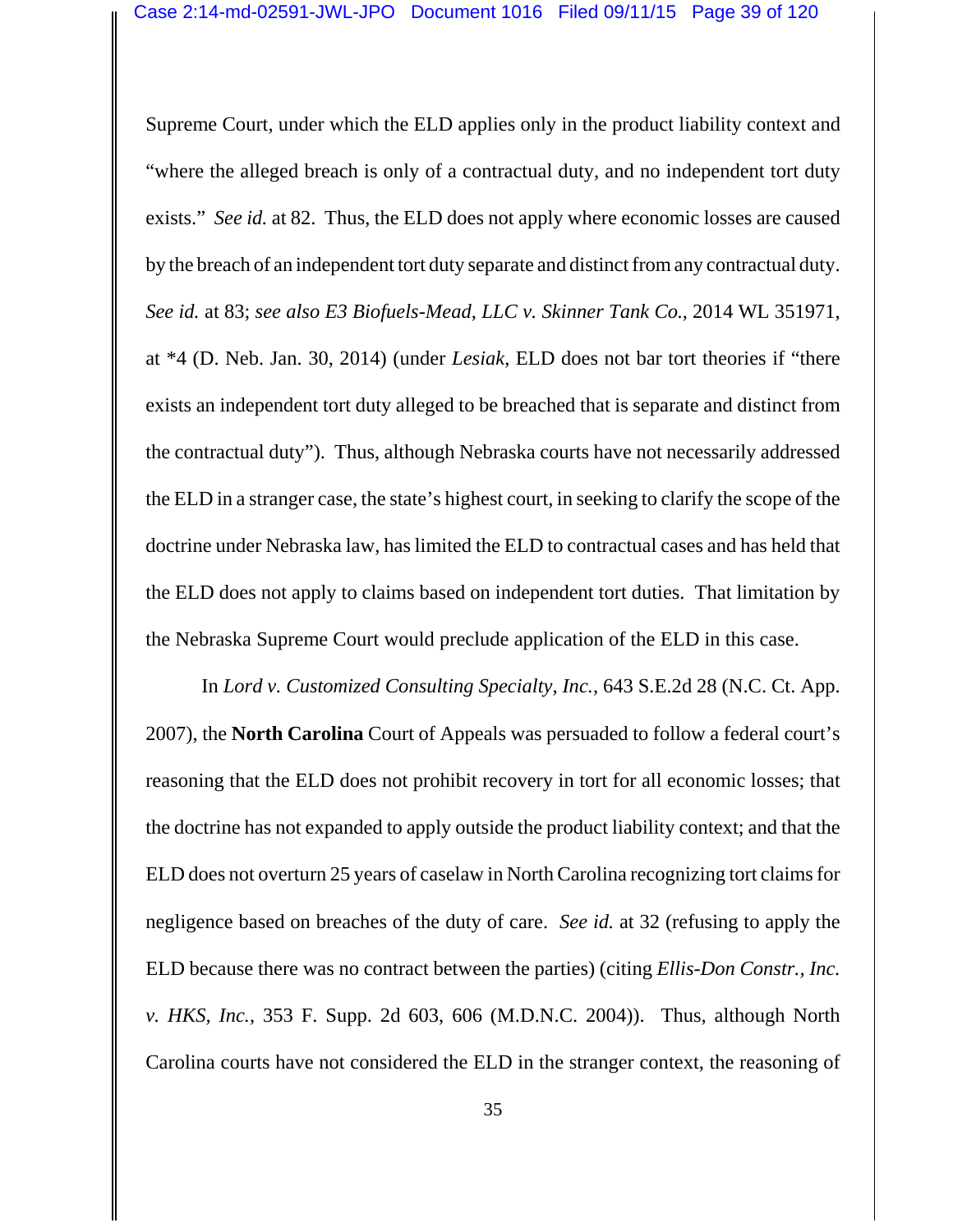Supreme Court, under which the ELD applies only in the product liability context and "where the alleged breach is only of a contractual duty, and no independent tort duty exists." *See id.* at 82. Thus, the ELD does not apply where economic losses are caused by the breach of an independent tort duty separate and distinct from any contractual duty. *See id.* at 83; *see also E3 Biofuels-Mead, LLC v. Skinner Tank Co.*, 2014 WL 351971, at *4 (D. Neb. Jan. 30, 2014) (under *Lesiak*, ELD does not bar tort theories if "there exists an independent tort duty alleged to be breached that is separate and distinct from the contractual duty"). Thus, although Nebraska courts have not necessarily addressed the ELD in a stranger case, the state's highest court, in seeking to clarify the scope of the doctrine under Nebraska law, has limited the ELD to contractual cases and has held that the ELD does not apply to claims based on independent tort duties. That limitation by the Nebraska Supreme Court would preclude application of the ELD in this case.

In *Lord v. Customized Consulting Specialty, Inc.*, 643 S.E.2d 28 (N.C. Ct. App. 2007), the **North Carolina** Court of Appeals was persuaded to follow a federal court's reasoning that the ELD does not prohibit recovery in tort for all economic losses; that the doctrine has not expanded to apply outside the product liability context; and that the ELD does not overturn 25 years of caselaw in North Carolina recognizing tort claims for negligence based on breaches of the duty of care. *See id.* at 32 (refusing to apply the ELD because there was no contract between the parties) (citing *Ellis-Don Constr., Inc. v. HKS, Inc.*, 353 F. Supp. 2d 603, 606 (M.D.N.C. 2004)). Thus, although North Carolina courts have not considered the ELD in the stranger context, the reasoning of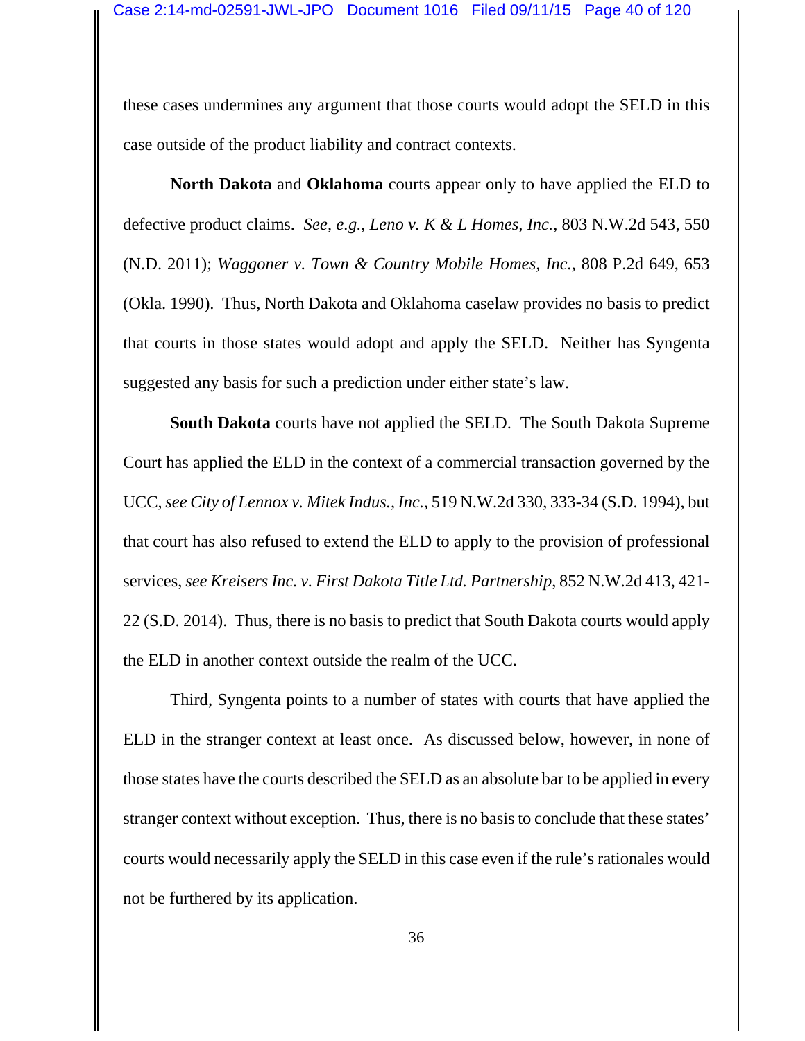these cases undermines any argument that those courts would adopt the SELD in this case outside of the product liability and contract contexts.

**North Dakota** and **Oklahoma** courts appear only to have applied the ELD to defective product claims. *See, e.g.*, *Leno v. K & L Homes, Inc.*, 803 N.W.2d 543, 550 (N.D. 2011); *Waggoner v. Town & Country Mobile Homes, Inc.*, 808 P.2d 649, 653 (Okla. 1990). Thus, North Dakota and Oklahoma caselaw provides no basis to predict that courts in those states would adopt and apply the SELD. Neither has Syngenta suggested any basis for such a prediction under either state's law.

**South Dakota** courts have not applied the SELD. The South Dakota Supreme Court has applied the ELD in the context of a commercial transaction governed by the UCC, *see City of Lennox v. Mitek Indus., Inc.*, 519 N.W.2d 330, 333-34 (S.D. 1994), but that court has also refused to extend the ELD to apply to the provision of professional services, *see Kreisers Inc. v. First Dakota Title Ltd. Partnership*, 852 N.W.2d 413, 421-22 (S.D. 2014). Thus, there is no basis to predict that South Dakota courts would apply the ELD in another context outside the realm of the UCC.

Third, Syngenta points to a number of states with courts that have applied the ELD in the stranger context at least once. As discussed below, however, in none of those states have the courts described the SELD as an absolute bar to be applied in every stranger context without exception. Thus, there is no basis to conclude that these states' courts would necessarily apply the SELD in this case even if the rule's rationales would not be furthered by its application.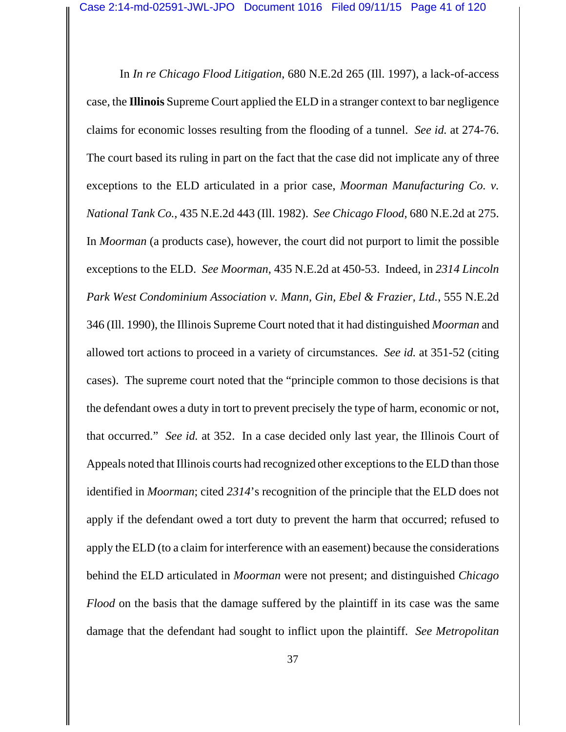In *In re Chicago Flood Litigation*, 680 N.E.2d 265 (Ill. 1997), a lack-of-access case, the **Illinois** Supreme Court applied the ELD in a stranger context to bar negligence claims for economic losses resulting from the flooding of a tunnel. *See id.* at 274-76. The court based its ruling in part on the fact that the case did not implicate any of three exceptions to the ELD articulated in a prior case, *Moorman Manufacturing Co. v. National Tank Co.*, 435 N.E.2d 443 (Ill. 1982). *See Chicago Flood*, 680 N.E.2d at 275. In *Moorman* (a products case), however, the court did not purport to limit the possible exceptions to the ELD. *See Moorman*, 435 N.E.2d at 450-53. Indeed, in *2314 Lincoln Park West Condominium Association v. Mann, Gin, Ebel & Frazier, Ltd.*, 555 N.E.2d 346 (Ill. 1990), the Illinois Supreme Court noted that it had distinguished *Moorman* and allowed tort actions to proceed in a variety of circumstances. *See id.* at 351-52 (citing cases). The supreme court noted that the "principle common to those decisions is that the defendant owes a duty in tort to prevent precisely the type of harm, economic or not, that occurred." *See id.* at 352. In a case decided only last year, the Illinois Court of Appeals noted that Illinois courts had recognized other exceptions to the ELD than those identified in *Moorman*; cited *2314*'s recognition of the principle that the ELD does not apply if the defendant owed a tort duty to prevent the harm that occurred; refused to apply the ELD (to a claim for interference with an easement) because the considerations behind the ELD articulated in *Moorman* were not present; and distinguished *Chicago Flood* on the basis that the damage suffered by the plaintiff in its case was the same damage that the defendant had sought to inflict upon the plaintiff. *See Metropolitan*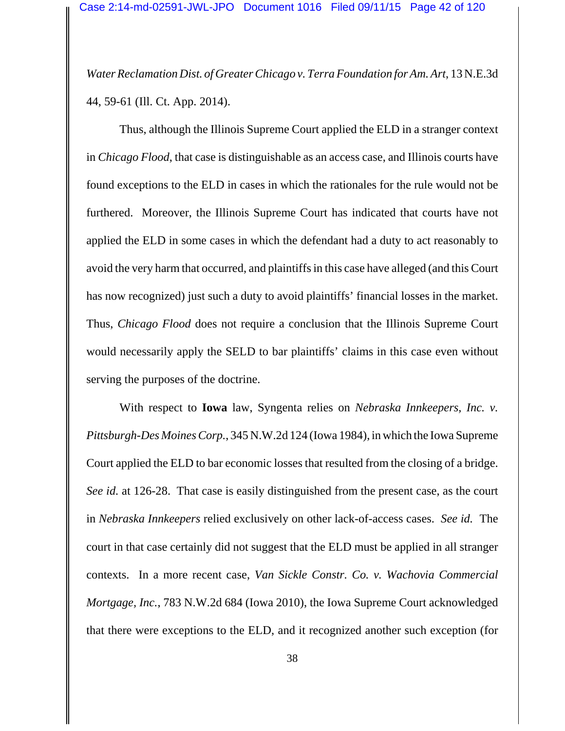*Water Reclamation Dist. of Greater Chicago v. Terra Foundation for Am. Art*, 13 N.E.3d 44, 59-61 (Ill. Ct. App. 2014).

Thus, although the Illinois Supreme Court applied the ELD in a stranger context in *Chicago Flood*, that case is distinguishable as an access case, and Illinois courts have found exceptions to the ELD in cases in which the rationales for the rule would not be furthered. Moreover, the Illinois Supreme Court has indicated that courts have not applied the ELD in some cases in which the defendant had a duty to act reasonably to avoid the very harm that occurred, and plaintiffs in this case have alleged (and this Court has now recognized) just such a duty to avoid plaintiffs' financial losses in the market. Thus, *Chicago Flood* does not require a conclusion that the Illinois Supreme Court would necessarily apply the SELD to bar plaintiffs' claims in this case even without serving the purposes of the doctrine.

With respect to **Iowa** law, Syngenta relies on *Nebraska Innkeepers, Inc. v. Pittsburgh-Des Moines Corp.*, 345 N.W.2d 124 (Iowa 1984), in which the Iowa Supreme Court applied the ELD to bar economic losses that resulted from the closing of a bridge. *See id.* at 126-28. That case is easily distinguished from the present case, as the court in *Nebraska Innkeepers* relied exclusively on other lack-of-access cases. *See id.* The court in that case certainly did not suggest that the ELD must be applied in all stranger contexts. In a more recent case, *Van Sickle Constr. Co. v. Wachovia Commercial Mortgage, Inc.*, 783 N.W.2d 684 (Iowa 2010), the Iowa Supreme Court acknowledged that there were exceptions to the ELD, and it recognized another such exception (for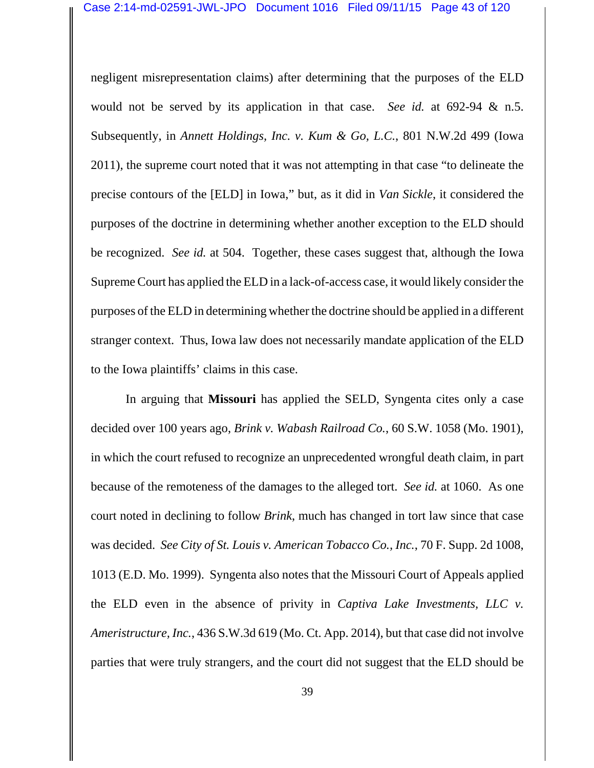negligent misrepresentation claims) after determining that the purposes of the ELD would not be served by its application in that case. *See id.* at 692-94 & n.5. Subsequently, in *Annett Holdings, Inc. v. Kum & Go, L.C.*, 801 N.W.2d 499 (Iowa 2011), the supreme court noted that it was not attempting in that case "to delineate the precise contours of the [ELD] in Iowa," but, as it did in *Van Sickle*, it considered the purposes of the doctrine in determining whether another exception to the ELD should be recognized. *See id.* at 504. Together, these cases suggest that, although the Iowa Supreme Court has applied the ELD in a lack-of-access case, it would likely consider the purposes of the ELD in determining whether the doctrine should be applied in a different stranger context. Thus, Iowa law does not necessarily mandate application of the ELD to the Iowa plaintiffs' claims in this case.

In arguing that **Missouri** has applied the SELD, Syngenta cites only a case decided over 100 years ago, *Brink v. Wabash Railroad Co.*, 60 S.W. 1058 (Mo. 1901), in which the court refused to recognize an unprecedented wrongful death claim, in part because of the remoteness of the damages to the alleged tort. *See id.* at 1060. As one court noted in declining to follow *Brink*, much has changed in tort law since that case was decided. *See City of St. Louis v. American Tobacco Co., Inc.*, 70 F. Supp. 2d 1008, 1013 (E.D. Mo. 1999). Syngenta also notes that the Missouri Court of Appeals applied the ELD even in the absence of privity in *Captiva Lake Investments, LLC v. Ameristructure, Inc.*, 436 S.W.3d 619 (Mo. Ct. App. 2014), but that case did not involve parties that were truly strangers, and the court did not suggest that the ELD should be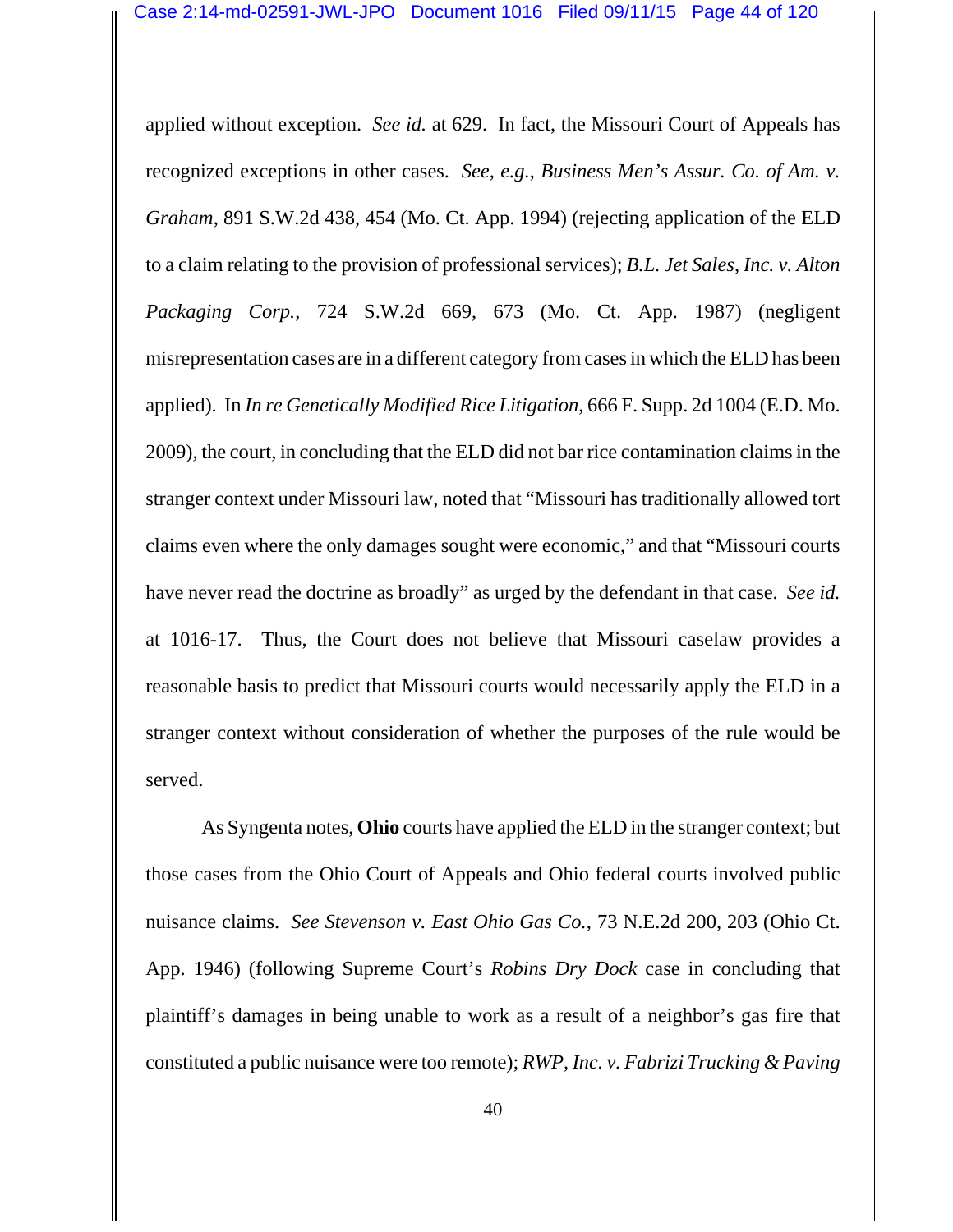applied without exception. *See id.* at 629. In fact, the Missouri Court of Appeals has recognized exceptions in other cases. *See, e.g.*, *Business Men's Assur. Co. of Am. v. Graham*, 891 S.W.2d 438, 454 (Mo. Ct. App. 1994) (rejecting application of the ELD to a claim relating to the provision of professional services); *B.L. Jet Sales, Inc. v. Alton Packaging Corp.*, 724 S.W.2d 669, 673 (Mo. Ct. App. 1987) (negligent misrepresentation cases are in a different category from cases in which the ELD has been applied). In *In re Genetically Modified Rice Litigation*, 666 F. Supp. 2d 1004 (E.D. Mo. 2009), the court, in concluding that the ELD did not bar rice contamination claims in the stranger context under Missouri law, noted that "Missouri has traditionally allowed tort claims even where the only damages sought were economic," and that "Missouri courts have never read the doctrine as broadly" as urged by the defendant in that case. *See id.* at 1016-17. Thus, the Court does not believe that Missouri caselaw provides a reasonable basis to predict that Missouri courts would necessarily apply the ELD in a stranger context without consideration of whether the purposes of the rule would be served.

As Syngenta notes, **Ohio** courts have applied the ELD in the stranger context; but those cases from the Ohio Court of Appeals and Ohio federal courts involved public nuisance claims. *See Stevenson v. East Ohio Gas Co.*, 73 N.E.2d 200, 203 (Ohio Ct. App. 1946) (following Supreme Court's *Robins Dry Dock* case in concluding that plaintiff's damages in being unable to work as a result of a neighbor's gas fire that constituted a public nuisance were too remote); *RWP, Inc. v. Fabrizi Trucking & Paving*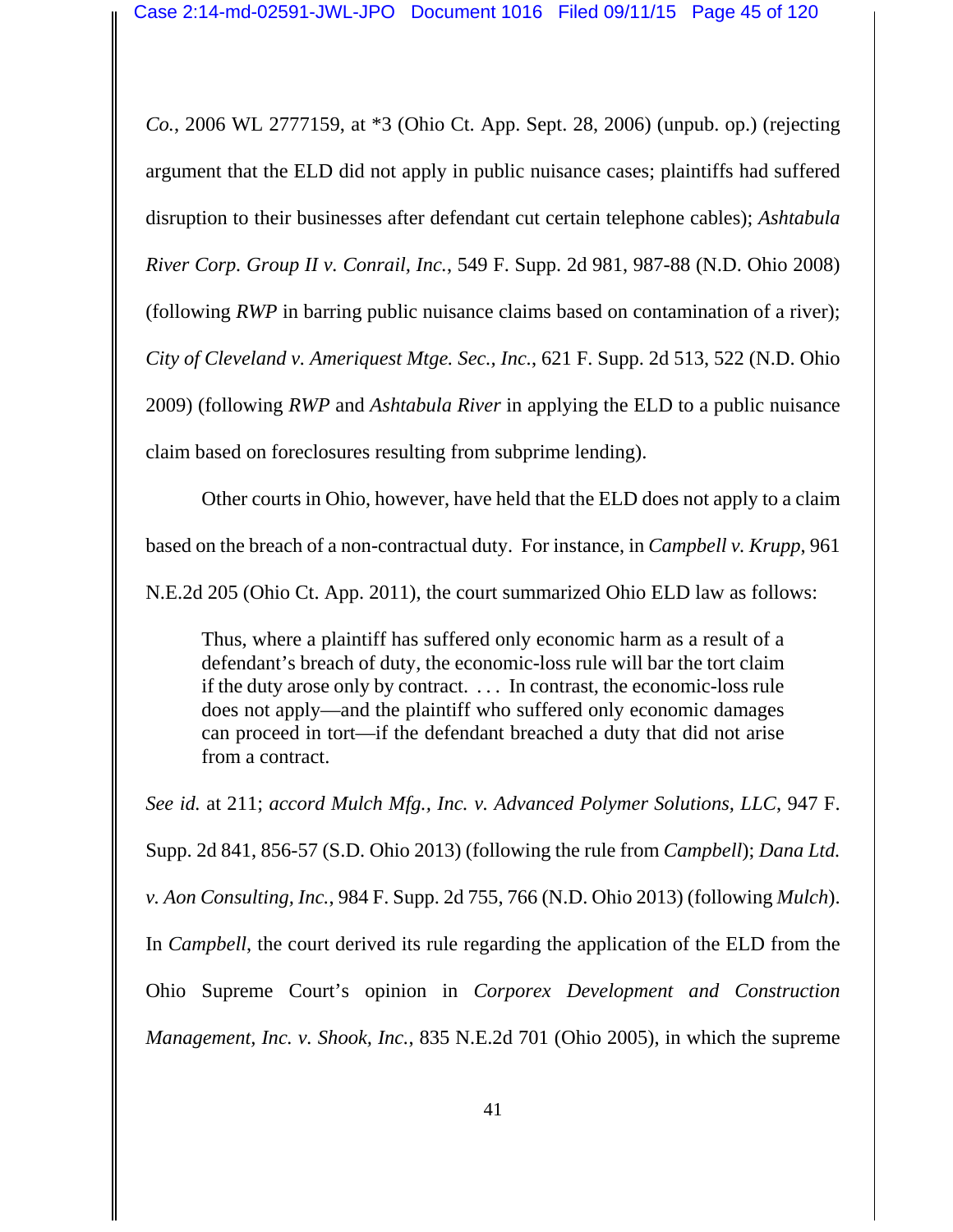*Co.*, 2006 WL 2777159, at *3 (Ohio Ct. App. Sept. 28, 2006) (unpub. op.) (rejecting argument that the ELD did not apply in public nuisance cases; plaintiffs had suffered disruption to their businesses after defendant cut certain telephone cables); *Ashtabula River Corp. Group II v. Conrail, Inc.*, 549 F. Supp. 2d 981, 987-88 (N.D. Ohio 2008) (following *RWP* in barring public nuisance claims based on contamination of a river); *City of Cleveland v. Ameriquest Mtge. Sec., Inc.*, 621 F. Supp. 2d 513, 522 (N.D. Ohio 2009) (following *RWP* and *Ashtabula River* in applying the ELD to a public nuisance claim based on foreclosures resulting from subprime lending).

Other courts in Ohio, however, have held that the ELD does not apply to a claim based on the breach of a non-contractual duty. For instance, in *Campbell v. Krupp*, 961 N.E.2d 205 (Ohio Ct. App. 2011), the court summarized Ohio ELD law as follows:

> Thus, where a plaintiff has suffered only economic harm as a result of a defendant's breach of duty, the economic-loss rule will bar the tort claim if the duty arose only by contract. . . . In contrast, the economic-loss rule does not apply—and the plaintiff who suffered only economic damages can proceed in tort—if the defendant breached a duty that did not arise from a contract.

*See id.* at 211; *accord Mulch Mfg., Inc. v. Advanced Polymer Solutions, LLC*, 947 F. Supp. 2d 841, 856-57 (S.D. Ohio 2013) (following the rule from *Campbell*); *Dana Ltd. v. Aon Consulting, Inc.*, 984 F. Supp. 2d 755, 766 (N.D. Ohio 2013) (following *Mulch*). In *Campbell*, the court derived its rule regarding the application of the ELD from the Ohio Supreme Court's opinion in *Corporex Development and Construction Management, Inc. v. Shook, Inc.*, 835 N.E.2d 701 (Ohio 2005), in which the supreme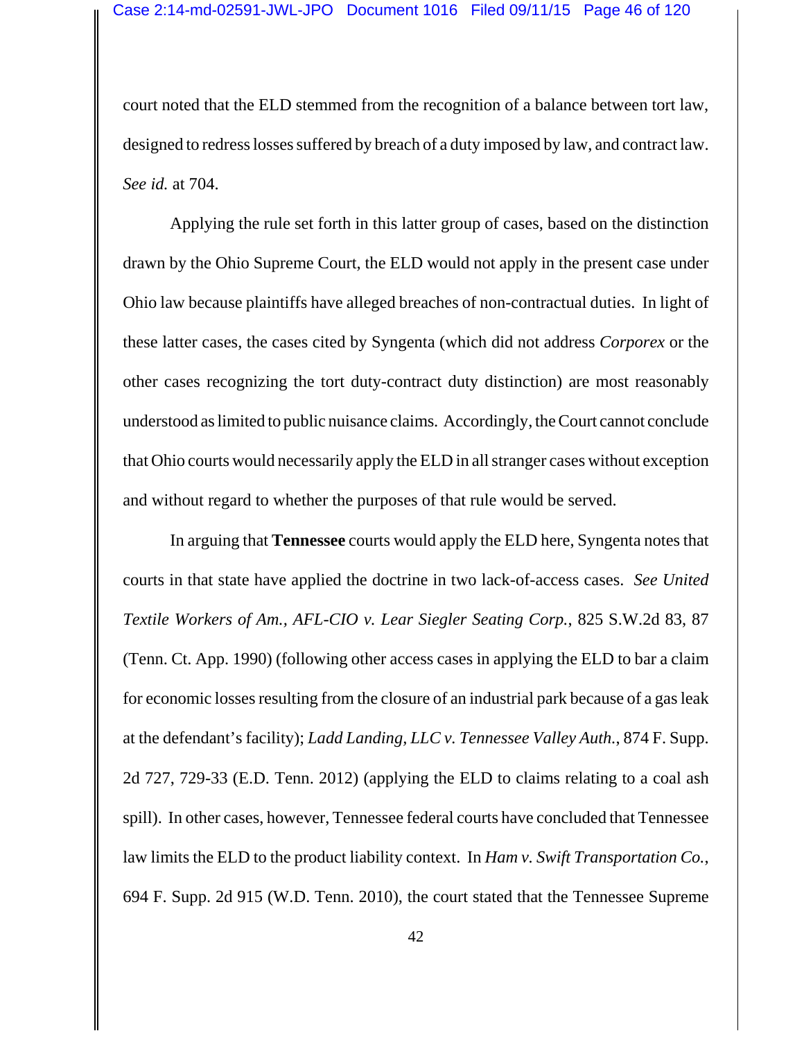court noted that the ELD stemmed from the recognition of a balance between tort law, designed to redress losses suffered by breach of a duty imposed by law, and contract law. *See id.* at 704.

Applying the rule set forth in this latter group of cases, based on the distinction drawn by the Ohio Supreme Court, the ELD would not apply in the present case under Ohio law because plaintiffs have alleged breaches of non-contractual duties. In light of these latter cases, the cases cited by Syngenta (which did not address *Corporex* or the other cases recognizing the tort duty-contract duty distinction) are most reasonably understood as limited to public nuisance claims. Accordingly, the Court cannot conclude that Ohio courts would necessarily apply the ELD in all stranger cases without exception and without regard to whether the purposes of that rule would be served.

In arguing that **Tennessee** courts would apply the ELD here, Syngenta notes that courts in that state have applied the doctrine in two lack-of-access cases. *See United Textile Workers of Am., AFL-CIO v. Lear Siegler Seating Corp.*, 825 S.W.2d 83, 87 (Tenn. Ct. App. 1990) (following other access cases in applying the ELD to bar a claim for economic losses resulting from the closure of an industrial park because of a gas leak at the defendant's facility); *Ladd Landing, LLC v. Tennessee Valley Auth.*, 874 F. Supp. 2d 727, 729-33 (E.D. Tenn. 2012) (applying the ELD to claims relating to a coal ash spill). In other cases, however, Tennessee federal courts have concluded that Tennessee law limits the ELD to the product liability context. In *Ham v. Swift Transportation Co.*, 694 F. Supp. 2d 915 (W.D. Tenn. 2010), the court stated that the Tennessee Supreme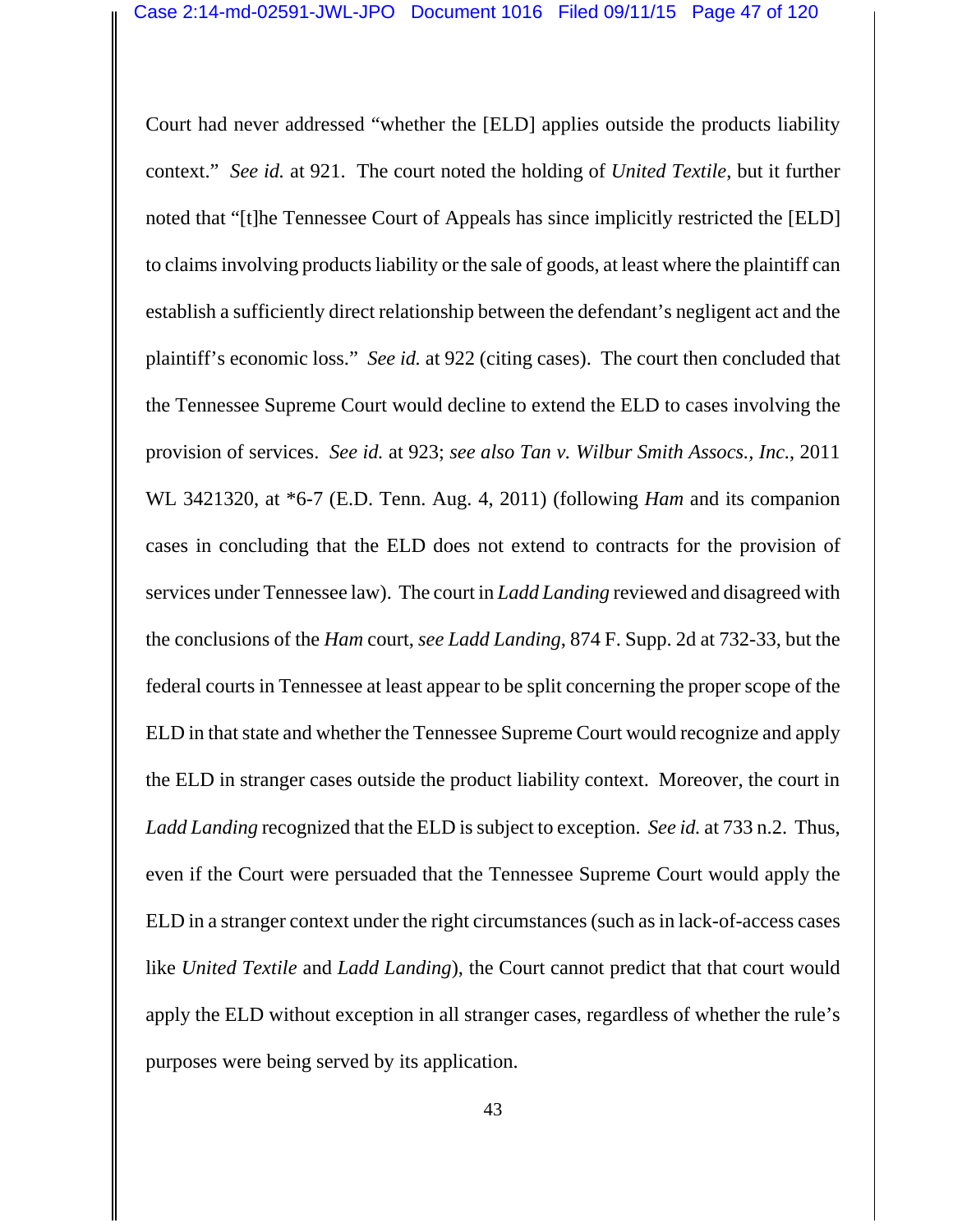Court had never addressed "whether the [ELD] applies outside the products liability context." *See id.* at 921. The court noted the holding of *United Textile*, but it further noted that "[t]he Tennessee Court of Appeals has since implicitly restricted the [ELD] to claims involving products liability or the sale of goods, at least where the plaintiff can establish a sufficiently direct relationship between the defendant's negligent act and the plaintiff's economic loss." *See id.* at 922 (citing cases). The court then concluded that the Tennessee Supreme Court would decline to extend the ELD to cases involving the provision of services. *See id.* at 923; *see also Tan v. Wilbur Smith Assocs., Inc.*, 2011 WL 3421320, at *6-7 (E.D. Tenn. Aug. 4, 2011) (following *Ham* and its companion cases in concluding that the ELD does not extend to contracts for the provision of services under Tennessee law). The court in *Ladd Landing* reviewed and disagreed with the conclusions of the *Ham* court, *see Ladd Landing*, 874 F. Supp. 2d at 732-33, but the federal courts in Tennessee at least appear to be split concerning the proper scope of the ELD in that state and whether the Tennessee Supreme Court would recognize and apply the ELD in stranger cases outside the product liability context. Moreover, the court in *Ladd Landing* recognized that the ELD is subject to exception. *See id.* at 733 n.2. Thus, even if the Court were persuaded that the Tennessee Supreme Court would apply the ELD in a stranger context under the right circumstances (such as in lack-of-access cases like *United Textile* and *Ladd Landing*), the Court cannot predict that that court would apply the ELD without exception in all stranger cases, regardless of whether the rule's purposes were being served by its application.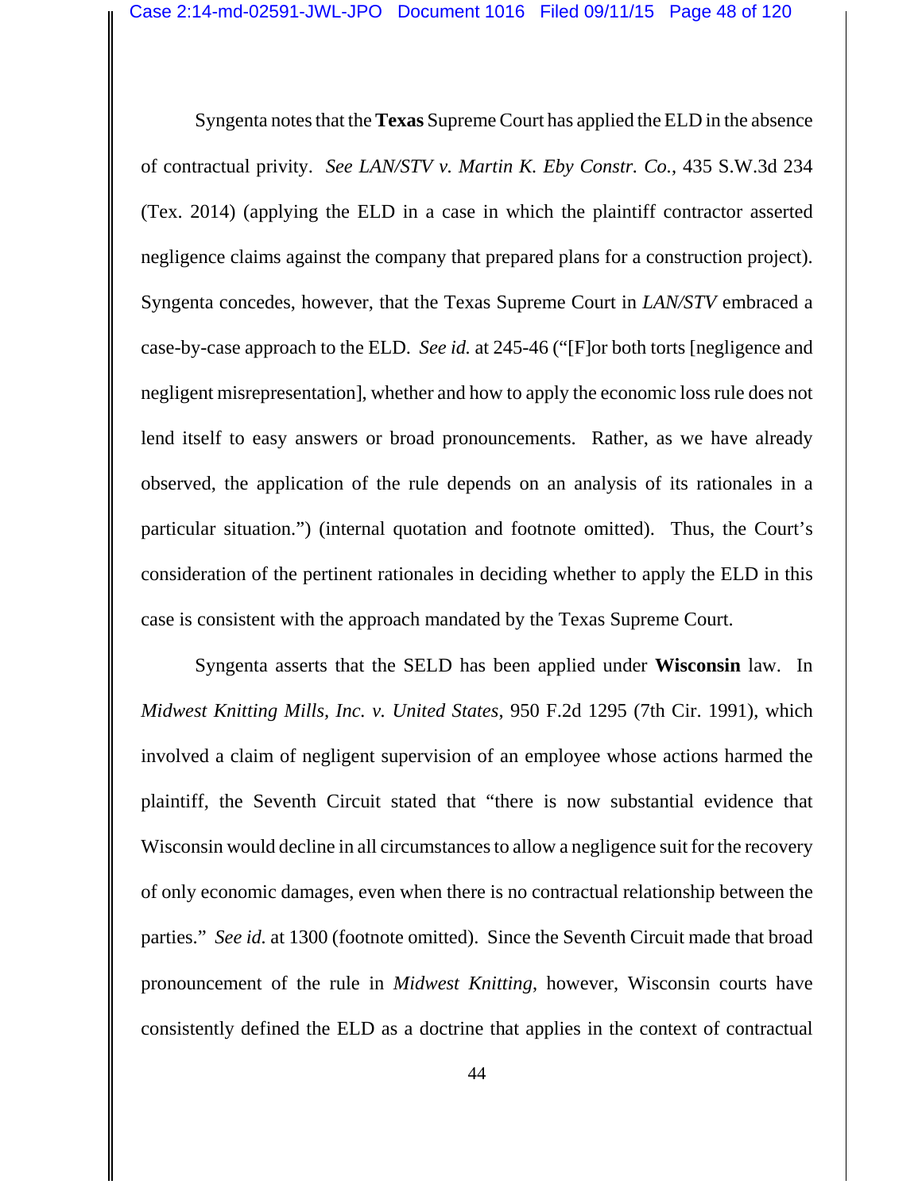Syngenta notes that the **Texas** Supreme Court has applied the ELD in the absence of contractual privity. *See LAN/STV v. Martin K. Eby Constr. Co.*, 435 S.W.3d 234 (Tex. 2014) (applying the ELD in a case in which the plaintiff contractor asserted negligence claims against the company that prepared plans for a construction project). Syngenta concedes, however, that the Texas Supreme Court in *LAN/STV* embraced a case-by-case approach to the ELD. *See id.* at 245-46 ("[F]or both torts [negligence and negligent misrepresentation], whether and how to apply the economic loss rule does not lend itself to easy answers or broad pronouncements. Rather, as we have already observed, the application of the rule depends on an analysis of its rationales in a particular situation.") (internal quotation and footnote omitted). Thus, the Court's consideration of the pertinent rationales in deciding whether to apply the ELD in this case is consistent with the approach mandated by the Texas Supreme Court.

Syngenta asserts that the SELD has been applied under **Wisconsin** law. In *Midwest Knitting Mills, Inc. v. United States*, 950 F.2d 1295 (7th Cir. 1991), which involved a claim of negligent supervision of an employee whose actions harmed the plaintiff, the Seventh Circuit stated that "there is now substantial evidence that Wisconsin would decline in all circumstances to allow a negligence suit for the recovery of only economic damages, even when there is no contractual relationship between the parties." *See id.* at 1300 (footnote omitted). Since the Seventh Circuit made that broad pronouncement of the rule in *Midwest Knitting*, however, Wisconsin courts have consistently defined the ELD as a doctrine that applies in the context of contractual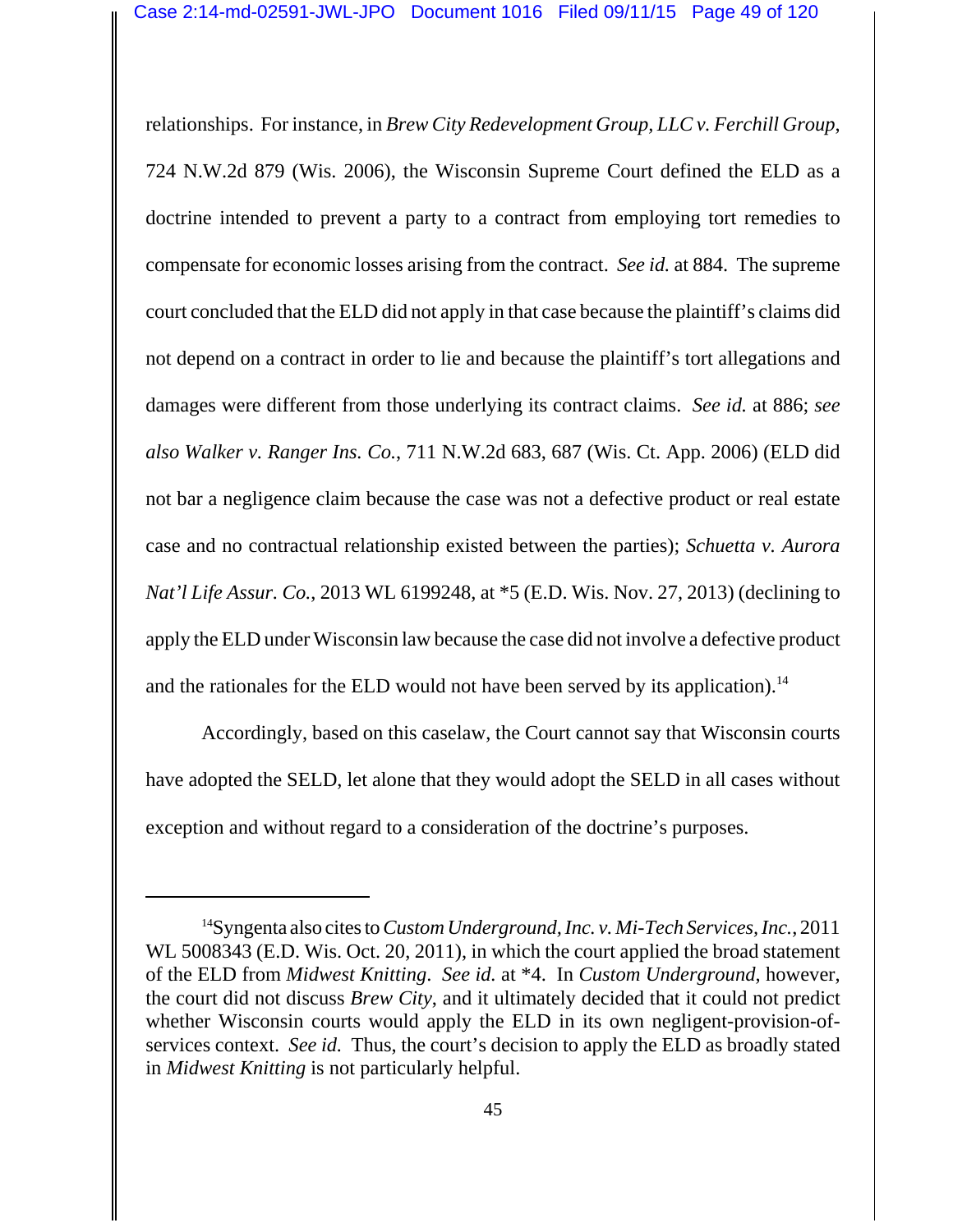relationships. For instance, in *Brew City Redevelopment Group, LLC v. Ferchill Group*, 724 N.W.2d 879 (Wis. 2006), the Wisconsin Supreme Court defined the ELD as a doctrine intended to prevent a party to a contract from employing tort remedies to compensate for economic losses arising from the contract. *See id.* at 884. The supreme court concluded that the ELD did not apply in that case because the plaintiff's claims did not depend on a contract in order to lie and because the plaintiff's tort allegations and damages were different from those underlying its contract claims. *See id.* at 886; *see also Walker v. Ranger Ins. Co.*, 711 N.W.2d 683, 687 (Wis. Ct. App. 2006) (ELD did not bar a negligence claim because the case was not a defective product or real estate case and no contractual relationship existed between the parties); *Schuetta v. Aurora Nat'l Life Assur. Co.*, 2013 WL 6199248, at *5 (E.D. Wis. Nov. 27, 2013) (declining to apply the ELD under Wisconsin law because the case did not involve a defective product and the rationales for the ELD would not have been served by its application).[14]

Accordingly, based on this caselaw, the Court cannot say that Wisconsin courts have adopted the SELD, let alone that they would adopt the SELD in all cases without exception and without regard to a consideration of the doctrine's purposes.

---

[14]Syngenta also cites to *Custom Underground, Inc. v. Mi-Tech Services, Inc.*, 2011 WL 5008343 (E.D. Wis. Oct. 20, 2011), in which the court applied the broad statement of the ELD from *Midwest Knitting*. *See id.* at *4. In *Custom Underground*, however, the court did not discuss *Brew City*, and it ultimately decided that it could not predict whether Wisconsin courts would apply the ELD in its own negligent-provision-of-services context. *See id.* Thus, the court's decision to apply the ELD as broadly stated in *Midwest Knitting* is not particularly helpful.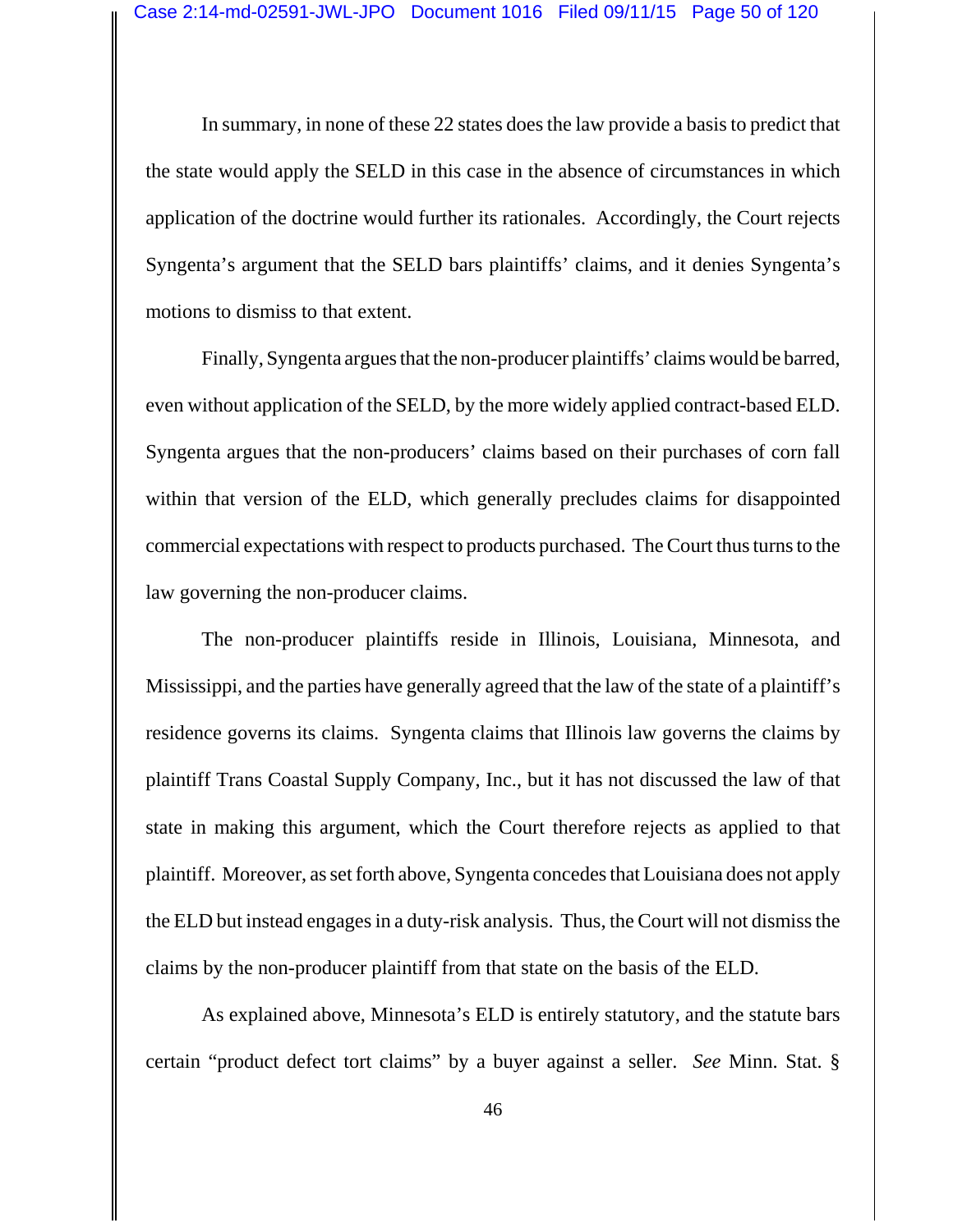In summary, in none of these 22 states does the law provide a basis to predict that the state would apply the SELD in this case in the absence of circumstances in which application of the doctrine would further its rationales. Accordingly, the Court rejects Syngenta's argument that the SELD bars plaintiffs' claims, and it denies Syngenta's motions to dismiss to that extent.

Finally, Syngenta argues that the non-producer plaintiffs' claims would be barred, even without application of the SELD, by the more widely applied contract-based ELD. Syngenta argues that the non-producers' claims based on their purchases of corn fall within that version of the ELD, which generally precludes claims for disappointed commercial expectations with respect to products purchased. The Court thus turns to the law governing the non-producer claims.

The non-producer plaintiffs reside in Illinois, Louisiana, Minnesota, and Mississippi, and the parties have generally agreed that the law of the state of a plaintiff's residence governs its claims. Syngenta claims that Illinois law governs the claims by plaintiff Trans Coastal Supply Company, Inc., but it has not discussed the law of that state in making this argument, which the Court therefore rejects as applied to that plaintiff. Moreover, as set forth above, Syngenta concedes that Louisiana does not apply the ELD but instead engages in a duty-risk analysis. Thus, the Court will not dismiss the claims by the non-producer plaintiff from that state on the basis of the ELD.

As explained above, Minnesota's ELD is entirely statutory, and the statute bars certain "product defect tort claims" by a buyer against a seller. *See* Minn. Stat. §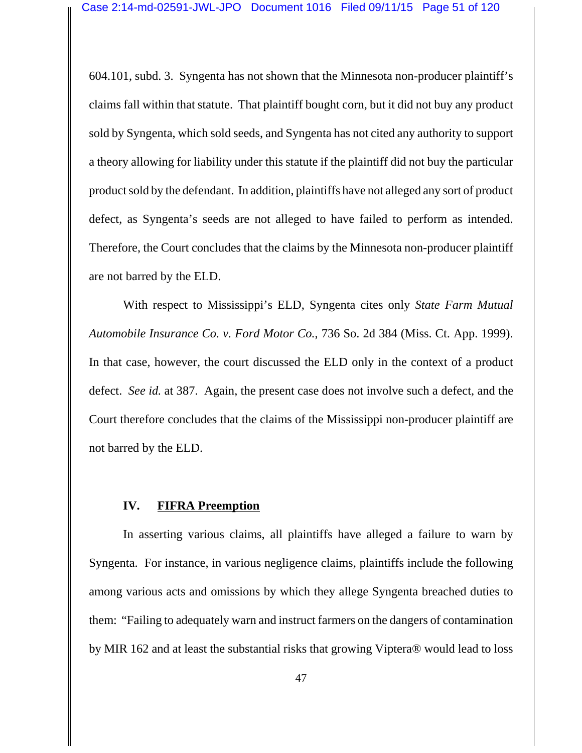604.101, subd. 3. Syngenta has not shown that the Minnesota non-producer plaintiff's claims fall within that statute. That plaintiff bought corn, but it did not buy any product sold by Syngenta, which sold seeds, and Syngenta has not cited any authority to support a theory allowing for liability under this statute if the plaintiff did not buy the particular product sold by the defendant. In addition, plaintiffs have not alleged any sort of product defect, as Syngenta's seeds are not alleged to have failed to perform as intended. Therefore, the Court concludes that the claims by the Minnesota non-producer plaintiff are not barred by the ELD.

With respect to Mississippi's ELD, Syngenta cites only *State Farm Mutual Automobile Insurance Co. v. Ford Motor Co.*, 736 So. 2d 384 (Miss. Ct. App. 1999). In that case, however, the court discussed the ELD only in the context of a product defect. *See id.* at 387. Again, the present case does not involve such a defect, and the Court therefore concludes that the claims of the Mississippi non-producer plaintiff are not barred by the ELD.

## IV. FIFRA Preemption

In asserting various claims, all plaintiffs have alleged a failure to warn by Syngenta. For instance, in various negligence claims, plaintiffs include the following among various acts and omissions by which they allege Syngenta breached duties to them: "Failing to adequately warn and instruct farmers on the dangers of contamination by MIR 162 and at least the substantial risks that growing Viptera® would lead to loss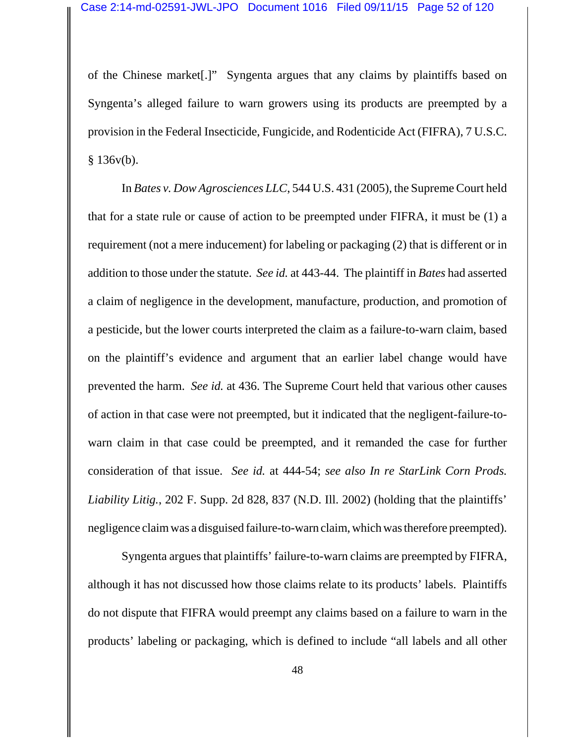of the Chinese market[.]" Syngenta argues that any claims by plaintiffs based on Syngenta's alleged failure to warn growers using its products are preempted by a provision in the Federal Insecticide, Fungicide, and Rodenticide Act (FIFRA), 7 U.S.C. § 136v(b).

In *Bates v. Dow Agrosciences LLC*, 544 U.S. 431 (2005), the Supreme Court held that for a state rule or cause of action to be preempted under FIFRA, it must be (1) a requirement (not a mere inducement) for labeling or packaging (2) that is different or in addition to those under the statute. *See id.* at 443-44. The plaintiff in *Bates* had asserted a claim of negligence in the development, manufacture, production, and promotion of a pesticide, but the lower courts interpreted the claim as a failure-to-warn claim, based on the plaintiff's evidence and argument that an earlier label change would have prevented the harm. *See id.* at 436. The Supreme Court held that various other causes of action in that case were not preempted, but it indicated that the negligent-failure-to-warn claim in that case could be preempted, and it remanded the case for further consideration of that issue. *See id.* at 444-54; *see also In re StarLink Corn Prods. Liability Litig.*, 202 F. Supp. 2d 828, 837 (N.D. Ill. 2002) (holding that the plaintiffs' negligence claim was a disguised failure-to-warn claim, which was therefore preempted).

Syngenta argues that plaintiffs' failure-to-warn claims are preempted by FIFRA, although it has not discussed how those claims relate to its products' labels. Plaintiffs do not dispute that FIFRA would preempt any claims based on a failure to warn in the products' labeling or packaging, which is defined to include "all labels and all other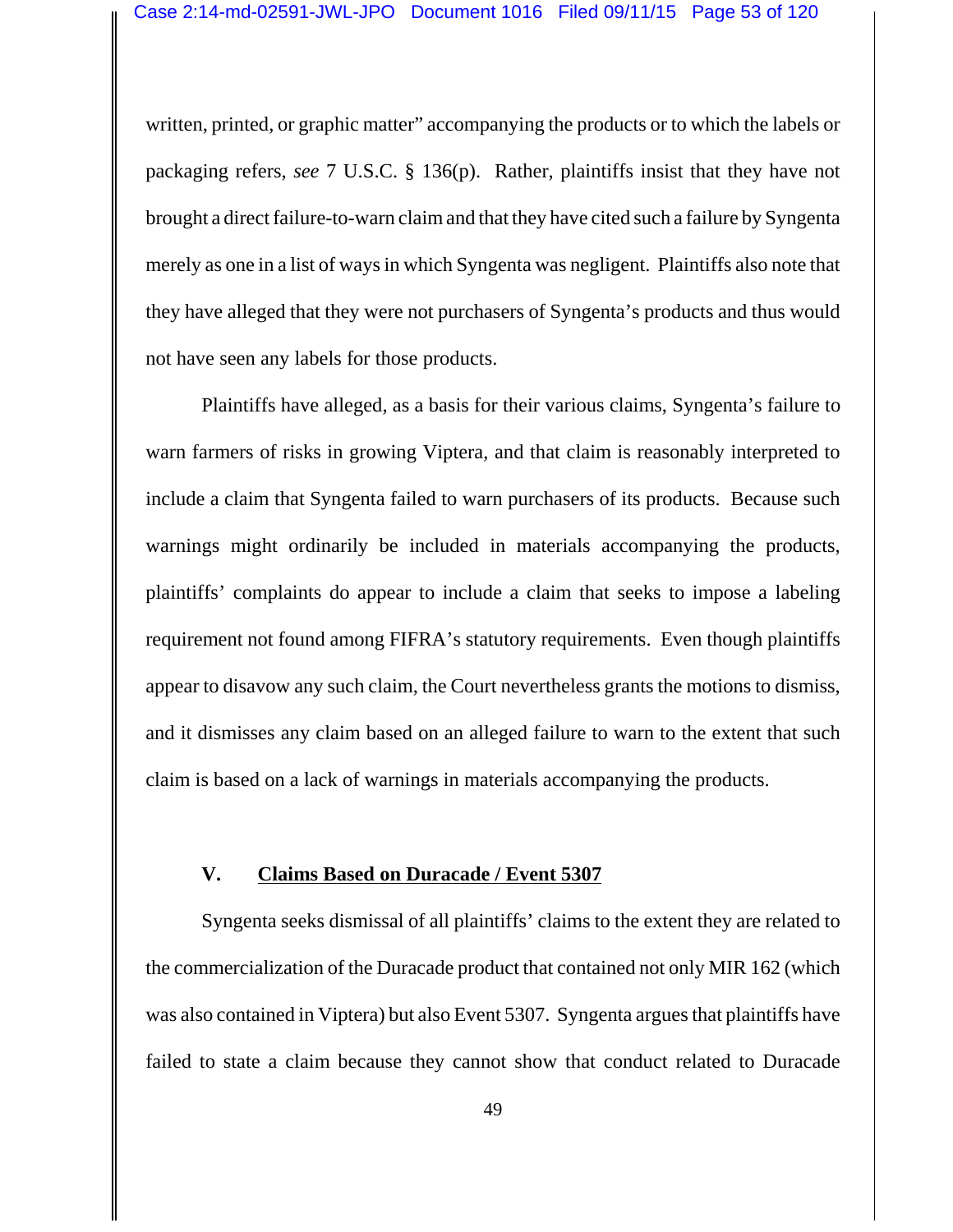written, printed, or graphic matter" accompanying the products or to which the labels or packaging refers, *see* 7 U.S.C. § 136(p). Rather, plaintiffs insist that they have not brought a direct failure-to-warn claim and that they have cited such a failure by Syngenta merely as one in a list of ways in which Syngenta was negligent. Plaintiffs also note that they have alleged that they were not purchasers of Syngenta's products and thus would not have seen any labels for those products.

Plaintiffs have alleged, as a basis for their various claims, Syngenta's failure to warn farmers of risks in growing Viptera, and that claim is reasonably interpreted to include a claim that Syngenta failed to warn purchasers of its products. Because such warnings might ordinarily be included in materials accompanying the products, plaintiffs' complaints do appear to include a claim that seeks to impose a labeling requirement not found among FIFRA's statutory requirements. Even though plaintiffs appear to disavow any such claim, the Court nevertheless grants the motions to dismiss, and it dismisses any claim based on an alleged failure to warn to the extent that such claim is based on a lack of warnings in materials accompanying the products.

## V. <u>Claims Based on Duracade / Event 5307</u>

Syngenta seeks dismissal of all plaintiffs' claims to the extent they are related to the commercialization of the Duracade product that contained not only MIR 162 (which was also contained in Viptera) but also Event 5307. Syngenta argues that plaintiffs have failed to state a claim because they cannot show that conduct related to Duracade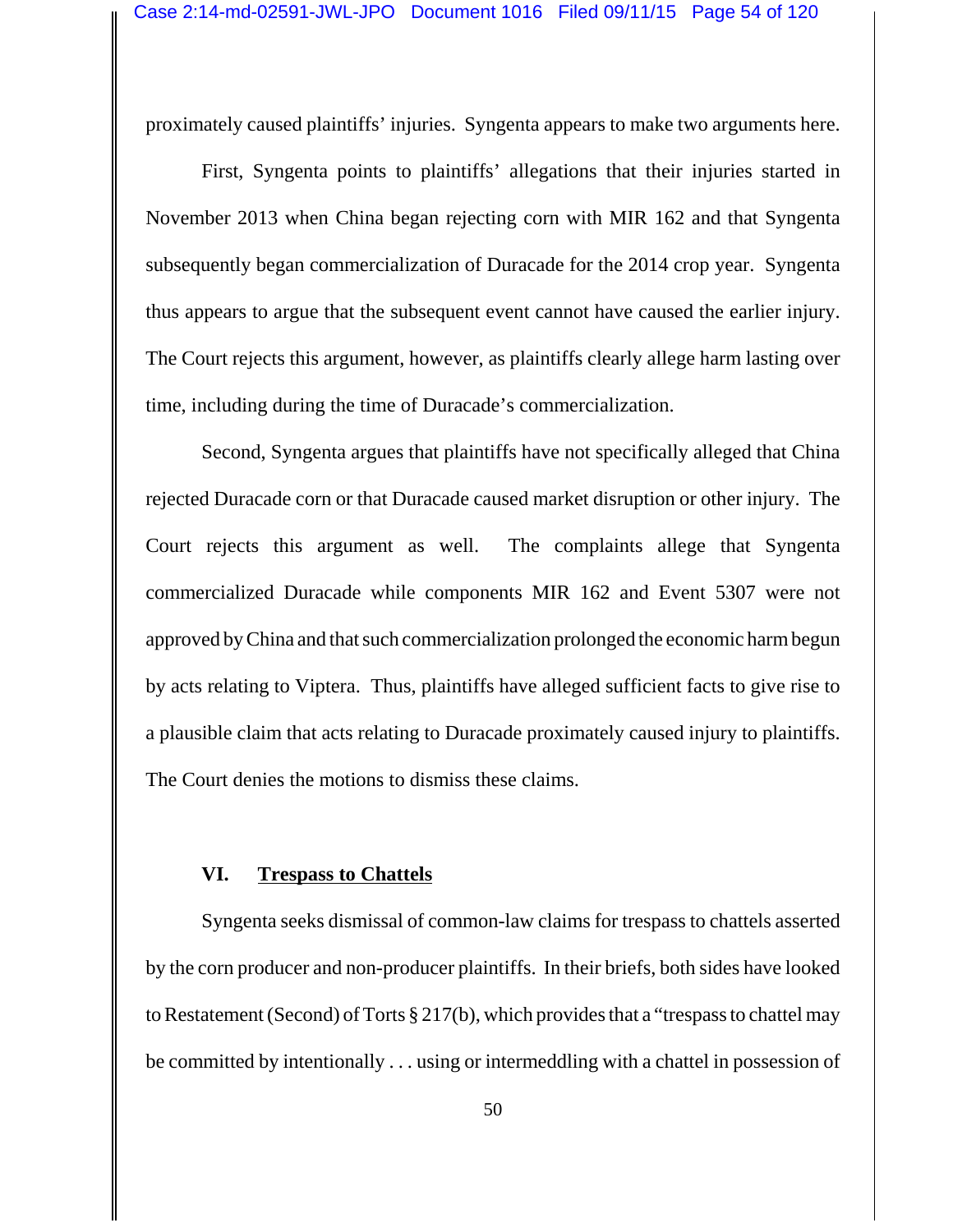proximately caused plaintiffs' injuries. Syngenta appears to make two arguments here.

First, Syngenta points to plaintiffs' allegations that their injuries started in November 2013 when China began rejecting corn with MIR 162 and that Syngenta subsequently began commercialization of Duracade for the 2014 crop year. Syngenta thus appears to argue that the subsequent event cannot have caused the earlier injury. The Court rejects this argument, however, as plaintiffs clearly allege harm lasting over time, including during the time of Duracade's commercialization.

Second, Syngenta argues that plaintiffs have not specifically alleged that China rejected Duracade corn or that Duracade caused market disruption or other injury. The Court rejects this argument as well. The complaints allege that Syngenta commercialized Duracade while components MIR 162 and Event 5307 were not approved by China and that such commercialization prolonged the economic harm begun by acts relating to Viptera. Thus, plaintiffs have alleged sufficient facts to give rise to a plausible claim that acts relating to Duracade proximately caused injury to plaintiffs. The Court denies the motions to dismiss these claims.

## VI. Trespass to Chattels

Syngenta seeks dismissal of common-law claims for trespass to chattels asserted by the corn producer and non-producer plaintiffs. In their briefs, both sides have looked to Restatement (Second) of Torts § 217(b), which provides that a "trespass to chattel may be committed by intentionally . . . using or intermeddling with a chattel in possession of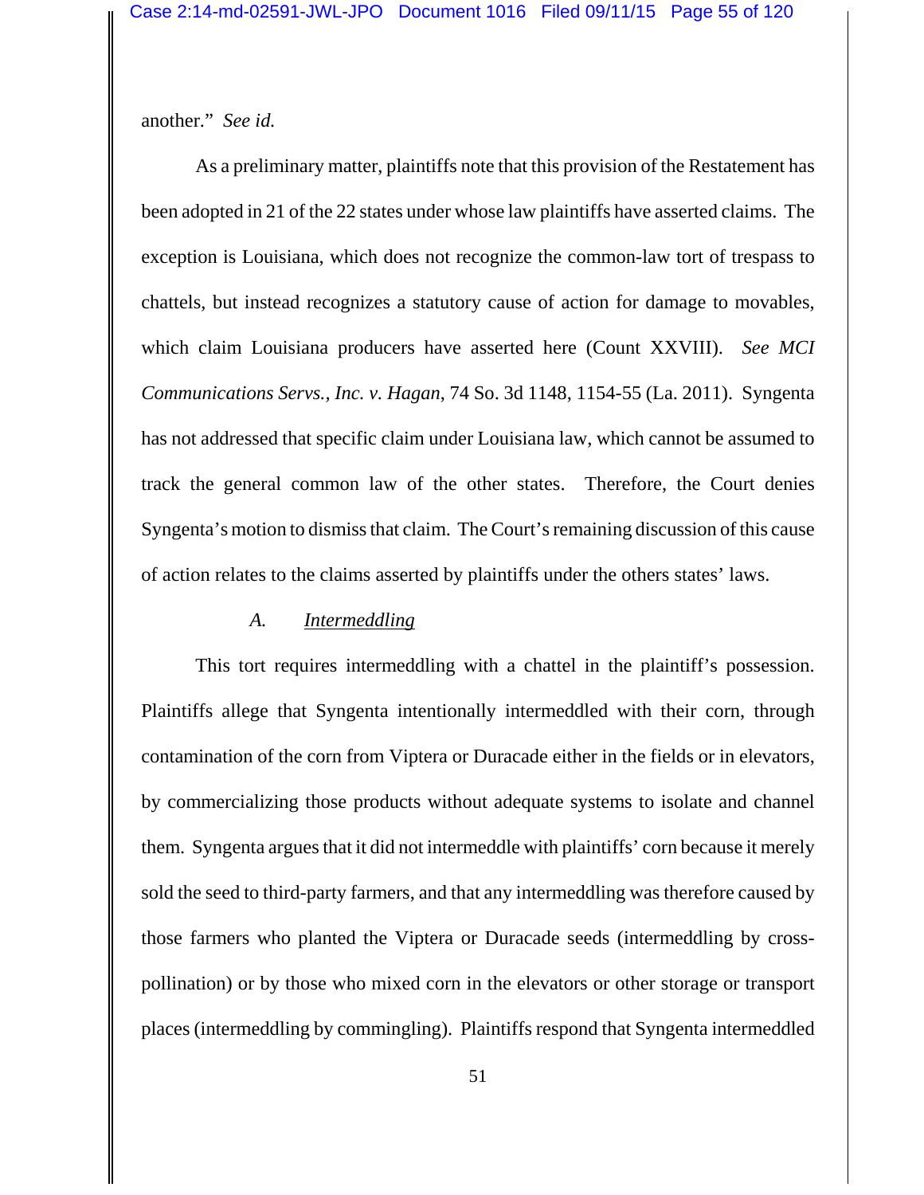another." *See id.*

As a preliminary matter, plaintiffs note that this provision of the Restatement has been adopted in 21 of the 22 states under whose law plaintiffs have asserted claims. The exception is Louisiana, which does not recognize the common-law tort of trespass to chattels, but instead recognizes a statutory cause of action for damage to movables, which claim Louisiana producers have asserted here (Count XXVIII). *See MCI Communications Servs., Inc. v. Hagan*, 74 So. 3d 1148, 1154-55 (La. 2011). Syngenta has not addressed that specific claim under Louisiana law, which cannot be assumed to track the general common law of the other states. Therefore, the Court denies Syngenta's motion to dismiss that claim. The Court's remaining discussion of this cause of action relates to the claims asserted by plaintiffs under the others states' laws.

### *A. Intermeddling*

This tort requires intermeddling with a chattel in the plaintiff's possession. Plaintiffs allege that Syngenta intentionally intermeddled with their corn, through contamination of the corn from Viptera or Duracade either in the fields or in elevators, by commercializing those products without adequate systems to isolate and channel them. Syngenta argues that it did not intermeddle with plaintiffs' corn because it merely sold the seed to third-party farmers, and that any intermeddling was therefore caused by those farmers who planted the Viptera or Duracade seeds (intermeddling by cross-pollination) or by those who mixed corn in the elevators or other storage or transport places (intermeddling by commingling). Plaintiffs respond that Syngenta intermeddled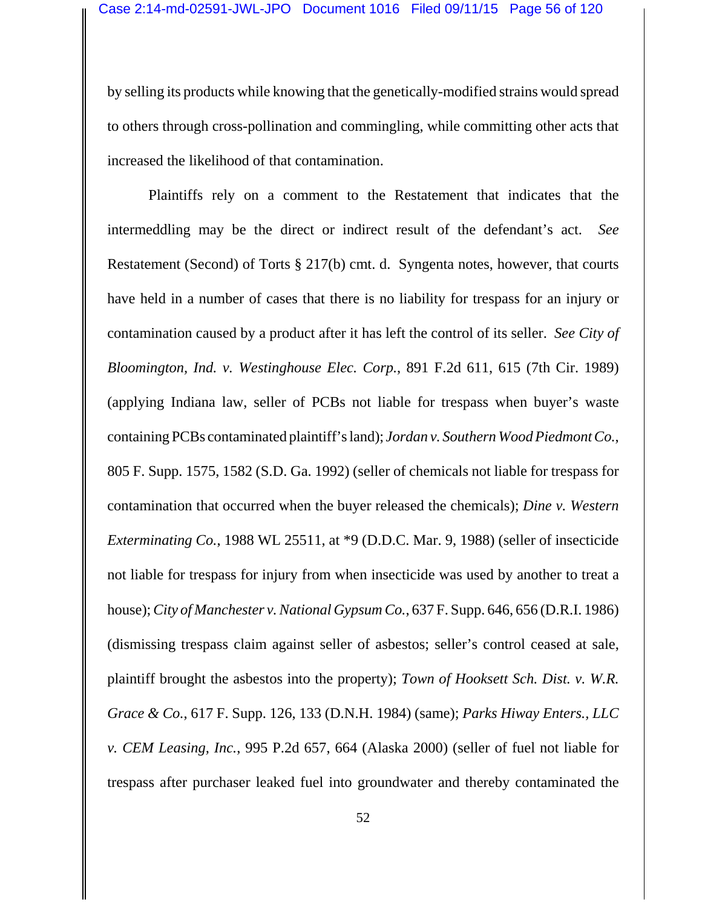by selling its products while knowing that the genetically-modified strains would spread to others through cross-pollination and commingling, while committing other acts that increased the likelihood of that contamination.

Plaintiffs rely on a comment to the Restatement that indicates that the intermeddling may be the direct or indirect result of the defendant's act. *See* Restatement (Second) of Torts § 217(b) cmt. d. Syngenta notes, however, that courts have held in a number of cases that there is no liability for trespass for an injury or contamination caused by a product after it has left the control of its seller. *See City of Bloomington, Ind. v. Westinghouse Elec. Corp.*, 891 F.2d 611, 615 (7th Cir. 1989) (applying Indiana law, seller of PCBs not liable for trespass when buyer's waste containing PCBs contaminated plaintiff's land); *Jordan v. Southern Wood Piedmont Co.*, 805 F. Supp. 1575, 1582 (S.D. Ga. 1992) (seller of chemicals not liable for trespass for contamination that occurred when the buyer released the chemicals); *Dine v. Western Exterminating Co.*, 1988 WL 25511, at *9 (D.D.C. Mar. 9, 1988) (seller of insecticide not liable for trespass for injury from when insecticide was used by another to treat a house); *City of Manchester v. National Gypsum Co.*, 637 F. Supp. 646, 656 (D.R.I. 1986) (dismissing trespass claim against seller of asbestos; seller's control ceased at sale, plaintiff brought the asbestos into the property); *Town of Hooksett Sch. Dist. v. W.R. Grace & Co.*, 617 F. Supp. 126, 133 (D.N.H. 1984) (same); *Parks Hiway Enters., LLC v. CEM Leasing, Inc.*, 995 P.2d 657, 664 (Alaska 2000) (seller of fuel not liable for trespass after purchaser leaked fuel into groundwater and thereby contaminated the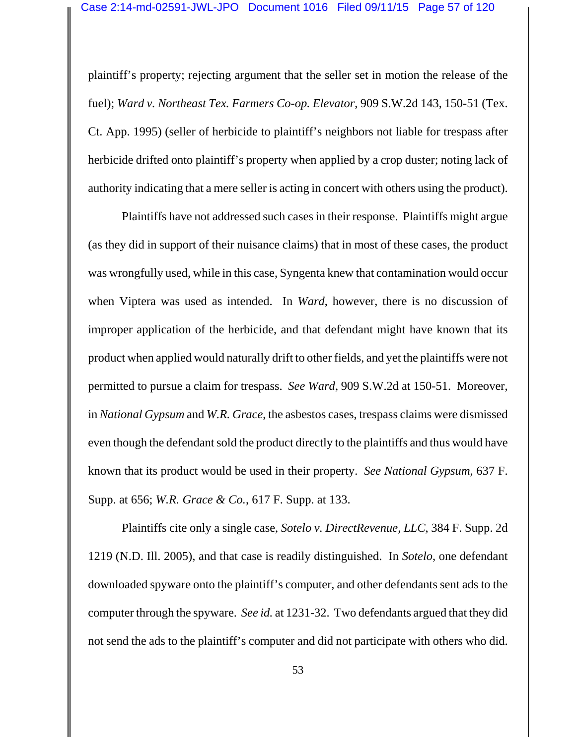plaintiff's property; rejecting argument that the seller set in motion the release of the fuel); *Ward v. Northeast Tex. Farmers Co-op. Elevator*, 909 S.W.2d 143, 150-51 (Tex. Ct. App. 1995) (seller of herbicide to plaintiff's neighbors not liable for trespass after herbicide drifted onto plaintiff's property when applied by a crop duster; noting lack of authority indicating that a mere seller is acting in concert with others using the product).

Plaintiffs have not addressed such cases in their response. Plaintiffs might argue (as they did in support of their nuisance claims) that in most of these cases, the product was wrongfully used, while in this case, Syngenta knew that contamination would occur when Viptera was used as intended. In *Ward*, however, there is no discussion of improper application of the herbicide, and that defendant might have known that its product when applied would naturally drift to other fields, and yet the plaintiffs were not permitted to pursue a claim for trespass. *See Ward*, 909 S.W.2d at 150-51. Moreover, in *National Gypsum* and *W.R. Grace*, the asbestos cases, trespass claims were dismissed even though the defendant sold the product directly to the plaintiffs and thus would have known that its product would be used in their property. *See National Gypsum*, 637 F. Supp. at 656; *W.R. Grace & Co.*, 617 F. Supp. at 133.

Plaintiffs cite only a single case, *Sotelo v. DirectRevenue, LLC*, 384 F. Supp. 2d 1219 (N.D. Ill. 2005), and that case is readily distinguished. In *Sotelo*, one defendant downloaded spyware onto the plaintiff's computer, and other defendants sent ads to the computer through the spyware. *See id.* at 1231-32. Two defendants argued that they did not send the ads to the plaintiff's computer and did not participate with others who did.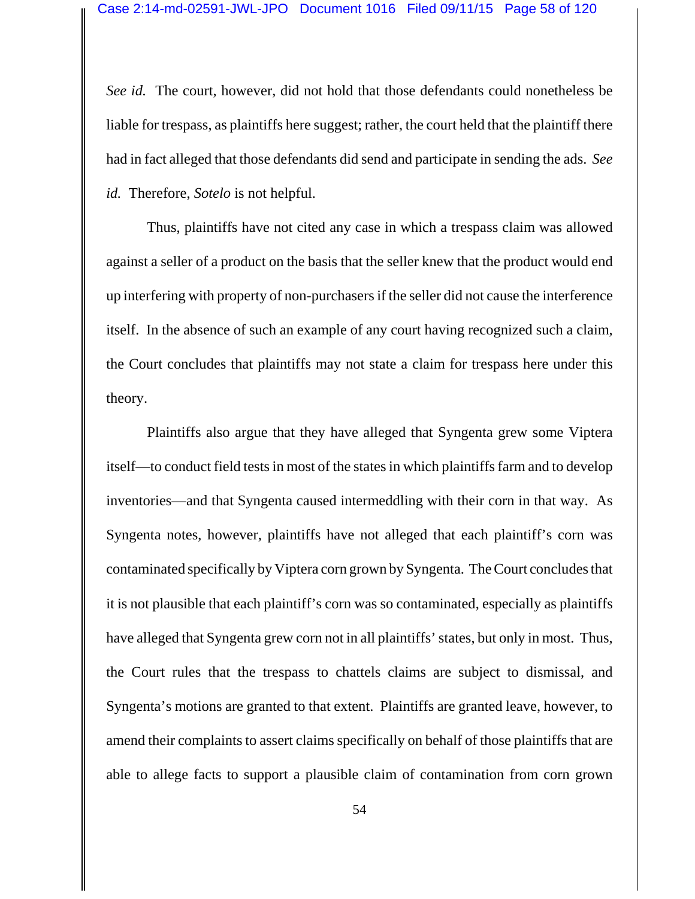*See id.* The court, however, did not hold that those defendants could nonetheless be liable for trespass, as plaintiffs here suggest; rather, the court held that the plaintiff there had in fact alleged that those defendants did send and participate in sending the ads. *See id.* Therefore, *Sotelo* is not helpful.

Thus, plaintiffs have not cited any case in which a trespass claim was allowed against a seller of a product on the basis that the seller knew that the product would end up interfering with property of non-purchasers if the seller did not cause the interference itself. In the absence of such an example of any court having recognized such a claim, the Court concludes that plaintiffs may not state a claim for trespass here under this theory.

Plaintiffs also argue that they have alleged that Syngenta grew some Viptera itself—to conduct field tests in most of the states in which plaintiffs farm and to develop inventories—and that Syngenta caused intermeddling with their corn in that way. As Syngenta notes, however, plaintiffs have not alleged that each plaintiff's corn was contaminated specifically by Viptera corn grown by Syngenta. The Court concludes that it is not plausible that each plaintiff's corn was so contaminated, especially as plaintiffs have alleged that Syngenta grew corn not in all plaintiffs' states, but only in most. Thus, the Court rules that the trespass to chattels claims are subject to dismissal, and Syngenta's motions are granted to that extent. Plaintiffs are granted leave, however, to amend their complaints to assert claims specifically on behalf of those plaintiffs that are able to allege facts to support a plausible claim of contamination from corn grown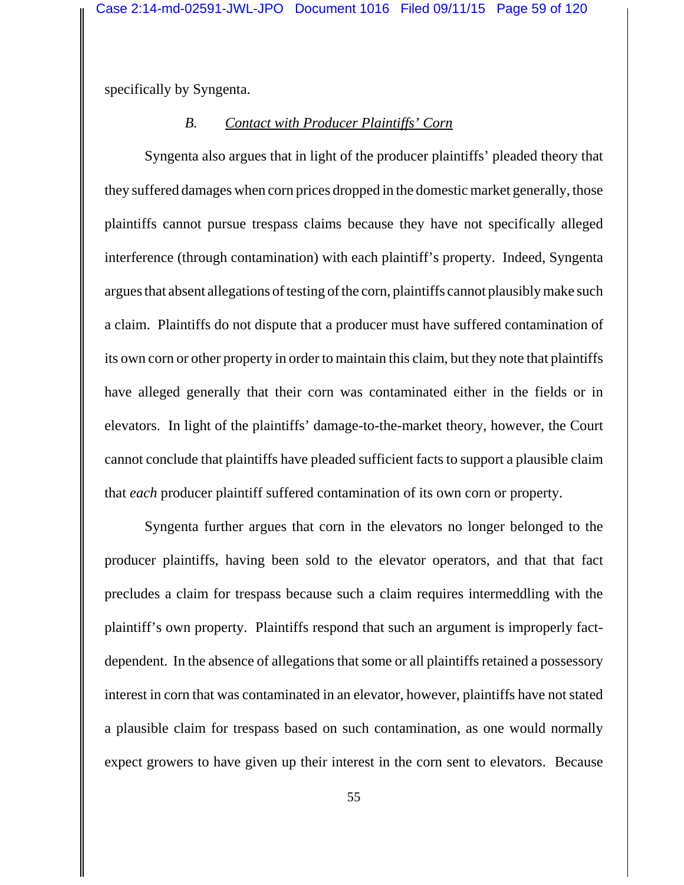specifically by Syngenta.

### *B. Contact with Producer Plaintiffs' Corn*

Syngenta also argues that in light of the producer plaintiffs' pleaded theory that they suffered damages when corn prices dropped in the domestic market generally, those plaintiffs cannot pursue trespass claims because they have not specifically alleged interference (through contamination) with each plaintiff's property. Indeed, Syngenta argues that absent allegations of testing of the corn, plaintiffs cannot plausibly make such a claim. Plaintiffs do not dispute that a producer must have suffered contamination of its own corn or other property in order to maintain this claim, but they note that plaintiffs have alleged generally that their corn was contaminated either in the fields or in elevators. In light of the plaintiffs' damage-to-the-market theory, however, the Court cannot conclude that plaintiffs have pleaded sufficient facts to support a plausible claim that *each* producer plaintiff suffered contamination of its own corn or property.

Syngenta further argues that corn in the elevators no longer belonged to the producer plaintiffs, having been sold to the elevator operators, and that that fact precludes a claim for trespass because such a claim requires intermeddling with the plaintiff's own property. Plaintiffs respond that such an argument is improperly fact-dependent. In the absence of allegations that some or all plaintiffs retained a possessory interest in corn that was contaminated in an elevator, however, plaintiffs have not stated a plausible claim for trespass based on such contamination, as one would normally expect growers to have given up their interest in the corn sent to elevators. Because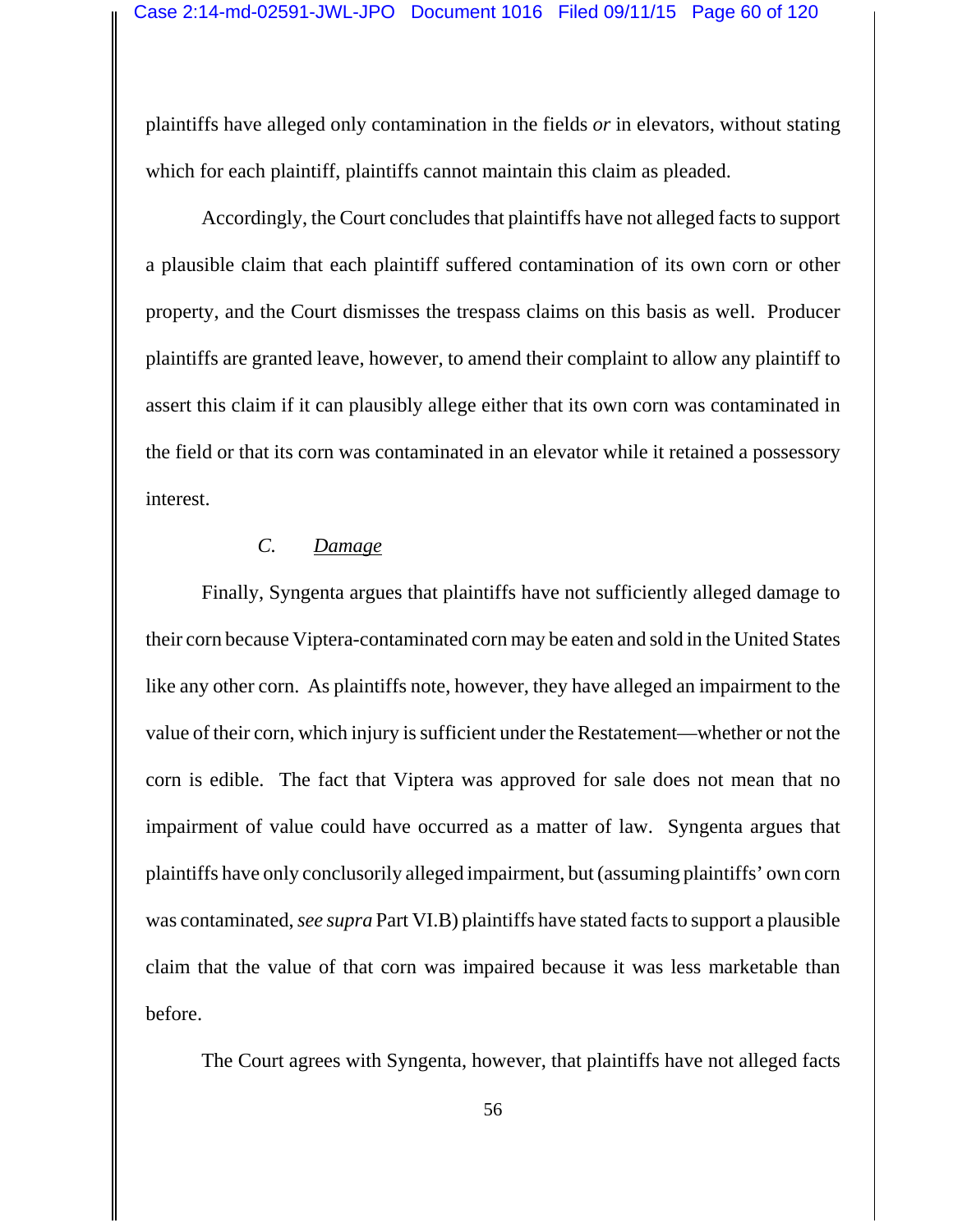plaintiffs have alleged only contamination in the fields *or* in elevators, without stating which for each plaintiff, plaintiffs cannot maintain this claim as pleaded.

Accordingly, the Court concludes that plaintiffs have not alleged facts to support a plausible claim that each plaintiff suffered contamination of its own corn or other property, and the Court dismisses the trespass claims on this basis as well. Producer plaintiffs are granted leave, however, to amend their complaint to allow any plaintiff to assert this claim if it can plausibly allege either that its own corn was contaminated in the field or that its corn was contaminated in an elevator while it retained a possessory interest.

### *C. Damage*

Finally, Syngenta argues that plaintiffs have not sufficiently alleged damage to their corn because Viptera-contaminated corn may be eaten and sold in the United States like any other corn. As plaintiffs note, however, they have alleged an impairment to the value of their corn, which injury is sufficient under the Restatement—whether or not the corn is edible. The fact that Viptera was approved for sale does not mean that no impairment of value could have occurred as a matter of law. Syngenta argues that plaintiffs have only conclusorily alleged impairment, but (assuming plaintiffs' own corn was contaminated, *see supra* Part VI.B) plaintiffs have stated facts to support a plausible claim that the value of that corn was impaired because it was less marketable than before.

The Court agrees with Syngenta, however, that plaintiffs have not alleged facts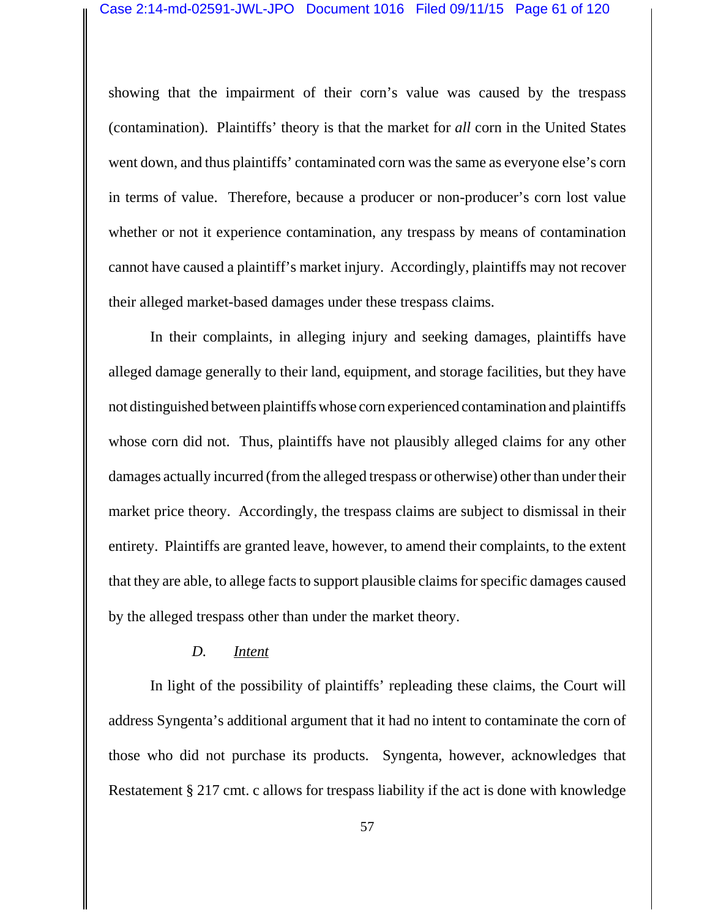showing that the impairment of their corn's value was caused by the trespass (contamination). Plaintiffs' theory is that the market for *all* corn in the United States went down, and thus plaintiffs' contaminated corn was the same as everyone else's corn in terms of value. Therefore, because a producer or non-producer's corn lost value whether or not it experience contamination, any trespass by means of contamination cannot have caused a plaintiff's market injury. Accordingly, plaintiffs may not recover their alleged market-based damages under these trespass claims.

In their complaints, in alleging injury and seeking damages, plaintiffs have alleged damage generally to their land, equipment, and storage facilities, but they have not distinguished between plaintiffs whose corn experienced contamination and plaintiffs whose corn did not. Thus, plaintiffs have not plausibly alleged claims for any other damages actually incurred (from the alleged trespass or otherwise) other than under their market price theory. Accordingly, the trespass claims are subject to dismissal in their entirety. Plaintiffs are granted leave, however, to amend their complaints, to the extent that they are able, to allege facts to support plausible claims for specific damages caused by the alleged trespass other than under the market theory.

### *D.* Intent

In light of the possibility of plaintiffs' repleading these claims, the Court will address Syngenta's additional argument that it had no intent to contaminate the corn of those who did not purchase its products. Syngenta, however, acknowledges that Restatement § 217 cmt. c allows for trespass liability if the act is done with knowledge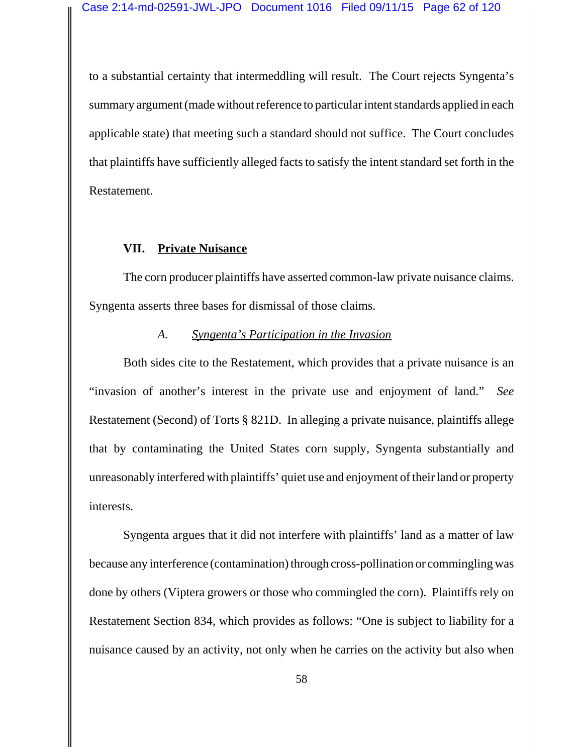to a substantial certainty that intermeddling will result. The Court rejects Syngenta's summary argument (made without reference to particular intent standards applied in each applicable state) that meeting such a standard should not suffice. The Court concludes that plaintiffs have sufficiently alleged facts to satisfy the intent standard set forth in the Restatement.

## VII. Private Nuisance

The corn producer plaintiffs have asserted common-law private nuisance claims. Syngenta asserts three bases for dismissal of those claims.

### *A. Syngenta's Participation in the Invasion*

Both sides cite to the Restatement, which provides that a private nuisance is an "invasion of another's interest in the private use and enjoyment of land." *See* Restatement (Second) of Torts § 821D. In alleging a private nuisance, plaintiffs allege that by contaminating the United States corn supply, Syngenta substantially and unreasonably interfered with plaintiffs' quiet use and enjoyment of their land or property interests.

Syngenta argues that it did not interfere with plaintiffs' land as a matter of law because any interference (contamination) through cross-pollination or commingling was done by others (Viptera growers or those who commingled the corn). Plaintiffs rely on Restatement Section 834, which provides as follows: "One is subject to liability for a nuisance caused by an activity, not only when he carries on the activity but also when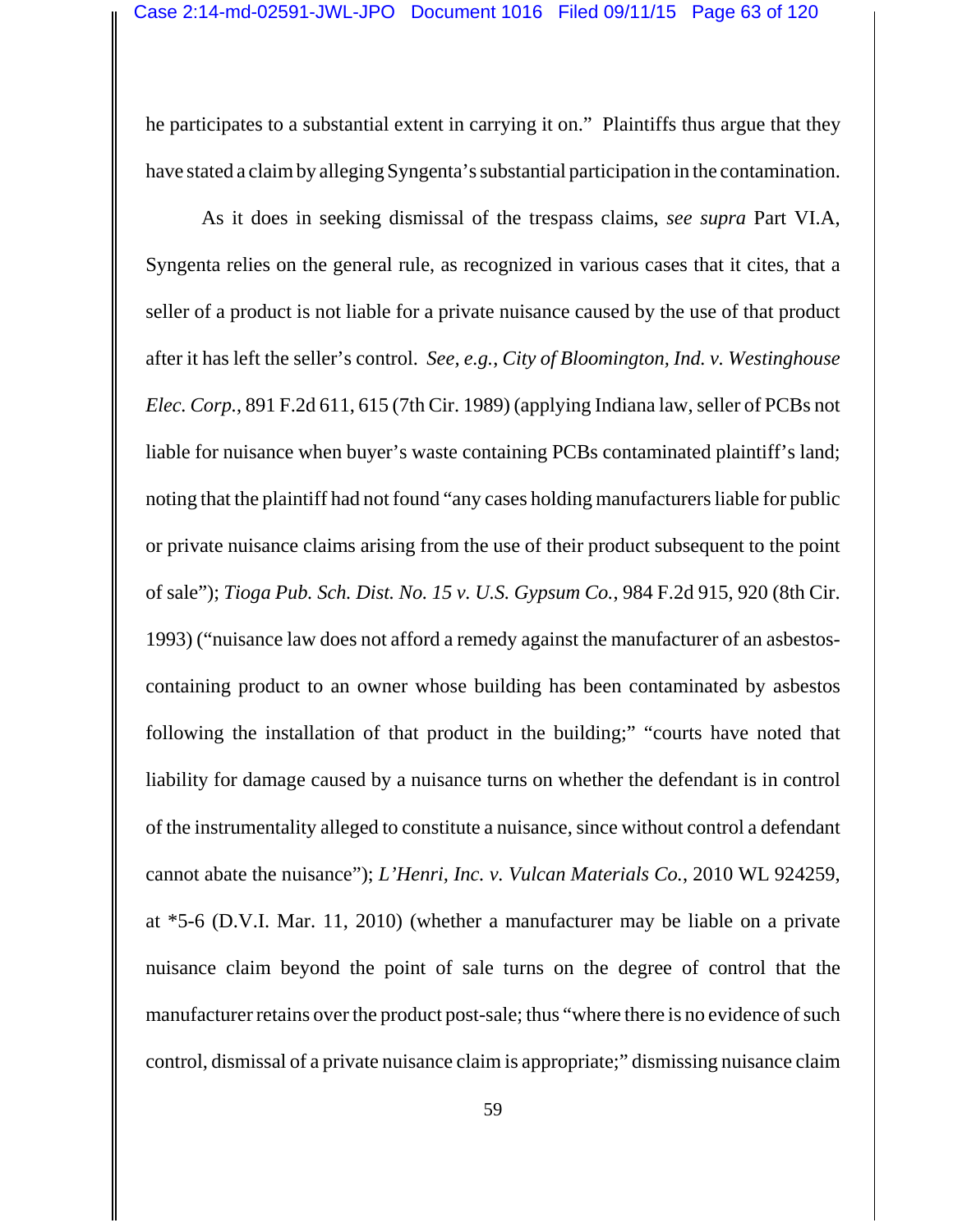he participates to a substantial extent in carrying it on." Plaintiffs thus argue that they have stated a claim by alleging Syngenta's substantial participation in the contamination.

As it does in seeking dismissal of the trespass claims, *see supra* Part VI.A, Syngenta relies on the general rule, as recognized in various cases that it cites, that a seller of a product is not liable for a private nuisance caused by the use of that product after it has left the seller's control. *See, e.g.*, *City of Bloomington, Ind. v. Westinghouse Elec. Corp.*, 891 F.2d 611, 615 (7th Cir. 1989) (applying Indiana law, seller of PCBs not liable for nuisance when buyer's waste containing PCBs contaminated plaintiff's land; noting that the plaintiff had not found "any cases holding manufacturers liable for public or private nuisance claims arising from the use of their product subsequent to the point of sale"); *Tioga Pub. Sch. Dist. No. 15 v. U.S. Gypsum Co.*, 984 F.2d 915, 920 (8th Cir. 1993) ("nuisance law does not afford a remedy against the manufacturer of an asbestos-containing product to an owner whose building has been contaminated by asbestos following the installation of that product in the building;" "courts have noted that liability for damage caused by a nuisance turns on whether the defendant is in control of the instrumentality alleged to constitute a nuisance, since without control a defendant cannot abate the nuisance"); *L'Henri, Inc. v. Vulcan Materials Co.*, 2010 WL 924259, at *5-6 (D.V.I. Mar. 11, 2010) (whether a manufacturer may be liable on a private nuisance claim beyond the point of sale turns on the degree of control that the manufacturer retains over the product post-sale; thus "where there is no evidence of such control, dismissal of a private nuisance claim is appropriate;" dismissing nuisance claim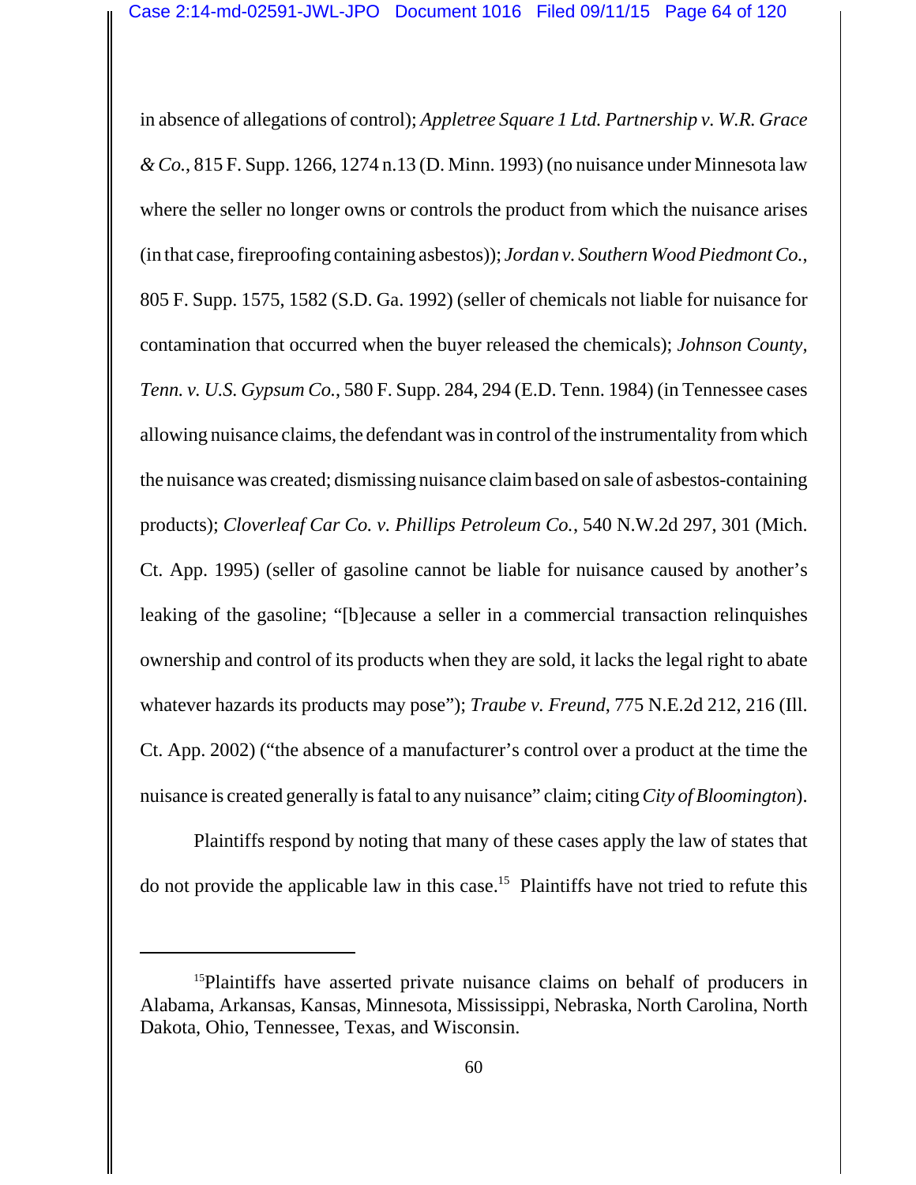in absence of allegations of control); *Appletree Square 1 Ltd. Partnership v. W.R. Grace & Co.*, 815 F. Supp. 1266, 1274 n.13 (D. Minn. 1993) (no nuisance under Minnesota law where the seller no longer owns or controls the product from which the nuisance arises (in that case, fireproofing containing asbestos)); *Jordan v. Southern Wood Piedmont Co.*, 805 F. Supp. 1575, 1582 (S.D. Ga. 1992) (seller of chemicals not liable for nuisance for contamination that occurred when the buyer released the chemicals); *Johnson County, Tenn. v. U.S. Gypsum Co.*, 580 F. Supp. 284, 294 (E.D. Tenn. 1984) (in Tennessee cases allowing nuisance claims, the defendant was in control of the instrumentality from which the nuisance was created; dismissing nuisance claim based on sale of asbestos-containing products); *Cloverleaf Car Co. v. Phillips Petroleum Co.*, 540 N.W.2d 297, 301 (Mich. Ct. App. 1995) (seller of gasoline cannot be liable for nuisance caused by another's leaking of the gasoline; "[b]ecause a seller in a commercial transaction relinquishes ownership and control of its products when they are sold, it lacks the legal right to abate whatever hazards its products may pose"); *Traube v. Freund*, 775 N.E.2d 212, 216 (Ill. Ct. App. 2002) ("the absence of a manufacturer's control over a product at the time the nuisance is created generally is fatal to any nuisance" claim; citing *City of Bloomington*).

Plaintiffs respond by noting that many of these cases apply the law of states that do not provide the applicable law in this case.[15] Plaintiffs have not tried to refute this

[15] Plaintiffs have asserted private nuisance claims on behalf of producers in Alabama, Arkansas, Kansas, Minnesota, Mississippi, Nebraska, North Carolina, North Dakota, Ohio, Tennessee, Texas, and Wisconsin.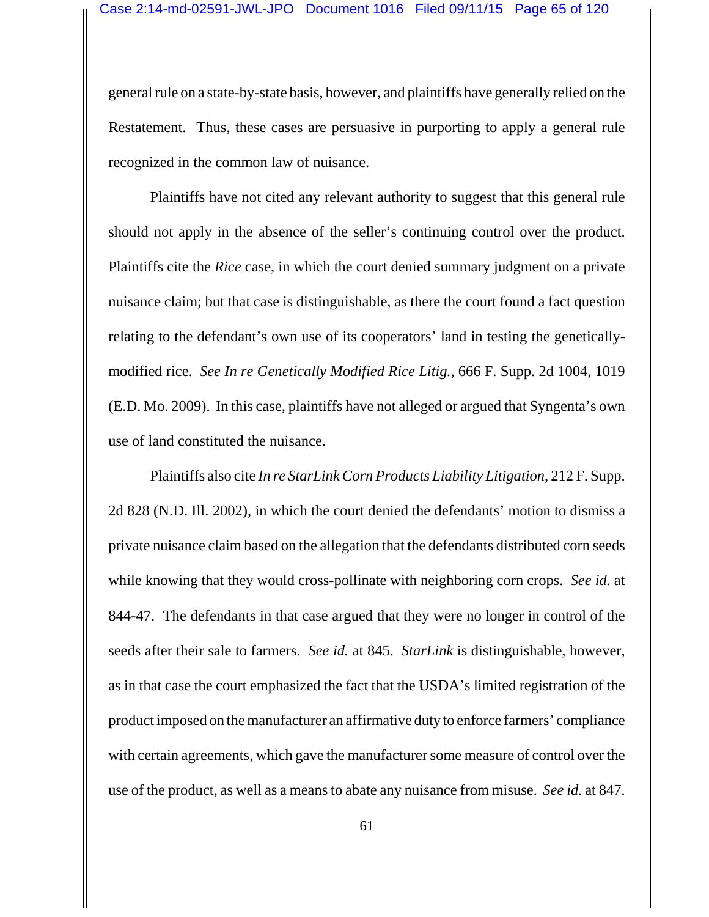general rule on a state-by-state basis, however, and plaintiffs have generally relied on the Restatement. Thus, these cases are persuasive in purporting to apply a general rule recognized in the common law of nuisance.

Plaintiffs have not cited any relevant authority to suggest that this general rule should not apply in the absence of the seller's continuing control over the product. Plaintiffs cite the *Rice* case, in which the court denied summary judgment on a private nuisance claim; but that case is distinguishable, as there the court found a fact question relating to the defendant's own use of its cooperators' land in testing the genetically-modified rice. *See In re Genetically Modified Rice Litig.*, 666 F. Supp. 2d 1004, 1019 (E.D. Mo. 2009). In this case, plaintiffs have not alleged or argued that Syngenta's own use of land constituted the nuisance.

Plaintiffs also cite *In re StarLink Corn Products Liability Litigation*, 212 F. Supp. 2d 828 (N.D. Ill. 2002), in which the court denied the defendants' motion to dismiss a private nuisance claim based on the allegation that the defendants distributed corn seeds while knowing that they would cross-pollinate with neighboring corn crops. *See id.* at 844-47. The defendants in that case argued that they were no longer in control of the seeds after their sale to farmers. *See id.* at 845. *StarLink* is distinguishable, however, as in that case the court emphasized the fact that the USDA's limited registration of the product imposed on the manufacturer an affirmative duty to enforce farmers' compliance with certain agreements, which gave the manufacturer some measure of control over the use of the product, as well as a means to abate any nuisance from misuse. *See id.* at 847.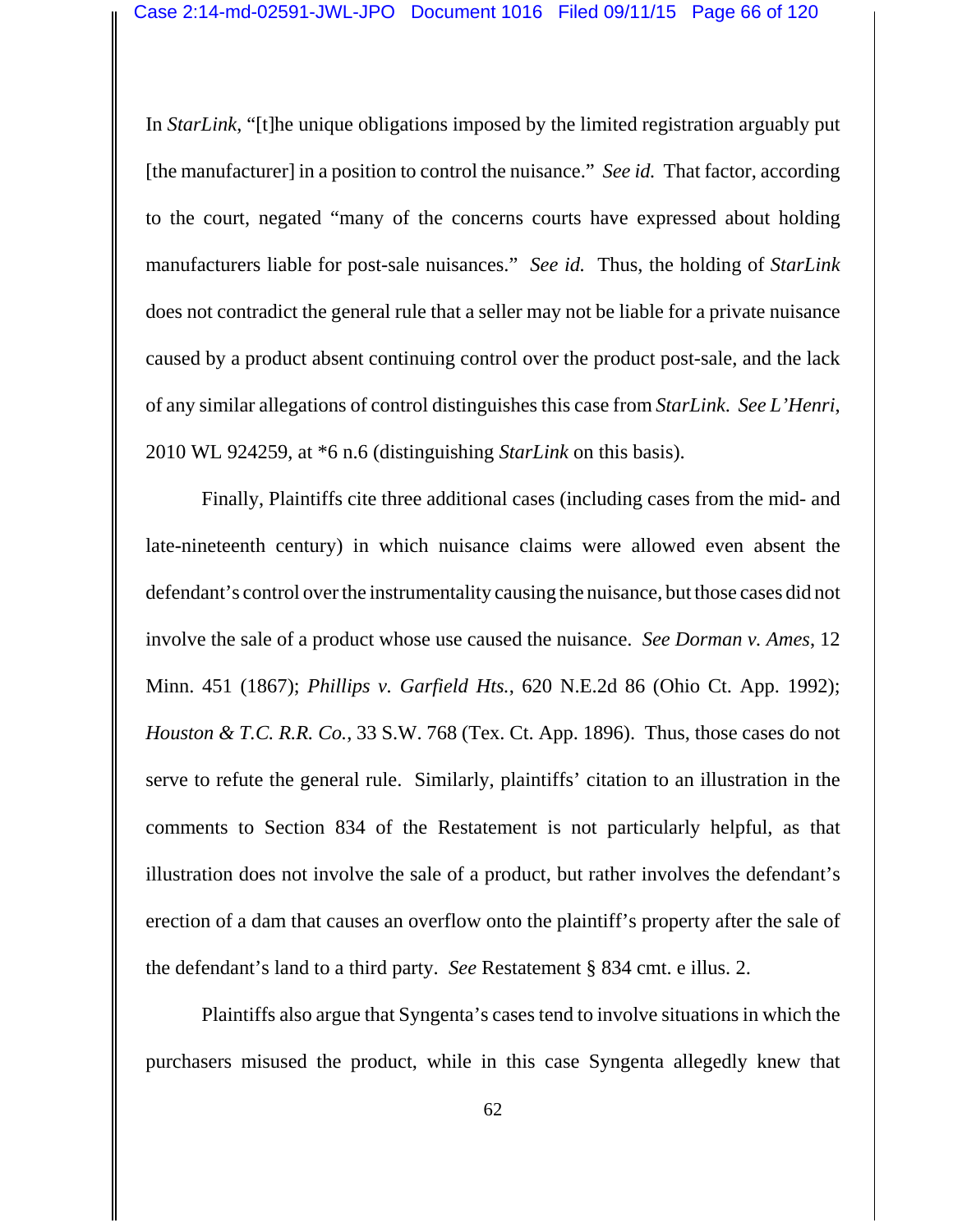In *StarLink*, "[t]he unique obligations imposed by the limited registration arguably put [the manufacturer] in a position to control the nuisance." *See id.* That factor, according to the court, negated "many of the concerns courts have expressed about holding manufacturers liable for post-sale nuisances." *See id.* Thus, the holding of *StarLink* does not contradict the general rule that a seller may not be liable for a private nuisance caused by a product absent continuing control over the product post-sale, and the lack of any similar allegations of control distinguishes this case from *StarLink*. *See L'Henri*, 2010 WL 924259, at *6 n.6 (distinguishing *StarLink* on this basis).

Finally, Plaintiffs cite three additional cases (including cases from the mid- and late-nineteenth century) in which nuisance claims were allowed even absent the defendant's control over the instrumentality causing the nuisance, but those cases did not involve the sale of a product whose use caused the nuisance. *See Dorman v. Ames*, 12 Minn. 451 (1867); *Phillips v. Garfield Hts.*, 620 N.E.2d 86 (Ohio Ct. App. 1992); *Houston & T.C. R.R. Co.*, 33 S.W. 768 (Tex. Ct. App. 1896). Thus, those cases do not serve to refute the general rule. Similarly, plaintiffs' citation to an illustration in the comments to Section 834 of the Restatement is not particularly helpful, as that illustration does not involve the sale of a product, but rather involves the defendant's erection of a dam that causes an overflow onto the plaintiff's property after the sale of the defendant's land to a third party. *See* Restatement § 834 cmt. e illus. 2.

Plaintiffs also argue that Syngenta's cases tend to involve situations in which the purchasers misused the product, while in this case Syngenta allegedly knew that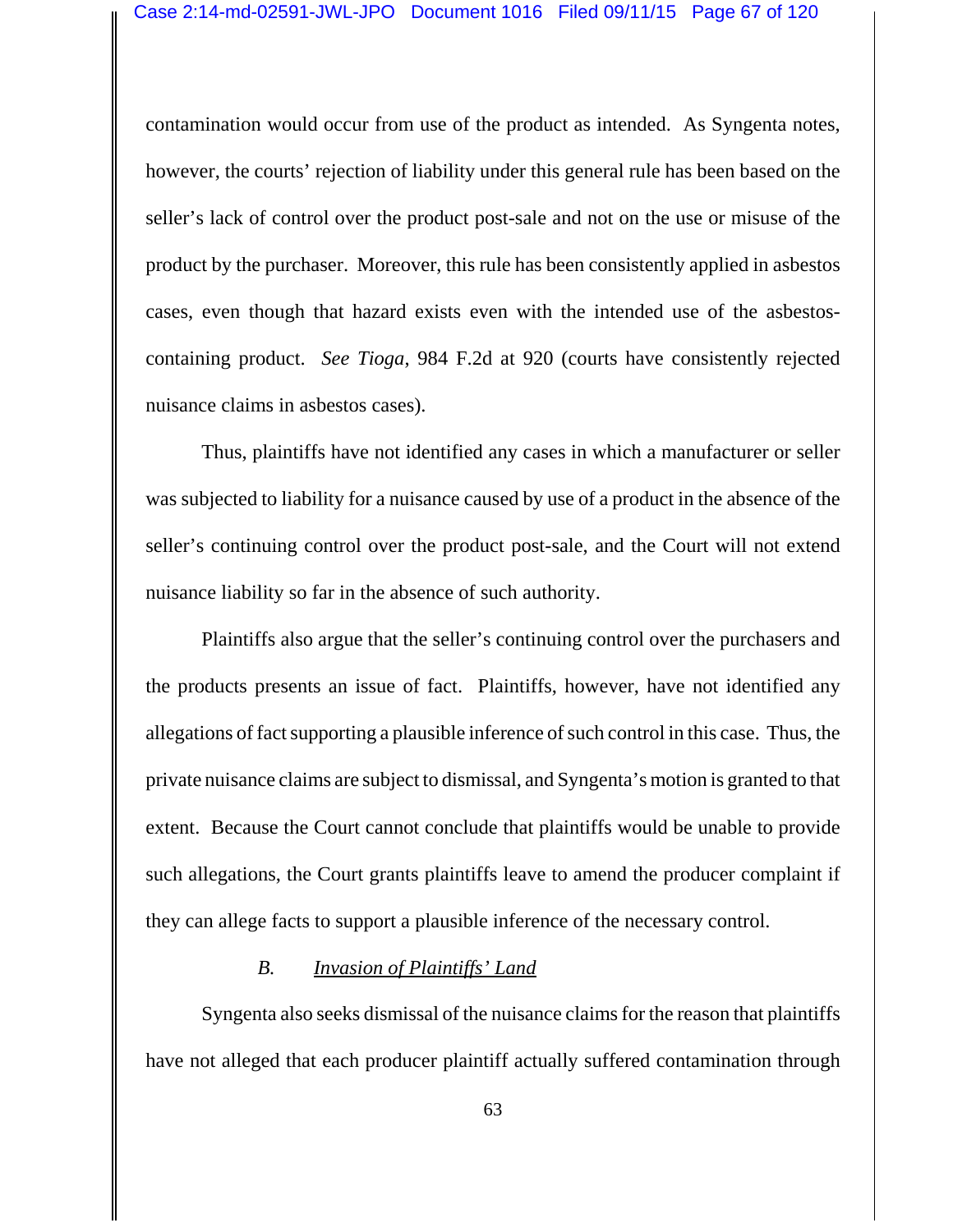contamination would occur from use of the product as intended. As Syngenta notes, however, the courts' rejection of liability under this general rule has been based on the seller's lack of control over the product post-sale and not on the use or misuse of the product by the purchaser. Moreover, this rule has been consistently applied in asbestos cases, even though that hazard exists even with the intended use of the asbestos-containing product. *See Tioga*, 984 F.2d at 920 (courts have consistently rejected nuisance claims in asbestos cases).

Thus, plaintiffs have not identified any cases in which a manufacturer or seller was subjected to liability for a nuisance caused by use of a product in the absence of the seller's continuing control over the product post-sale, and the Court will not extend nuisance liability so far in the absence of such authority.

Plaintiffs also argue that the seller's continuing control over the purchasers and the products presents an issue of fact. Plaintiffs, however, have not identified any allegations of fact supporting a plausible inference of such control in this case. Thus, the private nuisance claims are subject to dismissal, and Syngenta's motion is granted to that extent. Because the Court cannot conclude that plaintiffs would be unable to provide such allegations, the Court grants plaintiffs leave to amend the producer complaint if they can allege facts to support a plausible inference of the necessary control.

### *B. Invasion of Plaintiffs' Land*

Syngenta also seeks dismissal of the nuisance claims for the reason that plaintiffs have not alleged that each producer plaintiff actually suffered contamination through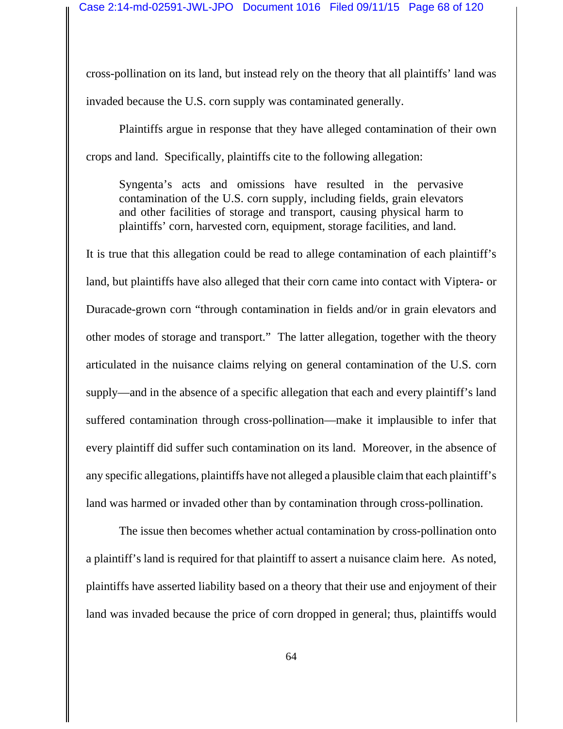cross-pollination on its land, but instead rely on the theory that all plaintiffs' land was invaded because the U.S. corn supply was contaminated generally.

Plaintiffs argue in response that they have alleged contamination of their own crops and land. Specifically, plaintiffs cite to the following allegation:

> Syngenta's acts and omissions have resulted in the pervasive contamination of the U.S. corn supply, including fields, grain elevators and other facilities of storage and transport, causing physical harm to plaintiffs' corn, harvested corn, equipment, storage facilities, and land.

It is true that this allegation could be read to allege contamination of each plaintiff's land, but plaintiffs have also alleged that their corn came into contact with Viptera- or Duracade-grown corn "through contamination in fields and/or in grain elevators and other modes of storage and transport." The latter allegation, together with the theory articulated in the nuisance claims relying on general contamination of the U.S. corn supply—and in the absence of a specific allegation that each and every plaintiff's land suffered contamination through cross-pollination—make it implausible to infer that every plaintiff did suffer such contamination on its land. Moreover, in the absence of any specific allegations, plaintiffs have not alleged a plausible claim that each plaintiff's land was harmed or invaded other than by contamination through cross-pollination.

The issue then becomes whether actual contamination by cross-pollination onto a plaintiff's land is required for that plaintiff to assert a nuisance claim here. As noted, plaintiffs have asserted liability based on a theory that their use and enjoyment of their land was invaded because the price of corn dropped in general; thus, plaintiffs would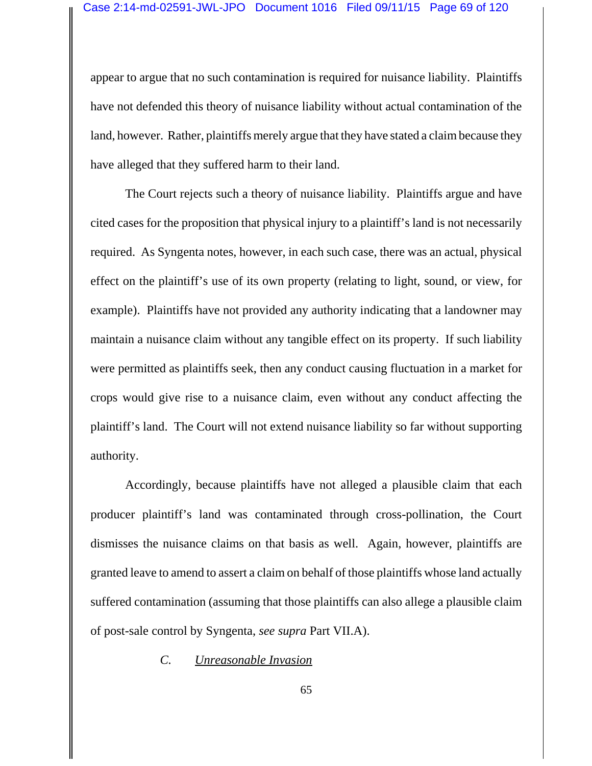appear to argue that no such contamination is required for nuisance liability. Plaintiffs have not defended this theory of nuisance liability without actual contamination of the land, however. Rather, plaintiffs merely argue that they have stated a claim because they have alleged that they suffered harm to their land.

The Court rejects such a theory of nuisance liability. Plaintiffs argue and have cited cases for the proposition that physical injury to a plaintiff's land is not necessarily required. As Syngenta notes, however, in each such case, there was an actual, physical effect on the plaintiff's use of its own property (relating to light, sound, or view, for example). Plaintiffs have not provided any authority indicating that a landowner may maintain a nuisance claim without any tangible effect on its property. If such liability were permitted as plaintiffs seek, then any conduct causing fluctuation in a market for crops would give rise to a nuisance claim, even without any conduct affecting the plaintiff's land. The Court will not extend nuisance liability so far without supporting authority.

Accordingly, because plaintiffs have not alleged a plausible claim that each producer plaintiff's land was contaminated through cross-pollination, the Court dismisses the nuisance claims on that basis as well. Again, however, plaintiffs are granted leave to amend to assert a claim on behalf of those plaintiffs whose land actually suffered contamination (assuming that those plaintiffs can also allege a plausible claim of post-sale control by Syngenta, *see supra* Part VII.A).

### *C. Unreasonable Invasion*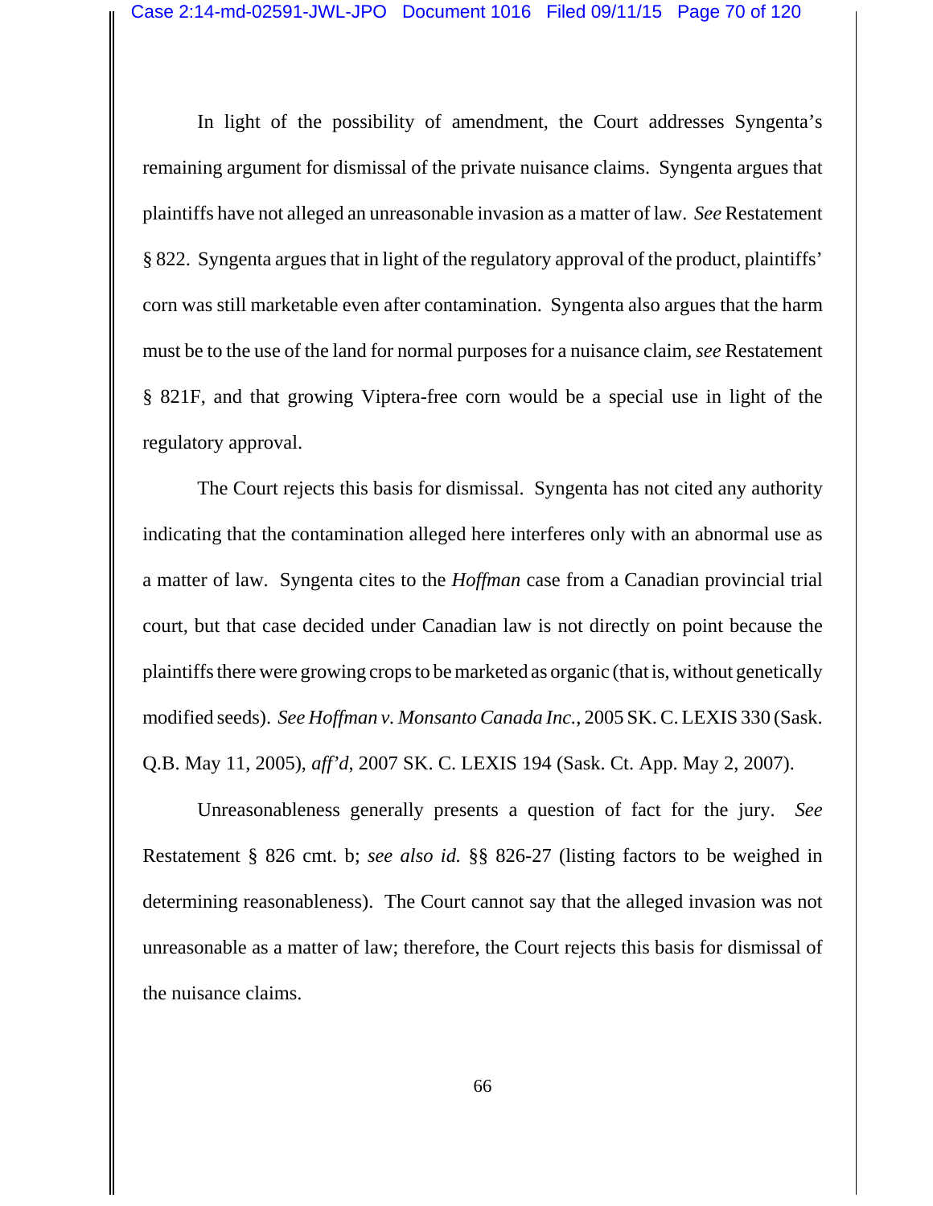In light of the possibility of amendment, the Court addresses Syngenta's remaining argument for dismissal of the private nuisance claims. Syngenta argues that plaintiffs have not alleged an unreasonable invasion as a matter of law. *See* Restatement § 822. Syngenta argues that in light of the regulatory approval of the product, plaintiffs' corn was still marketable even after contamination. Syngenta also argues that the harm must be to the use of the land for normal purposes for a nuisance claim, *see* Restatement § 821F, and that growing Viptera-free corn would be a special use in light of the regulatory approval.

The Court rejects this basis for dismissal. Syngenta has not cited any authority indicating that the contamination alleged here interferes only with an abnormal use as a matter of law. Syngenta cites to the *Hoffman* case from a Canadian provincial trial court, but that case decided under Canadian law is not directly on point because the plaintiffs there were growing crops to be marketed as organic (that is, without genetically modified seeds). *See Hoffman v. Monsanto Canada Inc.*, 2005 SK. C. LEXIS 330 (Sask. Q.B. May 11, 2005), *aff'd*, 2007 SK. C. LEXIS 194 (Sask. Ct. App. May 2, 2007).

Unreasonableness generally presents a question of fact for the jury. *See* Restatement § 826 cmt. b; *see also id.* §§ 826-27 (listing factors to be weighed in determining reasonableness). The Court cannot say that the alleged invasion was not unreasonable as a matter of law; therefore, the Court rejects this basis for dismissal of the nuisance claims.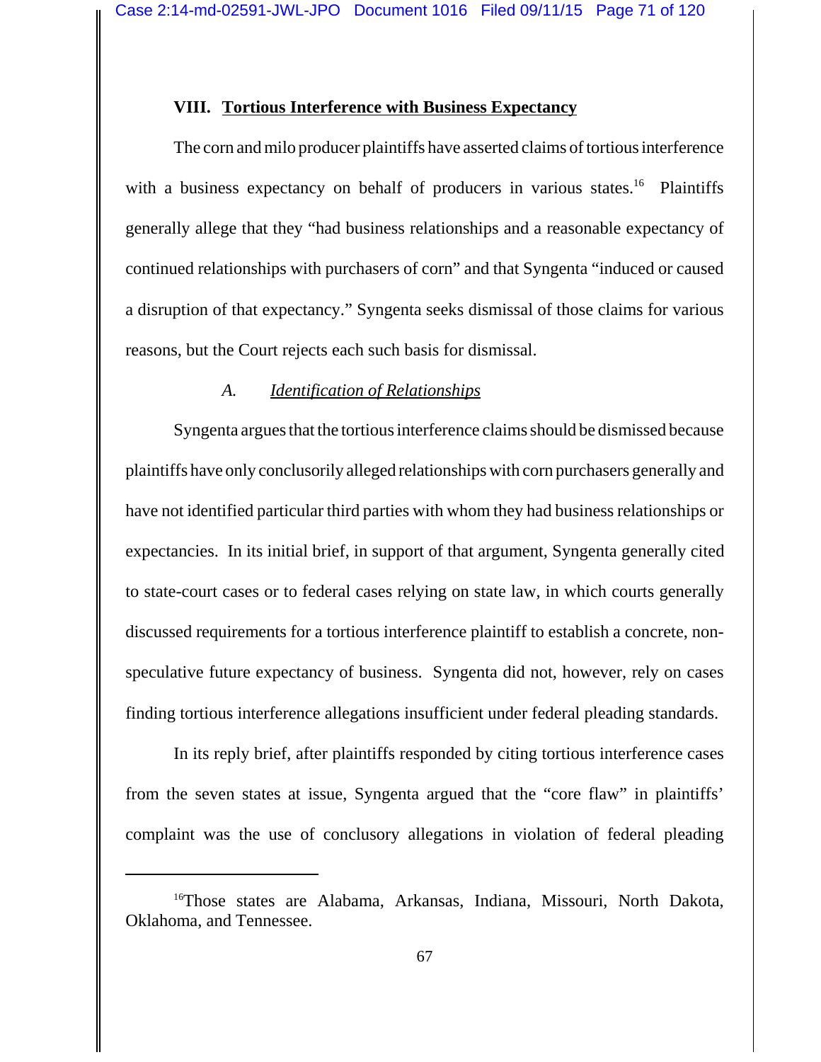## VIII. Tortious Interference with Business Expectancy

The corn and milo producer plaintiffs have asserted claims of tortious interference with a business expectancy on behalf of producers in various states.[16] Plaintiffs generally allege that they "had business relationships and a reasonable expectancy of continued relationships with purchasers of corn" and that Syngenta "induced or caused a disruption of that expectancy." Syngenta seeks dismissal of those claims for various reasons, but the Court rejects each such basis for dismissal.

### *A. Identification of Relationships*

Syngenta argues that the tortious interference claims should be dismissed because plaintiffs have only conclusorily alleged relationships with corn purchasers generally and have not identified particular third parties with whom they had business relationships or expectancies. In its initial brief, in support of that argument, Syngenta generally cited to state-court cases or to federal cases relying on state law, in which courts generally discussed requirements for a tortious interference plaintiff to establish a concrete, non-speculative future expectancy of business. Syngenta did not, however, rely on cases finding tortious interference allegations insufficient under federal pleading standards.

In its reply brief, after plaintiffs responded by citing tortious interference cases from the seven states at issue, Syngenta argued that the "core flaw" in plaintiffs' complaint was the use of conclusory allegations in violation of federal pleading

---

[16] Those states are Alabama, Arkansas, Indiana, Missouri, North Dakota, Oklahoma, and Tennessee.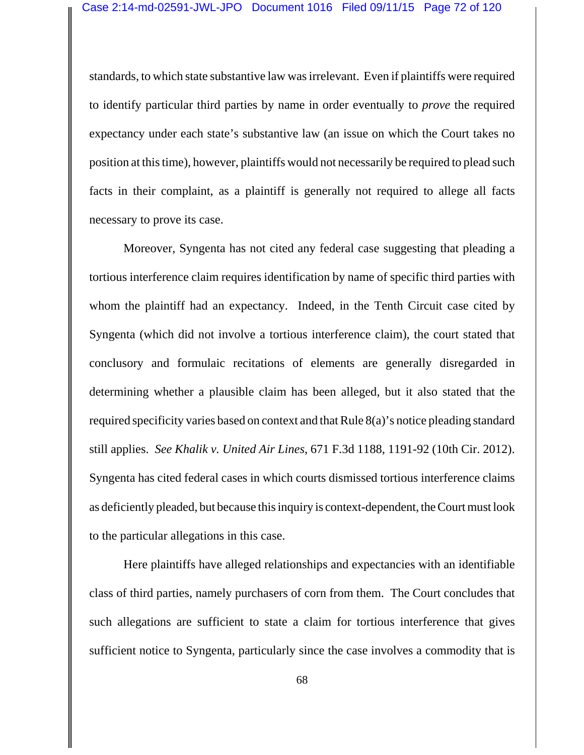standards, to which state substantive law was irrelevant. Even if plaintiffs were required to identify particular third parties by name in order eventually to *prove* the required expectancy under each state's substantive law (an issue on which the Court takes no position at this time), however, plaintiffs would not necessarily be required to plead such facts in their complaint, as a plaintiff is generally not required to allege all facts necessary to prove its case.

Moreover, Syngenta has not cited any federal case suggesting that pleading a tortious interference claim requires identification by name of specific third parties with whom the plaintiff had an expectancy. Indeed, in the Tenth Circuit case cited by Syngenta (which did not involve a tortious interference claim), the court stated that conclusory and formulaic recitations of elements are generally disregarded in determining whether a plausible claim has been alleged, but it also stated that the required specificity varies based on context and that Rule 8(a)'s notice pleading standard still applies. *See Khalik v. United Air Lines*, 671 F.3d 1188, 1191-92 (10th Cir. 2012). Syngenta has cited federal cases in which courts dismissed tortious interference claims as deficiently pleaded, but because this inquiry is context-dependent, the Court must look to the particular allegations in this case.

Here plaintiffs have alleged relationships and expectancies with an identifiable class of third parties, namely purchasers of corn from them. The Court concludes that such allegations are sufficient to state a claim for tortious interference that gives sufficient notice to Syngenta, particularly since the case involves a commodity that is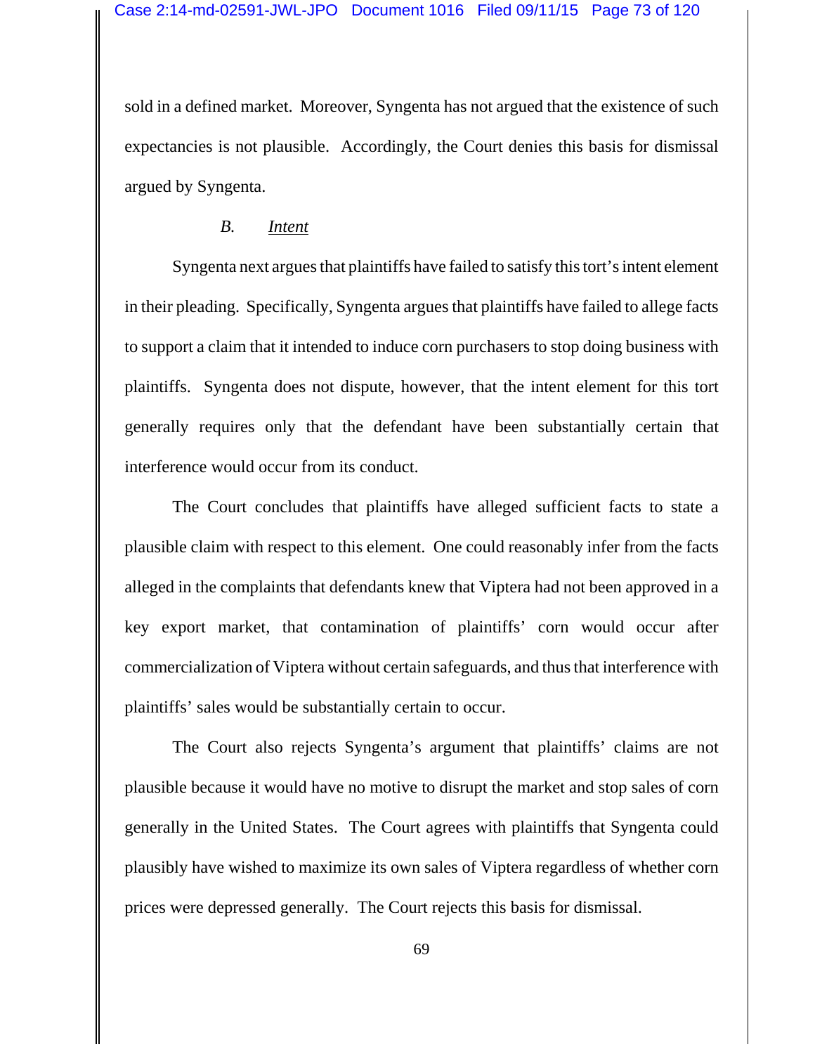sold in a defined market. Moreover, Syngenta has not argued that the existence of such expectancies is not plausible. Accordingly, the Court denies this basis for dismissal argued by Syngenta.

### *B. Intent*

Syngenta next argues that plaintiffs have failed to satisfy this tort's intent element in their pleading. Specifically, Syngenta argues that plaintiffs have failed to allege facts to support a claim that it intended to induce corn purchasers to stop doing business with plaintiffs. Syngenta does not dispute, however, that the intent element for this tort generally requires only that the defendant have been substantially certain that interference would occur from its conduct.

The Court concludes that plaintiffs have alleged sufficient facts to state a plausible claim with respect to this element. One could reasonably infer from the facts alleged in the complaints that defendants knew that Viptera had not been approved in a key export market, that contamination of plaintiffs' corn would occur after commercialization of Viptera without certain safeguards, and thus that interference with plaintiffs' sales would be substantially certain to occur.

The Court also rejects Syngenta's argument that plaintiffs' claims are not plausible because it would have no motive to disrupt the market and stop sales of corn generally in the United States. The Court agrees with plaintiffs that Syngenta could plausibly have wished to maximize its own sales of Viptera regardless of whether corn prices were depressed generally. The Court rejects this basis for dismissal.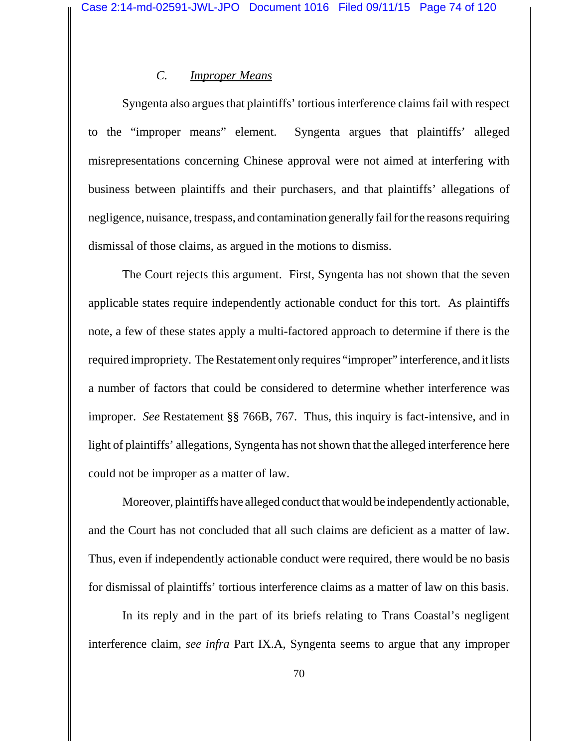### *C. Improper Means*

Syngenta also argues that plaintiffs' tortious interference claims fail with respect to the "improper means" element. Syngenta argues that plaintiffs' alleged misrepresentations concerning Chinese approval were not aimed at interfering with business between plaintiffs and their purchasers, and that plaintiffs' allegations of negligence, nuisance, trespass, and contamination generally fail for the reasons requiring dismissal of those claims, as argued in the motions to dismiss.

The Court rejects this argument. First, Syngenta has not shown that the seven applicable states require independently actionable conduct for this tort. As plaintiffs note, a few of these states apply a multi-factored approach to determine if there is the required impropriety. The Restatement only requires "improper" interference, and it lists a number of factors that could be considered to determine whether interference was improper. *See* Restatement §§ 766B, 767. Thus, this inquiry is fact-intensive, and in light of plaintiffs' allegations, Syngenta has not shown that the alleged interference here could not be improper as a matter of law.

Moreover, plaintiffs have alleged conduct that would be independently actionable, and the Court has not concluded that all such claims are deficient as a matter of law. Thus, even if independently actionable conduct were required, there would be no basis for dismissal of plaintiffs' tortious interference claims as a matter of law on this basis.

In its reply and in the part of its briefs relating to Trans Coastal's negligent interference claim, *see infra* Part IX.A, Syngenta seems to argue that any improper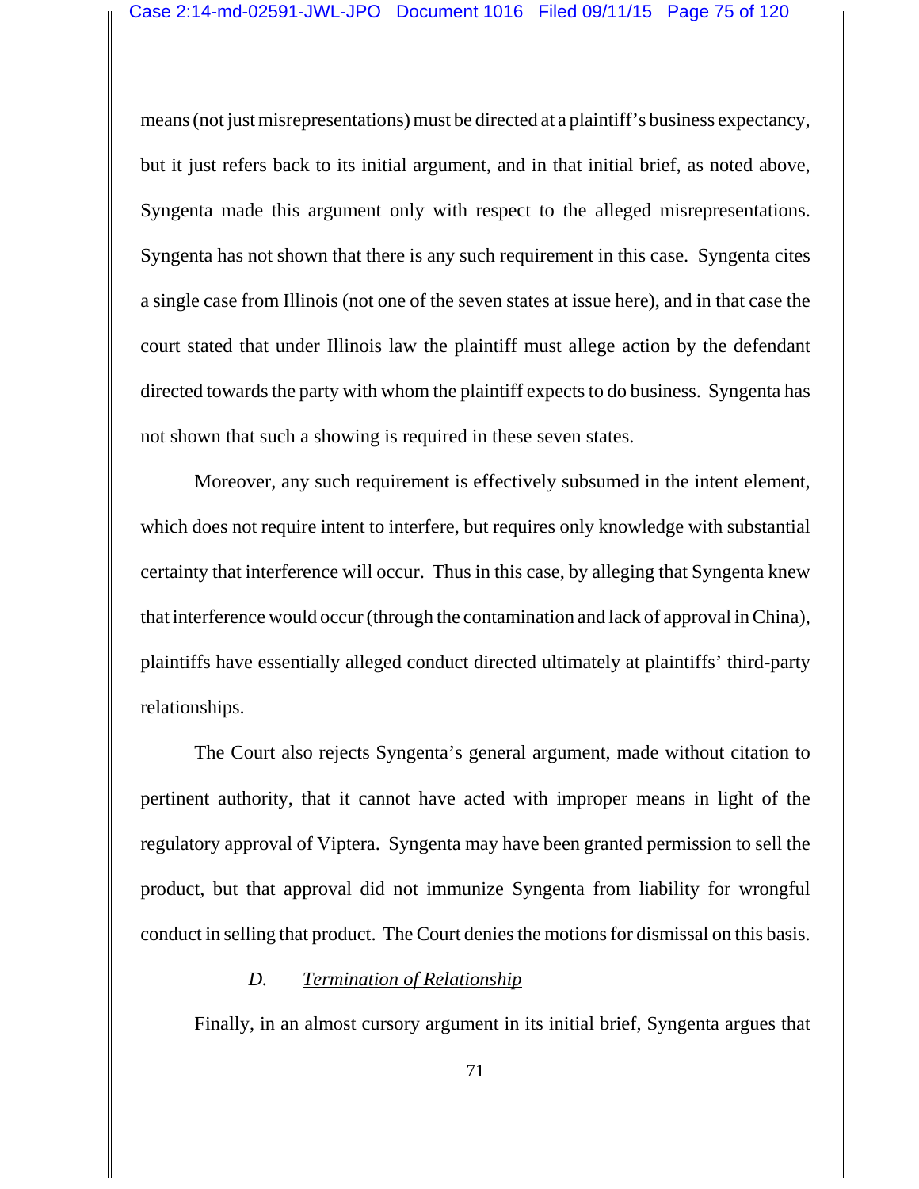means (not just misrepresentations) must be directed at a plaintiff's business expectancy, but it just refers back to its initial argument, and in that initial brief, as noted above, Syngenta made this argument only with respect to the alleged misrepresentations. Syngenta has not shown that there is any such requirement in this case. Syngenta cites a single case from Illinois (not one of the seven states at issue here), and in that case the court stated that under Illinois law the plaintiff must allege action by the defendant directed towards the party with whom the plaintiff expects to do business. Syngenta has not shown that such a showing is required in these seven states.

Moreover, any such requirement is effectively subsumed in the intent element, which does not require intent to interfere, but requires only knowledge with substantial certainty that interference will occur. Thus in this case, by alleging that Syngenta knew that interference would occur (through the contamination and lack of approval in China), plaintiffs have essentially alleged conduct directed ultimately at plaintiffs' third-party relationships.

The Court also rejects Syngenta's general argument, made without citation to pertinent authority, that it cannot have acted with improper means in light of the regulatory approval of Viptera. Syngenta may have been granted permission to sell the product, but that approval did not immunize Syngenta from liability for wrongful conduct in selling that product. The Court denies the motions for dismissal on this basis.

### D. Termination of Relationship

Finally, in an almost cursory argument in its initial brief, Syngenta argues that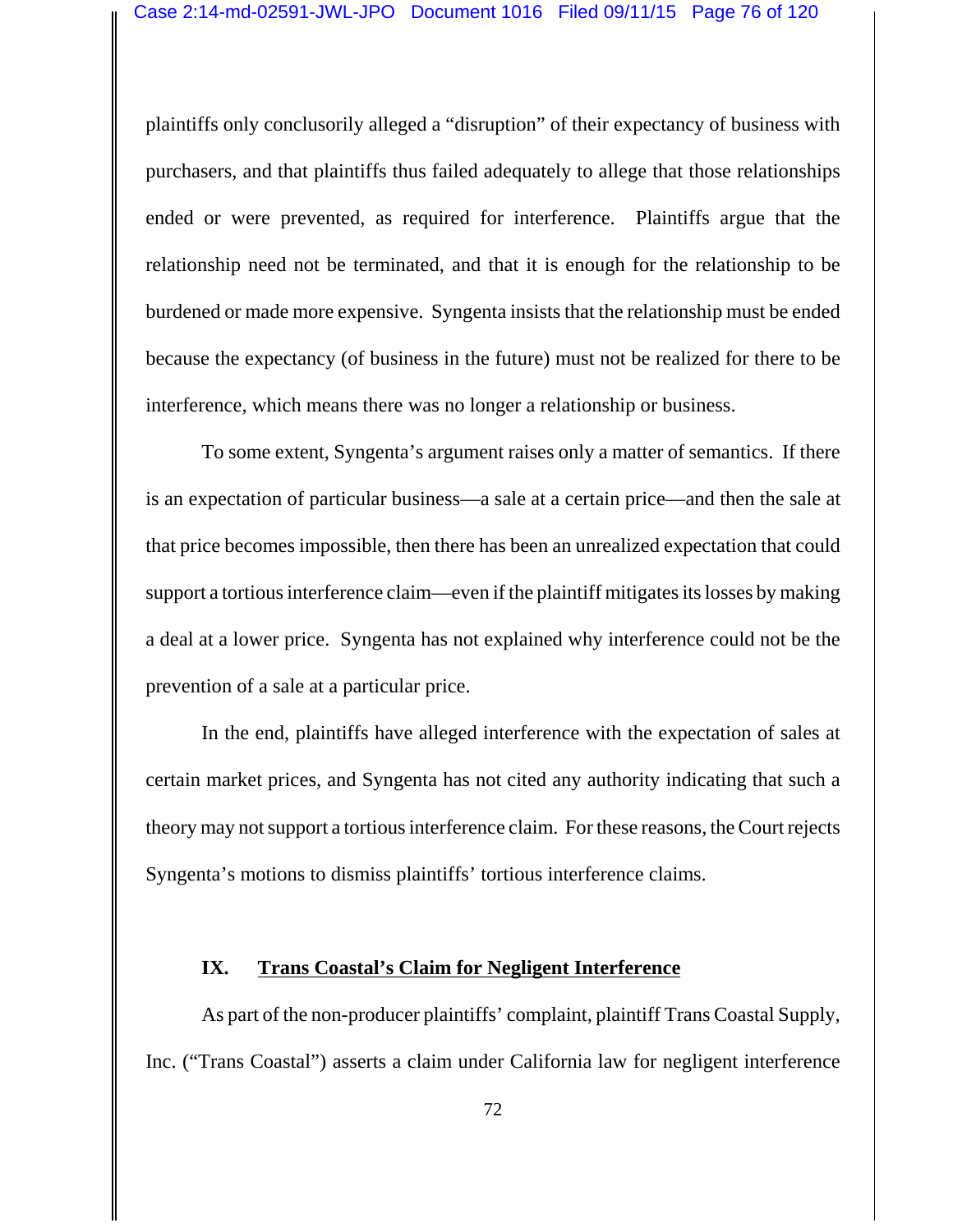plaintiffs only conclusorily alleged a "disruption" of their expectancy of business with purchasers, and that plaintiffs thus failed adequately to allege that those relationships ended or were prevented, as required for interference. Plaintiffs argue that the relationship need not be terminated, and that it is enough for the relationship to be burdened or made more expensive. Syngenta insists that the relationship must be ended because the expectancy (of business in the future) must not be realized for there to be interference, which means there was no longer a relationship or business.

To some extent, Syngenta's argument raises only a matter of semantics. If there is an expectation of particular business—a sale at a certain price—and then the sale at that price becomes impossible, then there has been an unrealized expectation that could support a tortious interference claim—even if the plaintiff mitigates its losses by making a deal at a lower price. Syngenta has not explained why interference could not be the prevention of a sale at a particular price.

In the end, plaintiffs have alleged interference with the expectation of sales at certain market prices, and Syngenta has not cited any authority indicating that such a theory may not support a tortious interference claim. For these reasons, the Court rejects Syngenta's motions to dismiss plaintiffs' tortious interference claims.

## IX. <u>Trans Coastal's Claim for Negligent Interference</u>

As part of the non-producer plaintiffs' complaint, plaintiff Trans Coastal Supply, Inc. ("Trans Coastal") asserts a claim under California law for negligent interference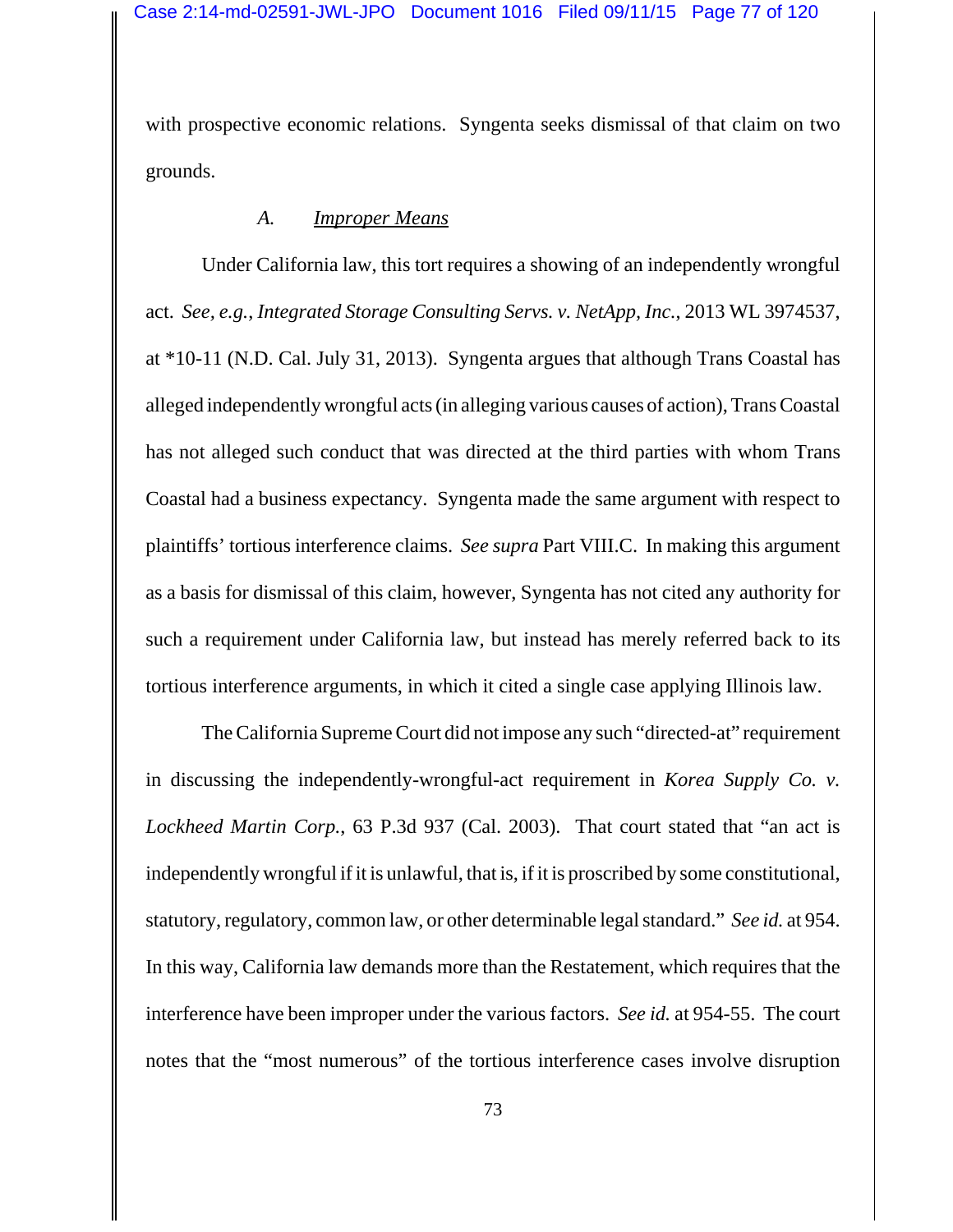with prospective economic relations. Syngenta seeks dismissal of that claim on two grounds.

### *A. Improper Means*

Under California law, this tort requires a showing of an independently wrongful act. *See, e.g.*, *Integrated Storage Consulting Servs. v. NetApp, Inc.*, 2013 WL 3974537, at *10-11 (N.D. Cal. July 31, 2013). Syngenta argues that although Trans Coastal has alleged independently wrongful acts (in alleging various causes of action), Trans Coastal has not alleged such conduct that was directed at the third parties with whom Trans Coastal had a business expectancy. Syngenta made the same argument with respect to plaintiffs' tortious interference claims. *See supra* Part VIII.C. In making this argument as a basis for dismissal of this claim, however, Syngenta has not cited any authority for such a requirement under California law, but instead has merely referred back to its tortious interference arguments, in which it cited a single case applying Illinois law.

The California Supreme Court did not impose any such "directed-at" requirement in discussing the independently-wrongful-act requirement in *Korea Supply Co. v. Lockheed Martin Corp.*, 63 P.3d 937 (Cal. 2003). That court stated that "an act is independently wrongful if it is unlawful, that is, if it is proscribed by some constitutional, statutory, regulatory, common law, or other determinable legal standard." *See id.* at 954. In this way, California law demands more than the Restatement, which requires that the interference have been improper under the various factors. *See id.* at 954-55. The court notes that the "most numerous" of the tortious interference cases involve disruption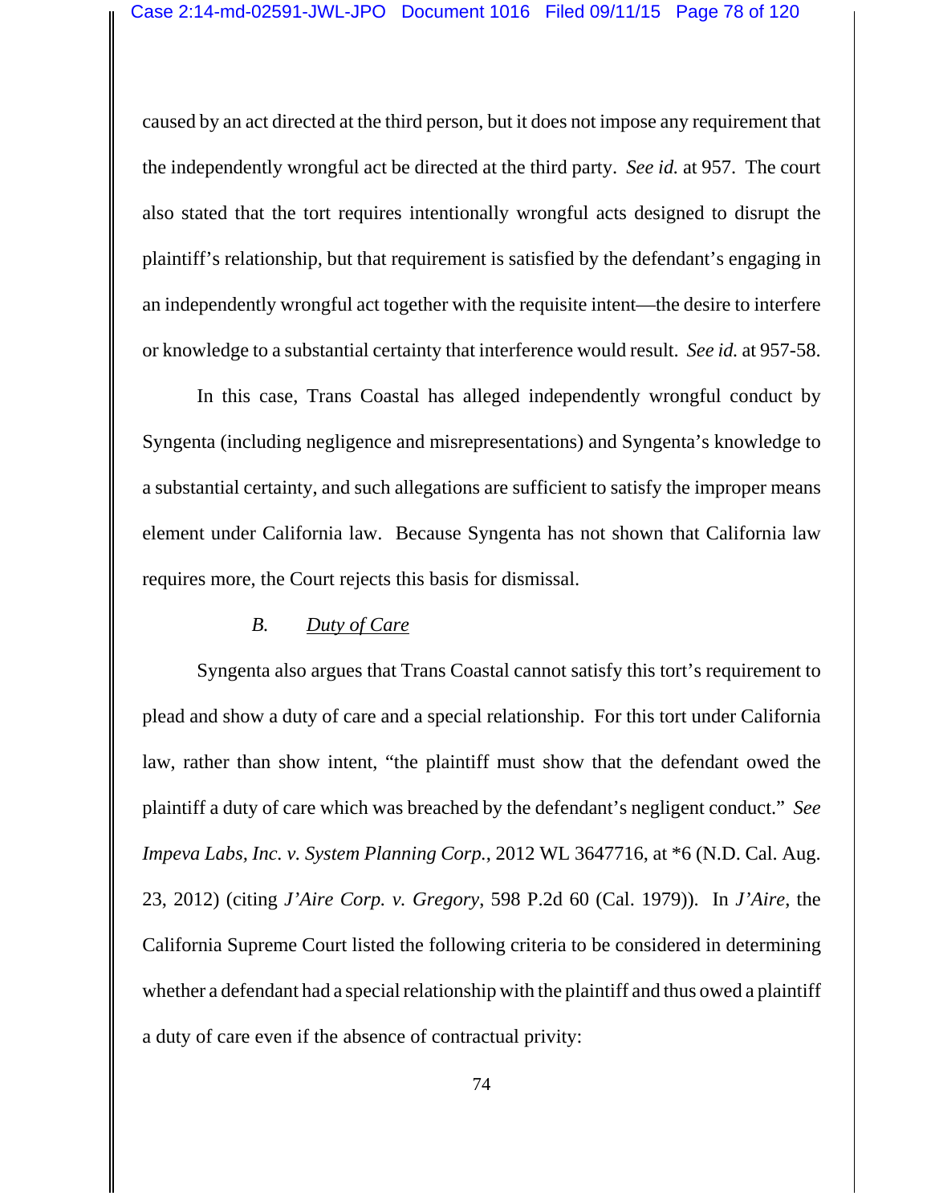caused by an act directed at the third person, but it does not impose any requirement that the independently wrongful act be directed at the third party. *See id.* at 957. The court also stated that the tort requires intentionally wrongful acts designed to disrupt the plaintiff's relationship, but that requirement is satisfied by the defendant's engaging in an independently wrongful act together with the requisite intent—the desire to interfere or knowledge to a substantial certainty that interference would result. *See id.* at 957-58.

In this case, Trans Coastal has alleged independently wrongful conduct by Syngenta (including negligence and misrepresentations) and Syngenta's knowledge to a substantial certainty, and such allegations are sufficient to satisfy the improper means element under California law. Because Syngenta has not shown that California law requires more, the Court rejects this basis for dismissal.

### *B. Duty of Care*

Syngenta also argues that Trans Coastal cannot satisfy this tort's requirement to plead and show a duty of care and a special relationship. For this tort under California law, rather than show intent, "the plaintiff must show that the defendant owed the plaintiff a duty of care which was breached by the defendant's negligent conduct." *See Impeva Labs, Inc. v. System Planning Corp.*, 2012 WL 3647716, at *6 (N.D. Cal. Aug. 23, 2012) (citing *J'Aire Corp. v. Gregory*, 598 P.2d 60 (Cal. 1979)). In *J'Aire*, the California Supreme Court listed the following criteria to be considered in determining whether a defendant had a special relationship with the plaintiff and thus owed a plaintiff a duty of care even if the absence of contractual privity: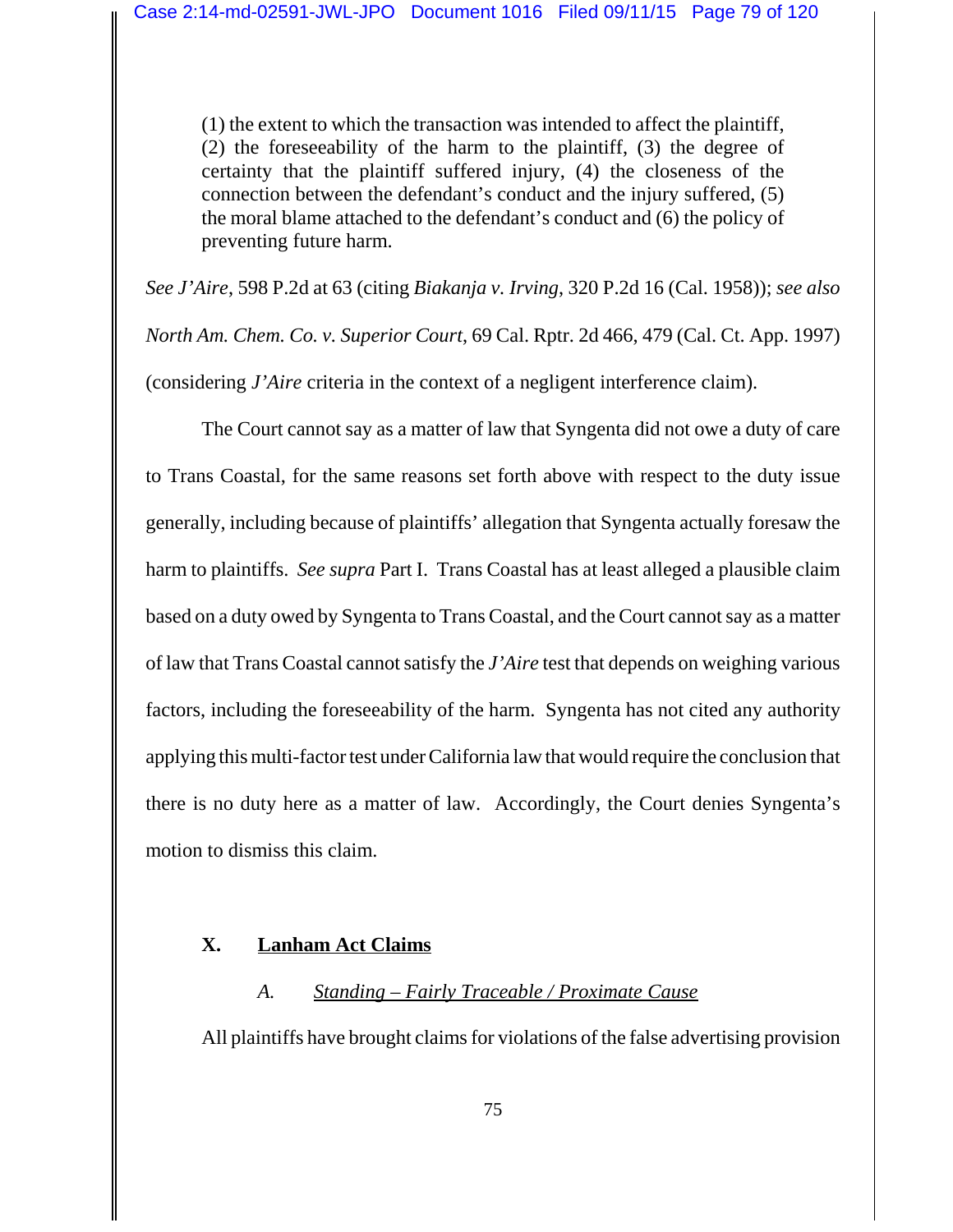> (1) the extent to which the transaction was intended to affect the plaintiff, (2) the foreseeability of the harm to the plaintiff, (3) the degree of certainty that the plaintiff suffered injury, (4) the closeness of the connection between the defendant's conduct and the injury suffered, (5) the moral blame attached to the defendant's conduct and (6) the policy of preventing future harm.

*See J'Aire*, 598 P.2d at 63 (citing *Biakanja v. Irving*, 320 P.2d 16 (Cal. 1958)); *see also North Am. Chem. Co. v. Superior Court*, 69 Cal. Rptr. 2d 466, 479 (Cal. Ct. App. 1997) (considering *J'Aire* criteria in the context of a negligent interference claim).

The Court cannot say as a matter of law that Syngenta did not owe a duty of care to Trans Coastal, for the same reasons set forth above with respect to the duty issue generally, including because of plaintiffs' allegation that Syngenta actually foresaw the harm to plaintiffs. *See supra* Part I. Trans Coastal has at least alleged a plausible claim based on a duty owed by Syngenta to Trans Coastal, and the Court cannot say as a matter of law that Trans Coastal cannot satisfy the *J'Aire* test that depends on weighing various factors, including the foreseeability of the harm. Syngenta has not cited any authority applying this multi-factor test under California law that would require the conclusion that there is no duty here as a matter of law. Accordingly, the Court denies Syngenta's motion to dismiss this claim.

## X. <u>Lanham Act Claims</u>

### *A.* <u>*Standing – Fairly Traceable / Proximate Cause*</u>

All plaintiffs have brought claims for violations of the false advertising provision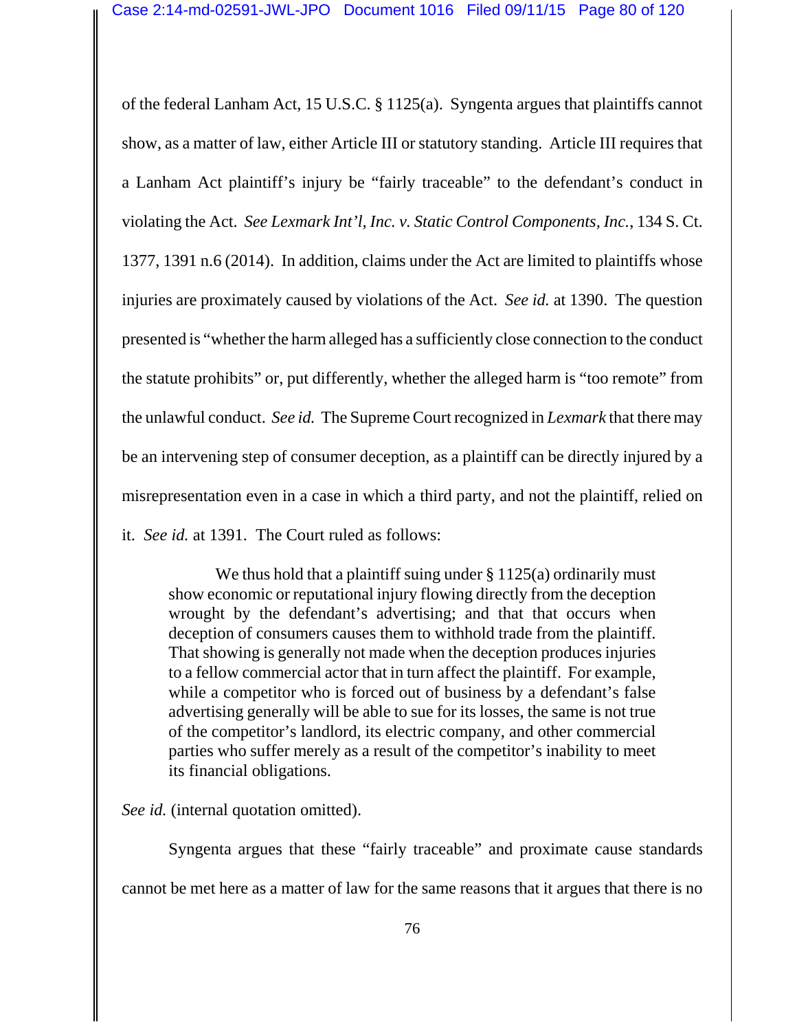of the federal Lanham Act, 15 U.S.C. § 1125(a). Syngenta argues that plaintiffs cannot show, as a matter of law, either Article III or statutory standing. Article III requires that a Lanham Act plaintiff's injury be "fairly traceable" to the defendant's conduct in violating the Act. *See Lexmark Int'l, Inc. v. Static Control Components, Inc.*, 134 S. Ct. 1377, 1391 n.6 (2014). In addition, claims under the Act are limited to plaintiffs whose injuries are proximately caused by violations of the Act. *See id.* at 1390. The question presented is "whether the harm alleged has a sufficiently close connection to the conduct the statute prohibits" or, put differently, whether the alleged harm is "too remote" from the unlawful conduct. *See id.* The Supreme Court recognized in *Lexmark* that there may be an intervening step of consumer deception, as a plaintiff can be directly injured by a misrepresentation even in a case in which a third party, and not the plaintiff, relied on it. *See id.* at 1391. The Court ruled as follows:

> We thus hold that a plaintiff suing under § 1125(a) ordinarily must show economic or reputational injury flowing directly from the deception wrought by the defendant's advertising; and that that occurs when deception of consumers causes them to withhold trade from the plaintiff. That showing is generally not made when the deception produces injuries to a fellow commercial actor that in turn affect the plaintiff. For example, while a competitor who is forced out of business by a defendant's false advertising generally will be able to sue for its losses, the same is not true of the competitor's landlord, its electric company, and other commercial parties who suffer merely as a result of the competitor's inability to meet its financial obligations.

*See id.* (internal quotation omitted).

Syngenta argues that these "fairly traceable" and proximate cause standards cannot be met here as a matter of law for the same reasons that it argues that there is no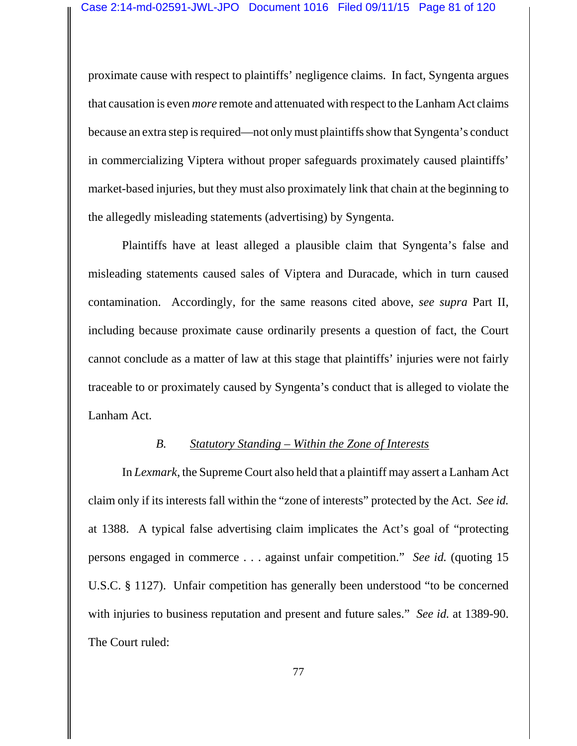proximate cause with respect to plaintiffs' negligence claims. In fact, Syngenta argues that causation is even *more* remote and attenuated with respect to the Lanham Act claims because an extra step is required—not only must plaintiffs show that Syngenta's conduct in commercializing Viptera without proper safeguards proximately caused plaintiffs' market-based injuries, but they must also proximately link that chain at the beginning to the allegedly misleading statements (advertising) by Syngenta.

Plaintiffs have at least alleged a plausible claim that Syngenta's false and misleading statements caused sales of Viptera and Duracade, which in turn caused contamination. Accordingly, for the same reasons cited above, *see supra* Part II, including because proximate cause ordinarily presents a question of fact, the Court cannot conclude as a matter of law at this stage that plaintiffs' injuries were not fairly traceable to or proximately caused by Syngenta's conduct that is alleged to violate the Lanham Act.

### *B. Statutory Standing – Within the Zone of Interests*

In *Lexmark*, the Supreme Court also held that a plaintiff may assert a Lanham Act claim only if its interests fall within the "zone of interests" protected by the Act. *See id.* at 1388. A typical false advertising claim implicates the Act's goal of "protecting persons engaged in commerce . . . against unfair competition." *See id.* (quoting 15 U.S.C. § 1127). Unfair competition has generally been understood "to be concerned with injuries to business reputation and present and future sales." *See id.* at 1389-90. The Court ruled: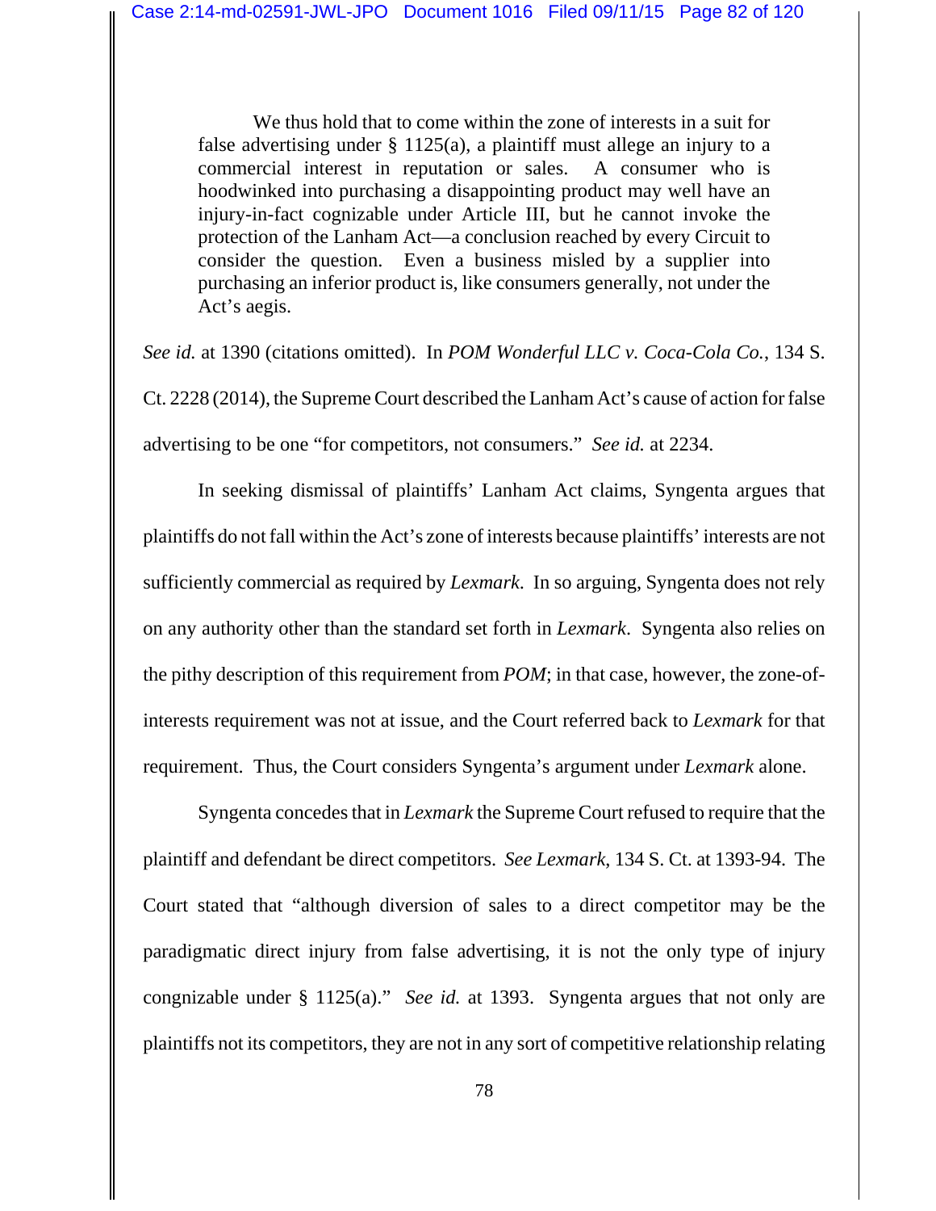> We thus hold that to come within the zone of interests in a suit for false advertising under § 1125(a), a plaintiff must allege an injury to a commercial interest in reputation or sales. A consumer who is hoodwinked into purchasing a disappointing product may well have an injury-in-fact cognizable under Article III, but he cannot invoke the protection of the Lanham Act—a conclusion reached by every Circuit to consider the question. Even a business misled by a supplier into purchasing an inferior product is, like consumers generally, not under the Act's aegis.

*See id.* at 1390 (citations omitted). In *POM Wonderful LLC v. Coca-Cola Co.*, 134 S. Ct. 2228 (2014), the Supreme Court described the Lanham Act's cause of action for false advertising to be one "for competitors, not consumers." *See id.* at 2234.

In seeking dismissal of plaintiffs' Lanham Act claims, Syngenta argues that plaintiffs do not fall within the Act's zone of interests because plaintiffs' interests are not sufficiently commercial as required by *Lexmark*. In so arguing, Syngenta does not rely on any authority other than the standard set forth in *Lexmark*. Syngenta also relies on the pithy description of this requirement from *POM*; in that case, however, the zone-of-interests requirement was not at issue, and the Court referred back to *Lexmark* for that requirement. Thus, the Court considers Syngenta's argument under *Lexmark* alone.

Syngenta concedes that in *Lexmark* the Supreme Court refused to require that the plaintiff and defendant be direct competitors. *See Lexmark*, 134 S. Ct. at 1393-94. The Court stated that "although diversion of sales to a direct competitor may be the paradigmatic direct injury from false advertising, it is not the only type of injury congnizable under § 1125(a)." *See id.* at 1393. Syngenta argues that not only are plaintiffs not its competitors, they are not in any sort of competitive relationship relating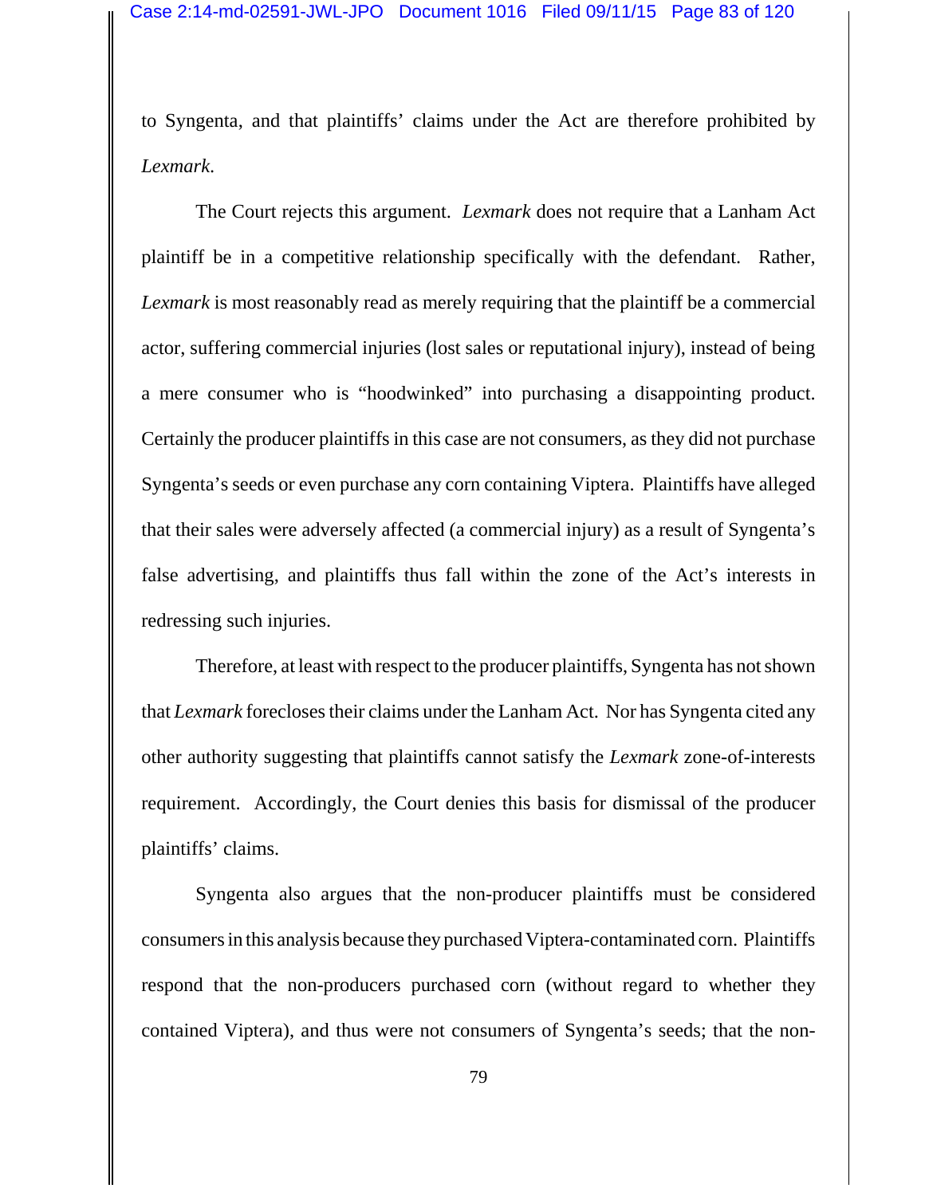to Syngenta, and that plaintiffs' claims under the Act are therefore prohibited by *Lexmark*.

The Court rejects this argument. *Lexmark* does not require that a Lanham Act plaintiff be in a competitive relationship specifically with the defendant. Rather, *Lexmark* is most reasonably read as merely requiring that the plaintiff be a commercial actor, suffering commercial injuries (lost sales or reputational injury), instead of being a mere consumer who is "hoodwinked" into purchasing a disappointing product. Certainly the producer plaintiffs in this case are not consumers, as they did not purchase Syngenta's seeds or even purchase any corn containing Viptera. Plaintiffs have alleged that their sales were adversely affected (a commercial injury) as a result of Syngenta's false advertising, and plaintiffs thus fall within the zone of the Act's interests in redressing such injuries.

Therefore, at least with respect to the producer plaintiffs, Syngenta has not shown that *Lexmark* forecloses their claims under the Lanham Act. Nor has Syngenta cited any other authority suggesting that plaintiffs cannot satisfy the *Lexmark* zone-of-interests requirement. Accordingly, the Court denies this basis for dismissal of the producer plaintiffs' claims.

Syngenta also argues that the non-producer plaintiffs must be considered consumers in this analysis because they purchased Viptera-contaminated corn. Plaintiffs respond that the non-producers purchased corn (without regard to whether they contained Viptera), and thus were not consumers of Syngenta's seeds; that the non-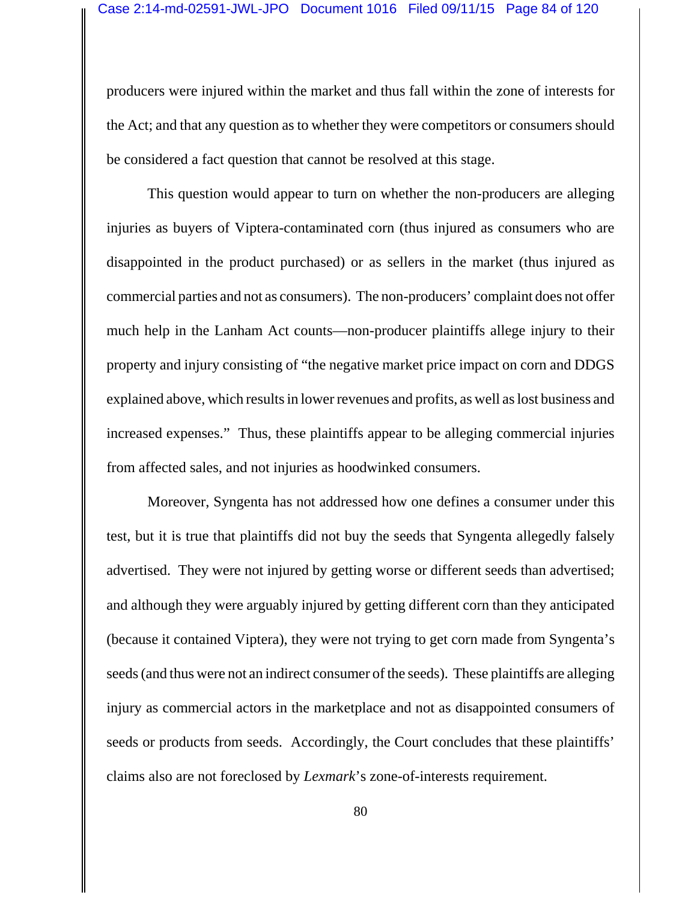producers were injured within the market and thus fall within the zone of interests for the Act; and that any question as to whether they were competitors or consumers should be considered a fact question that cannot be resolved at this stage.

This question would appear to turn on whether the non-producers are alleging injuries as buyers of Viptera-contaminated corn (thus injured as consumers who are disappointed in the product purchased) or as sellers in the market (thus injured as commercial parties and not as consumers). The non-producers' complaint does not offer much help in the Lanham Act counts—non-producer plaintiffs allege injury to their property and injury consisting of "the negative market price impact on corn and DDGS explained above, which results in lower revenues and profits, as well as lost business and increased expenses." Thus, these plaintiffs appear to be alleging commercial injuries from affected sales, and not injuries as hoodwinked consumers.

Moreover, Syngenta has not addressed how one defines a consumer under this test, but it is true that plaintiffs did not buy the seeds that Syngenta allegedly falsely advertised. They were not injured by getting worse or different seeds than advertised; and although they were arguably injured by getting different corn than they anticipated (because it contained Viptera), they were not trying to get corn made from Syngenta's seeds (and thus were not an indirect consumer of the seeds). These plaintiffs are alleging injury as commercial actors in the marketplace and not as disappointed consumers of seeds or products from seeds. Accordingly, the Court concludes that these plaintiffs' claims also are not foreclosed by *Lexmark*'s zone-of-interests requirement.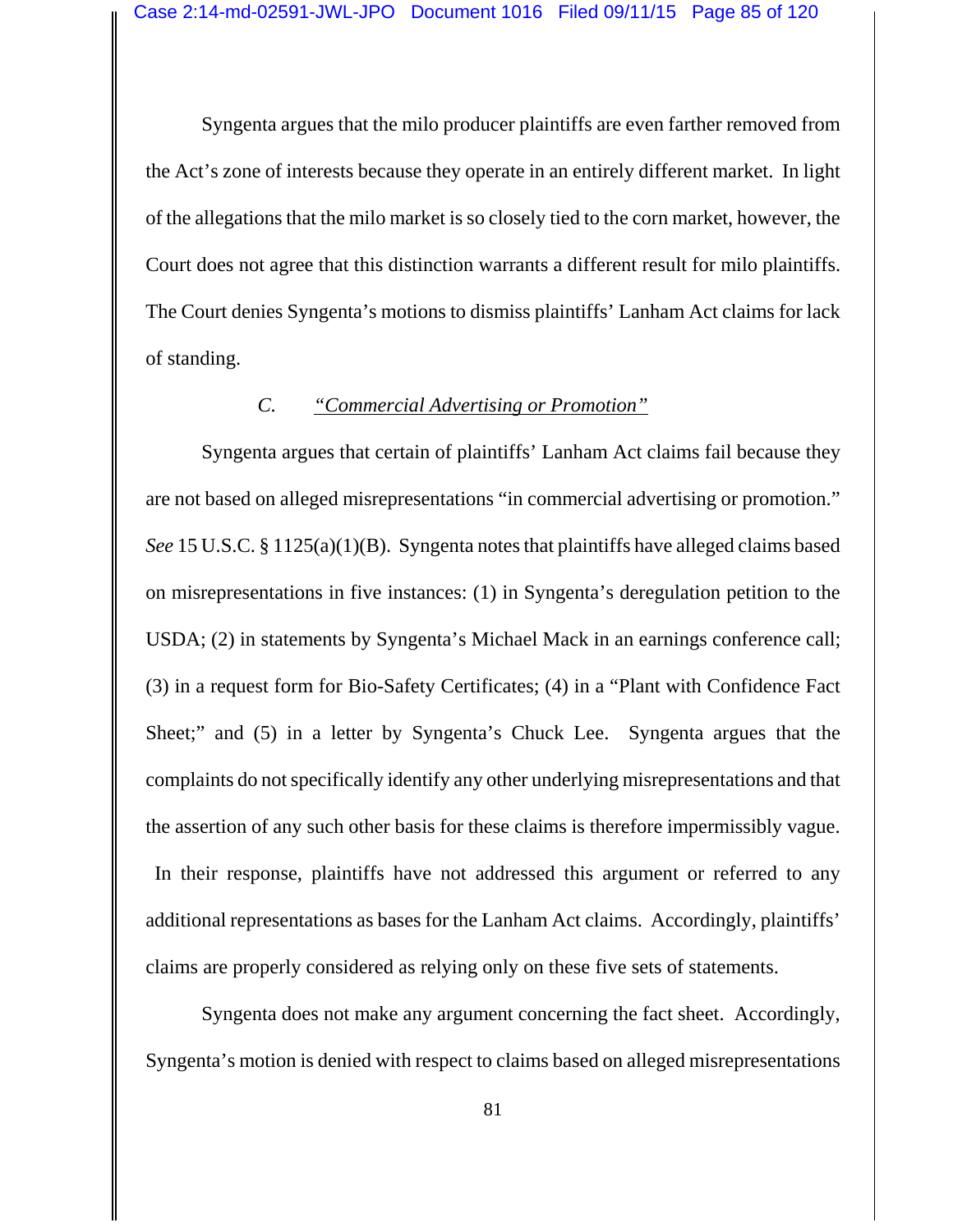Syngenta argues that the milo producer plaintiffs are even farther removed from the Act's zone of interests because they operate in an entirely different market. In light of the allegations that the milo market is so closely tied to the corn market, however, the Court does not agree that this distinction warrants a different result for milo plaintiffs. The Court denies Syngenta's motions to dismiss plaintiffs' Lanham Act claims for lack of standing.

### C. *"Commercial Advertising or Promotion"*

Syngenta argues that certain of plaintiffs' Lanham Act claims fail because they are not based on alleged misrepresentations "in commercial advertising or promotion." *See* 15 U.S.C. § 1125(a)(1)(B). Syngenta notes that plaintiffs have alleged claims based on misrepresentations in five instances: (1) in Syngenta's deregulation petition to the USDA; (2) in statements by Syngenta's Michael Mack in an earnings conference call; (3) in a request form for Bio-Safety Certificates; (4) in a "Plant with Confidence Fact Sheet;" and (5) in a letter by Syngenta's Chuck Lee. Syngenta argues that the complaints do not specifically identify any other underlying misrepresentations and that the assertion of any such other basis for these claims is therefore impermissibly vague. In their response, plaintiffs have not addressed this argument or referred to any additional representations as bases for the Lanham Act claims. Accordingly, plaintiffs' claims are properly considered as relying only on these five sets of statements.

Syngenta does not make any argument concerning the fact sheet. Accordingly, Syngenta's motion is denied with respect to claims based on alleged misrepresentations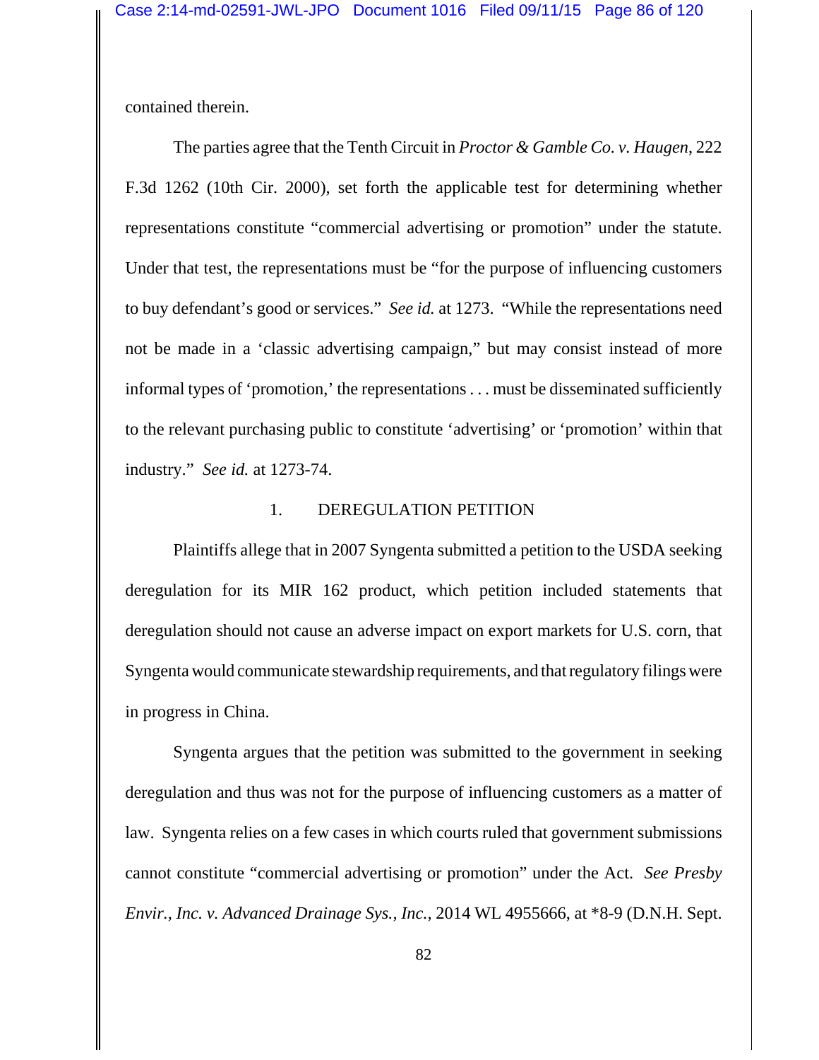contained therein.

The parties agree that the Tenth Circuit in *Proctor & Gamble Co. v. Haugen*, 222 F.3d 1262 (10th Cir. 2000), set forth the applicable test for determining whether representations constitute "commercial advertising or promotion" under the statute. Under that test, the representations must be "for the purpose of influencing customers to buy defendant's good or services." *See id.* at 1273. "While the representations need not be made in a 'classic advertising campaign," but may consist instead of more informal types of 'promotion,' the representations . . . must be disseminated sufficiently to the relevant purchasing public to constitute 'advertising' or 'promotion' within that industry." *See id.* at 1273-74.

1. DEREGULATION PETITION

Plaintiffs allege that in 2007 Syngenta submitted a petition to the USDA seeking deregulation for its MIR 162 product, which petition included statements that deregulation should not cause an adverse impact on export markets for U.S. corn, that Syngenta would communicate stewardship requirements, and that regulatory filings were in progress in China.

Syngenta argues that the petition was submitted to the government in seeking deregulation and thus was not for the purpose of influencing customers as a matter of law. Syngenta relies on a few cases in which courts ruled that government submissions cannot constitute "commercial advertising or promotion" under the Act. *See Presby Envir., Inc. v. Advanced Drainage Sys., Inc.*, 2014 WL 4955666, at *8-9 (D.N.H. Sept.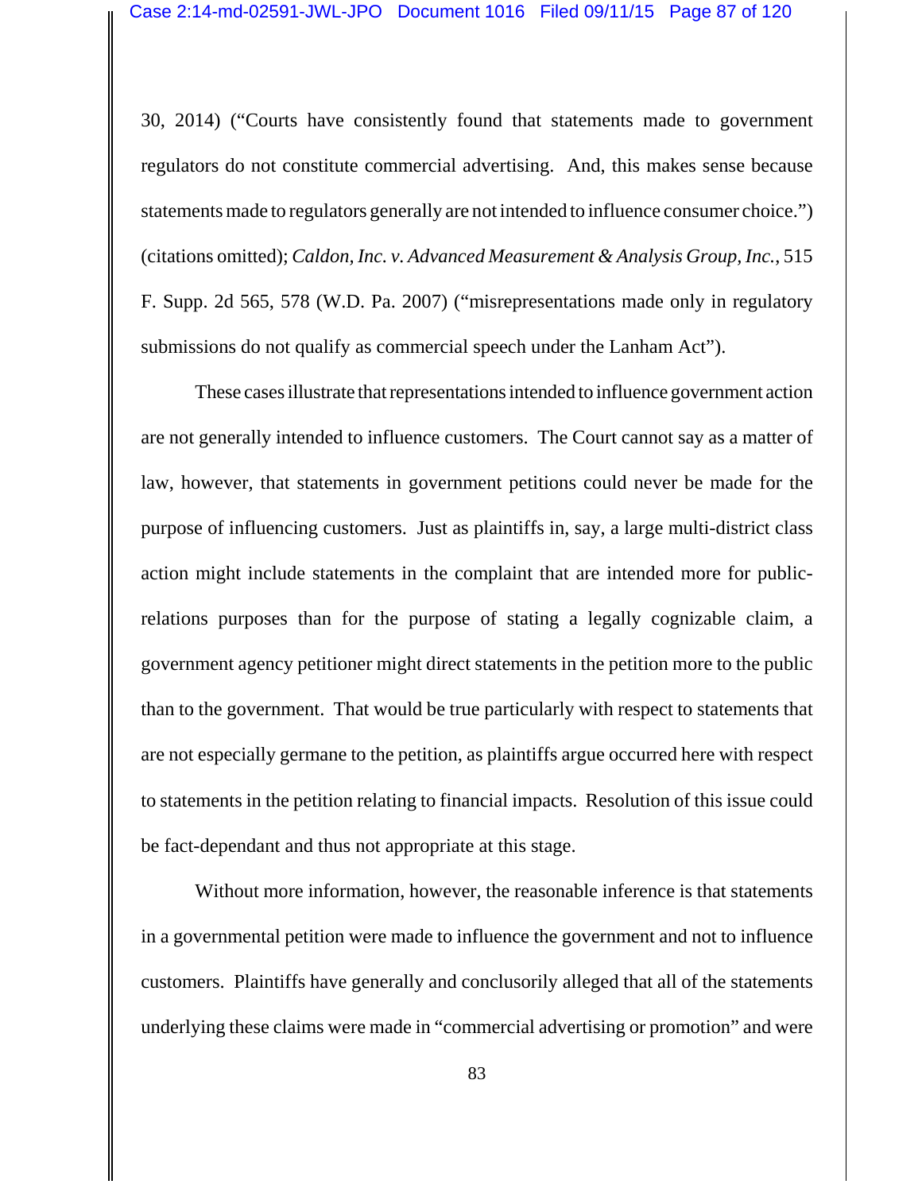30, 2014) ("Courts have consistently found that statements made to government regulators do not constitute commercial advertising. And, this makes sense because statements made to regulators generally are not intended to influence consumer choice.") (citations omitted); *Caldon, Inc. v. Advanced Measurement & Analysis Group, Inc.*, 515 F. Supp. 2d 565, 578 (W.D. Pa. 2007) ("misrepresentations made only in regulatory submissions do not qualify as commercial speech under the Lanham Act").

These cases illustrate that representations intended to influence government action are not generally intended to influence customers. The Court cannot say as a matter of law, however, that statements in government petitions could never be made for the purpose of influencing customers. Just as plaintiffs in, say, a large multi-district class action might include statements in the complaint that are intended more for public-relations purposes than for the purpose of stating a legally cognizable claim, a government agency petitioner might direct statements in the petition more to the public than to the government. That would be true particularly with respect to statements that are not especially germane to the petition, as plaintiffs argue occurred here with respect to statements in the petition relating to financial impacts. Resolution of this issue could be fact-dependant and thus not appropriate at this stage.

Without more information, however, the reasonable inference is that statements in a governmental petition were made to influence the government and not to influence customers. Plaintiffs have generally and conclusorily alleged that all of the statements underlying these claims were made in "commercial advertising or promotion" and were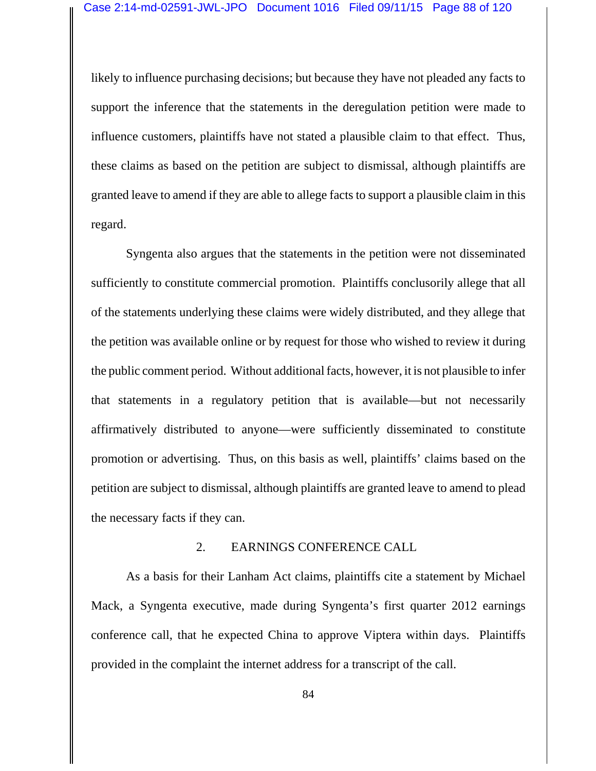likely to influence purchasing decisions; but because they have not pleaded any facts to support the inference that the statements in the deregulation petition were made to influence customers, plaintiffs have not stated a plausible claim to that effect. Thus, these claims as based on the petition are subject to dismissal, although plaintiffs are granted leave to amend if they are able to allege facts to support a plausible claim in this regard.

Syngenta also argues that the statements in the petition were not disseminated sufficiently to constitute commercial promotion. Plaintiffs conclusorily allege that all of the statements underlying these claims were widely distributed, and they allege that the petition was available online or by request for those who wished to review it during the public comment period. Without additional facts, however, it is not plausible to infer that statements in a regulatory petition that is available—but not necessarily affirmatively distributed to anyone—were sufficiently disseminated to constitute promotion or advertising. Thus, on this basis as well, plaintiffs' claims based on the petition are subject to dismissal, although plaintiffs are granted leave to amend to plead the necessary facts if they can.

### 2. EARNINGS CONFERENCE CALL

As a basis for their Lanham Act claims, plaintiffs cite a statement by Michael Mack, a Syngenta executive, made during Syngenta's first quarter 2012 earnings conference call, that he expected China to approve Viptera within days. Plaintiffs provided in the complaint the internet address for a transcript of the call.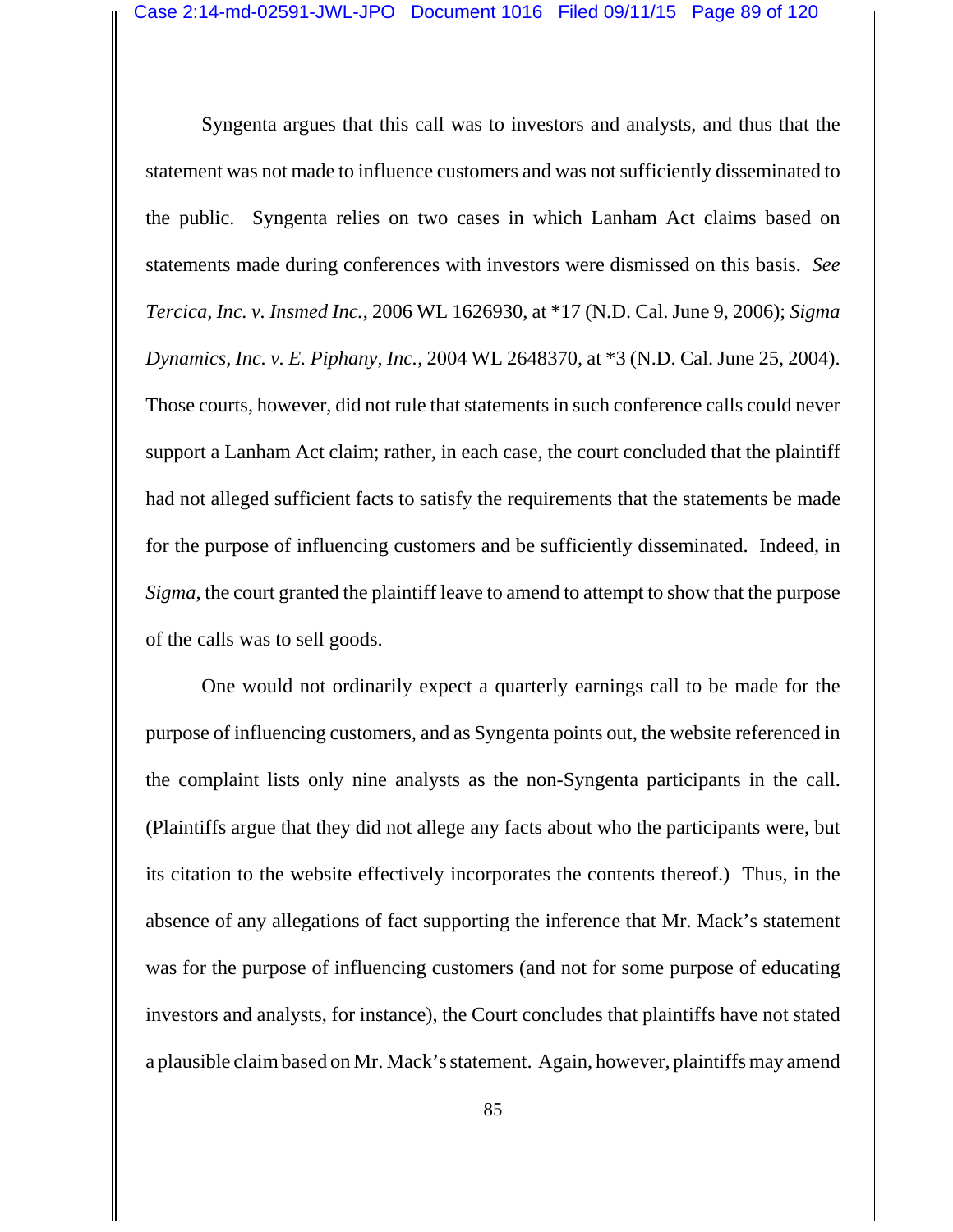Syngenta argues that this call was to investors and analysts, and thus that the statement was not made to influence customers and was not sufficiently disseminated to the public. Syngenta relies on two cases in which Lanham Act claims based on statements made during conferences with investors were dismissed on this basis. *See Tercica, Inc. v. Insmed Inc.*, 2006 WL 1626930, at *17 (N.D. Cal. June 9, 2006); *Sigma Dynamics, Inc. v. E. Piphany, Inc.*, 2004 WL 2648370, at *3 (N.D. Cal. June 25, 2004). Those courts, however, did not rule that statements in such conference calls could never support a Lanham Act claim; rather, in each case, the court concluded that the plaintiff had not alleged sufficient facts to satisfy the requirements that the statements be made for the purpose of influencing customers and be sufficiently disseminated. Indeed, in *Sigma*, the court granted the plaintiff leave to amend to attempt to show that the purpose of the calls was to sell goods.

One would not ordinarily expect a quarterly earnings call to be made for the purpose of influencing customers, and as Syngenta points out, the website referenced in the complaint lists only nine analysts as the non-Syngenta participants in the call. (Plaintiffs argue that they did not allege any facts about who the participants were, but its citation to the website effectively incorporates the contents thereof.) Thus, in the absence of any allegations of fact supporting the inference that Mr. Mack's statement was for the purpose of influencing customers (and not for some purpose of educating investors and analysts, for instance), the Court concludes that plaintiffs have not stated a plausible claim based on Mr. Mack's statement. Again, however, plaintiffs may amend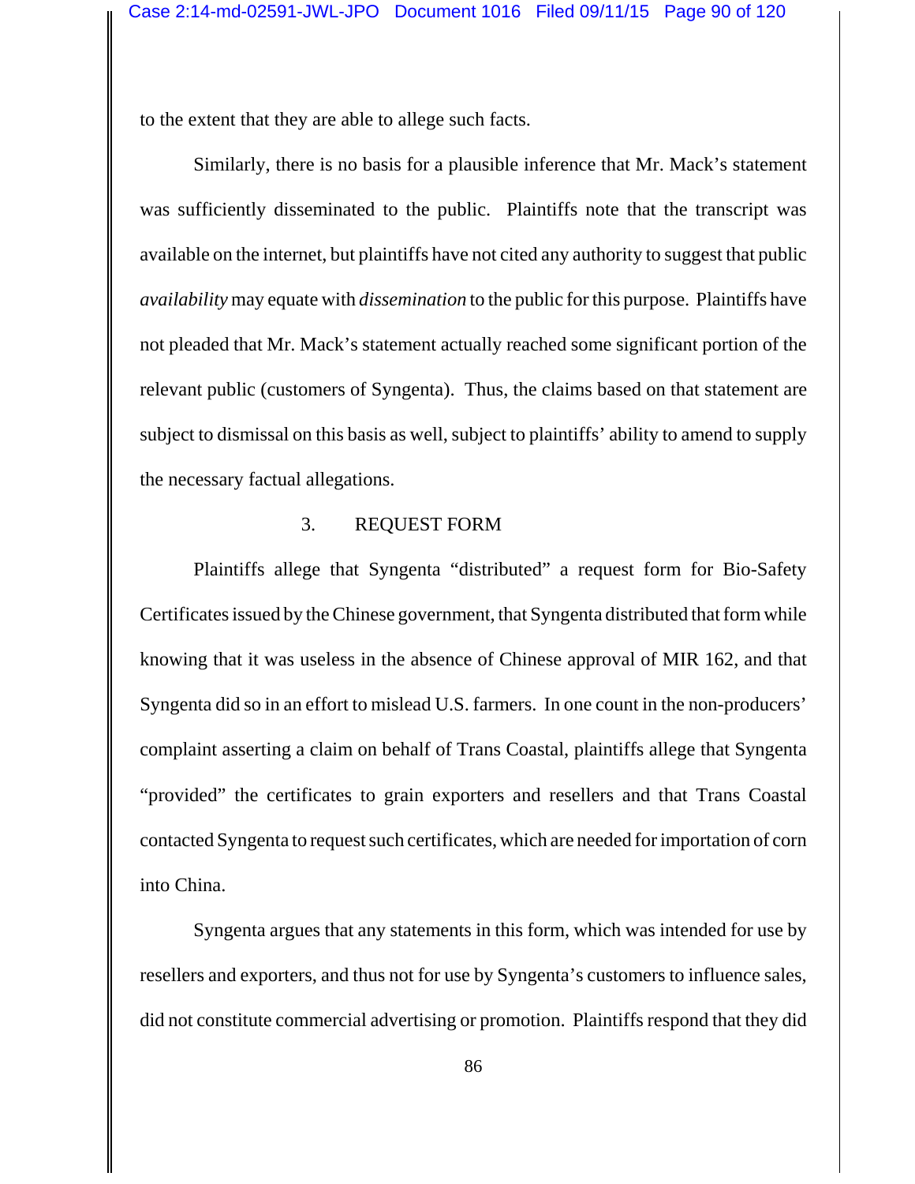to the extent that they are able to allege such facts.

Similarly, there is no basis for a plausible inference that Mr. Mack's statement was sufficiently disseminated to the public. Plaintiffs note that the transcript was available on the internet, but plaintiffs have not cited any authority to suggest that public *availability* may equate with *dissemination* to the public for this purpose. Plaintiffs have not pleaded that Mr. Mack's statement actually reached some significant portion of the relevant public (customers of Syngenta). Thus, the claims based on that statement are subject to dismissal on this basis as well, subject to plaintiffs' ability to amend to supply the necessary factual allegations.

### 3. REQUEST FORM

Plaintiffs allege that Syngenta "distributed" a request form for Bio-Safety Certificates issued by the Chinese government, that Syngenta distributed that form while knowing that it was useless in the absence of Chinese approval of MIR 162, and that Syngenta did so in an effort to mislead U.S. farmers. In one count in the non-producers' complaint asserting a claim on behalf of Trans Coastal, plaintiffs allege that Syngenta "provided" the certificates to grain exporters and resellers and that Trans Coastal contacted Syngenta to request such certificates, which are needed for importation of corn into China.

Syngenta argues that any statements in this form, which was intended for use by resellers and exporters, and thus not for use by Syngenta's customers to influence sales, did not constitute commercial advertising or promotion. Plaintiffs respond that they did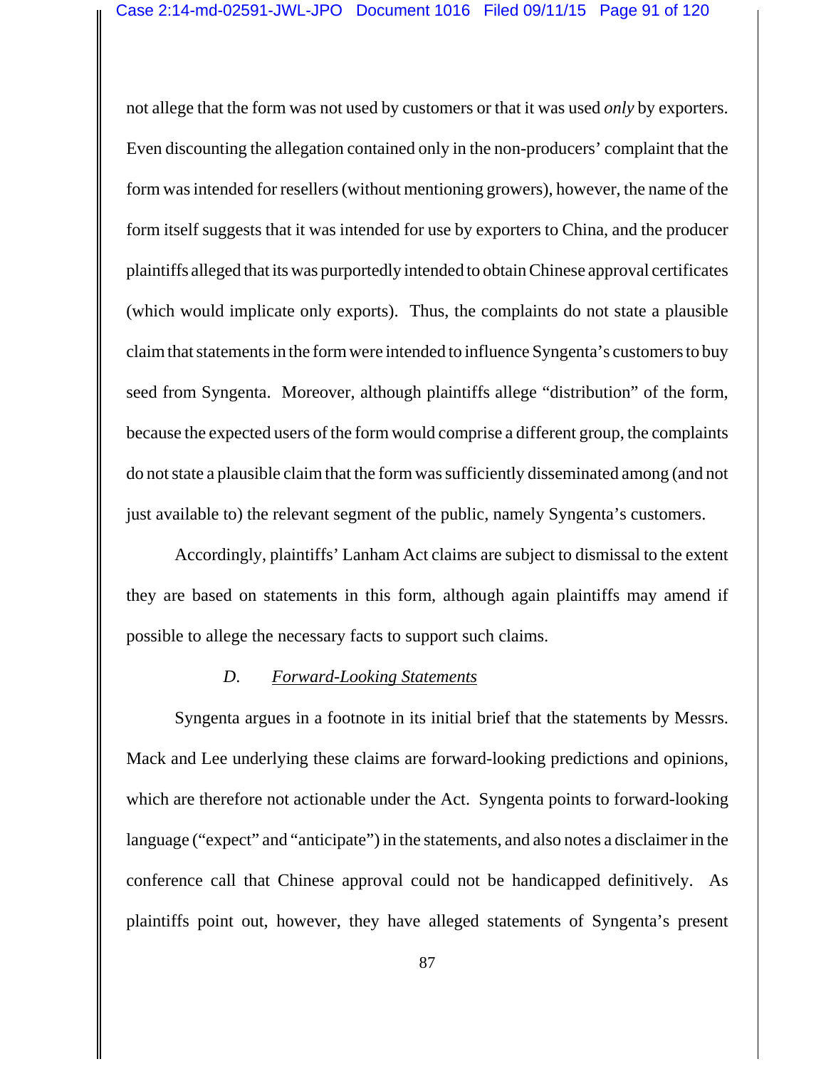not allege that the form was not used by customers or that it was used *only* by exporters. Even discounting the allegation contained only in the non-producers' complaint that the form was intended for resellers (without mentioning growers), however, the name of the form itself suggests that it was intended for use by exporters to China, and the producer plaintiffs alleged that its was purportedly intended to obtain Chinese approval certificates (which would implicate only exports). Thus, the complaints do not state a plausible claim that statements in the form were intended to influence Syngenta's customers to buy seed from Syngenta. Moreover, although plaintiffs allege "distribution" of the form, because the expected users of the form would comprise a different group, the complaints do not state a plausible claim that the form was sufficiently disseminated among (and not just available to) the relevant segment of the public, namely Syngenta's customers.

Accordingly, plaintiffs' Lanham Act claims are subject to dismissal to the extent they are based on statements in this form, although again plaintiffs may amend if possible to allege the necessary facts to support such claims.

### *D. Forward-Looking Statements*

Syngenta argues in a footnote in its initial brief that the statements by Messrs. Mack and Lee underlying these claims are forward-looking predictions and opinions, which are therefore not actionable under the Act. Syngenta points to forward-looking language ("expect" and "anticipate") in the statements, and also notes a disclaimer in the conference call that Chinese approval could not be handicapped definitively. As plaintiffs point out, however, they have alleged statements of Syngenta's present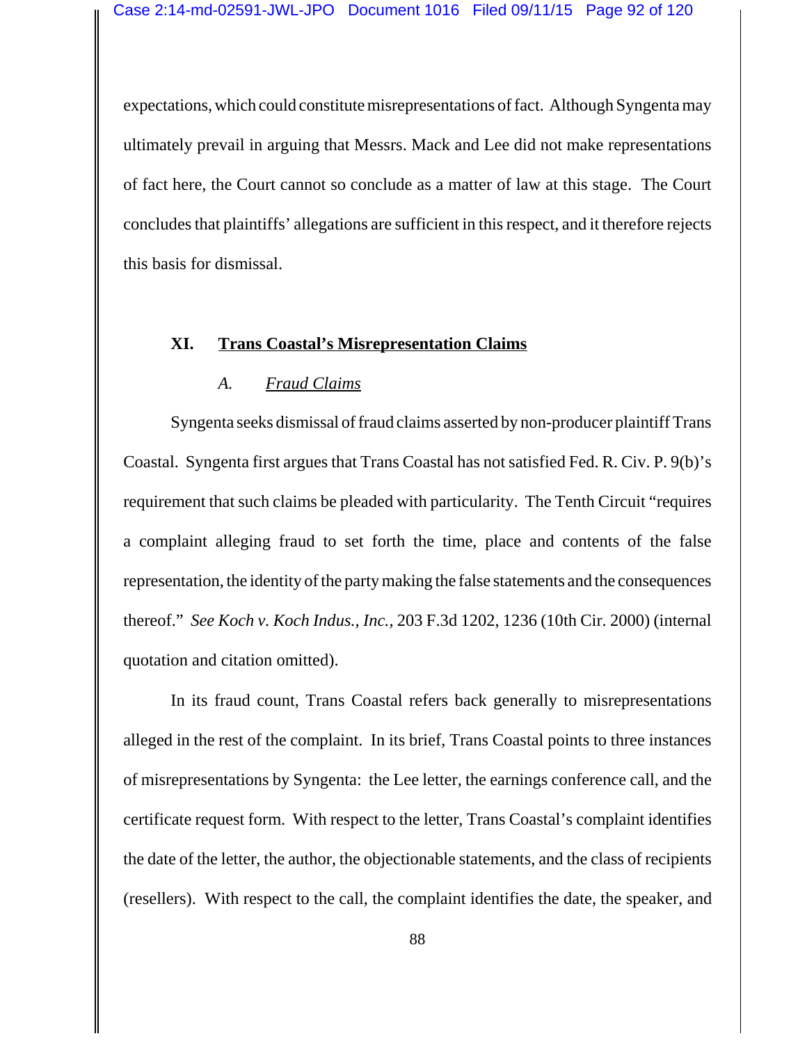expectations, which could constitute misrepresentations of fact. Although Syngenta may ultimately prevail in arguing that Messrs. Mack and Lee did not make representations of fact here, the Court cannot so conclude as a matter of law at this stage. The Court concludes that plaintiffs' allegations are sufficient in this respect, and it therefore rejects this basis for dismissal.

## XI. Trans Coastal's Misrepresentation Claims

### *A. Fraud Claims*

Syngenta seeks dismissal of fraud claims asserted by non-producer plaintiff Trans Coastal. Syngenta first argues that Trans Coastal has not satisfied Fed. R. Civ. P. 9(b)'s requirement that such claims be pleaded with particularity. The Tenth Circuit "requires a complaint alleging fraud to set forth the time, place and contents of the false representation, the identity of the party making the false statements and the consequences thereof." *See Koch v. Koch Indus., Inc.*, 203 F.3d 1202, 1236 (10th Cir. 2000) (internal quotation and citation omitted).

In its fraud count, Trans Coastal refers back generally to misrepresentations alleged in the rest of the complaint. In its brief, Trans Coastal points to three instances of misrepresentations by Syngenta: the Lee letter, the earnings conference call, and the certificate request form. With respect to the letter, Trans Coastal's complaint identifies the date of the letter, the author, the objectionable statements, and the class of recipients (resellers). With respect to the call, the complaint identifies the date, the speaker, and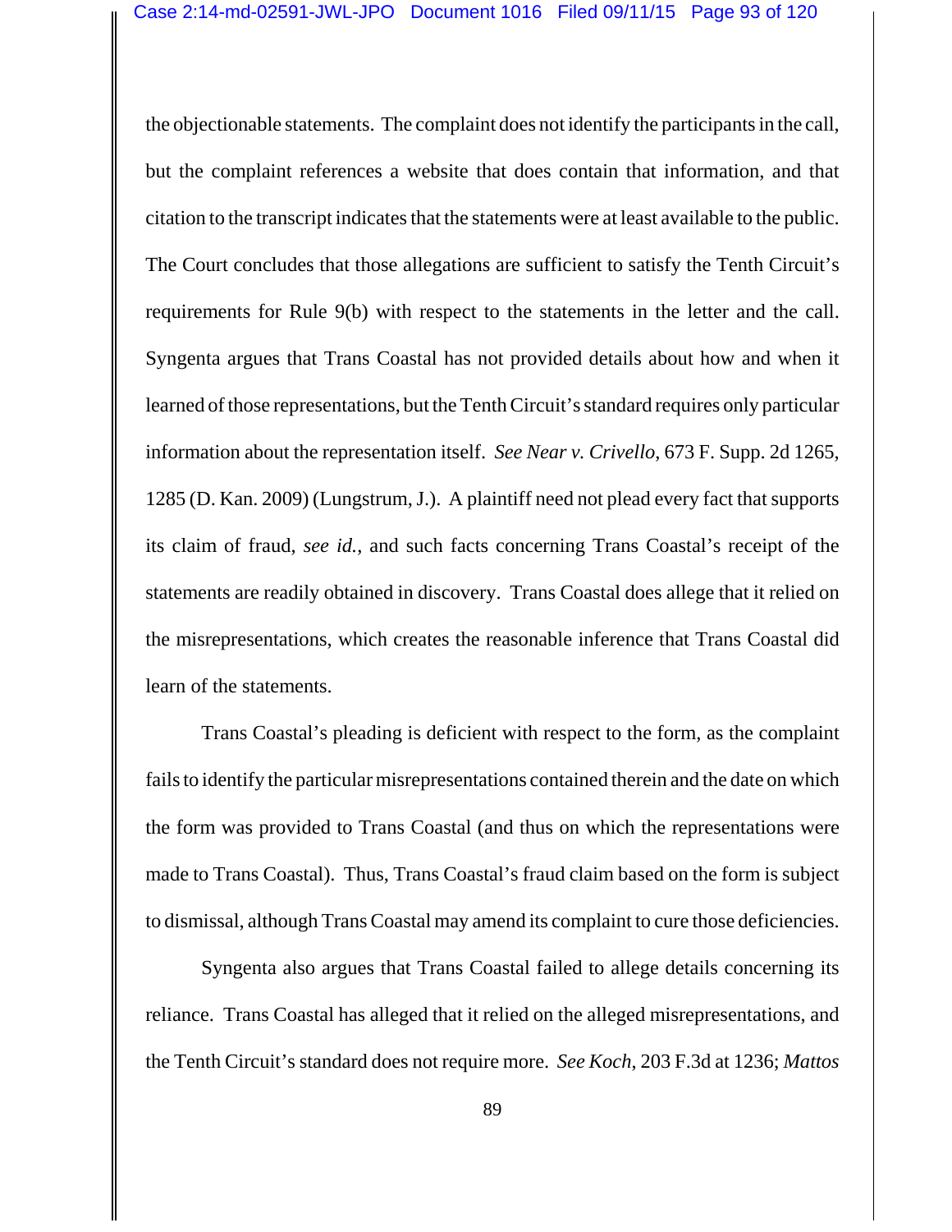the objectionable statements. The complaint does not identify the participants in the call, but the complaint references a website that does contain that information, and that citation to the transcript indicates that the statements were at least available to the public. The Court concludes that those allegations are sufficient to satisfy the Tenth Circuit's requirements for Rule 9(b) with respect to the statements in the letter and the call. Syngenta argues that Trans Coastal has not provided details about how and when it learned of those representations, but the Tenth Circuit's standard requires only particular information about the representation itself. *See Near v. Crivello*, 673 F. Supp. 2d 1265, 1285 (D. Kan. 2009) (Lungstrum, J.). A plaintiff need not plead every fact that supports its claim of fraud, *see id.*, and such facts concerning Trans Coastal's receipt of the statements are readily obtained in discovery. Trans Coastal does allege that it relied on the misrepresentations, which creates the reasonable inference that Trans Coastal did learn of the statements.

Trans Coastal's pleading is deficient with respect to the form, as the complaint fails to identify the particular misrepresentations contained therein and the date on which the form was provided to Trans Coastal (and thus on which the representations were made to Trans Coastal). Thus, Trans Coastal's fraud claim based on the form is subject to dismissal, although Trans Coastal may amend its complaint to cure those deficiencies.

Syngenta also argues that Trans Coastal failed to allege details concerning its reliance. Trans Coastal has alleged that it relied on the alleged misrepresentations, and the Tenth Circuit's standard does not require more. *See Koch*, 203 F.3d at 1236; *Mattos*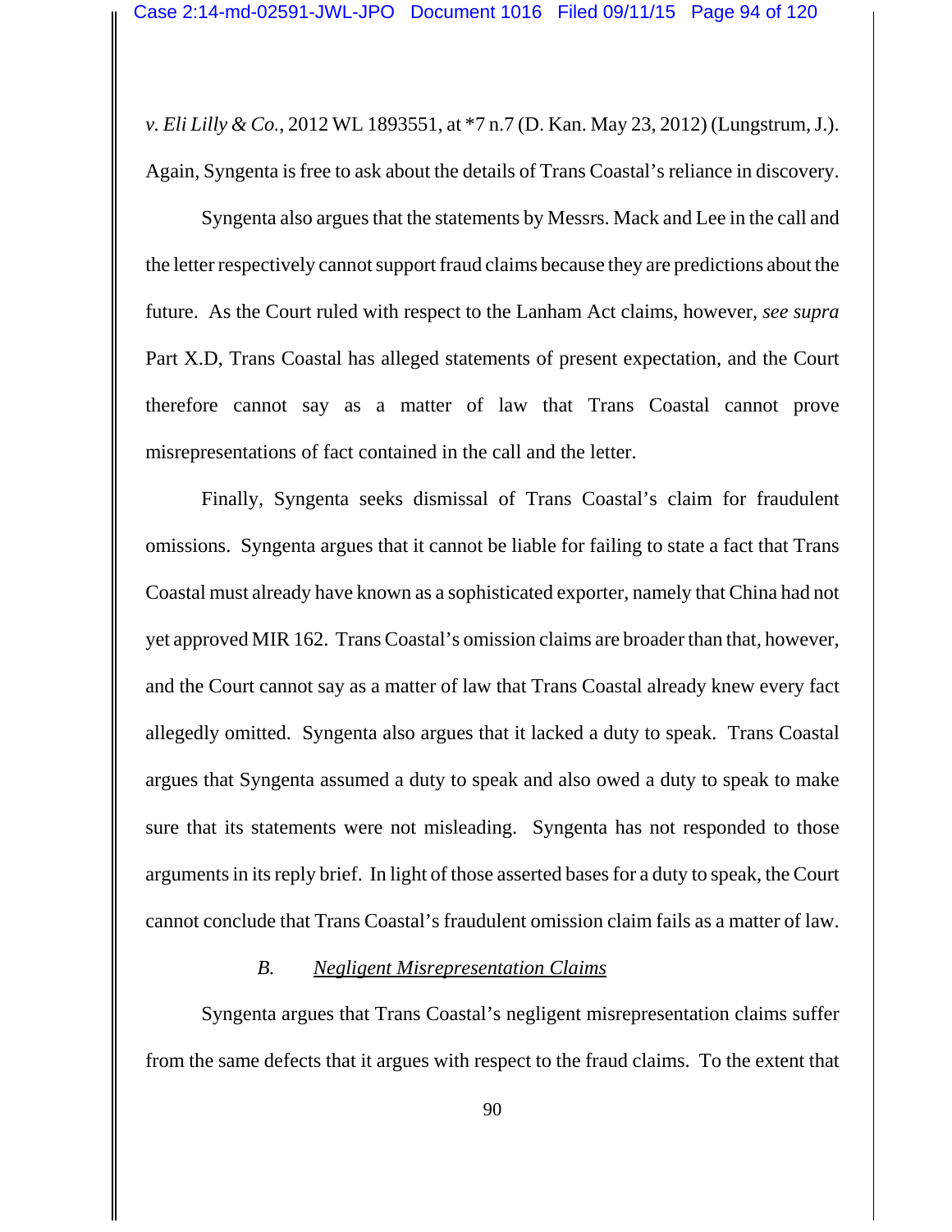*v. Eli Lilly & Co.*, 2012 WL 1893551, at *7 n.7 (D. Kan. May 23, 2012) (Lungstrum, J.). Again, Syngenta is free to ask about the details of Trans Coastal's reliance in discovery.

Syngenta also argues that the statements by Messrs. Mack and Lee in the call and the letter respectively cannot support fraud claims because they are predictions about the future. As the Court ruled with respect to the Lanham Act claims, however, *see supra* Part X.D, Trans Coastal has alleged statements of present expectation, and the Court therefore cannot say as a matter of law that Trans Coastal cannot prove misrepresentations of fact contained in the call and the letter.

Finally, Syngenta seeks dismissal of Trans Coastal's claim for fraudulent omissions. Syngenta argues that it cannot be liable for failing to state a fact that Trans Coastal must already have known as a sophisticated exporter, namely that China had not yet approved MIR 162. Trans Coastal's omission claims are broader than that, however, and the Court cannot say as a matter of law that Trans Coastal already knew every fact allegedly omitted. Syngenta also argues that it lacked a duty to speak. Trans Coastal argues that Syngenta assumed a duty to speak and also owed a duty to speak to make sure that its statements were not misleading. Syngenta has not responded to those arguments in its reply brief. In light of those asserted bases for a duty to speak, the Court cannot conclude that Trans Coastal's fraudulent omission claim fails as a matter of law.

### *B. Negligent Misrepresentation Claims*

Syngenta argues that Trans Coastal's negligent misrepresentation claims suffer from the same defects that it argues with respect to the fraud claims. To the extent that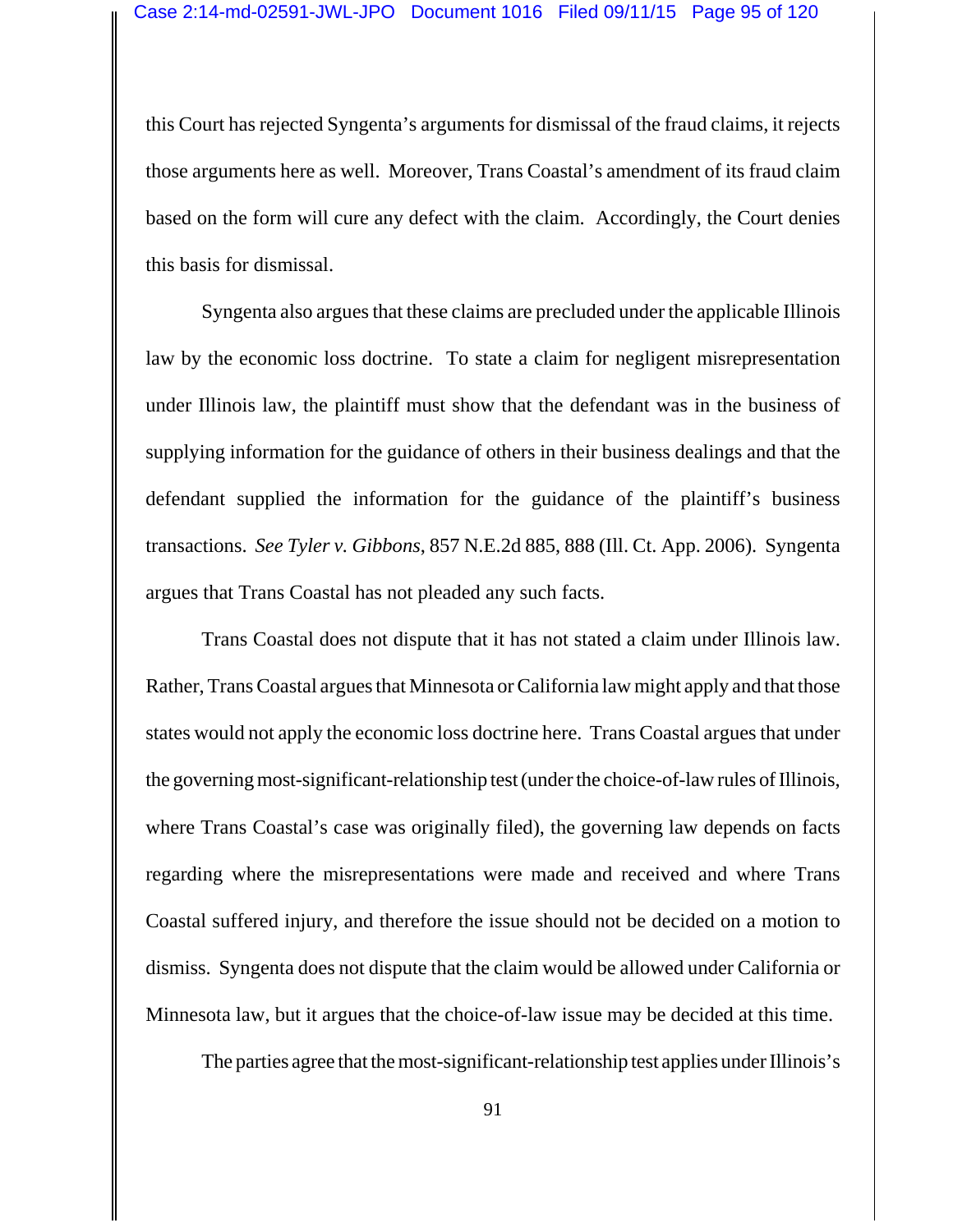this Court has rejected Syngenta's arguments for dismissal of the fraud claims, it rejects those arguments here as well. Moreover, Trans Coastal's amendment of its fraud claim based on the form will cure any defect with the claim. Accordingly, the Court denies this basis for dismissal.

Syngenta also argues that these claims are precluded under the applicable Illinois law by the economic loss doctrine. To state a claim for negligent misrepresentation under Illinois law, the plaintiff must show that the defendant was in the business of supplying information for the guidance of others in their business dealings and that the defendant supplied the information for the guidance of the plaintiff's business transactions. *See Tyler v. Gibbons*, 857 N.E.2d 885, 888 (Ill. Ct. App. 2006). Syngenta argues that Trans Coastal has not pleaded any such facts.

Trans Coastal does not dispute that it has not stated a claim under Illinois law. Rather, Trans Coastal argues that Minnesota or California law might apply and that those states would not apply the economic loss doctrine here. Trans Coastal argues that under the governing most-significant-relationship test (under the choice-of-law rules of Illinois, where Trans Coastal's case was originally filed), the governing law depends on facts regarding where the misrepresentations were made and received and where Trans Coastal suffered injury, and therefore the issue should not be decided on a motion to dismiss. Syngenta does not dispute that the claim would be allowed under California or Minnesota law, but it argues that the choice-of-law issue may be decided at this time.

The parties agree that the most-significant-relationship test applies under Illinois's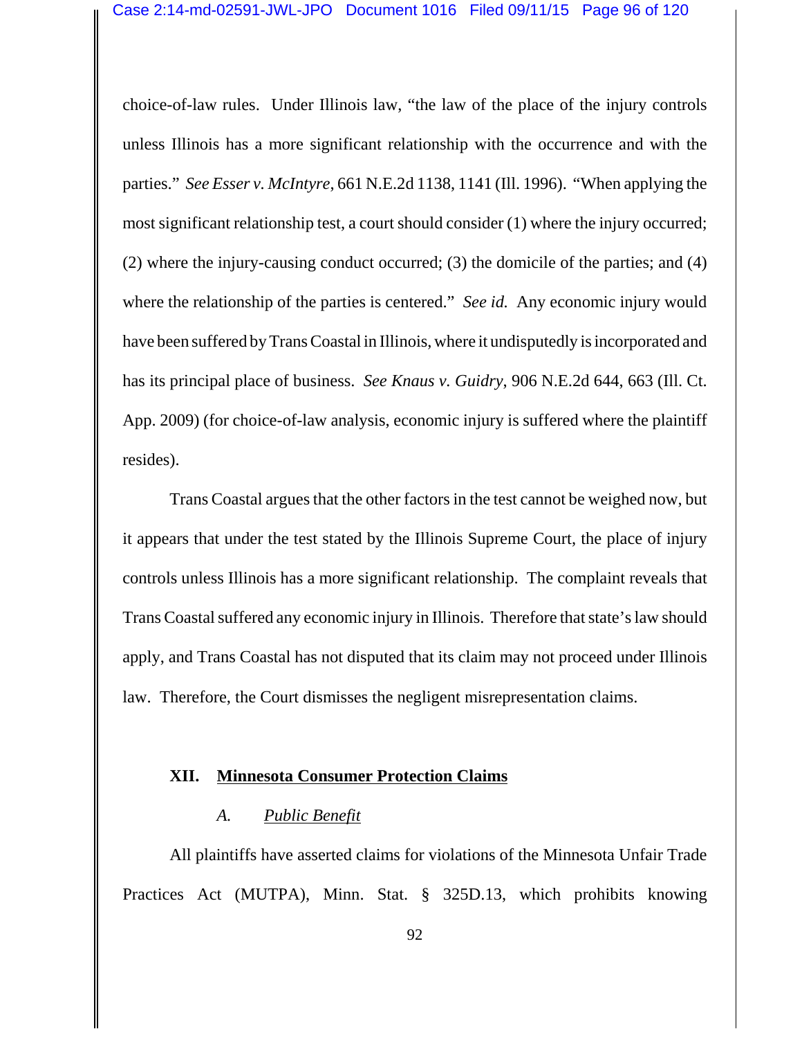choice-of-law rules. Under Illinois law, "the law of the place of the injury controls unless Illinois has a more significant relationship with the occurrence and with the parties." *See Esser v. McIntyre*, 661 N.E.2d 1138, 1141 (Ill. 1996). "When applying the most significant relationship test, a court should consider (1) where the injury occurred; (2) where the injury-causing conduct occurred; (3) the domicile of the parties; and (4) where the relationship of the parties is centered." *See id.* Any economic injury would have been suffered by Trans Coastal in Illinois, where it undisputedly is incorporated and has its principal place of business. *See Knaus v. Guidry*, 906 N.E.2d 644, 663 (Ill. Ct. App. 2009) (for choice-of-law analysis, economic injury is suffered where the plaintiff resides).

Trans Coastal argues that the other factors in the test cannot be weighed now, but it appears that under the test stated by the Illinois Supreme Court, the place of injury controls unless Illinois has a more significant relationship. The complaint reveals that Trans Coastal suffered any economic injury in Illinois. Therefore that state's law should apply, and Trans Coastal has not disputed that its claim may not proceed under Illinois law. Therefore, the Court dismisses the negligent misrepresentation claims.

## XII. Minnesota Consumer Protection Claims

### A. *Public Benefit*

All plaintiffs have asserted claims for violations of the Minnesota Unfair Trade Practices Act (MUTPA), Minn. Stat. § 325D.13, which prohibits knowing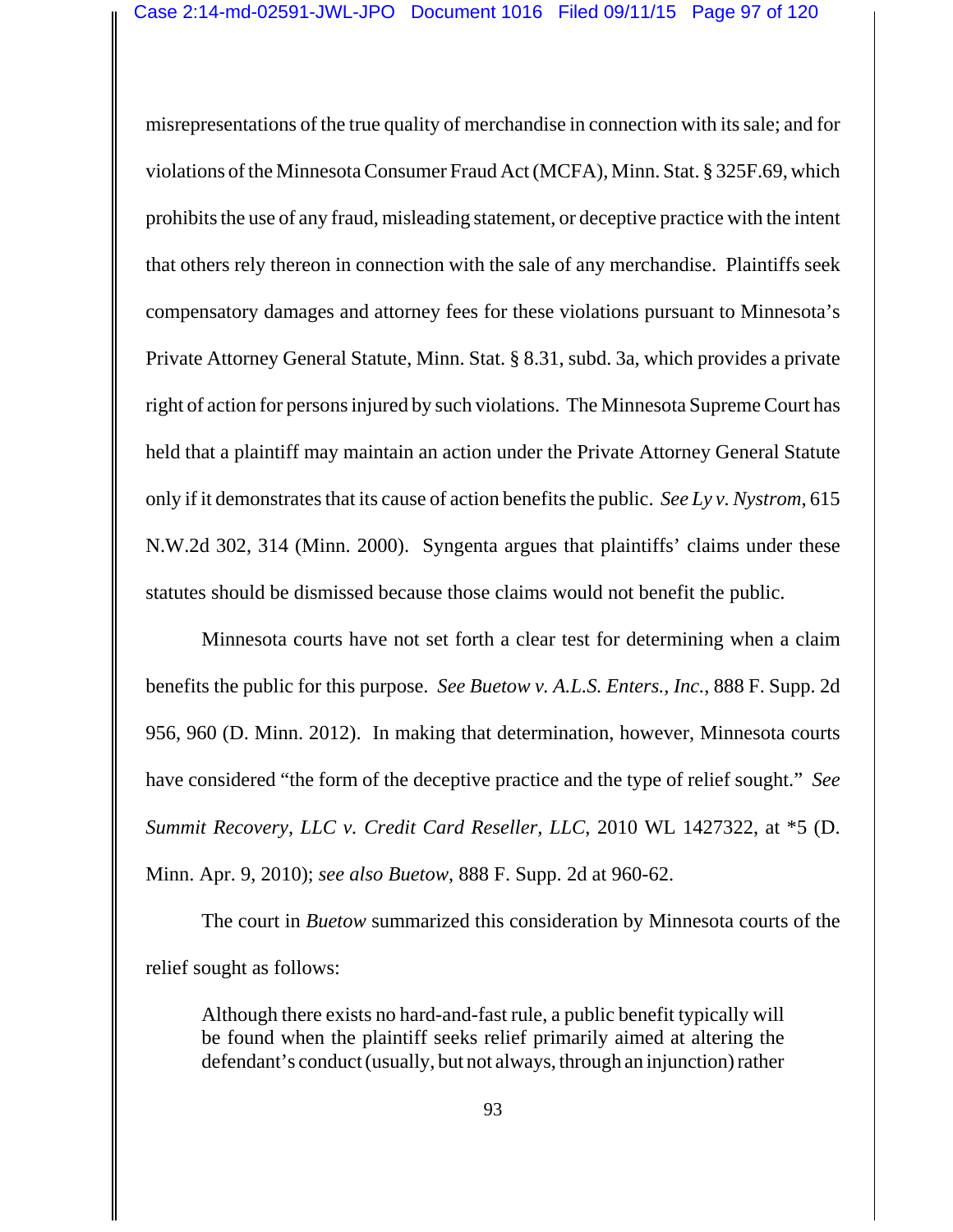misrepresentations of the true quality of merchandise in connection with its sale; and for violations of the Minnesota Consumer Fraud Act (MCFA), Minn. Stat. § 325F.69, which prohibits the use of any fraud, misleading statement, or deceptive practice with the intent that others rely thereon in connection with the sale of any merchandise. Plaintiffs seek compensatory damages and attorney fees for these violations pursuant to Minnesota's Private Attorney General Statute, Minn. Stat. § 8.31, subd. 3a, which provides a private right of action for persons injured by such violations. The Minnesota Supreme Court has held that a plaintiff may maintain an action under the Private Attorney General Statute only if it demonstrates that its cause of action benefits the public. *See Ly v. Nystrom*, 615 N.W.2d 302, 314 (Minn. 2000). Syngenta argues that plaintiffs' claims under these statutes should be dismissed because those claims would not benefit the public.

Minnesota courts have not set forth a clear test for determining when a claim benefits the public for this purpose. *See Buetow v. A.L.S. Enters., Inc.*, 888 F. Supp. 2d 956, 960 (D. Minn. 2012). In making that determination, however, Minnesota courts have considered "the form of the deceptive practice and the type of relief sought." *See Summit Recovery, LLC v. Credit Card Reseller, LLC*, 2010 WL 1427322, at *5 (D. Minn. Apr. 9, 2010); *see also Buetow*, 888 F. Supp. 2d at 960-62.

The court in *Buetow* summarized this consideration by Minnesota courts of the relief sought as follows:

> Although there exists no hard-and-fast rule, a public benefit typically will be found when the plaintiff seeks relief primarily aimed at altering the defendant's conduct (usually, but not always, through an injunction) rather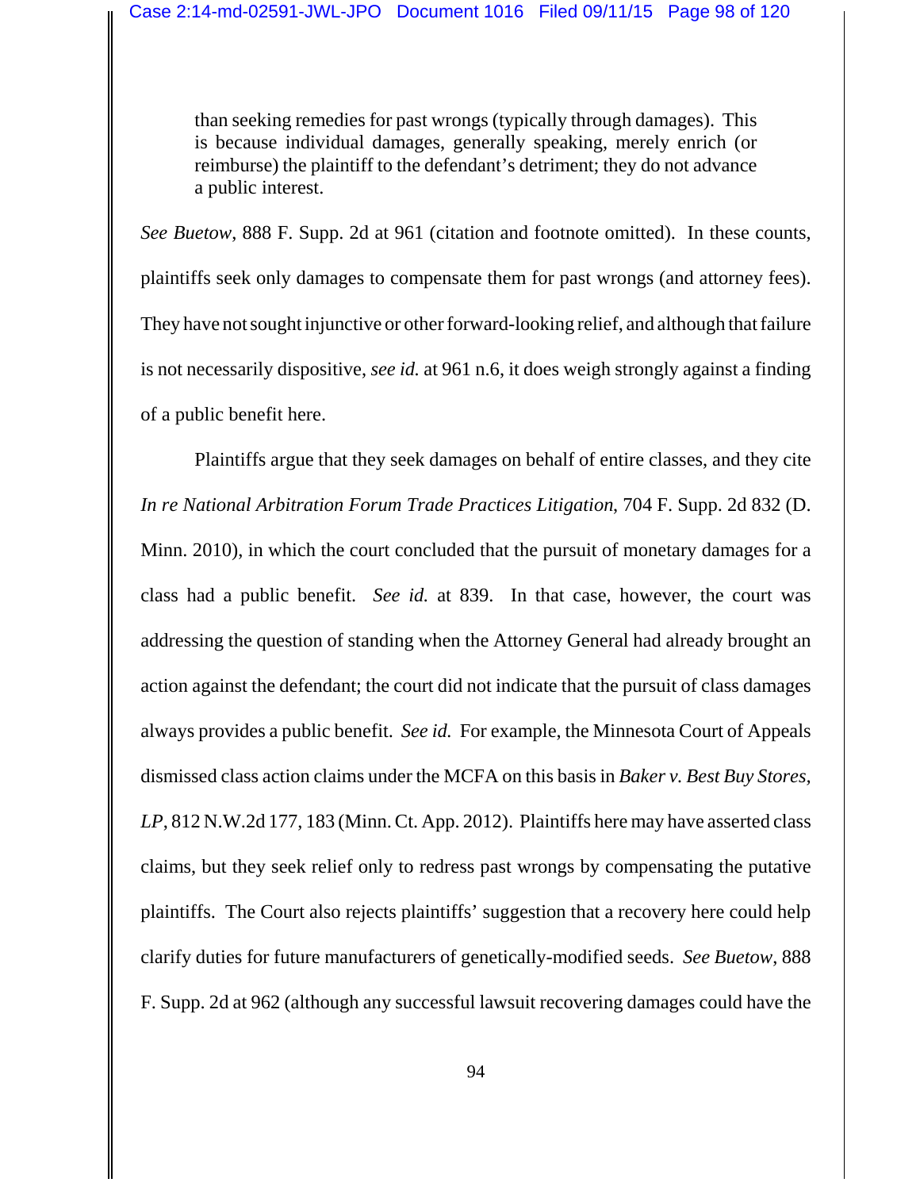> than seeking remedies for past wrongs (typically through damages). This is because individual damages, generally speaking, merely enrich (or reimburse) the plaintiff to the defendant's detriment; they do not advance a public interest.

*See Buetow*, 888 F. Supp. 2d at 961 (citation and footnote omitted). In these counts, plaintiffs seek only damages to compensate them for past wrongs (and attorney fees). They have not sought injunctive or other forward-looking relief, and although that failure is not necessarily dispositive, *see id.* at 961 n.6, it does weigh strongly against a finding of a public benefit here.

Plaintiffs argue that they seek damages on behalf of entire classes, and they cite *In re National Arbitration Forum Trade Practices Litigation*, 704 F. Supp. 2d 832 (D. Minn. 2010), in which the court concluded that the pursuit of monetary damages for a class had a public benefit. *See id.* at 839. In that case, however, the court was addressing the question of standing when the Attorney General had already brought an action against the defendant; the court did not indicate that the pursuit of class damages always provides a public benefit. *See id.* For example, the Minnesota Court of Appeals dismissed class action claims under the MCFA on this basis in *Baker v. Best Buy Stores, LP*, 812 N.W.2d 177, 183 (Minn. Ct. App. 2012). Plaintiffs here may have asserted class claims, but they seek relief only to redress past wrongs by compensating the putative plaintiffs. The Court also rejects plaintiffs' suggestion that a recovery here could help clarify duties for future manufacturers of genetically-modified seeds. *See Buetow*, 888 F. Supp. 2d at 962 (although any successful lawsuit recovering damages could have the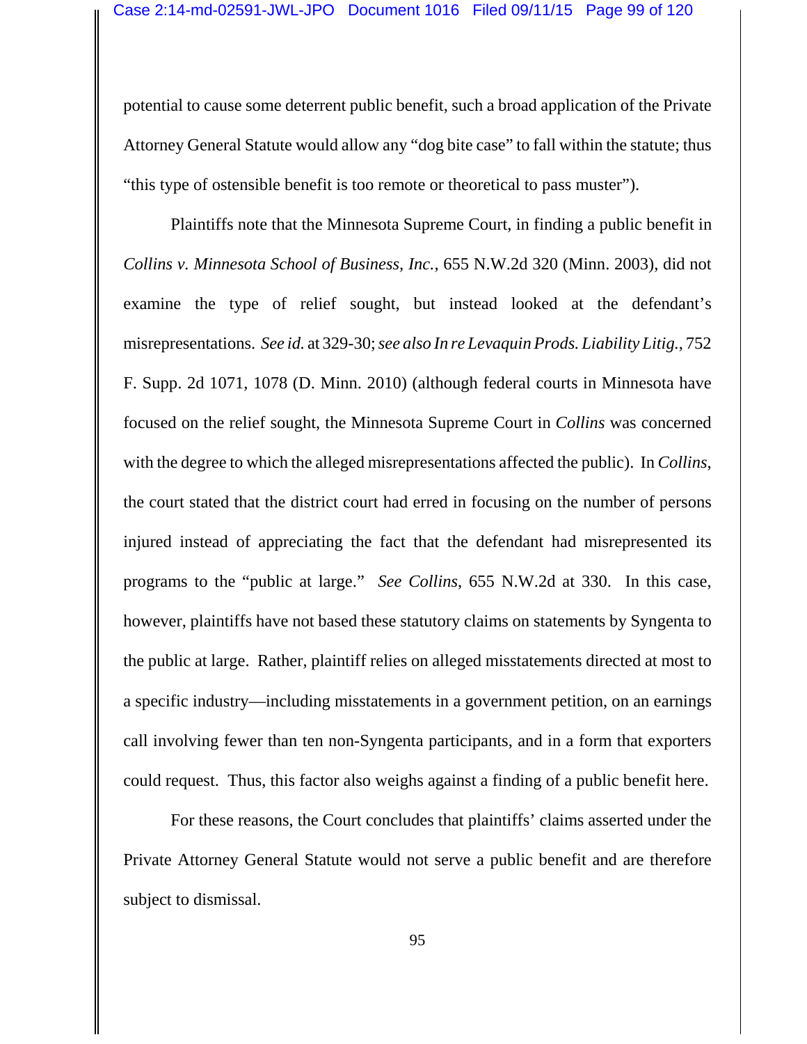potential to cause some deterrent public benefit, such a broad application of the Private Attorney General Statute would allow any "dog bite case" to fall within the statute; thus "this type of ostensible benefit is too remote or theoretical to pass muster").

Plaintiffs note that the Minnesota Supreme Court, in finding a public benefit in *Collins v. Minnesota School of Business, Inc.*, 655 N.W.2d 320 (Minn. 2003), did not examine the type of relief sought, but instead looked at the defendant's misrepresentations. *See id.* at 329-30; *see also In re Levaquin Prods. Liability Litig.*, 752 F. Supp. 2d 1071, 1078 (D. Minn. 2010) (although federal courts in Minnesota have focused on the relief sought, the Minnesota Supreme Court in *Collins* was concerned with the degree to which the alleged misrepresentations affected the public). In *Collins*, the court stated that the district court had erred in focusing on the number of persons injured instead of appreciating the fact that the defendant had misrepresented its programs to the "public at large." *See Collins*, 655 N.W.2d at 330. In this case, however, plaintiffs have not based these statutory claims on statements by Syngenta to the public at large. Rather, plaintiff relies on alleged misstatements directed at most to a specific industry—including misstatements in a government petition, on an earnings call involving fewer than ten non-Syngenta participants, and in a form that exporters could request. Thus, this factor also weighs against a finding of a public benefit here.

For these reasons, the Court concludes that plaintiffs' claims asserted under the Private Attorney General Statute would not serve a public benefit and are therefore subject to dismissal.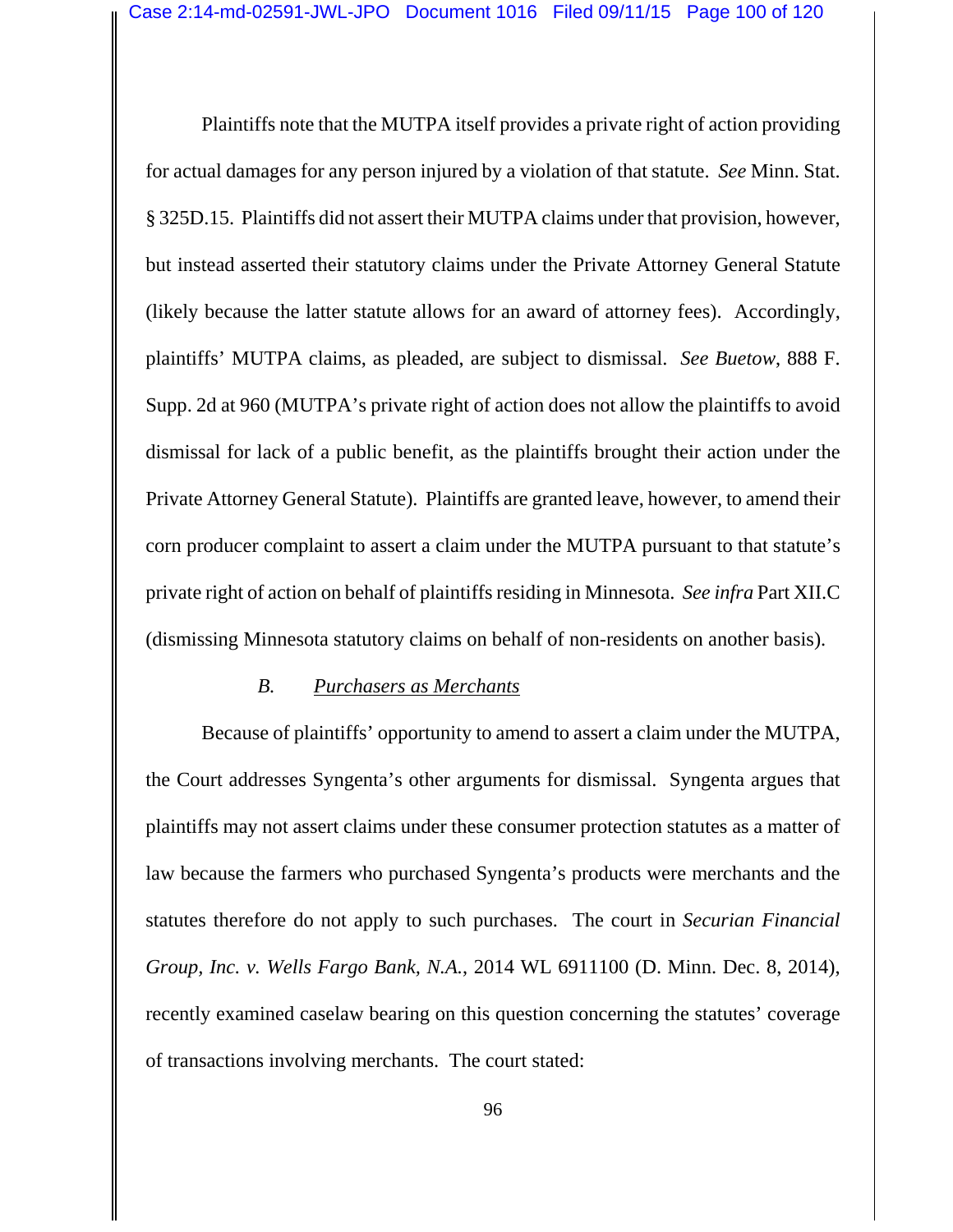Plaintiffs note that the MUTPA itself provides a private right of action providing for actual damages for any person injured by a violation of that statute. *See* Minn. Stat. § 325D.15. Plaintiffs did not assert their MUTPA claims under that provision, however, but instead asserted their statutory claims under the Private Attorney General Statute (likely because the latter statute allows for an award of attorney fees). Accordingly, plaintiffs' MUTPA claims, as pleaded, are subject to dismissal. *See Buetow*, 888 F. Supp. 2d at 960 (MUTPA's private right of action does not allow the plaintiffs to avoid dismissal for lack of a public benefit, as the plaintiffs brought their action under the Private Attorney General Statute). Plaintiffs are granted leave, however, to amend their corn producer complaint to assert a claim under the MUTPA pursuant to that statute's private right of action on behalf of plaintiffs residing in Minnesota. *See infra* Part XII.C (dismissing Minnesota statutory claims on behalf of non-residents on another basis).

### *B.* Purchasers as Merchants

Because of plaintiffs' opportunity to amend to assert a claim under the MUTPA, the Court addresses Syngenta's other arguments for dismissal. Syngenta argues that plaintiffs may not assert claims under these consumer protection statutes as a matter of law because the farmers who purchased Syngenta's products were merchants and the statutes therefore do not apply to such purchases. The court in *Securian Financial Group, Inc. v. Wells Fargo Bank, N.A.*, 2014 WL 6911100 (D. Minn. Dec. 8, 2014), recently examined caselaw bearing on this question concerning the statutes' coverage of transactions involving merchants. The court stated: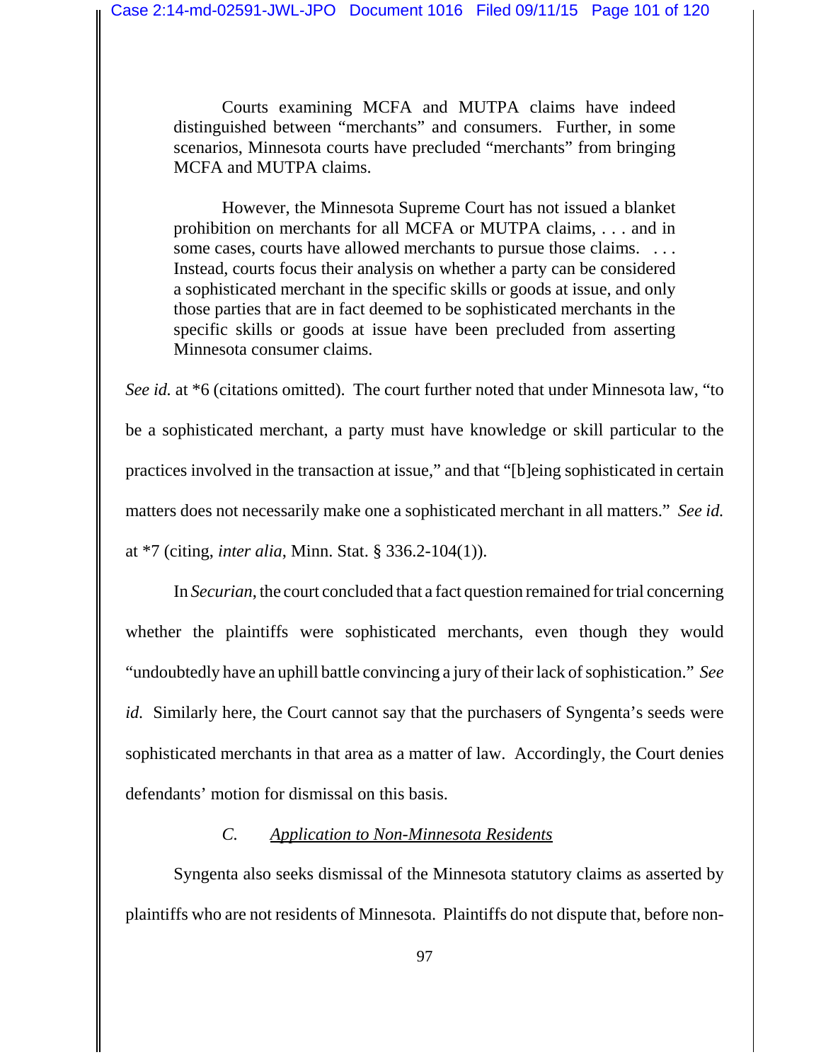> Courts examining MCFA and MUTPA claims have indeed distinguished between "merchants" and consumers. Further, in some scenarios, Minnesota courts have precluded "merchants" from bringing MCFA and MUTPA claims.
>
> However, the Minnesota Supreme Court has not issued a blanket prohibition on merchants for all MCFA or MUTPA claims, . . . and in some cases, courts have allowed merchants to pursue those claims. . . . Instead, courts focus their analysis on whether a party can be considered a sophisticated merchant in the specific skills or goods at issue, and only those parties that are in fact deemed to be sophisticated merchants in the specific skills or goods at issue have been precluded from asserting Minnesota consumer claims.

*See id.* at *6 (citations omitted). The court further noted that under Minnesota law, "to be a sophisticated merchant, a party must have knowledge or skill particular to the practices involved in the transaction at issue," and that "[b]eing sophisticated in certain matters does not necessarily make one a sophisticated merchant in all matters." *See id.* at *7 (citing, *inter alia*, Minn. Stat. § 336.2-104(1)).

In *Securian*, the court concluded that a fact question remained for trial concerning whether the plaintiffs were sophisticated merchants, even though they would "undoubtedly have an uphill battle convincing a jury of their lack of sophistication." *See id.* Similarly here, the Court cannot say that the purchasers of Syngenta's seeds were sophisticated merchants in that area as a matter of law. Accordingly, the Court denies defendants' motion for dismissal on this basis.

### C. *Application to Non-Minnesota Residents*

Syngenta also seeks dismissal of the Minnesota statutory claims as asserted by plaintiffs who are not residents of Minnesota. Plaintiffs do not dispute that, before non-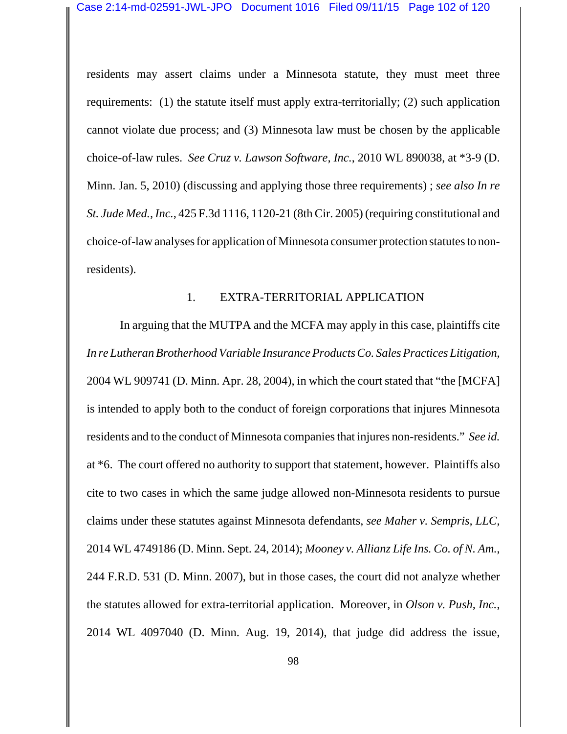residents may assert claims under a Minnesota statute, they must meet three requirements: (1) the statute itself must apply extra-territorially; (2) such application cannot violate due process; and (3) Minnesota law must be chosen by the applicable choice-of-law rules. *See Cruz v. Lawson Software, Inc.*, 2010 WL 890038, at *3-9 (D. Minn. Jan. 5, 2010) (discussing and applying those three requirements) ; *see also In re St. Jude Med., Inc.*, 425 F.3d 1116, 1120-21 (8th Cir. 2005) (requiring constitutional and choice-of-law analyses for application of Minnesota consumer protection statutes to non-residents).

1. EXTRA-TERRITORIAL APPLICATION

In arguing that the MUTPA and the MCFA may apply in this case, plaintiffs cite *In re Lutheran Brotherhood Variable Insurance Products Co. Sales Practices Litigation*, 2004 WL 909741 (D. Minn. Apr. 28, 2004), in which the court stated that "the [MCFA] is intended to apply both to the conduct of foreign corporations that injures Minnesota residents and to the conduct of Minnesota companies that injures non-residents." *See id.* at *6. The court offered no authority to support that statement, however. Plaintiffs also cite to two cases in which the same judge allowed non-Minnesota residents to pursue claims under these statutes against Minnesota defendants, *see Maher v. Sempris, LLC*, 2014 WL 4749186 (D. Minn. Sept. 24, 2014); *Mooney v. Allianz Life Ins. Co. of N. Am.*, 244 F.R.D. 531 (D. Minn. 2007), but in those cases, the court did not analyze whether the statutes allowed for extra-territorial application. Moreover, in *Olson v. Push, Inc.*, 2014 WL 4097040 (D. Minn. Aug. 19, 2014), that judge did address the issue,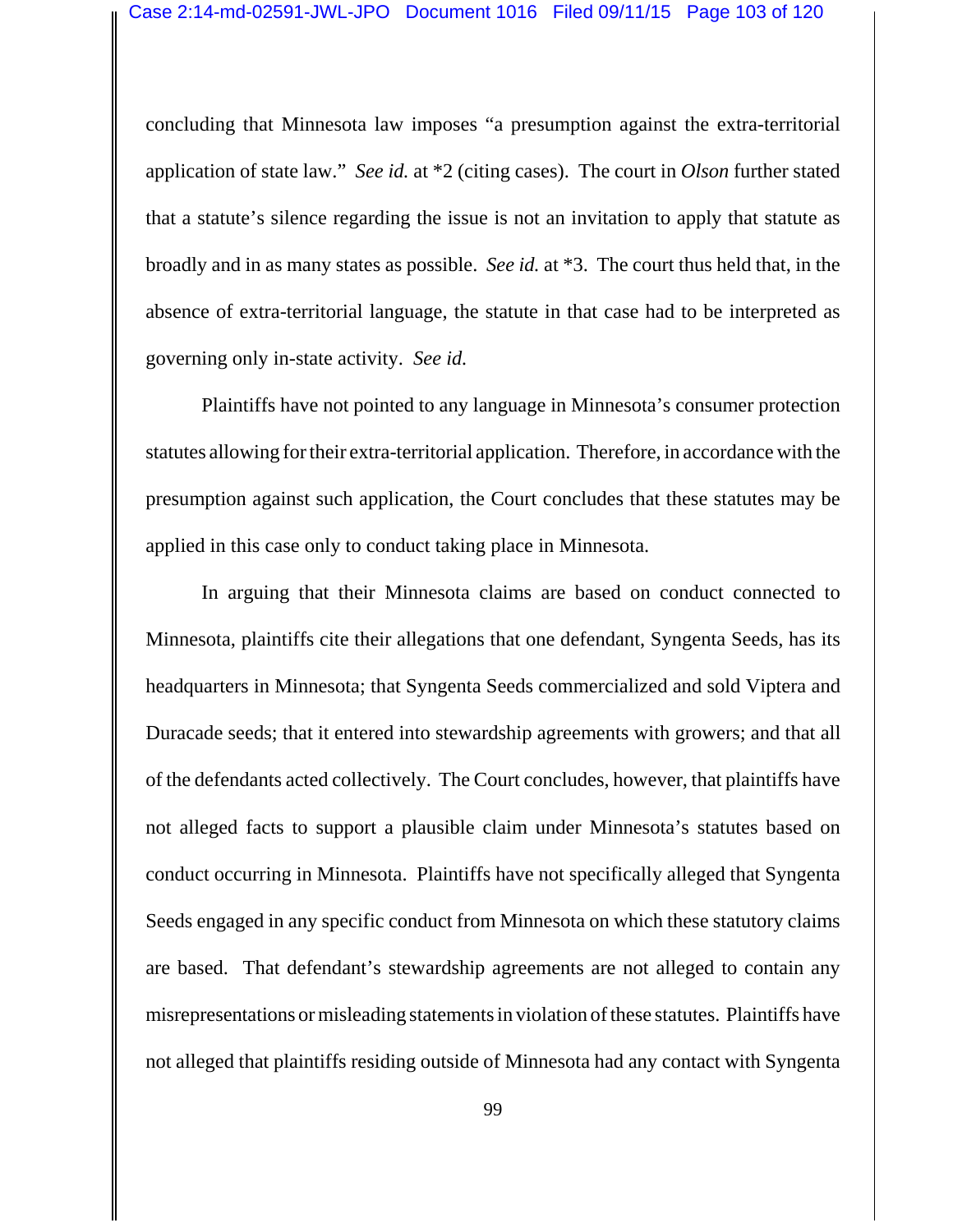concluding that Minnesota law imposes "a presumption against the extra-territorial application of state law." *See id.* at *2 (citing cases). The court in *Olson* further stated that a statute's silence regarding the issue is not an invitation to apply that statute as broadly and in as many states as possible. *See id.* at *3. The court thus held that, in the absence of extra-territorial language, the statute in that case had to be interpreted as governing only in-state activity. *See id.*

Plaintiffs have not pointed to any language in Minnesota's consumer protection statutes allowing for their extra-territorial application. Therefore, in accordance with the presumption against such application, the Court concludes that these statutes may be applied in this case only to conduct taking place in Minnesota.

In arguing that their Minnesota claims are based on conduct connected to Minnesota, plaintiffs cite their allegations that one defendant, Syngenta Seeds, has its headquarters in Minnesota; that Syngenta Seeds commercialized and sold Viptera and Duracade seeds; that it entered into stewardship agreements with growers; and that all of the defendants acted collectively. The Court concludes, however, that plaintiffs have not alleged facts to support a plausible claim under Minnesota's statutes based on conduct occurring in Minnesota. Plaintiffs have not specifically alleged that Syngenta Seeds engaged in any specific conduct from Minnesota on which these statutory claims are based. That defendant's stewardship agreements are not alleged to contain any misrepresentations or misleading statements in violation of these statutes. Plaintiffs have not alleged that plaintiffs residing outside of Minnesota had any contact with Syngenta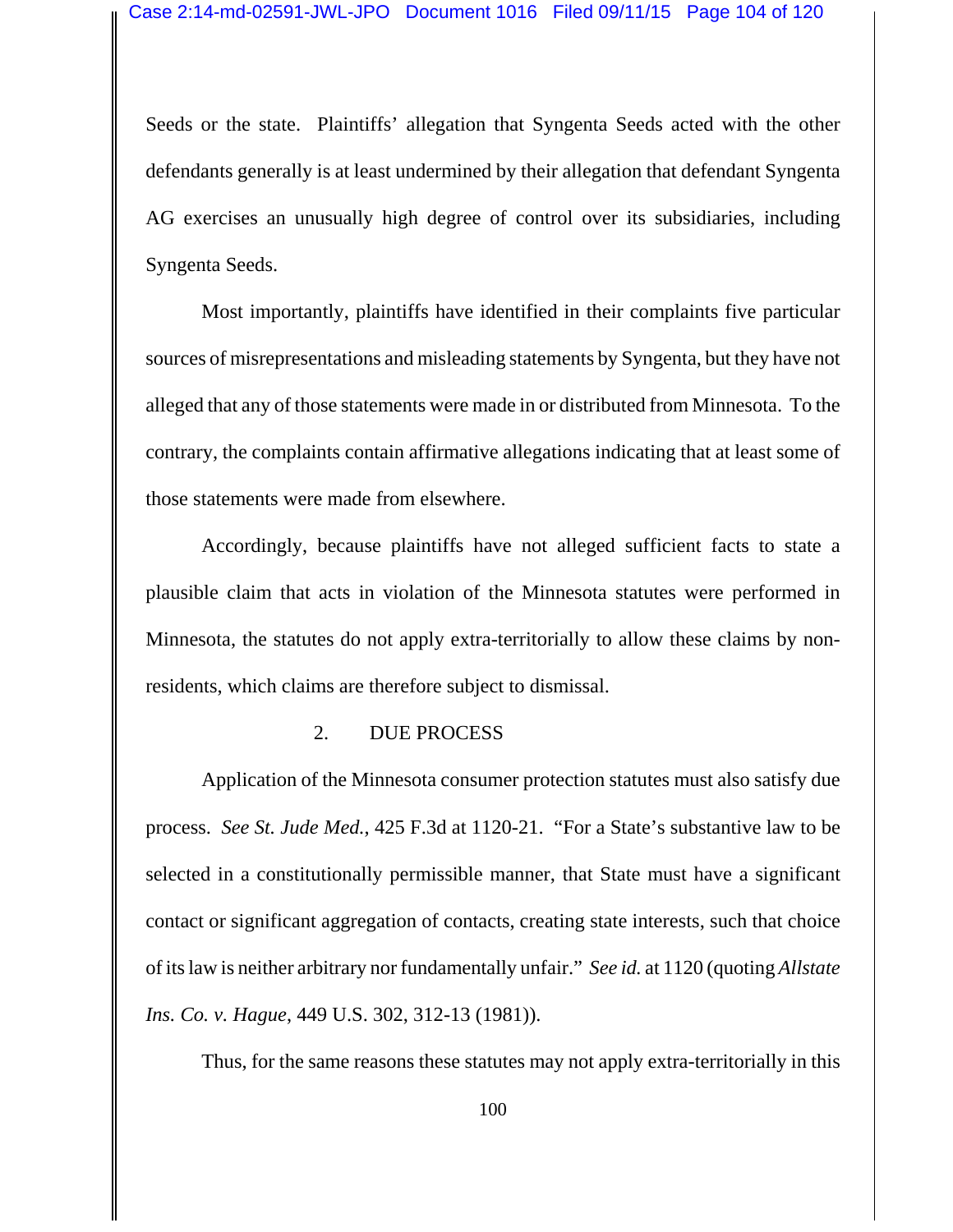Seeds or the state. Plaintiffs' allegation that Syngenta Seeds acted with the other defendants generally is at least undermined by their allegation that defendant Syngenta AG exercises an unusually high degree of control over its subsidiaries, including Syngenta Seeds.

Most importantly, plaintiffs have identified in their complaints five particular sources of misrepresentations and misleading statements by Syngenta, but they have not alleged that any of those statements were made in or distributed from Minnesota. To the contrary, the complaints contain affirmative allegations indicating that at least some of those statements were made from elsewhere.

Accordingly, because plaintiffs have not alleged sufficient facts to state a plausible claim that acts in violation of the Minnesota statutes were performed in Minnesota, the statutes do not apply extra-territorially to allow these claims by non-residents, which claims are therefore subject to dismissal.

### 2. DUE PROCESS

Application of the Minnesota consumer protection statutes must also satisfy due process. *See St. Jude Med.*, 425 F.3d at 1120-21. "For a State's substantive law to be selected in a constitutionally permissible manner, that State must have a significant contact or significant aggregation of contacts, creating state interests, such that choice of its law is neither arbitrary nor fundamentally unfair." *See id.* at 1120 (quoting *Allstate Ins. Co. v. Hague*, 449 U.S. 302, 312-13 (1981)).

Thus, for the same reasons these statutes may not apply extra-territorially in this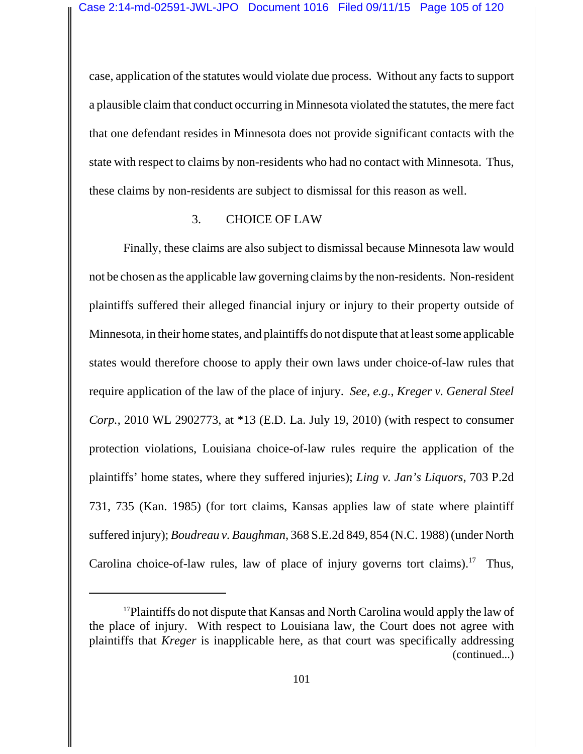case, application of the statutes would violate due process. Without any facts to support a plausible claim that conduct occurring in Minnesota violated the statutes, the mere fact that one defendant resides in Minnesota does not provide significant contacts with the state with respect to claims by non-residents who had no contact with Minnesota. Thus, these claims by non-residents are subject to dismissal for this reason as well.

### 3. CHOICE OF LAW

Finally, these claims are also subject to dismissal because Minnesota law would not be chosen as the applicable law governing claims by the non-residents. Non-resident plaintiffs suffered their alleged financial injury or injury to their property outside of Minnesota, in their home states, and plaintiffs do not dispute that at least some applicable states would therefore choose to apply their own laws under choice-of-law rules that require application of the law of the place of injury. *See, e.g.*, *Kreger v. General Steel Corp.*, 2010 WL 2902773, at *13 (E.D. La. July 19, 2010) (with respect to consumer protection violations, Louisiana choice-of-law rules require the application of the plaintiffs' home states, where they suffered injuries); *Ling v. Jan's Liquors*, 703 P.2d 731, 735 (Kan. 1985) (for tort claims, Kansas applies law of state where plaintiff suffered injury); *Boudreau v. Baughman*, 368 S.E.2d 849, 854 (N.C. 1988) (under North Carolina choice-of-law rules, law of place of injury governs tort claims).[17] Thus,

---

[17] Plaintiffs do not dispute that Kansas and North Carolina would apply the law of the place of injury. With respect to Louisiana law, the Court does not agree with plaintiffs that *Kreger* is inapplicable here, as that court was specifically addressing (continued...)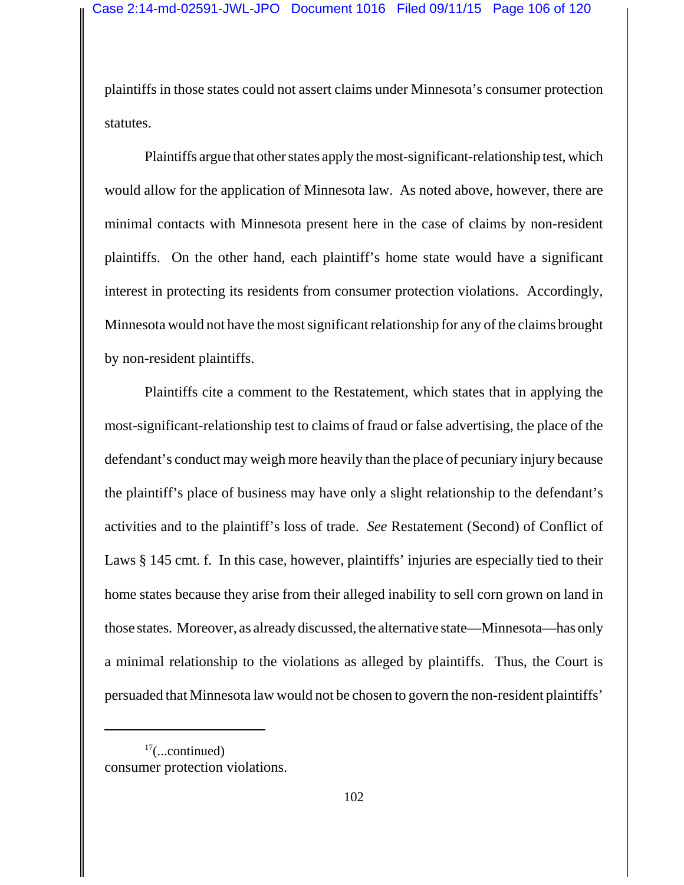plaintiffs in those states could not assert claims under Minnesota's consumer protection statutes.

Plaintiffs argue that other states apply the most-significant-relationship test, which would allow for the application of Minnesota law. As noted above, however, there are minimal contacts with Minnesota present here in the case of claims by non-resident plaintiffs. On the other hand, each plaintiff's home state would have a significant interest in protecting its residents from consumer protection violations. Accordingly, Minnesota would not have the most significant relationship for any of the claims brought by non-resident plaintiffs.

Plaintiffs cite a comment to the Restatement, which states that in applying the most-significant-relationship test to claims of fraud or false advertising, the place of the defendant's conduct may weigh more heavily than the place of pecuniary injury because the plaintiff's place of business may have only a slight relationship to the defendant's activities and to the plaintiff's loss of trade. *See* Restatement (Second) of Conflict of Laws § 145 cmt. f. In this case, however, plaintiffs' injuries are especially tied to their home states because they arise from their alleged inability to sell corn grown on land in those states. Moreover, as already discussed, the alternative state—Minnesota—has only a minimal relationship to the violations as alleged by plaintiffs. Thus, the Court is persuaded that Minnesota law would not be chosen to govern the non-resident plaintiffs'

---

[17](...continued)
consumer protection violations.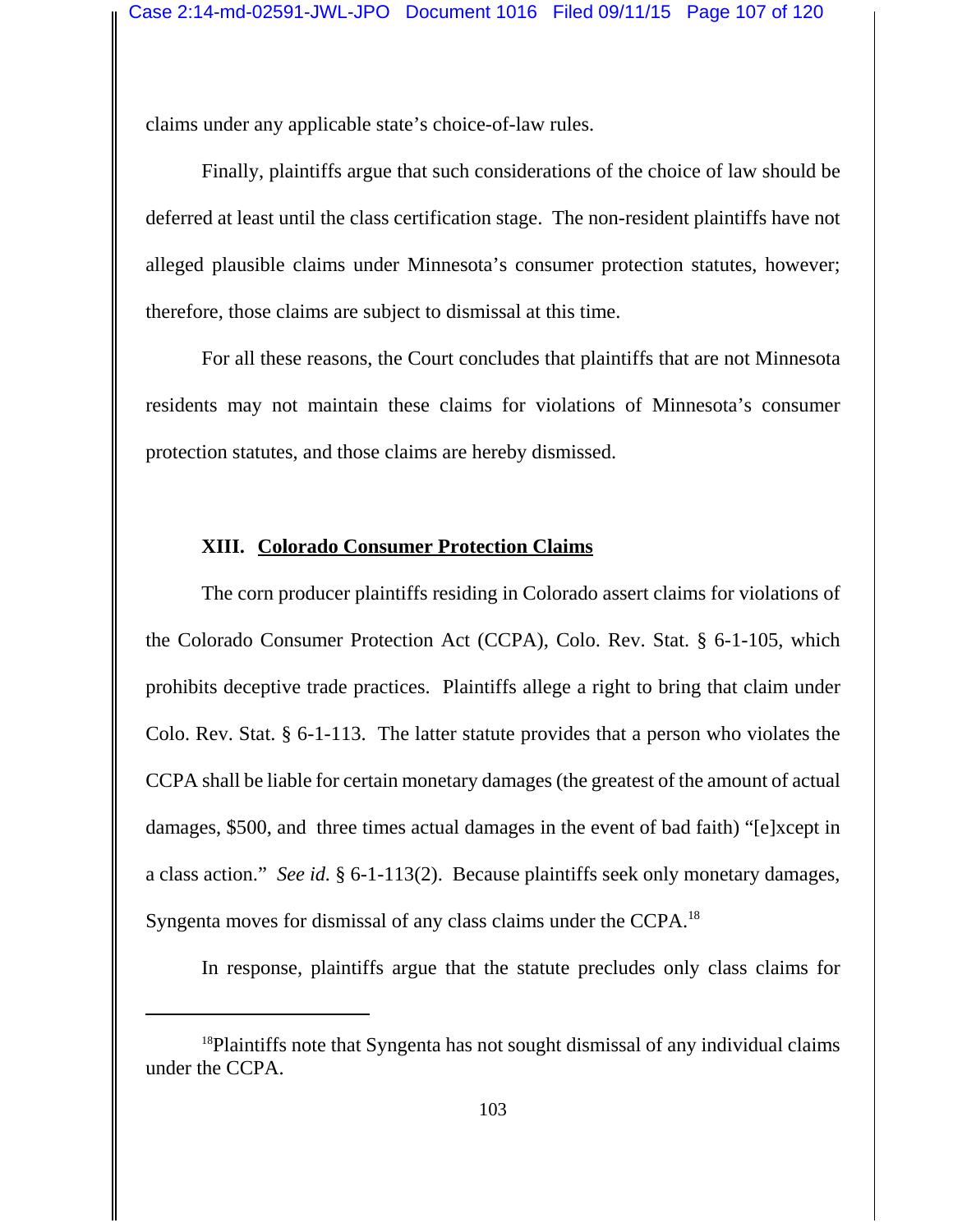claims under any applicable state's choice-of-law rules.

Finally, plaintiffs argue that such considerations of the choice of law should be deferred at least until the class certification stage. The non-resident plaintiffs have not alleged plausible claims under Minnesota's consumer protection statutes, however; therefore, those claims are subject to dismissal at this time.

For all these reasons, the Court concludes that plaintiffs that are not Minnesota residents may not maintain these claims for violations of Minnesota's consumer protection statutes, and those claims are hereby dismissed.

## XIII. Colorado Consumer Protection Claims

The corn producer plaintiffs residing in Colorado assert claims for violations of the Colorado Consumer Protection Act (CCPA), Colo. Rev. Stat. § 6-1-105, which prohibits deceptive trade practices. Plaintiffs allege a right to bring that claim under Colo. Rev. Stat. § 6-1-113. The latter statute provides that a person who violates the CCPA shall be liable for certain monetary damages (the greatest of the amount of actual damages, $500, and three times actual damages in the event of bad faith) "[e]xcept in a class action." *See id.* § 6-1-113(2). Because plaintiffs seek only monetary damages, Syngenta moves for dismissal of any class claims under the CCPA.[18]

In response, plaintiffs argue that the statute precludes only class claims for

---

[18] Plaintiffs note that Syngenta has not sought dismissal of any individual claims under the CCPA.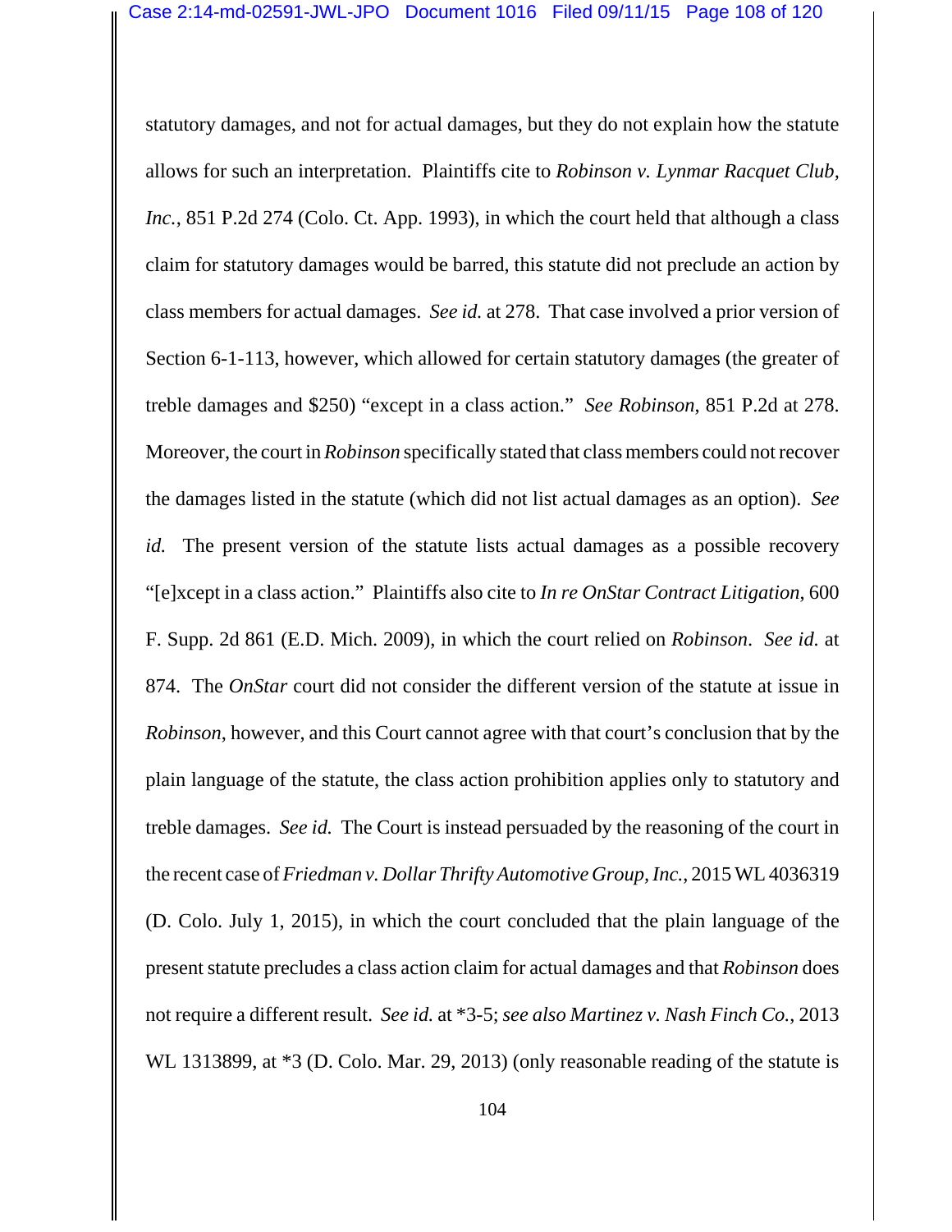statutory damages, and not for actual damages, but they do not explain how the statute allows for such an interpretation. Plaintiffs cite to *Robinson v. Lynmar Racquet Club, Inc.*, 851 P.2d 274 (Colo. Ct. App. 1993), in which the court held that although a class claim for statutory damages would be barred, this statute did not preclude an action by class members for actual damages. *See id.* at 278. That case involved a prior version of Section 6-1-113, however, which allowed for certain statutory damages (the greater of treble damages and $250) "except in a class action." *See Robinson,* 851 P.2d at 278. Moreover, the court in *Robinson* specifically stated that class members could not recover the damages listed in the statute (which did not list actual damages as an option). *See id.* The present version of the statute lists actual damages as a possible recovery "[e]xcept in a class action." Plaintiffs also cite to *In re OnStar Contract Litigation*, 600 F. Supp. 2d 861 (E.D. Mich. 2009), in which the court relied on *Robinson*. *See id.* at 874. The *OnStar* court did not consider the different version of the statute at issue in *Robinson*, however, and this Court cannot agree with that court's conclusion that by the plain language of the statute, the class action prohibition applies only to statutory and treble damages. *See id.* The Court is instead persuaded by the reasoning of the court in the recent case of *Friedman v. Dollar Thrifty Automotive Group, Inc.*, 2015 WL 4036319 (D. Colo. July 1, 2015), in which the court concluded that the plain language of the present statute precludes a class action claim for actual damages and that *Robinson* does not require a different result. *See id.* at *3-5; *see also Martinez v. Nash Finch Co.*, 2013 WL 1313899, at *3 (D. Colo. Mar. 29, 2013) (only reasonable reading of the statute is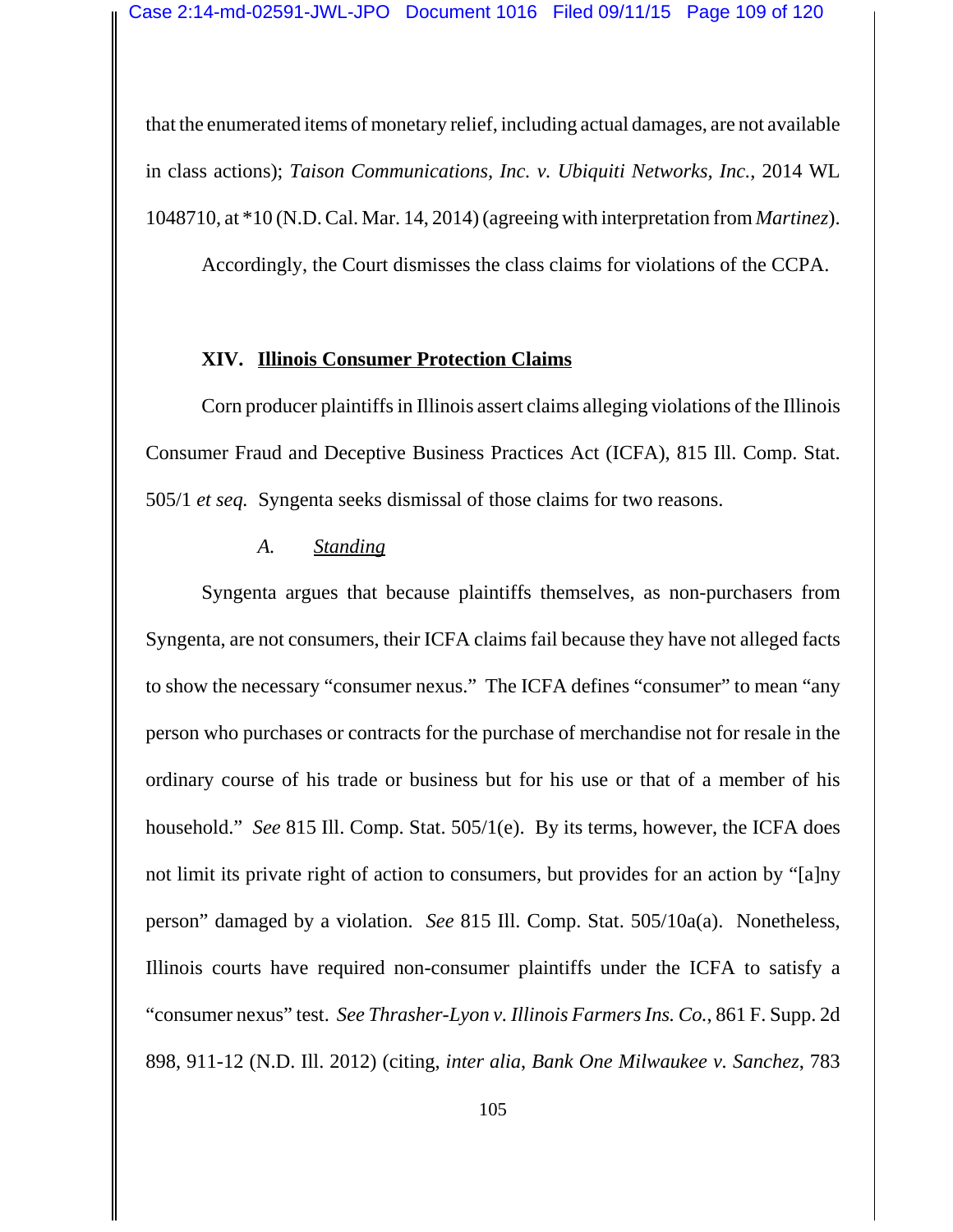that the enumerated items of monetary relief, including actual damages, are not available in class actions); *Taison Communications, Inc. v. Ubiquiti Networks, Inc.*, 2014 WL 1048710, at *10 (N.D. Cal. Mar. 14, 2014) (agreeing with interpretation from *Martinez*).

Accordingly, the Court dismisses the class claims for violations of the CCPA.

## XIV. Illinois Consumer Protection Claims

Corn producer plaintiffs in Illinois assert claims alleging violations of the Illinois Consumer Fraud and Deceptive Business Practices Act (ICFA), 815 Ill. Comp. Stat. 505/1 *et seq.* Syngenta seeks dismissal of those claims for two reasons.

### *A. Standing*

Syngenta argues that because plaintiffs themselves, as non-purchasers from Syngenta, are not consumers, their ICFA claims fail because they have not alleged facts to show the necessary "consumer nexus." The ICFA defines "consumer" to mean "any person who purchases or contracts for the purchase of merchandise not for resale in the ordinary course of his trade or business but for his use or that of a member of his household." *See* 815 Ill. Comp. Stat. 505/1(e). By its terms, however, the ICFA does not limit its private right of action to consumers, but provides for an action by "[a]ny person" damaged by a violation. *See* 815 Ill. Comp. Stat. 505/10a(a). Nonetheless, Illinois courts have required non-consumer plaintiffs under the ICFA to satisfy a "consumer nexus" test. *See Thrasher-Lyon v. Illinois Farmers Ins. Co.*, 861 F. Supp. 2d 898, 911-12 (N.D. Ill. 2012) (citing, *inter alia*, *Bank One Milwaukee v. Sanchez*, 783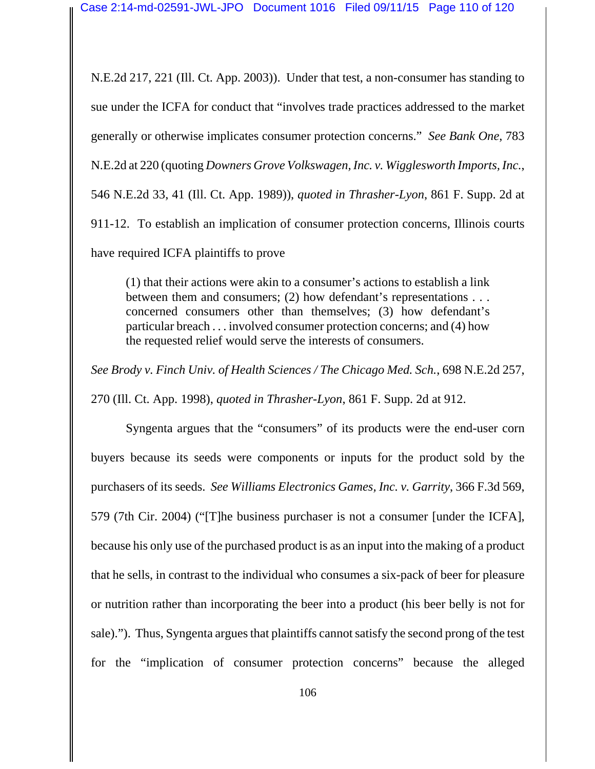N.E.2d 217, 221 (Ill. Ct. App. 2003)). Under that test, a non-consumer has standing to sue under the ICFA for conduct that "involves trade practices addressed to the market generally or otherwise implicates consumer protection concerns." *See Bank One*, 783 N.E.2d at 220 (quoting *Downers Grove Volkswagen, Inc. v. Wigglesworth Imports, Inc.*, 546 N.E.2d 33, 41 (Ill. Ct. App. 1989)), *quoted in Thrasher-Lyon*, 861 F. Supp. 2d at 911-12. To establish an implication of consumer protection concerns, Illinois courts have required ICFA plaintiffs to prove

> (1) that their actions were akin to a consumer's actions to establish a link between them and consumers; (2) how defendant's representations . . . concerned consumers other than themselves; (3) how defendant's particular breach . . . involved consumer protection concerns; and (4) how the requested relief would serve the interests of consumers.

*See Brody v. Finch Univ. of Health Sciences / The Chicago Med. Sch.*, 698 N.E.2d 257, 270 (Ill. Ct. App. 1998), *quoted in Thrasher-Lyon*, 861 F. Supp. 2d at 912.

Syngenta argues that the "consumers" of its products were the end-user corn buyers because its seeds were components or inputs for the product sold by the purchasers of its seeds. *See Williams Electronics Games, Inc. v. Garrity*, 366 F.3d 569, 579 (7th Cir. 2004) ("[T]he business purchaser is not a consumer [under the ICFA], because his only use of the purchased product is as an input into the making of a product that he sells, in contrast to the individual who consumes a six-pack of beer for pleasure or nutrition rather than incorporating the beer into a product (his beer belly is not for sale)."). Thus, Syngenta argues that plaintiffs cannot satisfy the second prong of the test for the "implication of consumer protection concerns" because the alleged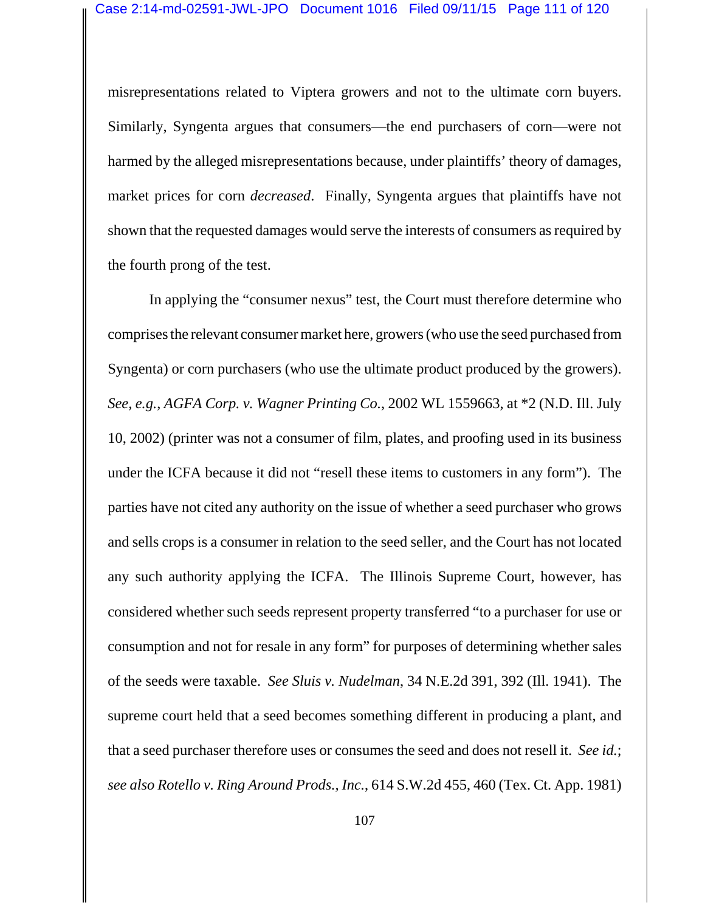misrepresentations related to Viptera growers and not to the ultimate corn buyers. Similarly, Syngenta argues that consumers—the end purchasers of corn—were not harmed by the alleged misrepresentations because, under plaintiffs' theory of damages, market prices for corn *decreased*. Finally, Syngenta argues that plaintiffs have not shown that the requested damages would serve the interests of consumers as required by the fourth prong of the test.

In applying the "consumer nexus" test, the Court must therefore determine who comprises the relevant consumer market here, growers (who use the seed purchased from Syngenta) or corn purchasers (who use the ultimate product produced by the growers). *See, e.g.*, *AGFA Corp. v. Wagner Printing Co.*, 2002 WL 1559663, at *2 (N.D. Ill. July 10, 2002) (printer was not a consumer of film, plates, and proofing used in its business under the ICFA because it did not "resell these items to customers in any form"). The parties have not cited any authority on the issue of whether a seed purchaser who grows and sells crops is a consumer in relation to the seed seller, and the Court has not located any such authority applying the ICFA. The Illinois Supreme Court, however, has considered whether such seeds represent property transferred "to a purchaser for use or consumption and not for resale in any form" for purposes of determining whether sales of the seeds were taxable. *See Sluis v. Nudelman*, 34 N.E.2d 391, 392 (Ill. 1941). The supreme court held that a seed becomes something different in producing a plant, and that a seed purchaser therefore uses or consumes the seed and does not resell it. *See id.*; *see also Rotello v. Ring Around Prods., Inc.*, 614 S.W.2d 455, 460 (Tex. Ct. App. 1981)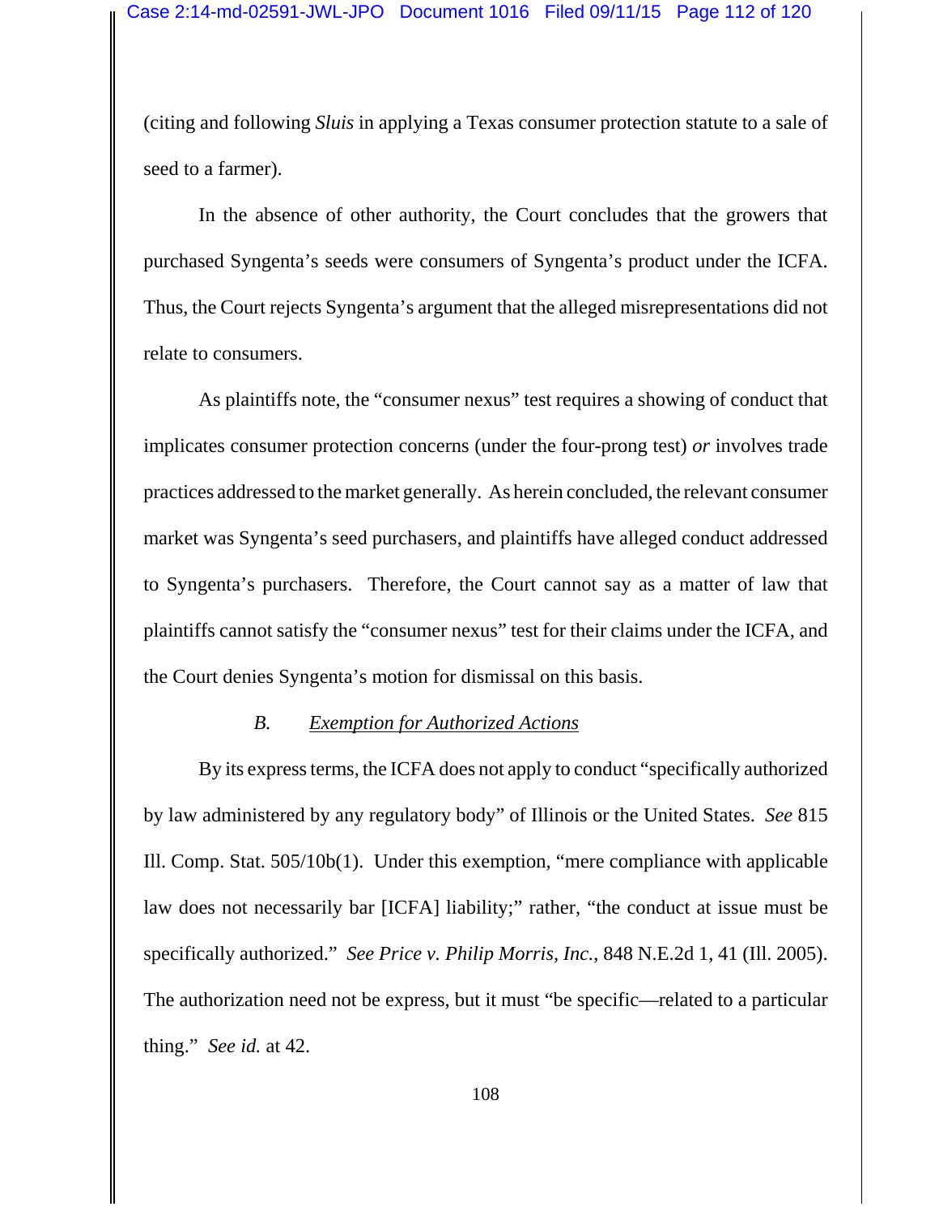(citing and following *Sluis* in applying a Texas consumer protection statute to a sale of seed to a farmer).

In the absence of other authority, the Court concludes that the growers that purchased Syngenta's seeds were consumers of Syngenta's product under the ICFA. Thus, the Court rejects Syngenta's argument that the alleged misrepresentations did not relate to consumers.

As plaintiffs note, the "consumer nexus" test requires a showing of conduct that implicates consumer protection concerns (under the four-prong test) *or* involves trade practices addressed to the market generally. As herein concluded, the relevant consumer market was Syngenta's seed purchasers, and plaintiffs have alleged conduct addressed to Syngenta's purchasers. Therefore, the Court cannot say as a matter of law that plaintiffs cannot satisfy the "consumer nexus" test for their claims under the ICFA, and the Court denies Syngenta's motion for dismissal on this basis.

### *B. Exemption for Authorized Actions*

By its express terms, the ICFA does not apply to conduct "specifically authorized by law administered by any regulatory body" of Illinois or the United States. *See* 815 Ill. Comp. Stat. 505/10b(1). Under this exemption, "mere compliance with applicable law does not necessarily bar [ICFA] liability;" rather, "the conduct at issue must be specifically authorized." *See Price v. Philip Morris, Inc.*, 848 N.E.2d 1, 41 (Ill. 2005). The authorization need not be express, but it must "be specific—related to a particular thing." *See id.* at 42.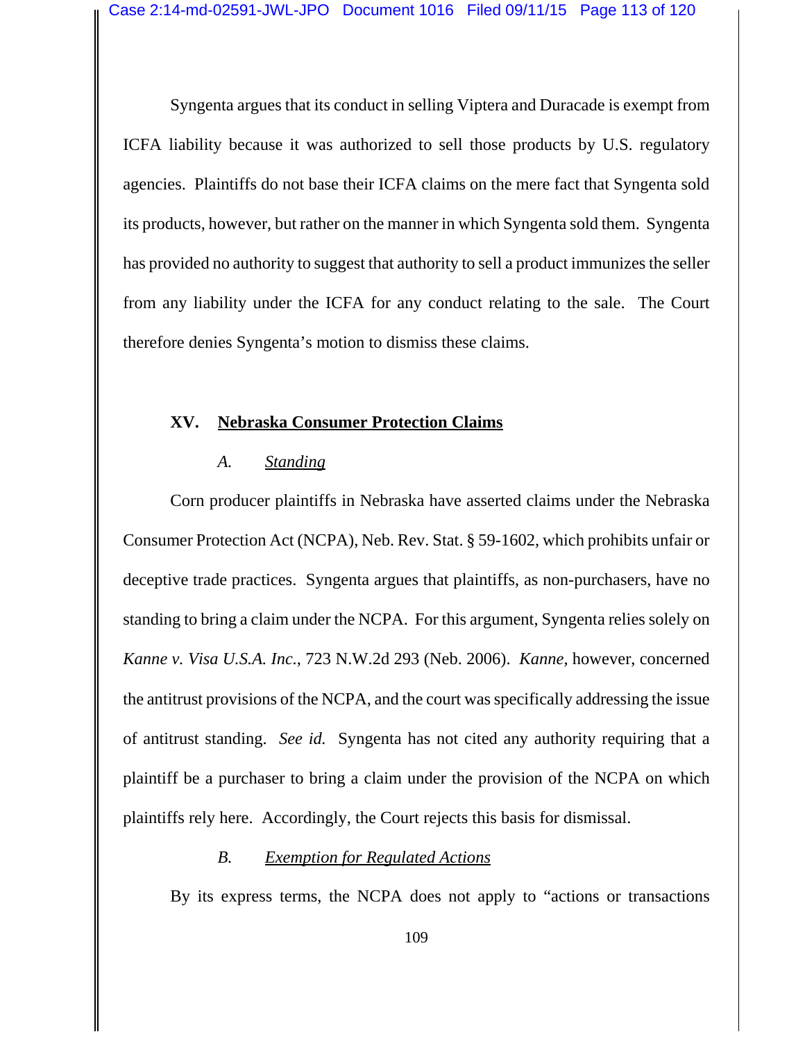Syngenta argues that its conduct in selling Viptera and Duracade is exempt from ICFA liability because it was authorized to sell those products by U.S. regulatory agencies. Plaintiffs do not base their ICFA claims on the mere fact that Syngenta sold its products, however, but rather on the manner in which Syngenta sold them. Syngenta has provided no authority to suggest that authority to sell a product immunizes the seller from any liability under the ICFA for any conduct relating to the sale. The Court therefore denies Syngenta's motion to dismiss these claims.

## XV. Nebraska Consumer Protection Claims

### *A. Standing*

Corn producer plaintiffs in Nebraska have asserted claims under the Nebraska Consumer Protection Act (NCPA), Neb. Rev. Stat. § 59-1602, which prohibits unfair or deceptive trade practices. Syngenta argues that plaintiffs, as non-purchasers, have no standing to bring a claim under the NCPA. For this argument, Syngenta relies solely on *Kanne v. Visa U.S.A. Inc.*, 723 N.W.2d 293 (Neb. 2006). *Kanne*, however, concerned the antitrust provisions of the NCPA, and the court was specifically addressing the issue of antitrust standing. *See id.* Syngenta has not cited any authority requiring that a plaintiff be a purchaser to bring a claim under the provision of the NCPA on which plaintiffs rely here. Accordingly, the Court rejects this basis for dismissal.

### *B. Exemption for Regulated Actions*

By its express terms, the NCPA does not apply to "actions or transactions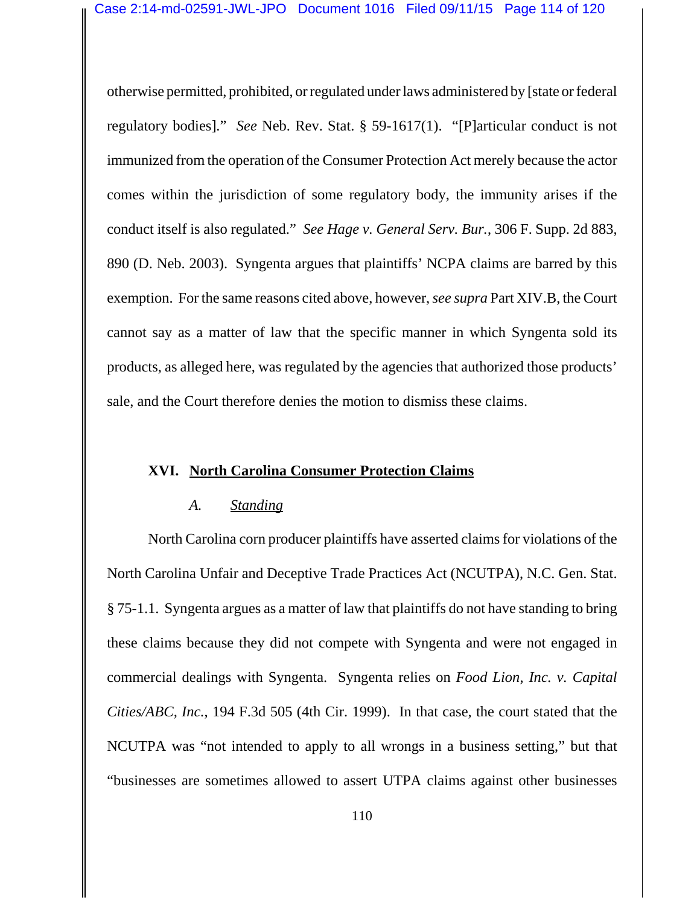otherwise permitted, prohibited, or regulated under laws administered by [state or federal regulatory bodies]." *See* Neb. Rev. Stat. § 59-1617(1). "[P]articular conduct is not immunized from the operation of the Consumer Protection Act merely because the actor comes within the jurisdiction of some regulatory body, the immunity arises if the conduct itself is also regulated." *See Hage v. General Serv. Bur.*, 306 F. Supp. 2d 883, 890 (D. Neb. 2003). Syngenta argues that plaintiffs' NCPA claims are barred by this exemption. For the same reasons cited above, however, *see supra* Part XIV.B, the Court cannot say as a matter of law that the specific manner in which Syngenta sold its products, as alleged here, was regulated by the agencies that authorized those products' sale, and the Court therefore denies the motion to dismiss these claims.

## XVI. North Carolina Consumer Protection Claims

### *A. Standing*

North Carolina corn producer plaintiffs have asserted claims for violations of the North Carolina Unfair and Deceptive Trade Practices Act (NCUTPA), N.C. Gen. Stat. § 75-1.1. Syngenta argues as a matter of law that plaintiffs do not have standing to bring these claims because they did not compete with Syngenta and were not engaged in commercial dealings with Syngenta. Syngenta relies on *Food Lion, Inc. v. Capital Cities/ABC, Inc.*, 194 F.3d 505 (4th Cir. 1999). In that case, the court stated that the NCUTPA was "not intended to apply to all wrongs in a business setting," but that "businesses are sometimes allowed to assert UTPA claims against other businesses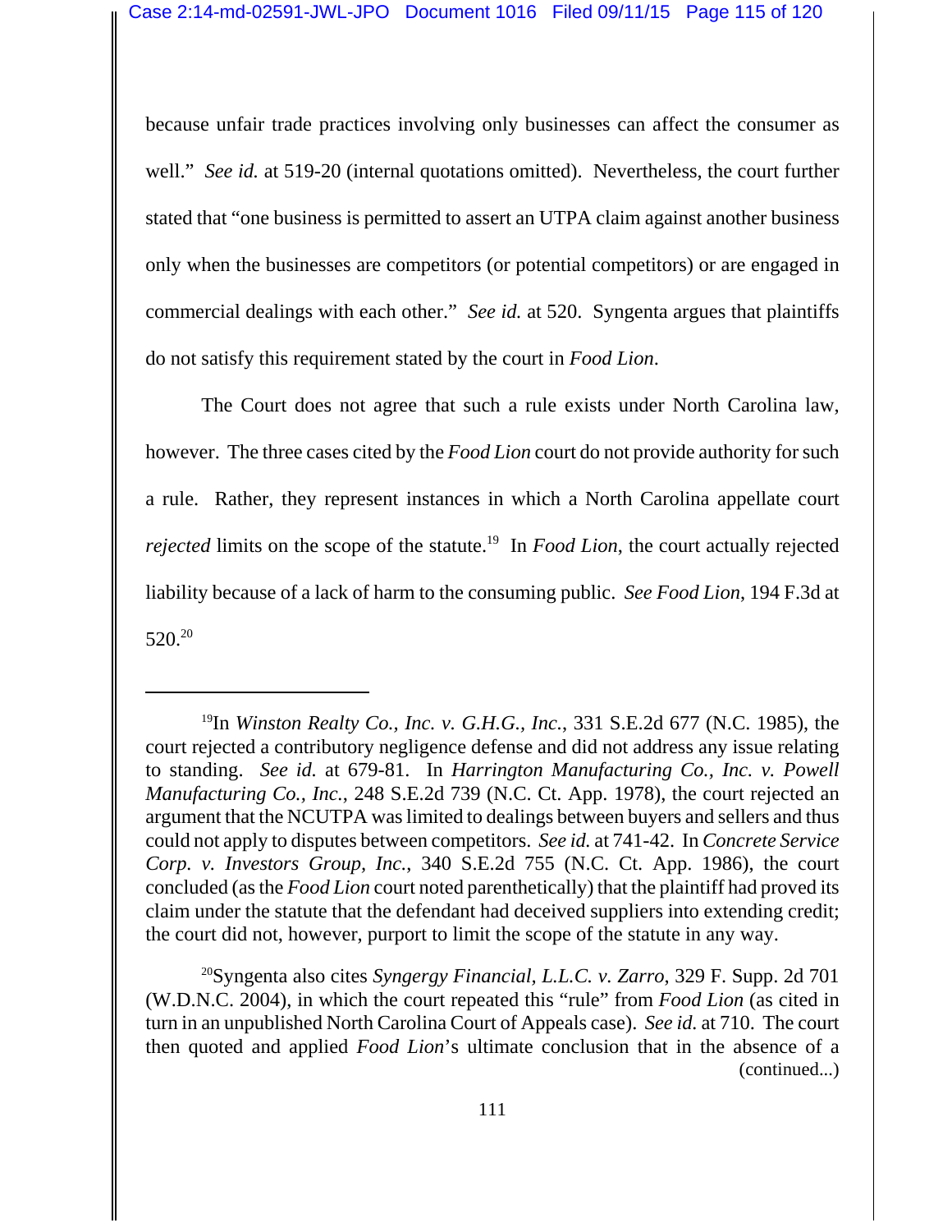because unfair trade practices involving only businesses can affect the consumer as well." *See id.* at 519-20 (internal quotations omitted). Nevertheless, the court further stated that "one business is permitted to assert an UTPA claim against another business only when the businesses are competitors (or potential competitors) or are engaged in commercial dealings with each other." *See id.* at 520. Syngenta argues that plaintiffs do not satisfy this requirement stated by the court in *Food Lion*.

The Court does not agree that such a rule exists under North Carolina law, however. The three cases cited by the *Food Lion* court do not provide authority for such a rule. Rather, they represent instances in which a North Carolina appellate court *rejected* limits on the scope of the statute.[19] In *Food Lion*, the court actually rejected liability because of a lack of harm to the consuming public. *See Food Lion*, 194 F.3d at 520.[20]

---

[19]In *Winston Realty Co., Inc. v. G.H.G., Inc.*, 331 S.E.2d 677 (N.C. 1985), the court rejected a contributory negligence defense and did not address any issue relating to standing. *See id.* at 679-81. In *Harrington Manufacturing Co., Inc. v. Powell Manufacturing Co., Inc.*, 248 S.E.2d 739 (N.C. Ct. App. 1978), the court rejected an argument that the NCUTPA was limited to dealings between buyers and sellers and thus could not apply to disputes between competitors. *See id.* at 741-42. In *Concrete Service Corp. v. Investors Group, Inc.*, 340 S.E.2d 755 (N.C. Ct. App. 1986), the court concluded (as the *Food Lion* court noted parenthetically) that the plaintiff had proved its claim under the statute that the defendant had deceived suppliers into extending credit; the court did not, however, purport to limit the scope of the statute in any way.

[20]Syngenta also cites *Syngergy Financial, L.L.C. v. Zarro*, 329 F. Supp. 2d 701 (W.D.N.C. 2004), in which the court repeated this "rule" from *Food Lion* (as cited in turn in an unpublished North Carolina Court of Appeals case). *See id.* at 710. The court then quoted and applied *Food Lion*'s ultimate conclusion that in the absence of a (continued...)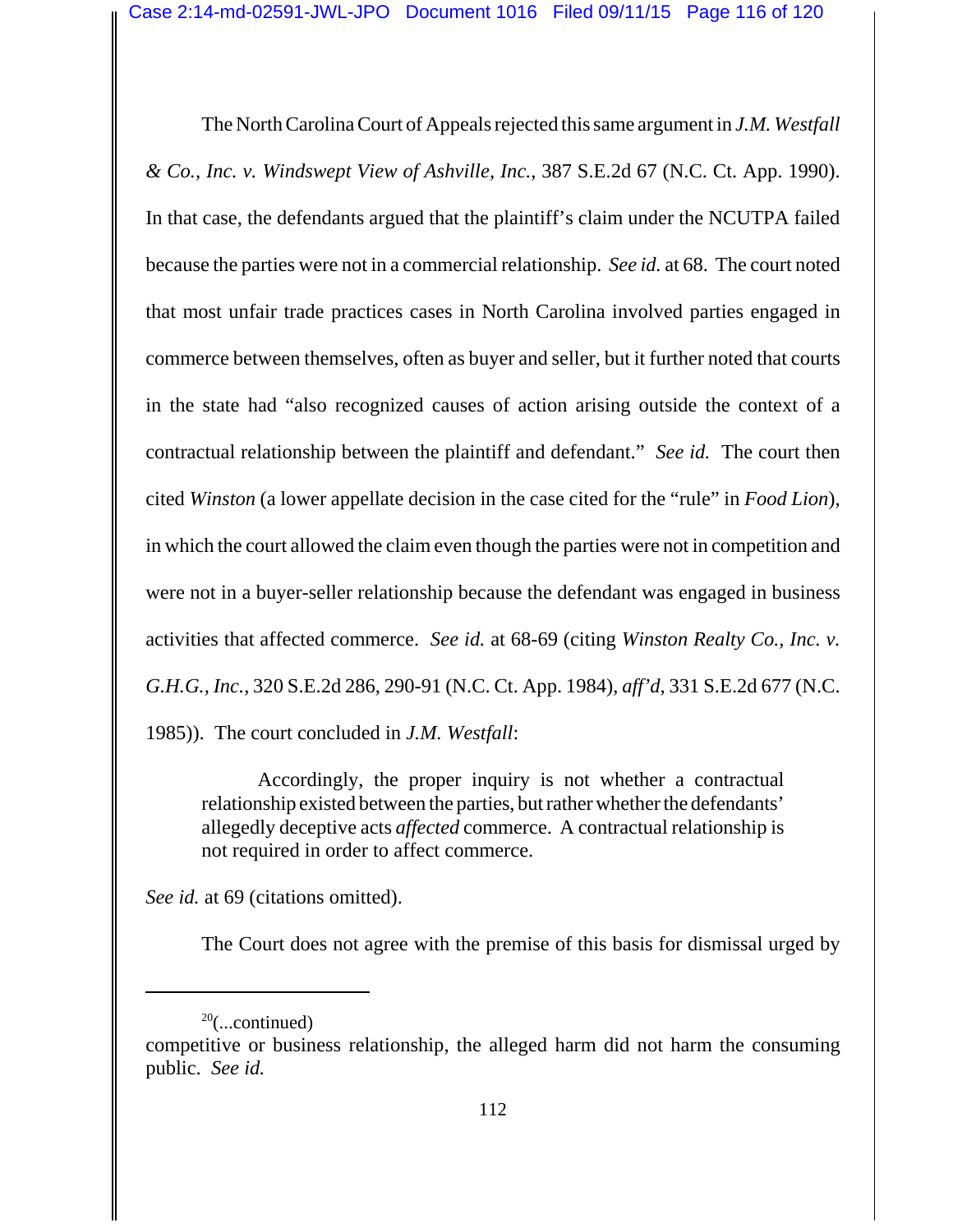The North Carolina Court of Appeals rejected this same argument in *J.M. Westfall & Co., Inc. v. Windswept View of Ashville, Inc.*, 387 S.E.2d 67 (N.C. Ct. App. 1990). In that case, the defendants argued that the plaintiff's claim under the NCUTPA failed because the parties were not in a commercial relationship. *See id.* at 68. The court noted that most unfair trade practices cases in North Carolina involved parties engaged in commerce between themselves, often as buyer and seller, but it further noted that courts in the state had "also recognized causes of action arising outside the context of a contractual relationship between the plaintiff and defendant." *See id.* The court then cited *Winston* (a lower appellate decision in the case cited for the "rule" in *Food Lion*), in which the court allowed the claim even though the parties were not in competition and were not in a buyer-seller relationship because the defendant was engaged in business activities that affected commerce. *See id.* at 68-69 (citing *Winston Realty Co., Inc. v. G.H.G., Inc.*, 320 S.E.2d 286, 290-91 (N.C. Ct. App. 1984), *aff'd*, 331 S.E.2d 677 (N.C. 1985)). The court concluded in *J.M. Westfall*:

> Accordingly, the proper inquiry is not whether a contractual relationship existed between the parties, but rather whether the defendants' allegedly deceptive acts *affected* commerce. A contractual relationship is not required in order to affect commerce.

*See id.* at 69 (citations omitted).

The Court does not agree with the premise of this basis for dismissal urged by

---

[20](...continued)
competitive or business relationship, the alleged harm did not harm the consuming public. *See id.*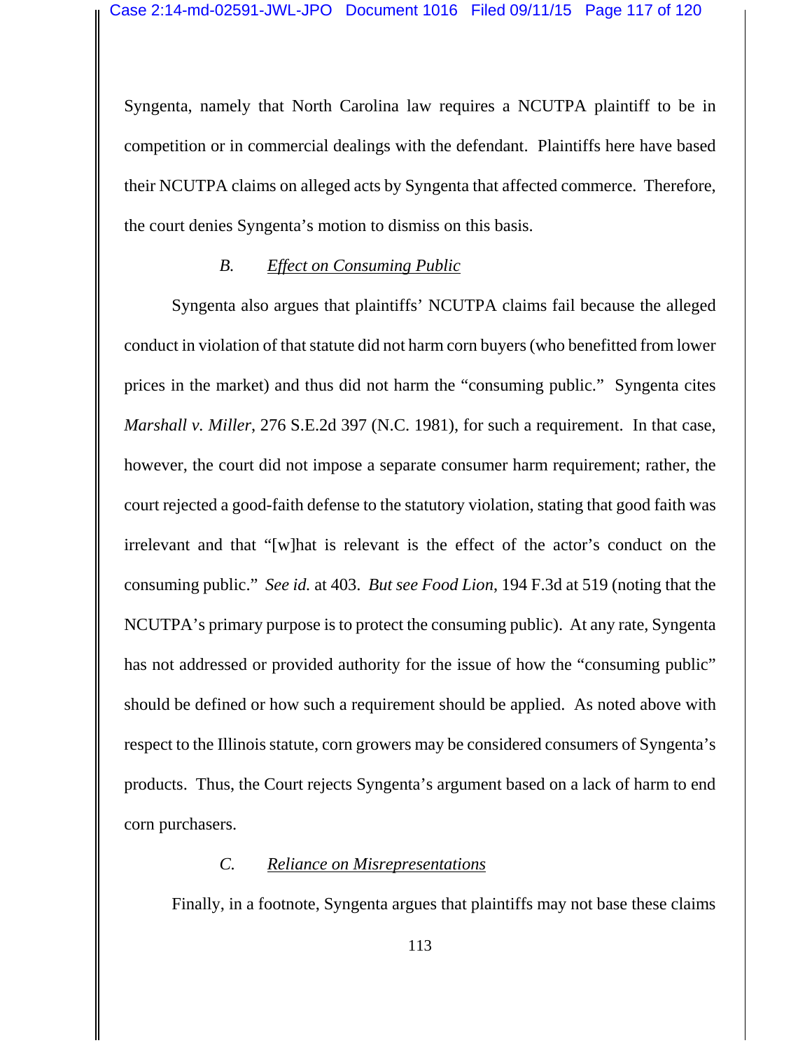Syngenta, namely that North Carolina law requires a NCUTPA plaintiff to be in competition or in commercial dealings with the defendant. Plaintiffs here have based their NCUTPA claims on alleged acts by Syngenta that affected commerce. Therefore, the court denies Syngenta's motion to dismiss on this basis.

### B. Effect on Consuming Public

Syngenta also argues that plaintiffs' NCUTPA claims fail because the alleged conduct in violation of that statute did not harm corn buyers (who benefitted from lower prices in the market) and thus did not harm the "consuming public." Syngenta cites *Marshall v. Miller*, 276 S.E.2d 397 (N.C. 1981), for such a requirement. In that case, however, the court did not impose a separate consumer harm requirement; rather, the court rejected a good-faith defense to the statutory violation, stating that good faith was irrelevant and that "[w]hat is relevant is the effect of the actor's conduct on the consuming public." *See id.* at 403. *But see Food Lion*, 194 F.3d at 519 (noting that the NCUTPA's primary purpose is to protect the consuming public). At any rate, Syngenta has not addressed or provided authority for the issue of how the "consuming public" should be defined or how such a requirement should be applied. As noted above with respect to the Illinois statute, corn growers may be considered consumers of Syngenta's products. Thus, the Court rejects Syngenta's argument based on a lack of harm to end corn purchasers.

### C. Reliance on Misrepresentations

Finally, in a footnote, Syngenta argues that plaintiffs may not base these claims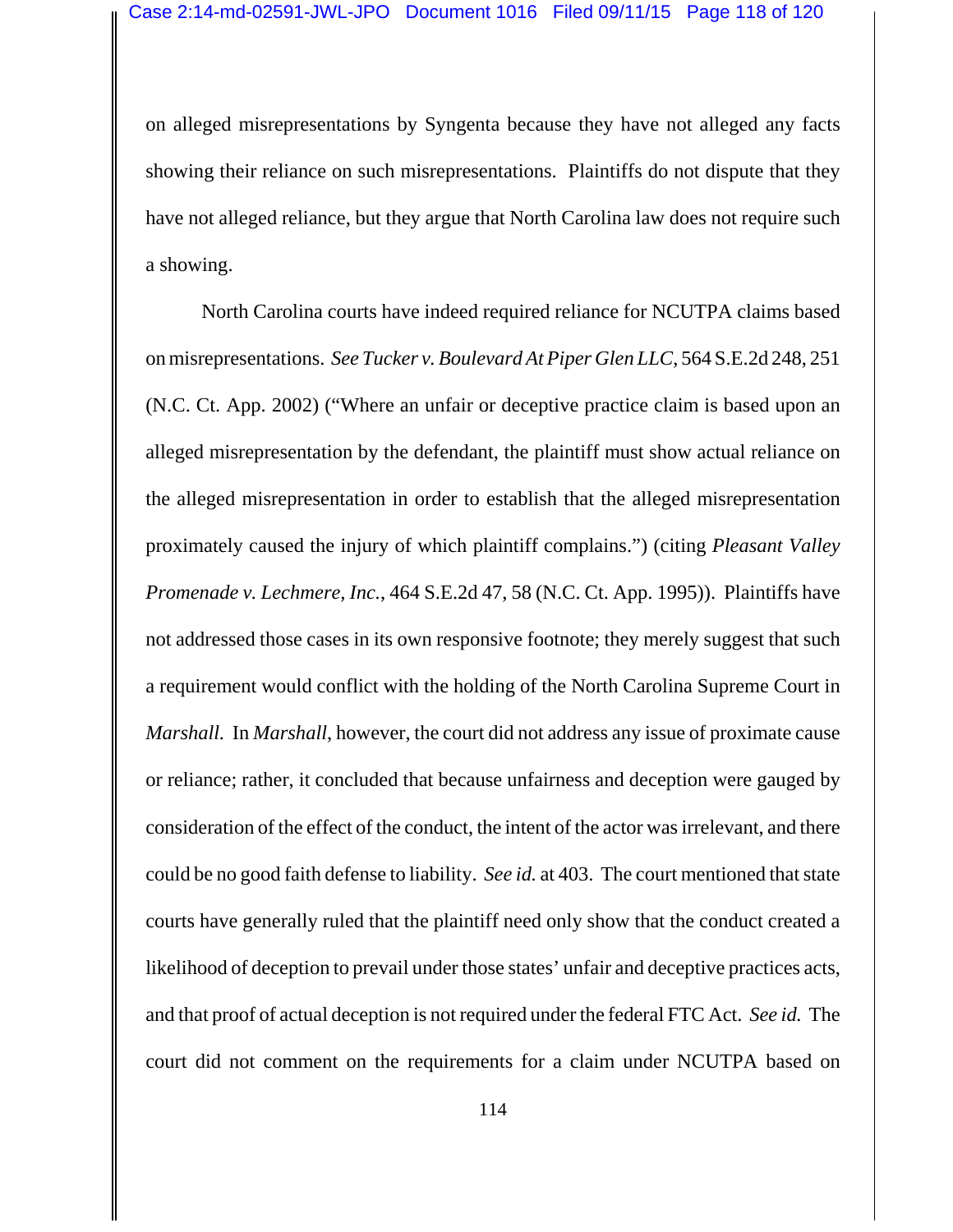on alleged misrepresentations by Syngenta because they have not alleged any facts showing their reliance on such misrepresentations. Plaintiffs do not dispute that they have not alleged reliance, but they argue that North Carolina law does not require such a showing.

North Carolina courts have indeed required reliance for NCUTPA claims based on misrepresentations. *See Tucker v. Boulevard At Piper Glen LLC*, 564 S.E.2d 248, 251 (N.C. Ct. App. 2002) ("Where an unfair or deceptive practice claim is based upon an alleged misrepresentation by the defendant, the plaintiff must show actual reliance on the alleged misrepresentation in order to establish that the alleged misrepresentation proximately caused the injury of which plaintiff complains.") (citing *Pleasant Valley Promenade v. Lechmere, Inc.*, 464 S.E.2d 47, 58 (N.C. Ct. App. 1995)). Plaintiffs have not addressed those cases in its own responsive footnote; they merely suggest that such a requirement would conflict with the holding of the North Carolina Supreme Court in *Marshall*. In *Marshall*, however, the court did not address any issue of proximate cause or reliance; rather, it concluded that because unfairness and deception were gauged by consideration of the effect of the conduct, the intent of the actor was irrelevant, and there could be no good faith defense to liability. *See id.* at 403. The court mentioned that state courts have generally ruled that the plaintiff need only show that the conduct created a likelihood of deception to prevail under those states' unfair and deceptive practices acts, and that proof of actual deception is not required under the federal FTC Act. *See id.* The court did not comment on the requirements for a claim under NCUTPA based on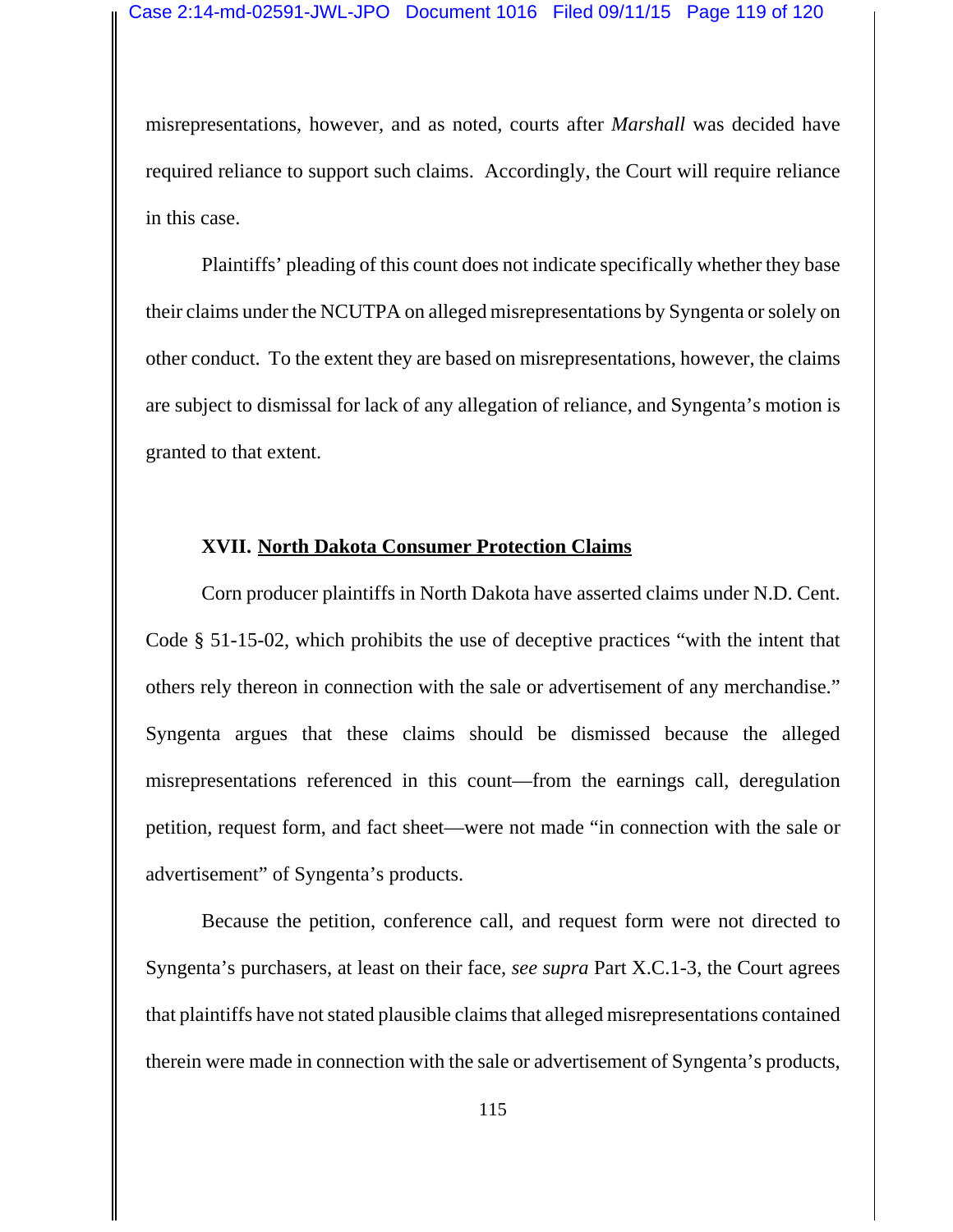misrepresentations, however, and as noted, courts after *Marshall* was decided have required reliance to support such claims. Accordingly, the Court will require reliance in this case.

Plaintiffs' pleading of this count does not indicate specifically whether they base their claims under the NCUTPA on alleged misrepresentations by Syngenta or solely on other conduct. To the extent they are based on misrepresentations, however, the claims are subject to dismissal for lack of any allegation of reliance, and Syngenta's motion is granted to that extent.

## XVII. North Dakota Consumer Protection Claims

Corn producer plaintiffs in North Dakota have asserted claims under N.D. Cent. Code § 51-15-02, which prohibits the use of deceptive practices "with the intent that others rely thereon in connection with the sale or advertisement of any merchandise." Syngenta argues that these claims should be dismissed because the alleged misrepresentations referenced in this count—from the earnings call, deregulation petition, request form, and fact sheet—were not made "in connection with the sale or advertisement" of Syngenta's products.

Because the petition, conference call, and request form were not directed to Syngenta's purchasers, at least on their face, *see supra* Part X.C.1-3, the Court agrees that plaintiffs have not stated plausible claims that alleged misrepresentations contained therein were made in connection with the sale or advertisement of Syngenta's products,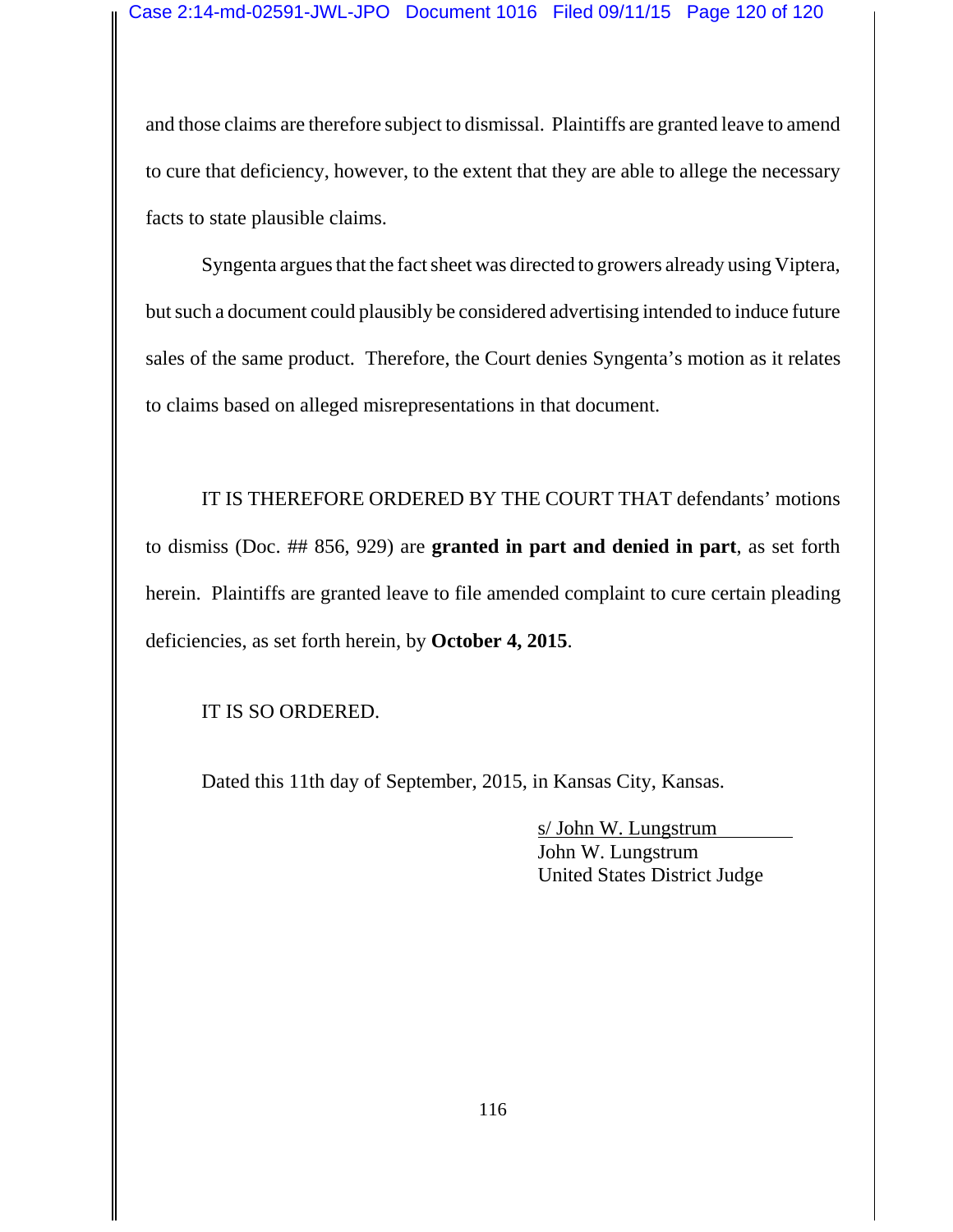and those claims are therefore subject to dismissal. Plaintiffs are granted leave to amend to cure that deficiency, however, to the extent that they are able to allege the necessary facts to state plausible claims.

Syngenta argues that the fact sheet was directed to growers already using Viptera, but such a document could plausibly be considered advertising intended to induce future sales of the same product. Therefore, the Court denies Syngenta's motion as it relates to claims based on alleged misrepresentations in that document.

IT IS THEREFORE ORDERED BY THE COURT THAT defendants' motions to dismiss (Doc. ## 856, 929) are **granted in part and denied in part**, as set forth herein. Plaintiffs are granted leave to file amended complaint to cure certain pleading deficiencies, as set forth herein, by **October 4, 2015**.

IT IS SO ORDERED.

Dated this 11th day of September, 2015, in Kansas City, Kansas.

s/ John W. Lungstrum
John W. Lungstrum
United States District Judge